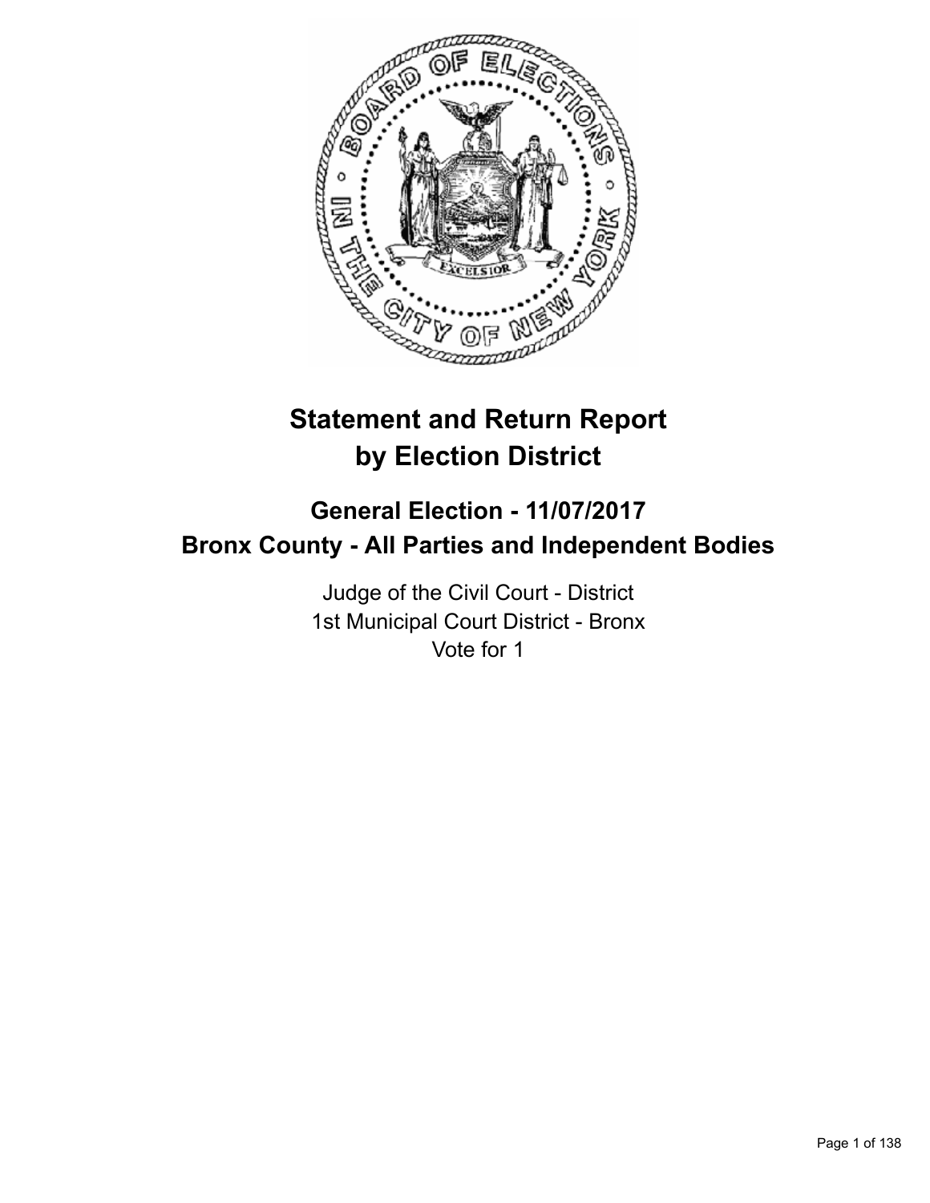# Statement and Return Report by Election District

## General Election - 11/07/2017
## Bronx County - All Parties and Independent Bodies

Judge of the Civil Court - District
1st Municipal Court District - Bronx
Vote for 1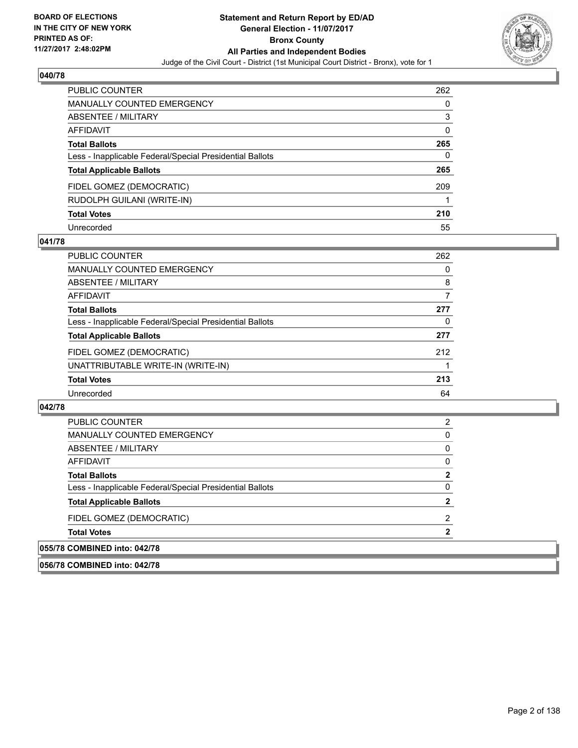**BOARD OF ELECTIONS IN THE CITY OF NEW YORK PRINTED AS OF: 11/27/2017 2:48:02PM**

**Statement and Return Report by ED/AD**
**General Election - 11/07/2017**
**Bronx County**
**All Parties and Independent Bodies**
Judge of the Civil Court - District (1st Municipal Court District - Bronx), vote for 1

## 040/78

| | |
|---|---|
| PUBLIC COUNTER | 262 |
| MANUALLY COUNTED EMERGENCY | 0 |
| ABSENTEE / MILITARY | 3 |
| AFFIDAVIT | 0 |
| **Total Ballots** | **265** |
| Less - Inapplicable Federal/Special Presidential Ballots | 0 |
| **Total Applicable Ballots** | **265** |
| FIDEL GOMEZ (DEMOCRATIC) | 209 |
| RUDOLPH GUILANI (WRITE-IN) | 1 |
| **Total Votes** | **210** |
| Unrecorded | 55 |

## 041/78

| | |
|---|---|
| PUBLIC COUNTER | 262 |
| MANUALLY COUNTED EMERGENCY | 0 |
| ABSENTEE / MILITARY | 8 |
| AFFIDAVIT | 7 |
| **Total Ballots** | **277** |
| Less - Inapplicable Federal/Special Presidential Ballots | 0 |
| **Total Applicable Ballots** | **277** |
| FIDEL GOMEZ (DEMOCRATIC) | 212 |
| UNATTRIBUTABLE WRITE-IN (WRITE-IN) | 1 |
| **Total Votes** | **213** |
| Unrecorded | 64 |

## 042/78

| | |
|---|---|
| PUBLIC COUNTER | 2 |
| MANUALLY COUNTED EMERGENCY | 0 |
| ABSENTEE / MILITARY | 0 |
| AFFIDAVIT | 0 |
| **Total Ballots** | **2** |
| Less - Inapplicable Federal/Special Presidential Ballots | 0 |
| **Total Applicable Ballots** | **2** |
| FIDEL GOMEZ (DEMOCRATIC) | 2 |
| **Total Votes** | **2** |

## 055/78 COMBINED into: 042/78

## 056/78 COMBINED into: 042/78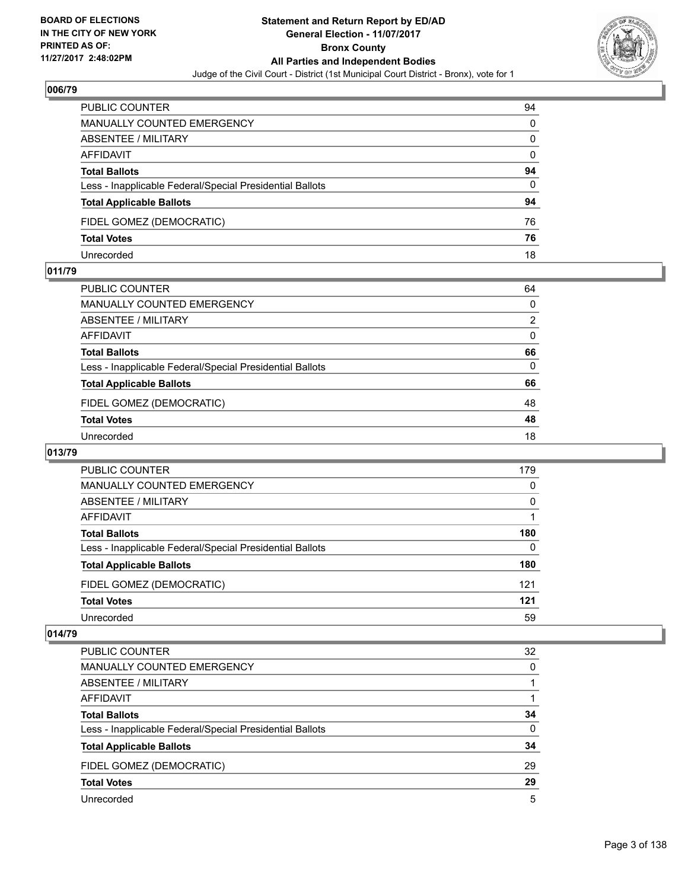BOARD OF ELECTIONS
IN THE CITY OF NEW YORK
PRINTED AS OF:
11/27/2017 2:48:02PM

**Statement and Return Report by ED/AD**
**General Election - 11/07/2017**
**Bronx County**
**All Parties and Independent Bodies**
Judge of the Civil Court - District (1st Municipal Court District - Bronx), vote for 1

### 006/79

| | |
|---|---|
| PUBLIC COUNTER | 94 |
| MANUALLY COUNTED EMERGENCY | 0 |
| ABSENTEE / MILITARY | 0 |
| AFFIDAVIT | 0 |
| **Total Ballots** | **94** |
| Less - Inapplicable Federal/Special Presidential Ballots | 0 |
| **Total Applicable Ballots** | **94** |
| FIDEL GOMEZ (DEMOCRATIC) | 76 |
| **Total Votes** | **76** |
| Unrecorded | 18 |

### 011/79

| | |
|---|---|
| PUBLIC COUNTER | 64 |
| MANUALLY COUNTED EMERGENCY | 0 |
| ABSENTEE / MILITARY | 2 |
| AFFIDAVIT | 0 |
| **Total Ballots** | **66** |
| Less - Inapplicable Federal/Special Presidential Ballots | 0 |
| **Total Applicable Ballots** | **66** |
| FIDEL GOMEZ (DEMOCRATIC) | 48 |
| **Total Votes** | **48** |
| Unrecorded | 18 |

### 013/79

| | |
|---|---|
| PUBLIC COUNTER | 179 |
| MANUALLY COUNTED EMERGENCY | 0 |
| ABSENTEE / MILITARY | 0 |
| AFFIDAVIT | 1 |
| **Total Ballots** | **180** |
| Less - Inapplicable Federal/Special Presidential Ballots | 0 |
| **Total Applicable Ballots** | **180** |
| FIDEL GOMEZ (DEMOCRATIC) | 121 |
| **Total Votes** | **121** |
| Unrecorded | 59 |

### 014/79

| | |
|---|---|
| PUBLIC COUNTER | 32 |
| MANUALLY COUNTED EMERGENCY | 0 |
| ABSENTEE / MILITARY | 1 |
| AFFIDAVIT | 1 |
| **Total Ballots** | **34** |
| Less - Inapplicable Federal/Special Presidential Ballots | 0 |
| **Total Applicable Ballots** | **34** |
| FIDEL GOMEZ (DEMOCRATIC) | 29 |
| **Total Votes** | **29** |
| Unrecorded | 5 |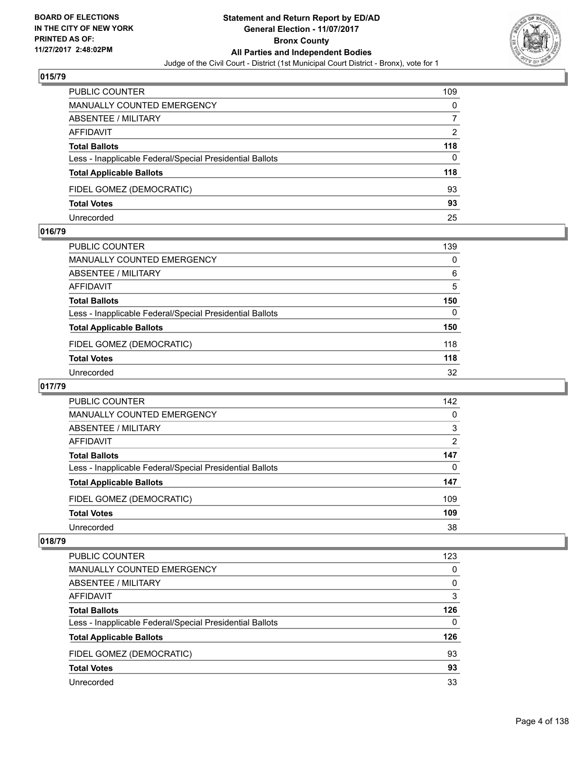## 015/79

| | |
|---|---|
| PUBLIC COUNTER | 109 |
| MANUALLY COUNTED EMERGENCY | 0 |
| ABSENTEE / MILITARY | 7 |
| AFFIDAVIT | 2 |
| **Total Ballots** | **118** |
| Less - Inapplicable Federal/Special Presidential Ballots | 0 |
| **Total Applicable Ballots** | **118** |
| FIDEL GOMEZ (DEMOCRATIC) | 93 |
| **Total Votes** | **93** |
| Unrecorded | 25 |

## 016/79

| | |
|---|---|
| PUBLIC COUNTER | 139 |
| MANUALLY COUNTED EMERGENCY | 0 |
| ABSENTEE / MILITARY | 6 |
| AFFIDAVIT | 5 |
| **Total Ballots** | **150** |
| Less - Inapplicable Federal/Special Presidential Ballots | 0 |
| **Total Applicable Ballots** | **150** |
| FIDEL GOMEZ (DEMOCRATIC) | 118 |
| **Total Votes** | **118** |
| Unrecorded | 32 |

## 017/79

| | |
|---|---|
| PUBLIC COUNTER | 142 |
| MANUALLY COUNTED EMERGENCY | 0 |
| ABSENTEE / MILITARY | 3 |
| AFFIDAVIT | 2 |
| **Total Ballots** | **147** |
| Less - Inapplicable Federal/Special Presidential Ballots | 0 |
| **Total Applicable Ballots** | **147** |
| FIDEL GOMEZ (DEMOCRATIC) | 109 |
| **Total Votes** | **109** |
| Unrecorded | 38 |

## 018/79

| | |
|---|---|
| PUBLIC COUNTER | 123 |
| MANUALLY COUNTED EMERGENCY | 0 |
| ABSENTEE / MILITARY | 0 |
| AFFIDAVIT | 3 |
| **Total Ballots** | **126** |
| Less - Inapplicable Federal/Special Presidential Ballots | 0 |
| **Total Applicable Ballots** | **126** |
| FIDEL GOMEZ (DEMOCRATIC) | 93 |
| **Total Votes** | **93** |
| Unrecorded | 33 |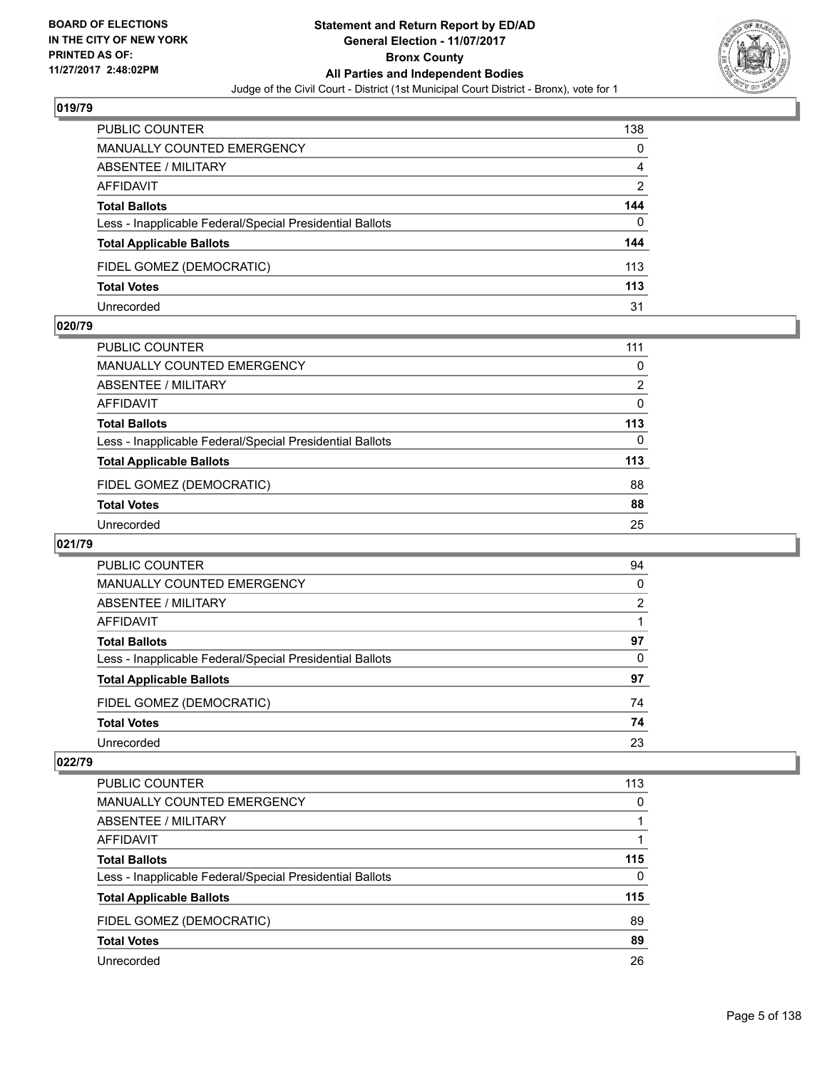## 019/79

| | |
|---|---|
| PUBLIC COUNTER | 138 |
| MANUALLY COUNTED EMERGENCY | 0 |
| ABSENTEE / MILITARY | 4 |
| AFFIDAVIT | 2 |
| **Total Ballots** | **144** |
| Less - Inapplicable Federal/Special Presidential Ballots | 0 |
| **Total Applicable Ballots** | **144** |
| FIDEL GOMEZ (DEMOCRATIC) | 113 |
| **Total Votes** | **113** |
| Unrecorded | 31 |

## 020/79

| | |
|---|---|
| PUBLIC COUNTER | 111 |
| MANUALLY COUNTED EMERGENCY | 0 |
| ABSENTEE / MILITARY | 2 |
| AFFIDAVIT | 0 |
| **Total Ballots** | **113** |
| Less - Inapplicable Federal/Special Presidential Ballots | 0 |
| **Total Applicable Ballots** | **113** |
| FIDEL GOMEZ (DEMOCRATIC) | 88 |
| **Total Votes** | **88** |
| Unrecorded | 25 |

## 021/79

| | |
|---|---|
| PUBLIC COUNTER | 94 |
| MANUALLY COUNTED EMERGENCY | 0 |
| ABSENTEE / MILITARY | 2 |
| AFFIDAVIT | 1 |
| **Total Ballots** | **97** |
| Less - Inapplicable Federal/Special Presidential Ballots | 0 |
| **Total Applicable Ballots** | **97** |
| FIDEL GOMEZ (DEMOCRATIC) | 74 |
| **Total Votes** | **74** |
| Unrecorded | 23 |

## 022/79

| | |
|---|---|
| PUBLIC COUNTER | 113 |
| MANUALLY COUNTED EMERGENCY | 0 |
| ABSENTEE / MILITARY | 1 |
| AFFIDAVIT | 1 |
| **Total Ballots** | **115** |
| Less - Inapplicable Federal/Special Presidential Ballots | 0 |
| **Total Applicable Ballots** | **115** |
| FIDEL GOMEZ (DEMOCRATIC) | 89 |
| **Total Votes** | **89** |
| Unrecorded | 26 |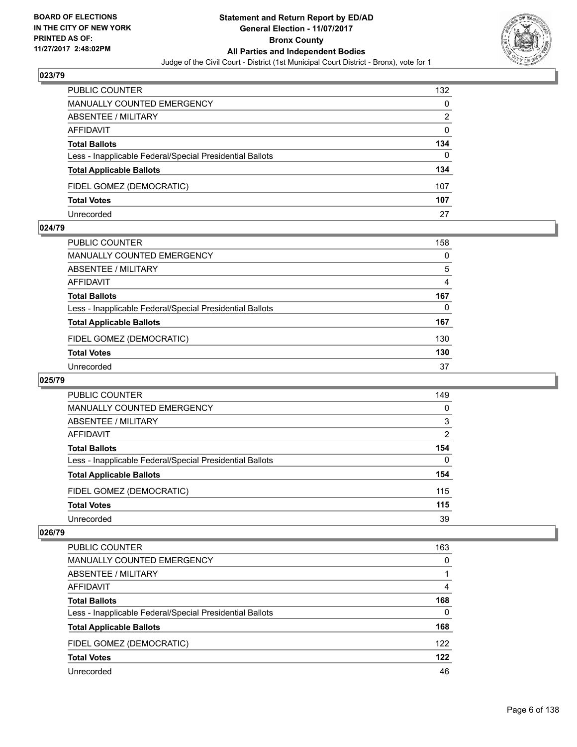## 023/79

| | |
|---|---|
| PUBLIC COUNTER | 132 |
| MANUALLY COUNTED EMERGENCY | 0 |
| ABSENTEE / MILITARY | 2 |
| AFFIDAVIT | 0 |
| **Total Ballots** | **134** |
| Less - Inapplicable Federal/Special Presidential Ballots | 0 |
| **Total Applicable Ballots** | **134** |
| FIDEL GOMEZ (DEMOCRATIC) | 107 |
| **Total Votes** | **107** |
| Unrecorded | 27 |

## 024/79

| | |
|---|---|
| PUBLIC COUNTER | 158 |
| MANUALLY COUNTED EMERGENCY | 0 |
| ABSENTEE / MILITARY | 5 |
| AFFIDAVIT | 4 |
| **Total Ballots** | **167** |
| Less - Inapplicable Federal/Special Presidential Ballots | 0 |
| **Total Applicable Ballots** | **167** |
| FIDEL GOMEZ (DEMOCRATIC) | 130 |
| **Total Votes** | **130** |
| Unrecorded | 37 |

## 025/79

| | |
|---|---|
| PUBLIC COUNTER | 149 |
| MANUALLY COUNTED EMERGENCY | 0 |
| ABSENTEE / MILITARY | 3 |
| AFFIDAVIT | 2 |
| **Total Ballots** | **154** |
| Less - Inapplicable Federal/Special Presidential Ballots | 0 |
| **Total Applicable Ballots** | **154** |
| FIDEL GOMEZ (DEMOCRATIC) | 115 |
| **Total Votes** | **115** |
| Unrecorded | 39 |

## 026/79

| | |
|---|---|
| PUBLIC COUNTER | 163 |
| MANUALLY COUNTED EMERGENCY | 0 |
| ABSENTEE / MILITARY | 1 |
| AFFIDAVIT | 4 |
| **Total Ballots** | **168** |
| Less - Inapplicable Federal/Special Presidential Ballots | 0 |
| **Total Applicable Ballots** | **168** |
| FIDEL GOMEZ (DEMOCRATIC) | 122 |
| **Total Votes** | **122** |
| Unrecorded | 46 |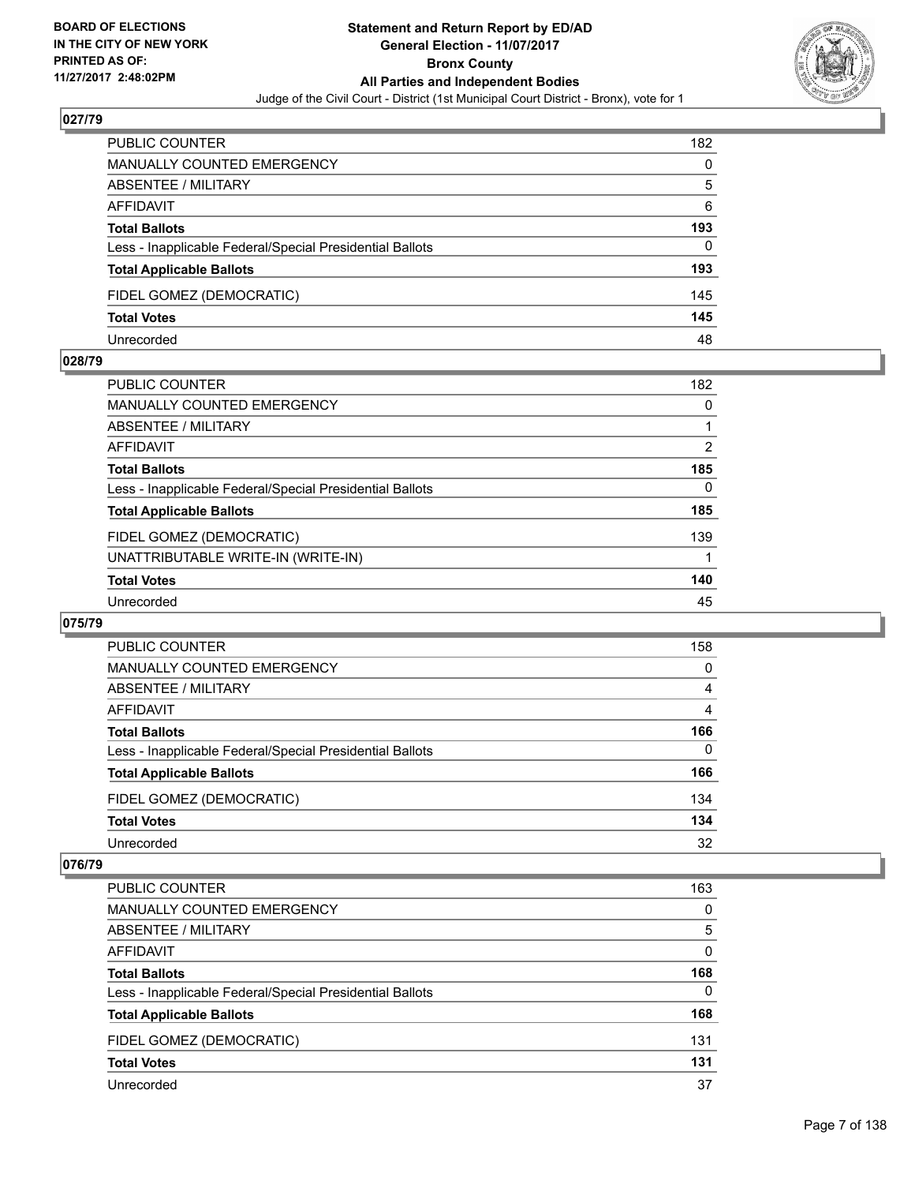## 027/79

| | |
|---|---|
| PUBLIC COUNTER | 182 |
| MANUALLY COUNTED EMERGENCY | 0 |
| ABSENTEE / MILITARY | 5 |
| AFFIDAVIT | 6 |
| **Total Ballots** | **193** |
| Less - Inapplicable Federal/Special Presidential Ballots | 0 |
| **Total Applicable Ballots** | **193** |
| FIDEL GOMEZ (DEMOCRATIC) | 145 |
| **Total Votes** | **145** |
| Unrecorded | 48 |

## 028/79

| | |
|---|---|
| PUBLIC COUNTER | 182 |
| MANUALLY COUNTED EMERGENCY | 0 |
| ABSENTEE / MILITARY | 1 |
| AFFIDAVIT | 2 |
| **Total Ballots** | **185** |
| Less - Inapplicable Federal/Special Presidential Ballots | 0 |
| **Total Applicable Ballots** | **185** |
| FIDEL GOMEZ (DEMOCRATIC) | 139 |
| UNATTRIBUTABLE WRITE-IN (WRITE-IN) | 1 |
| **Total Votes** | **140** |
| Unrecorded | 45 |

## 075/79

| | |
|---|---|
| PUBLIC COUNTER | 158 |
| MANUALLY COUNTED EMERGENCY | 0 |
| ABSENTEE / MILITARY | 4 |
| AFFIDAVIT | 4 |
| **Total Ballots** | **166** |
| Less - Inapplicable Federal/Special Presidential Ballots | 0 |
| **Total Applicable Ballots** | **166** |
| FIDEL GOMEZ (DEMOCRATIC) | 134 |
| **Total Votes** | **134** |
| Unrecorded | 32 |

## 076/79

| | |
|---|---|
| PUBLIC COUNTER | 163 |
| MANUALLY COUNTED EMERGENCY | 0 |
| ABSENTEE / MILITARY | 5 |
| AFFIDAVIT | 0 |
| **Total Ballots** | **168** |
| Less - Inapplicable Federal/Special Presidential Ballots | 0 |
| **Total Applicable Ballots** | **168** |
| FIDEL GOMEZ (DEMOCRATIC) | 131 |
| **Total Votes** | **131** |
| Unrecorded | 37 |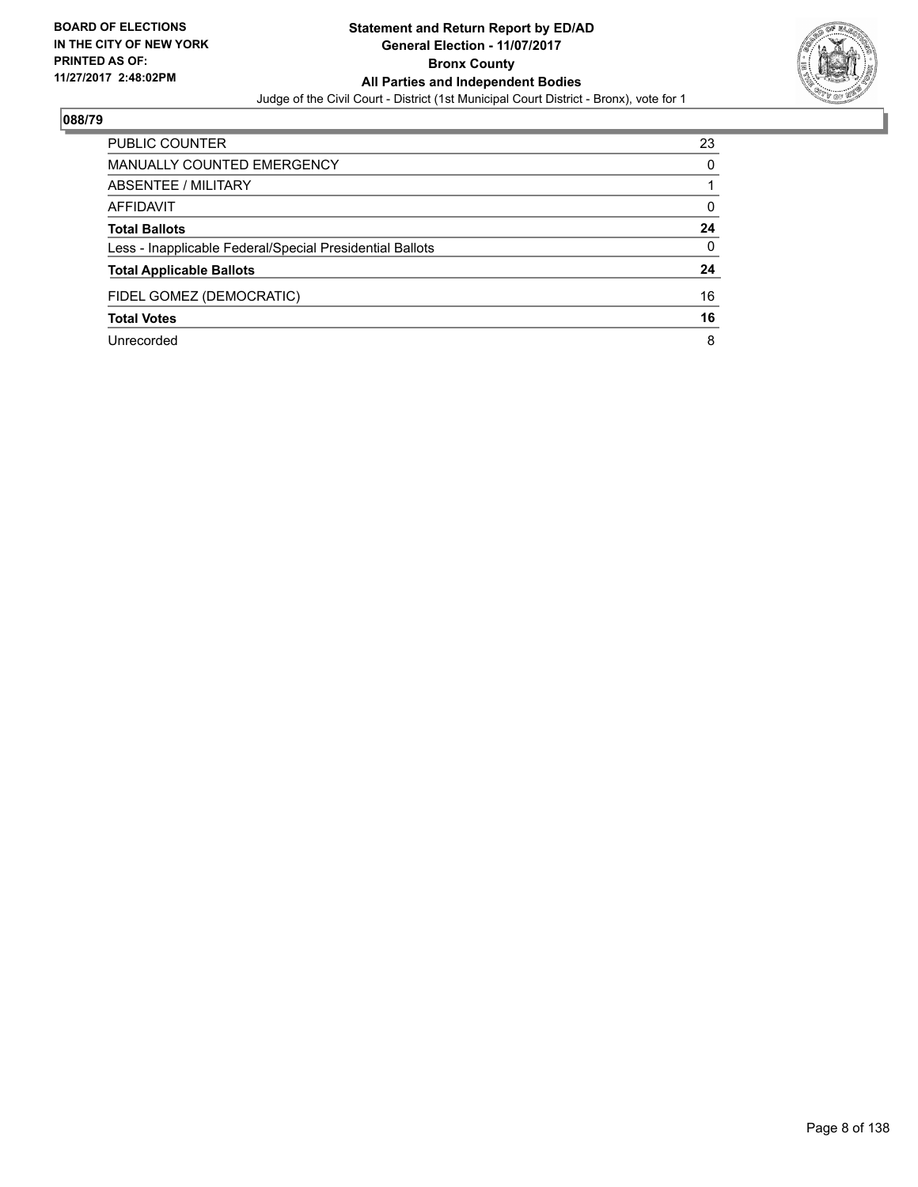**088/79**

| | |
|---|---|
| PUBLIC COUNTER | 23 |
| MANUALLY COUNTED EMERGENCY | 0 |
| ABSENTEE / MILITARY | 1 |
| AFFIDAVIT | 0 |
| **Total Ballots** | **24** |
| Less - Inapplicable Federal/Special Presidential Ballots | 0 |
| **Total Applicable Ballots** | **24** |
| FIDEL GOMEZ (DEMOCRATIC) | 16 |
| **Total Votes** | **16** |
| Unrecorded | 8 |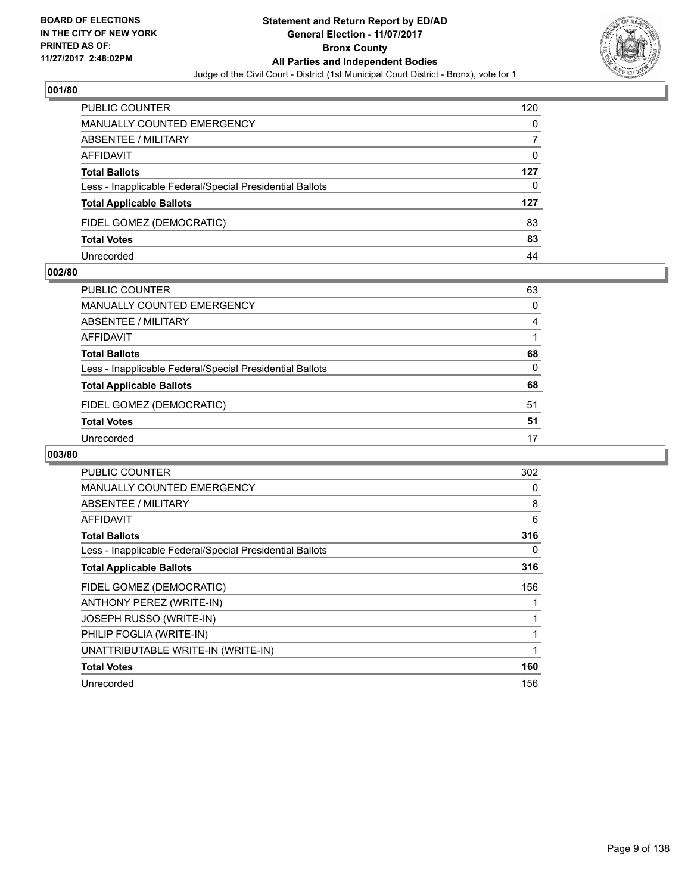**BOARD OF ELECTIONS IN THE CITY OF NEW YORK PRINTED AS OF: 11/27/2017 2:48:02PM**

**Statement and Return Report by ED/AD General Election - 11/07/2017 Bronx County All Parties and Independent Bodies**

Judge of the Civil Court - District (1st Municipal Court District - Bronx), vote for 1

### 001/80

| | |
|---|---|
| PUBLIC COUNTER | 120 |
| MANUALLY COUNTED EMERGENCY | 0 |
| ABSENTEE / MILITARY | 7 |
| AFFIDAVIT | 0 |
| **Total Ballots** | **127** |
| Less - Inapplicable Federal/Special Presidential Ballots | 0 |
| **Total Applicable Ballots** | **127** |
| FIDEL GOMEZ (DEMOCRATIC) | 83 |
| **Total Votes** | **83** |
| Unrecorded | 44 |

### 002/80

| | |
|---|---|
| PUBLIC COUNTER | 63 |
| MANUALLY COUNTED EMERGENCY | 0 |
| ABSENTEE / MILITARY | 4 |
| AFFIDAVIT | 1 |
| **Total Ballots** | **68** |
| Less - Inapplicable Federal/Special Presidential Ballots | 0 |
| **Total Applicable Ballots** | **68** |
| FIDEL GOMEZ (DEMOCRATIC) | 51 |
| **Total Votes** | **51** |
| Unrecorded | 17 |

### 003/80

| | |
|---|---|
| PUBLIC COUNTER | 302 |
| MANUALLY COUNTED EMERGENCY | 0 |
| ABSENTEE / MILITARY | 8 |
| AFFIDAVIT | 6 |
| **Total Ballots** | **316** |
| Less - Inapplicable Federal/Special Presidential Ballots | 0 |
| **Total Applicable Ballots** | **316** |
| FIDEL GOMEZ (DEMOCRATIC) | 156 |
| ANTHONY PEREZ (WRITE-IN) | 1 |
| JOSEPH RUSSO (WRITE-IN) | 1 |
| PHILIP FOGLIA (WRITE-IN) | 1 |
| UNATTRIBUTABLE WRITE-IN (WRITE-IN) | 1 |
| **Total Votes** | **160** |
| Unrecorded | 156 |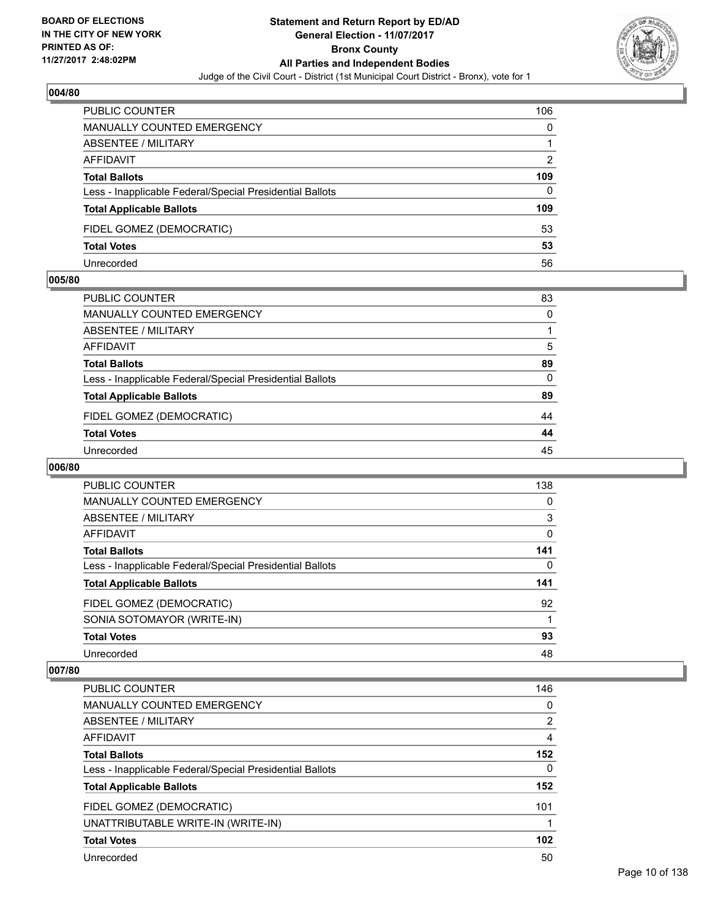### 004/80

| | |
|---|---|
| PUBLIC COUNTER | 106 |
| MANUALLY COUNTED EMERGENCY | 0 |
| ABSENTEE / MILITARY | 1 |
| AFFIDAVIT | 2 |
| **Total Ballots** | **109** |
| Less - Inapplicable Federal/Special Presidential Ballots | 0 |
| **Total Applicable Ballots** | **109** |
| FIDEL GOMEZ (DEMOCRATIC) | 53 |
| **Total Votes** | **53** |
| Unrecorded | 56 |

### 005/80

| | |
|---|---|
| PUBLIC COUNTER | 83 |
| MANUALLY COUNTED EMERGENCY | 0 |
| ABSENTEE / MILITARY | 1 |
| AFFIDAVIT | 5 |
| **Total Ballots** | **89** |
| Less - Inapplicable Federal/Special Presidential Ballots | 0 |
| **Total Applicable Ballots** | **89** |
| FIDEL GOMEZ (DEMOCRATIC) | 44 |
| **Total Votes** | **44** |
| Unrecorded | 45 |

### 006/80

| | |
|---|---|
| PUBLIC COUNTER | 138 |
| MANUALLY COUNTED EMERGENCY | 0 |
| ABSENTEE / MILITARY | 3 |
| AFFIDAVIT | 0 |
| **Total Ballots** | **141** |
| Less - Inapplicable Federal/Special Presidential Ballots | 0 |
| **Total Applicable Ballots** | **141** |
| FIDEL GOMEZ (DEMOCRATIC) | 92 |
| SONIA SOTOMAYOR (WRITE-IN) | 1 |
| **Total Votes** | **93** |
| Unrecorded | 48 |

### 007/80

| | |
|---|---|
| PUBLIC COUNTER | 146 |
| MANUALLY COUNTED EMERGENCY | 0 |
| ABSENTEE / MILITARY | 2 |
| AFFIDAVIT | 4 |
| **Total Ballots** | **152** |
| Less - Inapplicable Federal/Special Presidential Ballots | 0 |
| **Total Applicable Ballots** | **152** |
| FIDEL GOMEZ (DEMOCRATIC) | 101 |
| UNATTRIBUTABLE WRITE-IN (WRITE-IN) | 1 |
| **Total Votes** | **102** |
| Unrecorded | 50 |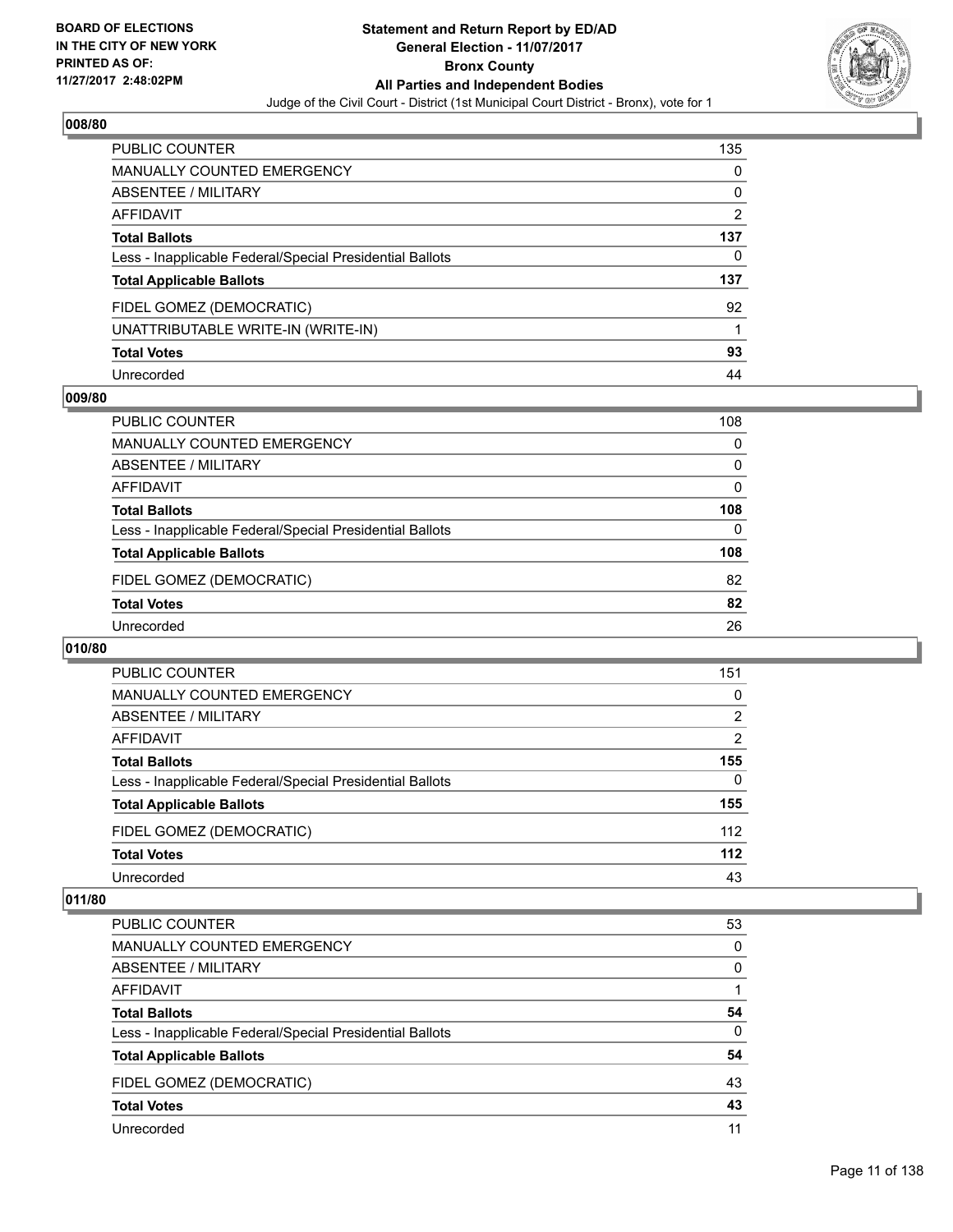## 008/80

| | |
|---|---|
| PUBLIC COUNTER | 135 |
| MANUALLY COUNTED EMERGENCY | 0 |
| ABSENTEE / MILITARY | 0 |
| AFFIDAVIT | 2 |
| **Total Ballots** | **137** |
| Less - Inapplicable Federal/Special Presidential Ballots | 0 |
| **Total Applicable Ballots** | **137** |
| FIDEL GOMEZ (DEMOCRATIC) | 92 |
| UNATTRIBUTABLE WRITE-IN (WRITE-IN) | 1 |
| **Total Votes** | **93** |
| Unrecorded | 44 |

## 009/80

| | |
|---|---|
| PUBLIC COUNTER | 108 |
| MANUALLY COUNTED EMERGENCY | 0 |
| ABSENTEE / MILITARY | 0 |
| AFFIDAVIT | 0 |
| **Total Ballots** | **108** |
| Less - Inapplicable Federal/Special Presidential Ballots | 0 |
| **Total Applicable Ballots** | **108** |
| FIDEL GOMEZ (DEMOCRATIC) | 82 |
| **Total Votes** | **82** |
| Unrecorded | 26 |

## 010/80

| | |
|---|---|
| PUBLIC COUNTER | 151 |
| MANUALLY COUNTED EMERGENCY | 0 |
| ABSENTEE / MILITARY | 2 |
| AFFIDAVIT | 2 |
| **Total Ballots** | **155** |
| Less - Inapplicable Federal/Special Presidential Ballots | 0 |
| **Total Applicable Ballots** | **155** |
| FIDEL GOMEZ (DEMOCRATIC) | 112 |
| **Total Votes** | **112** |
| Unrecorded | 43 |

## 011/80

| | |
|---|---|
| PUBLIC COUNTER | 53 |
| MANUALLY COUNTED EMERGENCY | 0 |
| ABSENTEE / MILITARY | 0 |
| AFFIDAVIT | 1 |
| **Total Ballots** | **54** |
| Less - Inapplicable Federal/Special Presidential Ballots | 0 |
| **Total Applicable Ballots** | **54** |
| FIDEL GOMEZ (DEMOCRATIC) | 43 |
| **Total Votes** | **43** |
| Unrecorded | 11 |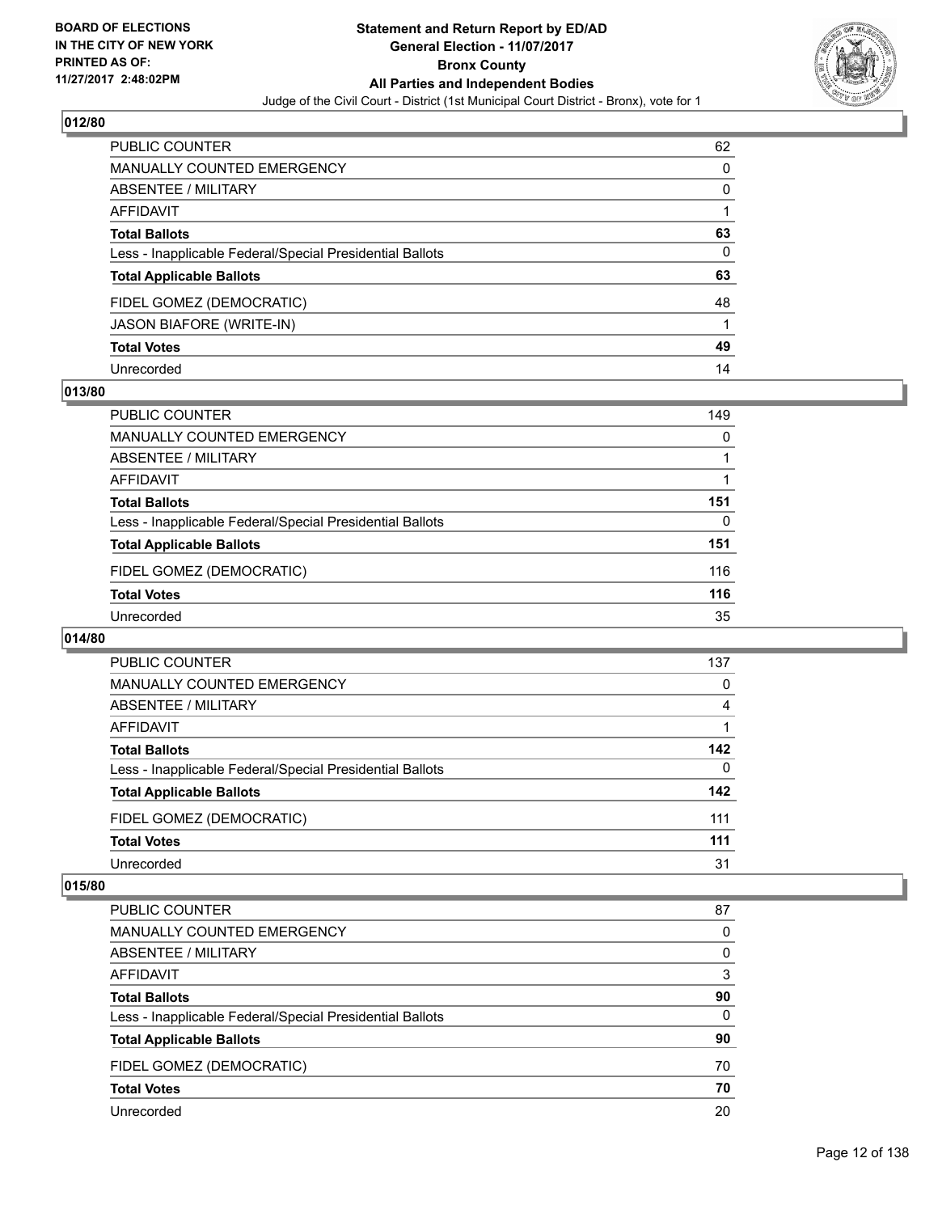**012/80**

| | |
|---|---|
| PUBLIC COUNTER | 62 |
| MANUALLY COUNTED EMERGENCY | 0 |
| ABSENTEE / MILITARY | 0 |
| AFFIDAVIT | 1 |
| **Total Ballots** | **63** |
| Less - Inapplicable Federal/Special Presidential Ballots | 0 |
| **Total Applicable Ballots** | **63** |
| FIDEL GOMEZ (DEMOCRATIC) | 48 |
| JASON BIAFORE (WRITE-IN) | 1 |
| **Total Votes** | **49** |
| Unrecorded | 14 |

**013/80**

| | |
|---|---|
| PUBLIC COUNTER | 149 |
| MANUALLY COUNTED EMERGENCY | 0 |
| ABSENTEE / MILITARY | 1 |
| AFFIDAVIT | 1 |
| **Total Ballots** | **151** |
| Less - Inapplicable Federal/Special Presidential Ballots | 0 |
| **Total Applicable Ballots** | **151** |
| FIDEL GOMEZ (DEMOCRATIC) | 116 |
| **Total Votes** | **116** |
| Unrecorded | 35 |

**014/80**

| | |
|---|---|
| PUBLIC COUNTER | 137 |
| MANUALLY COUNTED EMERGENCY | 0 |
| ABSENTEE / MILITARY | 4 |
| AFFIDAVIT | 1 |
| **Total Ballots** | **142** |
| Less - Inapplicable Federal/Special Presidential Ballots | 0 |
| **Total Applicable Ballots** | **142** |
| FIDEL GOMEZ (DEMOCRATIC) | 111 |
| **Total Votes** | **111** |
| Unrecorded | 31 |

**015/80**

| | |
|---|---|
| PUBLIC COUNTER | 87 |
| MANUALLY COUNTED EMERGENCY | 0 |
| ABSENTEE / MILITARY | 0 |
| AFFIDAVIT | 3 |
| **Total Ballots** | **90** |
| Less - Inapplicable Federal/Special Presidential Ballots | 0 |
| **Total Applicable Ballots** | **90** |
| FIDEL GOMEZ (DEMOCRATIC) | 70 |
| **Total Votes** | **70** |
| Unrecorded | 20 |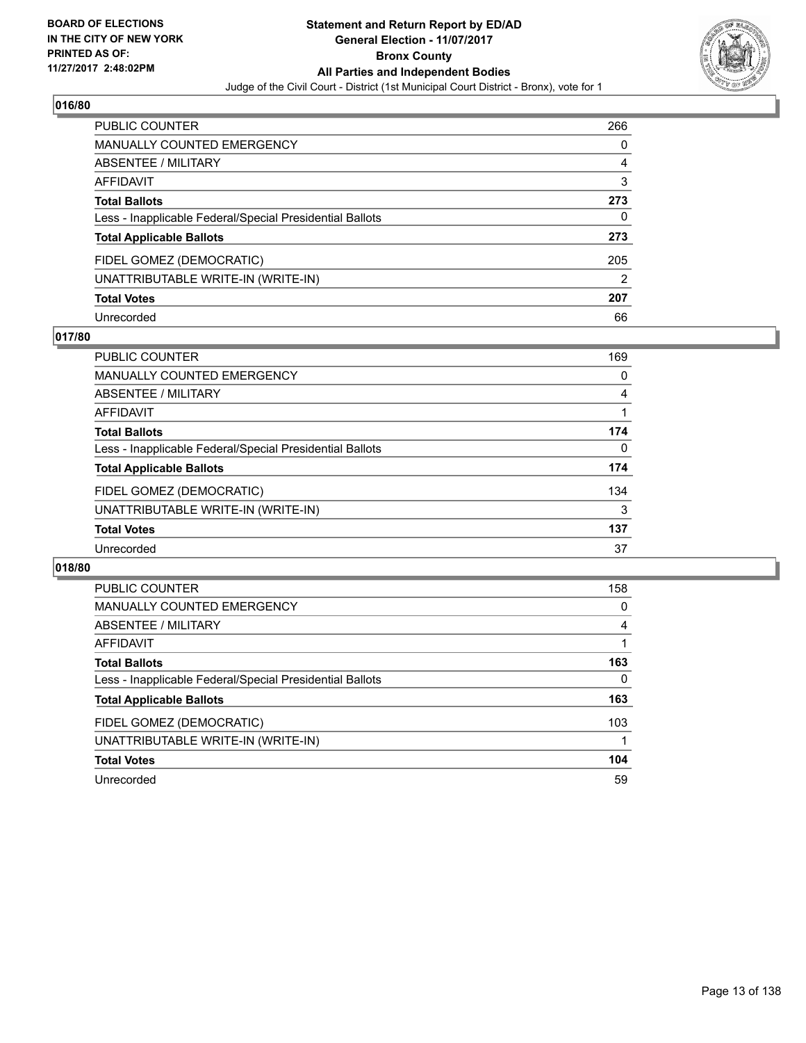BOARD OF ELECTIONS
IN THE CITY OF NEW YORK
PRINTED AS OF:
11/27/2017 2:48:02PM

**Statement and Return Report by ED/AD**
**General Election - 11/07/2017**
**Bronx County**
**All Parties and Independent Bodies**
Judge of the Civil Court - District (1st Municipal Court District - Bronx), vote for 1

## 016/80

| | |
|---|---|
| PUBLIC COUNTER | 266 |
| MANUALLY COUNTED EMERGENCY | 0 |
| ABSENTEE / MILITARY | 4 |
| AFFIDAVIT | 3 |
| **Total Ballots** | **273** |
| Less - Inapplicable Federal/Special Presidential Ballots | 0 |
| **Total Applicable Ballots** | **273** |
| FIDEL GOMEZ (DEMOCRATIC) | 205 |
| UNATTRIBUTABLE WRITE-IN (WRITE-IN) | 2 |
| **Total Votes** | **207** |
| Unrecorded | 66 |

## 017/80

| | |
|---|---|
| PUBLIC COUNTER | 169 |
| MANUALLY COUNTED EMERGENCY | 0 |
| ABSENTEE / MILITARY | 4 |
| AFFIDAVIT | 1 |
| **Total Ballots** | **174** |
| Less - Inapplicable Federal/Special Presidential Ballots | 0 |
| **Total Applicable Ballots** | **174** |
| FIDEL GOMEZ (DEMOCRATIC) | 134 |
| UNATTRIBUTABLE WRITE-IN (WRITE-IN) | 3 |
| **Total Votes** | **137** |
| Unrecorded | 37 |

## 018/80

| | |
|---|---|
| PUBLIC COUNTER | 158 |
| MANUALLY COUNTED EMERGENCY | 0 |
| ABSENTEE / MILITARY | 4 |
| AFFIDAVIT | 1 |
| **Total Ballots** | **163** |
| Less - Inapplicable Federal/Special Presidential Ballots | 0 |
| **Total Applicable Ballots** | **163** |
| FIDEL GOMEZ (DEMOCRATIC) | 103 |
| UNATTRIBUTABLE WRITE-IN (WRITE-IN) | 1 |
| **Total Votes** | **104** |
| Unrecorded | 59 |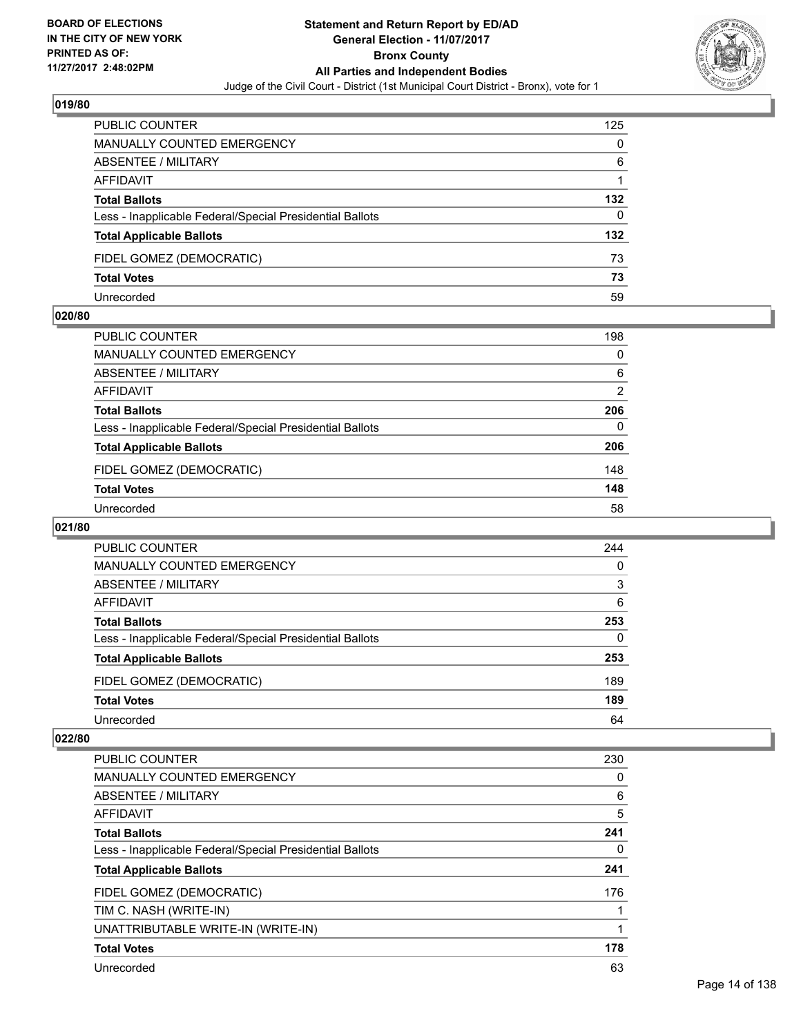**Statement and Return Report by ED/AD**
**General Election - 11/07/2017**
**Bronx County**
**All Parties and Independent Bodies**
Judge of the Civil Court - District (1st Municipal Court District - Bronx), vote for 1

BOARD OF ELECTIONS IN THE CITY OF NEW YORK PRINTED AS OF: 11/27/2017 2:48:02PM

## 019/80

| | |
|---|---|
| PUBLIC COUNTER | 125 |
| MANUALLY COUNTED EMERGENCY | 0 |
| ABSENTEE / MILITARY | 6 |
| AFFIDAVIT | 1 |
| **Total Ballots** | **132** |
| Less - Inapplicable Federal/Special Presidential Ballots | 0 |
| **Total Applicable Ballots** | **132** |
| FIDEL GOMEZ (DEMOCRATIC) | 73 |
| **Total Votes** | **73** |
| Unrecorded | 59 |

## 020/80

| | |
|---|---|
| PUBLIC COUNTER | 198 |
| MANUALLY COUNTED EMERGENCY | 0 |
| ABSENTEE / MILITARY | 6 |
| AFFIDAVIT | 2 |
| **Total Ballots** | **206** |
| Less - Inapplicable Federal/Special Presidential Ballots | 0 |
| **Total Applicable Ballots** | **206** |
| FIDEL GOMEZ (DEMOCRATIC) | 148 |
| **Total Votes** | **148** |
| Unrecorded | 58 |

## 021/80

| | |
|---|---|
| PUBLIC COUNTER | 244 |
| MANUALLY COUNTED EMERGENCY | 0 |
| ABSENTEE / MILITARY | 3 |
| AFFIDAVIT | 6 |
| **Total Ballots** | **253** |
| Less - Inapplicable Federal/Special Presidential Ballots | 0 |
| **Total Applicable Ballots** | **253** |
| FIDEL GOMEZ (DEMOCRATIC) | 189 |
| **Total Votes** | **189** |
| Unrecorded | 64 |

## 022/80

| | |
|---|---|
| PUBLIC COUNTER | 230 |
| MANUALLY COUNTED EMERGENCY | 0 |
| ABSENTEE / MILITARY | 6 |
| AFFIDAVIT | 5 |
| **Total Ballots** | **241** |
| Less - Inapplicable Federal/Special Presidential Ballots | 0 |
| **Total Applicable Ballots** | **241** |
| FIDEL GOMEZ (DEMOCRATIC) | 176 |
| TIM C. NASH (WRITE-IN) | 1 |
| UNATTRIBUTABLE WRITE-IN (WRITE-IN) | 1 |
| **Total Votes** | **178** |
| Unrecorded | 63 |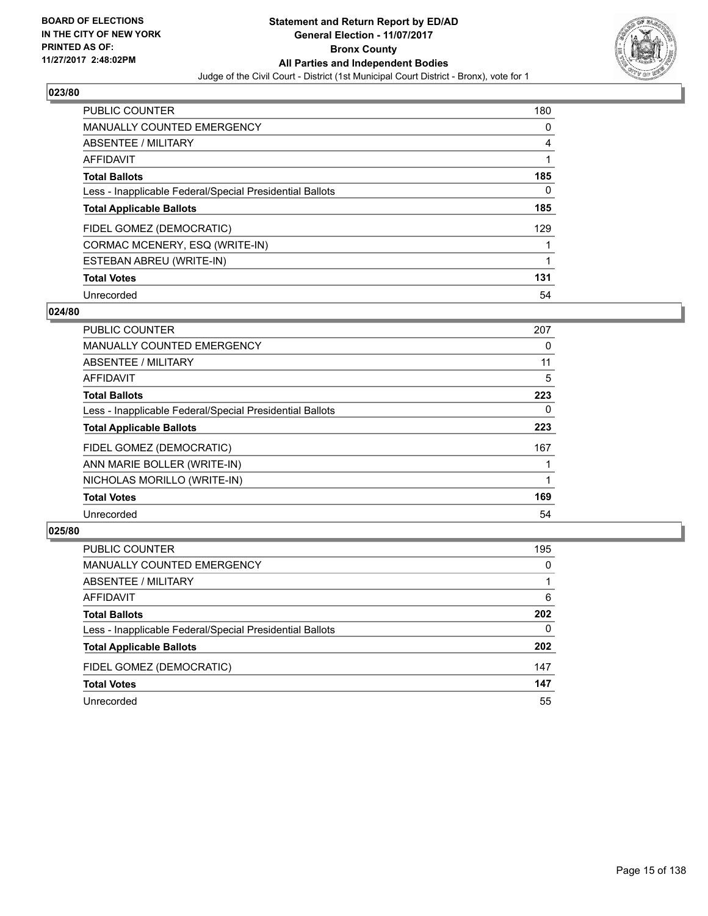**BOARD OF ELECTIONS IN THE CITY OF NEW YORK PRINTED AS OF: 11/27/2017 2:48:02PM**

**Statement and Return Report by ED/AD General Election - 11/07/2017 Bronx County All Parties and Independent Bodies**

Judge of the Civil Court - District (1st Municipal Court District - Bronx), vote for 1

### 023/80

| | |
|---|---|
| PUBLIC COUNTER | 180 |
| MANUALLY COUNTED EMERGENCY | 0 |
| ABSENTEE / MILITARY | 4 |
| AFFIDAVIT | 1 |
| **Total Ballots** | **185** |
| Less - Inapplicable Federal/Special Presidential Ballots | 0 |
| **Total Applicable Ballots** | **185** |
| FIDEL GOMEZ (DEMOCRATIC) | 129 |
| CORMAC MCENERY, ESQ (WRITE-IN) | 1 |
| ESTEBAN ABREU (WRITE-IN) | 1 |
| **Total Votes** | **131** |
| Unrecorded | 54 |

### 024/80

| | |
|---|---|
| PUBLIC COUNTER | 207 |
| MANUALLY COUNTED EMERGENCY | 0 |
| ABSENTEE / MILITARY | 11 |
| AFFIDAVIT | 5 |
| **Total Ballots** | **223** |
| Less - Inapplicable Federal/Special Presidential Ballots | 0 |
| **Total Applicable Ballots** | **223** |
| FIDEL GOMEZ (DEMOCRATIC) | 167 |
| ANN MARIE BOLLER (WRITE-IN) | 1 |
| NICHOLAS MORILLO (WRITE-IN) | 1 |
| **Total Votes** | **169** |
| Unrecorded | 54 |

### 025/80

| | |
|---|---|
| PUBLIC COUNTER | 195 |
| MANUALLY COUNTED EMERGENCY | 0 |
| ABSENTEE / MILITARY | 1 |
| AFFIDAVIT | 6 |
| **Total Ballots** | **202** |
| Less - Inapplicable Federal/Special Presidential Ballots | 0 |
| **Total Applicable Ballots** | **202** |
| FIDEL GOMEZ (DEMOCRATIC) | 147 |
| **Total Votes** | **147** |
| Unrecorded | 55 |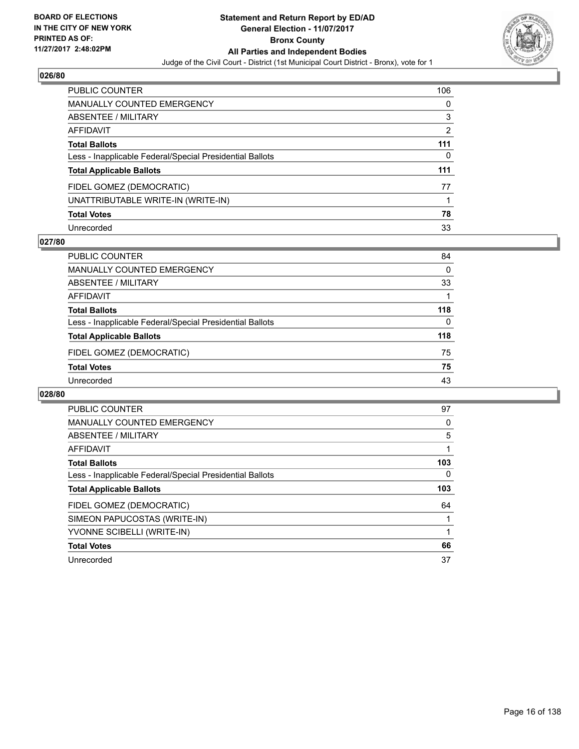BOARD OF ELECTIONS
IN THE CITY OF NEW YORK
PRINTED AS OF:
11/27/2017 2:48:02PM

**Statement and Return Report by ED/AD**
**General Election - 11/07/2017**
**Bronx County**
**All Parties and Independent Bodies**
Judge of the Civil Court - District (1st Municipal Court District - Bronx), vote for 1

### 026/80

| | |
|---|---|
| PUBLIC COUNTER | 106 |
| MANUALLY COUNTED EMERGENCY | 0 |
| ABSENTEE / MILITARY | 3 |
| AFFIDAVIT | 2 |
| **Total Ballots** | **111** |
| Less - Inapplicable Federal/Special Presidential Ballots | 0 |
| **Total Applicable Ballots** | **111** |
| FIDEL GOMEZ (DEMOCRATIC) | 77 |
| UNATTRIBUTABLE WRITE-IN (WRITE-IN) | 1 |
| **Total Votes** | **78** |
| Unrecorded | 33 |

### 027/80

| | |
|---|---|
| PUBLIC COUNTER | 84 |
| MANUALLY COUNTED EMERGENCY | 0 |
| ABSENTEE / MILITARY | 33 |
| AFFIDAVIT | 1 |
| **Total Ballots** | **118** |
| Less - Inapplicable Federal/Special Presidential Ballots | 0 |
| **Total Applicable Ballots** | **118** |
| FIDEL GOMEZ (DEMOCRATIC) | 75 |
| **Total Votes** | **75** |
| Unrecorded | 43 |

### 028/80

| | |
|---|---|
| PUBLIC COUNTER | 97 |
| MANUALLY COUNTED EMERGENCY | 0 |
| ABSENTEE / MILITARY | 5 |
| AFFIDAVIT | 1 |
| **Total Ballots** | **103** |
| Less - Inapplicable Federal/Special Presidential Ballots | 0 |
| **Total Applicable Ballots** | **103** |
| FIDEL GOMEZ (DEMOCRATIC) | 64 |
| SIMEON PAPUCOSTAS (WRITE-IN) | 1 |
| YVONNE SCIBELLI (WRITE-IN) | 1 |
| **Total Votes** | **66** |
| Unrecorded | 37 |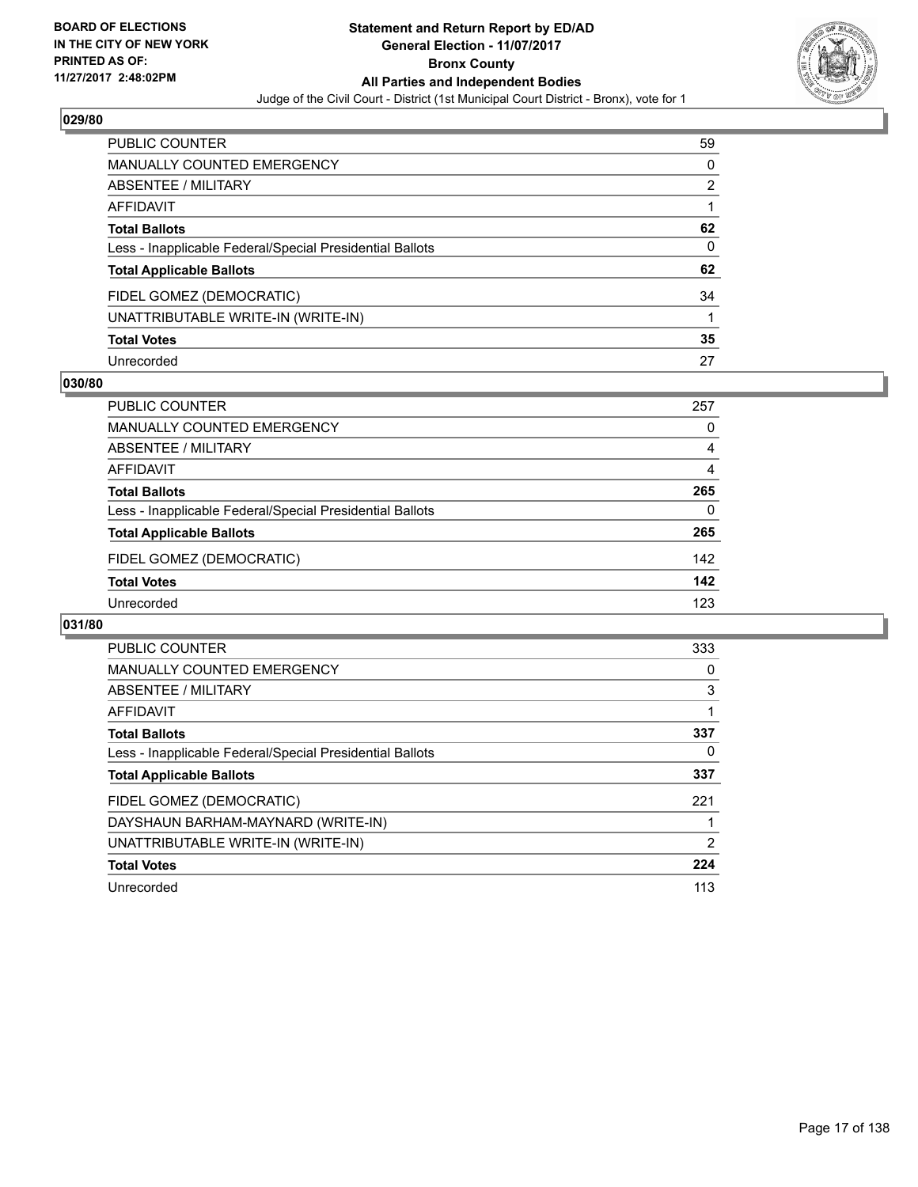BOARD OF ELECTIONS
IN THE CITY OF NEW YORK
PRINTED AS OF:
11/27/2017 2:48:02PM

# Statement and Return Report by ED/AD
## General Election - 11/07/2017
## Bronx County
## All Parties and Independent Bodies
Judge of the Civil Court - District (1st Municipal Court District - Bronx), vote for 1

### 029/80

| | |
|---|---|
| PUBLIC COUNTER | 59 |
| MANUALLY COUNTED EMERGENCY | 0 |
| ABSENTEE / MILITARY | 2 |
| AFFIDAVIT | 1 |
| **Total Ballots** | **62** |
| Less - Inapplicable Federal/Special Presidential Ballots | 0 |
| **Total Applicable Ballots** | **62** |
| FIDEL GOMEZ (DEMOCRATIC) | 34 |
| UNATTRIBUTABLE WRITE-IN (WRITE-IN) | 1 |
| **Total Votes** | **35** |
| Unrecorded | 27 |

### 030/80

| | |
|---|---|
| PUBLIC COUNTER | 257 |
| MANUALLY COUNTED EMERGENCY | 0 |
| ABSENTEE / MILITARY | 4 |
| AFFIDAVIT | 4 |
| **Total Ballots** | **265** |
| Less - Inapplicable Federal/Special Presidential Ballots | 0 |
| **Total Applicable Ballots** | **265** |
| FIDEL GOMEZ (DEMOCRATIC) | 142 |
| **Total Votes** | **142** |
| Unrecorded | 123 |

### 031/80

| | |
|---|---|
| PUBLIC COUNTER | 333 |
| MANUALLY COUNTED EMERGENCY | 0 |
| ABSENTEE / MILITARY | 3 |
| AFFIDAVIT | 1 |
| **Total Ballots** | **337** |
| Less - Inapplicable Federal/Special Presidential Ballots | 0 |
| **Total Applicable Ballots** | **337** |
| FIDEL GOMEZ (DEMOCRATIC) | 221 |
| DAYSHAUN BARHAM-MAYNARD (WRITE-IN) | 1 |
| UNATTRIBUTABLE WRITE-IN (WRITE-IN) | 2 |
| **Total Votes** | **224** |
| Unrecorded | 113 |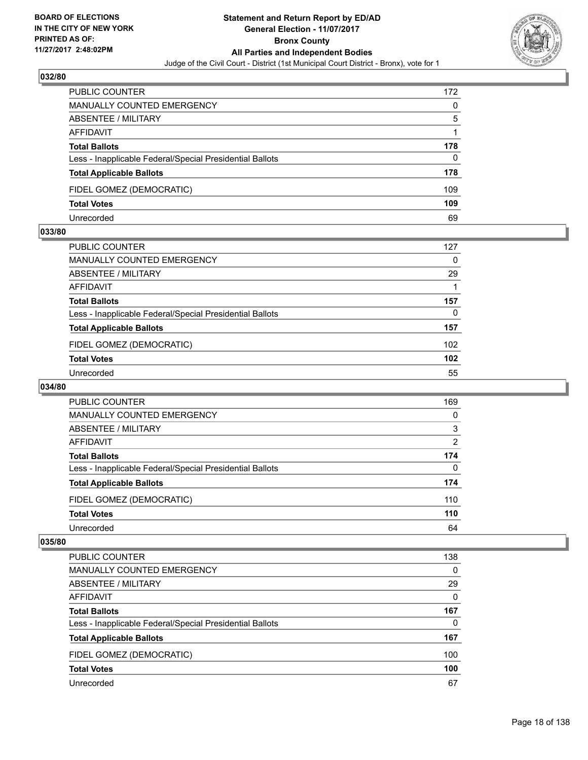### 032/80

| | |
|---|---|
| PUBLIC COUNTER | 172 |
| MANUALLY COUNTED EMERGENCY | 0 |
| ABSENTEE / MILITARY | 5 |
| AFFIDAVIT | 1 |
| **Total Ballots** | **178** |
| Less - Inapplicable Federal/Special Presidential Ballots | 0 |
| **Total Applicable Ballots** | **178** |
| FIDEL GOMEZ (DEMOCRATIC) | 109 |
| **Total Votes** | **109** |
| Unrecorded | 69 |

### 033/80

| | |
|---|---|
| PUBLIC COUNTER | 127 |
| MANUALLY COUNTED EMERGENCY | 0 |
| ABSENTEE / MILITARY | 29 |
| AFFIDAVIT | 1 |
| **Total Ballots** | **157** |
| Less - Inapplicable Federal/Special Presidential Ballots | 0 |
| **Total Applicable Ballots** | **157** |
| FIDEL GOMEZ (DEMOCRATIC) | 102 |
| **Total Votes** | **102** |
| Unrecorded | 55 |

### 034/80

| | |
|---|---|
| PUBLIC COUNTER | 169 |
| MANUALLY COUNTED EMERGENCY | 0 |
| ABSENTEE / MILITARY | 3 |
| AFFIDAVIT | 2 |
| **Total Ballots** | **174** |
| Less - Inapplicable Federal/Special Presidential Ballots | 0 |
| **Total Applicable Ballots** | **174** |
| FIDEL GOMEZ (DEMOCRATIC) | 110 |
| **Total Votes** | **110** |
| Unrecorded | 64 |

### 035/80

| | |
|---|---|
| PUBLIC COUNTER | 138 |
| MANUALLY COUNTED EMERGENCY | 0 |
| ABSENTEE / MILITARY | 29 |
| AFFIDAVIT | 0 |
| **Total Ballots** | **167** |
| Less - Inapplicable Federal/Special Presidential Ballots | 0 |
| **Total Applicable Ballots** | **167** |
| FIDEL GOMEZ (DEMOCRATIC) | 100 |
| **Total Votes** | **100** |
| Unrecorded | 67 |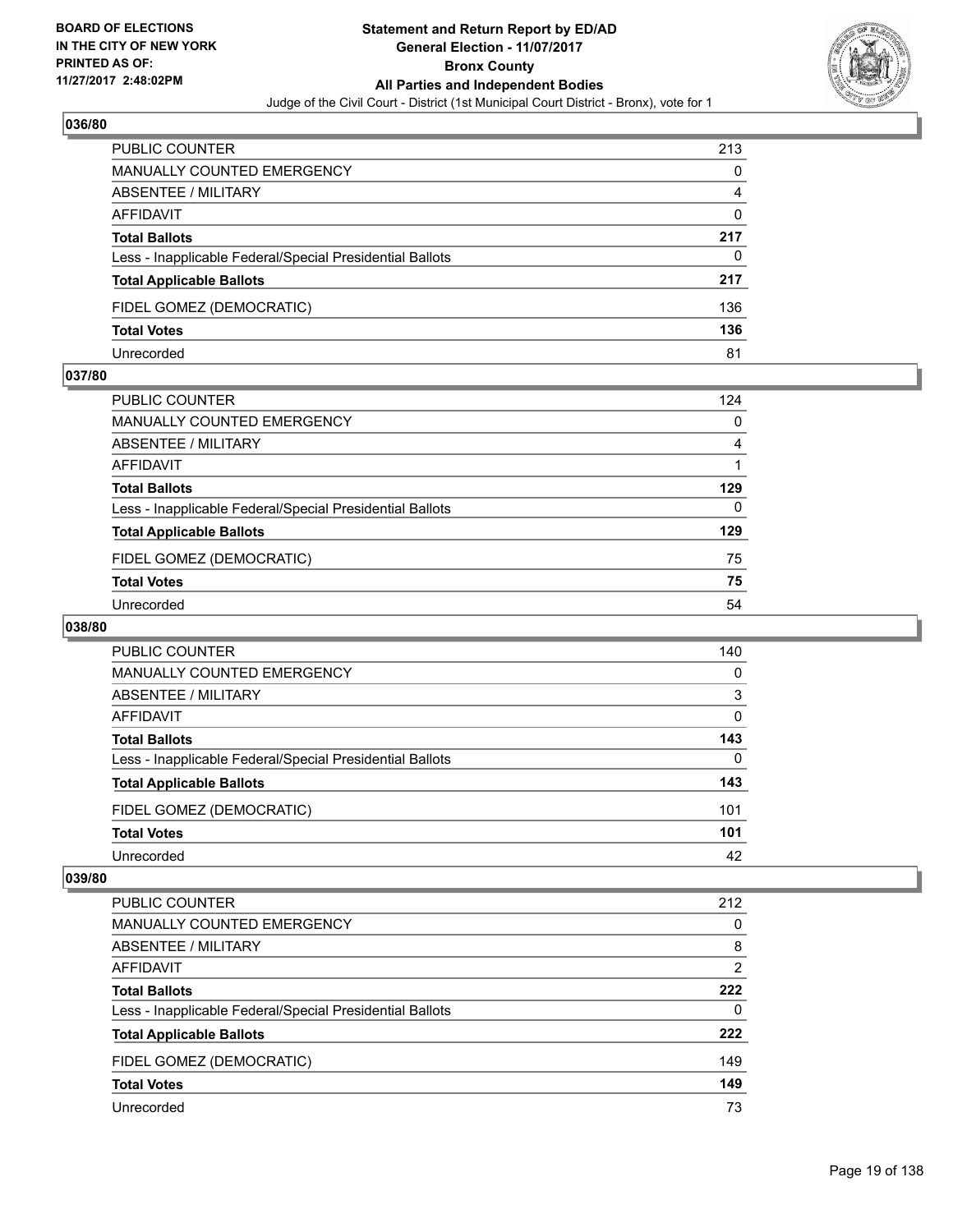## 036/80

| | |
|---|---|
| PUBLIC COUNTER | 213 |
| MANUALLY COUNTED EMERGENCY | 0 |
| ABSENTEE / MILITARY | 4 |
| AFFIDAVIT | 0 |
| **Total Ballots** | **217** |
| Less - Inapplicable Federal/Special Presidential Ballots | 0 |
| **Total Applicable Ballots** | **217** |
| FIDEL GOMEZ (DEMOCRATIC) | 136 |
| **Total Votes** | **136** |
| Unrecorded | 81 |

## 037/80

| | |
|---|---|
| PUBLIC COUNTER | 124 |
| MANUALLY COUNTED EMERGENCY | 0 |
| ABSENTEE / MILITARY | 4 |
| AFFIDAVIT | 1 |
| **Total Ballots** | **129** |
| Less - Inapplicable Federal/Special Presidential Ballots | 0 |
| **Total Applicable Ballots** | **129** |
| FIDEL GOMEZ (DEMOCRATIC) | 75 |
| **Total Votes** | **75** |
| Unrecorded | 54 |

## 038/80

| | |
|---|---|
| PUBLIC COUNTER | 140 |
| MANUALLY COUNTED EMERGENCY | 0 |
| ABSENTEE / MILITARY | 3 |
| AFFIDAVIT | 0 |
| **Total Ballots** | **143** |
| Less - Inapplicable Federal/Special Presidential Ballots | 0 |
| **Total Applicable Ballots** | **143** |
| FIDEL GOMEZ (DEMOCRATIC) | 101 |
| **Total Votes** | **101** |
| Unrecorded | 42 |

## 039/80

| | |
|---|---|
| PUBLIC COUNTER | 212 |
| MANUALLY COUNTED EMERGENCY | 0 |
| ABSENTEE / MILITARY | 8 |
| AFFIDAVIT | 2 |
| **Total Ballots** | **222** |
| Less - Inapplicable Federal/Special Presidential Ballots | 0 |
| **Total Applicable Ballots** | **222** |
| FIDEL GOMEZ (DEMOCRATIC) | 149 |
| **Total Votes** | **149** |
| Unrecorded | 73 |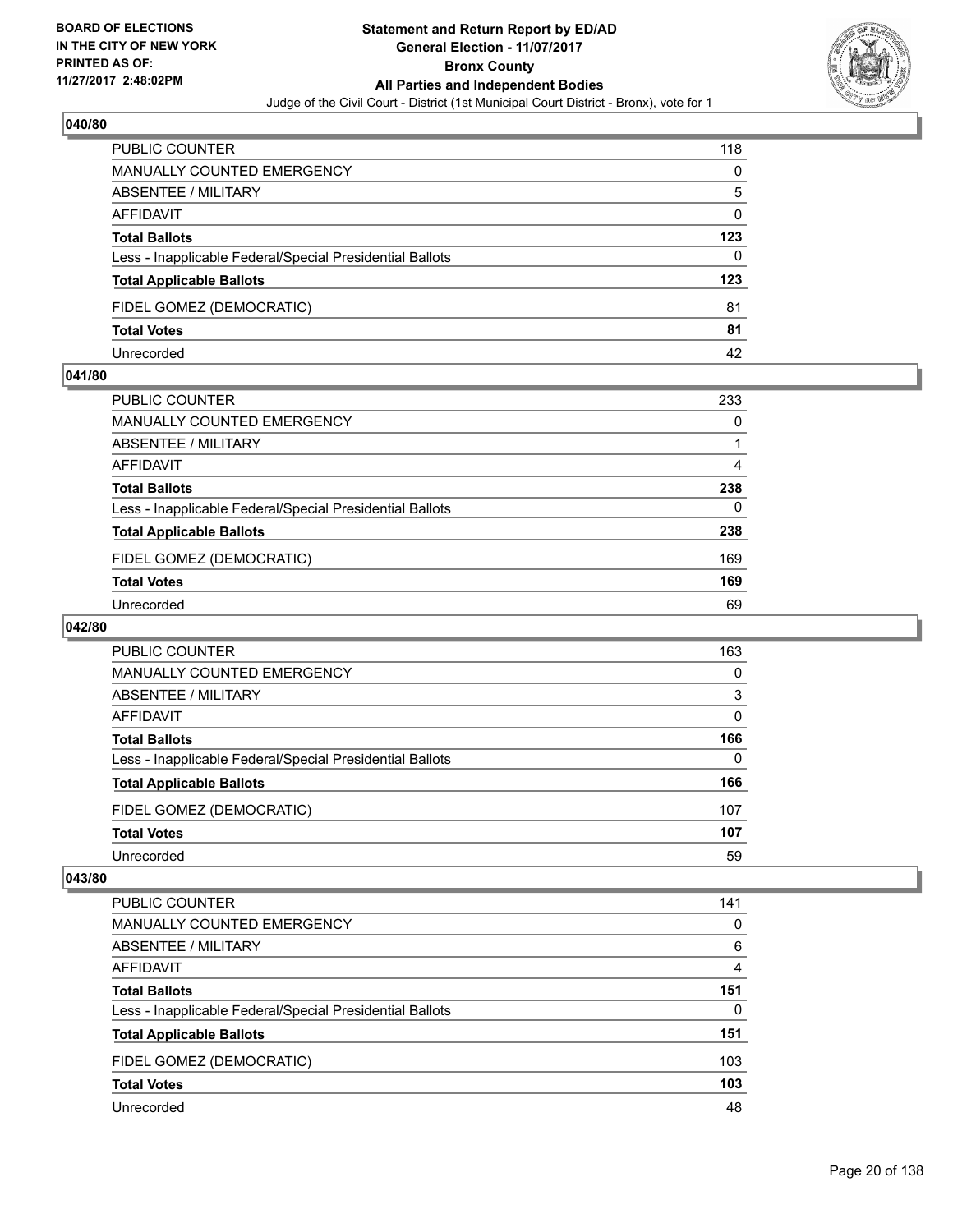## 040/80

| | |
|---|---|
| PUBLIC COUNTER | 118 |
| MANUALLY COUNTED EMERGENCY | 0 |
| ABSENTEE / MILITARY | 5 |
| AFFIDAVIT | 0 |
| **Total Ballots** | **123** |
| Less - Inapplicable Federal/Special Presidential Ballots | 0 |
| **Total Applicable Ballots** | **123** |
| FIDEL GOMEZ (DEMOCRATIC) | 81 |
| **Total Votes** | **81** |
| Unrecorded | 42 |

## 041/80

| | |
|---|---|
| PUBLIC COUNTER | 233 |
| MANUALLY COUNTED EMERGENCY | 0 |
| ABSENTEE / MILITARY | 1 |
| AFFIDAVIT | 4 |
| **Total Ballots** | **238** |
| Less - Inapplicable Federal/Special Presidential Ballots | 0 |
| **Total Applicable Ballots** | **238** |
| FIDEL GOMEZ (DEMOCRATIC) | 169 |
| **Total Votes** | **169** |
| Unrecorded | 69 |

## 042/80

| | |
|---|---|
| PUBLIC COUNTER | 163 |
| MANUALLY COUNTED EMERGENCY | 0 |
| ABSENTEE / MILITARY | 3 |
| AFFIDAVIT | 0 |
| **Total Ballots** | **166** |
| Less - Inapplicable Federal/Special Presidential Ballots | 0 |
| **Total Applicable Ballots** | **166** |
| FIDEL GOMEZ (DEMOCRATIC) | 107 |
| **Total Votes** | **107** |
| Unrecorded | 59 |

## 043/80

| | |
|---|---|
| PUBLIC COUNTER | 141 |
| MANUALLY COUNTED EMERGENCY | 0 |
| ABSENTEE / MILITARY | 6 |
| AFFIDAVIT | 4 |
| **Total Ballots** | **151** |
| Less - Inapplicable Federal/Special Presidential Ballots | 0 |
| **Total Applicable Ballots** | **151** |
| FIDEL GOMEZ (DEMOCRATIC) | 103 |
| **Total Votes** | **103** |
| Unrecorded | 48 |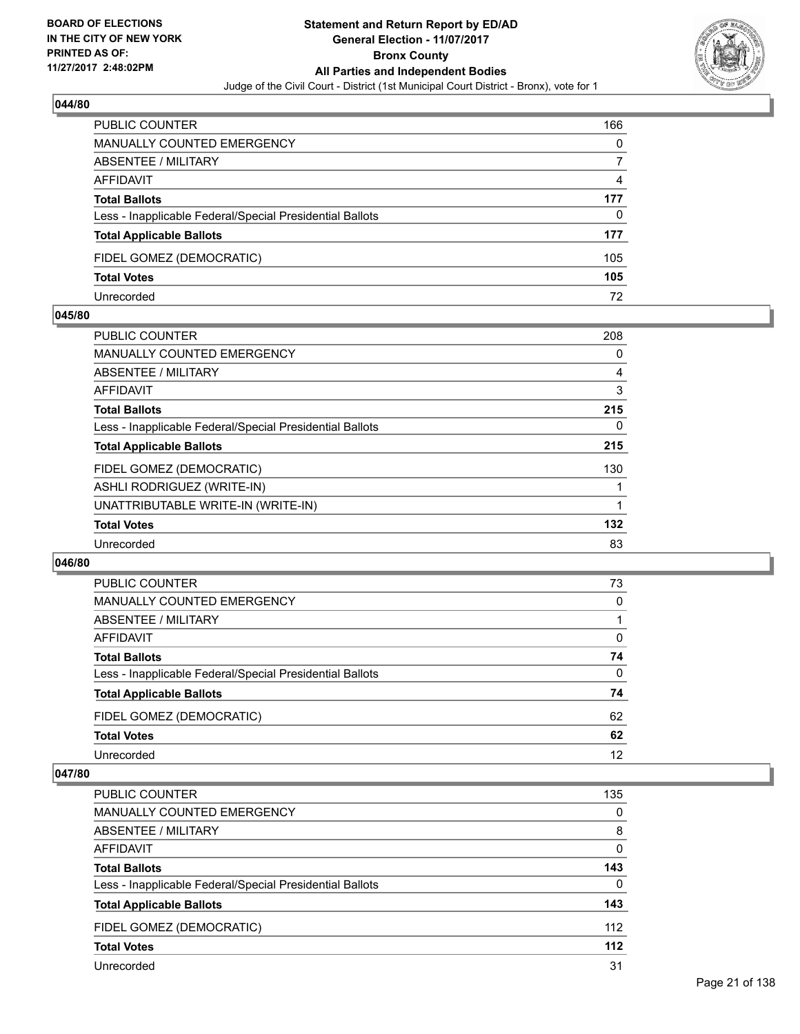**BOARD OF ELECTIONS IN THE CITY OF NEW YORK PRINTED AS OF: 11/27/2017 2:48:02PM**

# Statement and Return Report by ED/AD
## General Election - 11/07/2017
## Bronx County
## All Parties and Independent Bodies
Judge of the Civil Court - District (1st Municipal Court District - Bronx), vote for 1

### 044/80

| | |
|---|---|
| PUBLIC COUNTER | 166 |
| MANUALLY COUNTED EMERGENCY | 0 |
| ABSENTEE / MILITARY | 7 |
| AFFIDAVIT | 4 |
| **Total Ballots** | **177** |
| Less - Inapplicable Federal/Special Presidential Ballots | 0 |
| **Total Applicable Ballots** | **177** |
| FIDEL GOMEZ (DEMOCRATIC) | 105 |
| **Total Votes** | **105** |
| Unrecorded | 72 |

### 045/80

| | |
|---|---|
| PUBLIC COUNTER | 208 |
| MANUALLY COUNTED EMERGENCY | 0 |
| ABSENTEE / MILITARY | 4 |
| AFFIDAVIT | 3 |
| **Total Ballots** | **215** |
| Less - Inapplicable Federal/Special Presidential Ballots | 0 |
| **Total Applicable Ballots** | **215** |
| FIDEL GOMEZ (DEMOCRATIC) | 130 |
| ASHLI RODRIGUEZ (WRITE-IN) | 1 |
| UNATTRIBUTABLE WRITE-IN (WRITE-IN) | 1 |
| **Total Votes** | **132** |
| Unrecorded | 83 |

### 046/80

| | |
|---|---|
| PUBLIC COUNTER | 73 |
| MANUALLY COUNTED EMERGENCY | 0 |
| ABSENTEE / MILITARY | 1 |
| AFFIDAVIT | 0 |
| **Total Ballots** | **74** |
| Less - Inapplicable Federal/Special Presidential Ballots | 0 |
| **Total Applicable Ballots** | **74** |
| FIDEL GOMEZ (DEMOCRATIC) | 62 |
| **Total Votes** | **62** |
| Unrecorded | 12 |

### 047/80

| | |
|---|---|
| PUBLIC COUNTER | 135 |
| MANUALLY COUNTED EMERGENCY | 0 |
| ABSENTEE / MILITARY | 8 |
| AFFIDAVIT | 0 |
| **Total Ballots** | **143** |
| Less - Inapplicable Federal/Special Presidential Ballots | 0 |
| **Total Applicable Ballots** | **143** |
| FIDEL GOMEZ (DEMOCRATIC) | 112 |
| **Total Votes** | **112** |
| Unrecorded | 31 |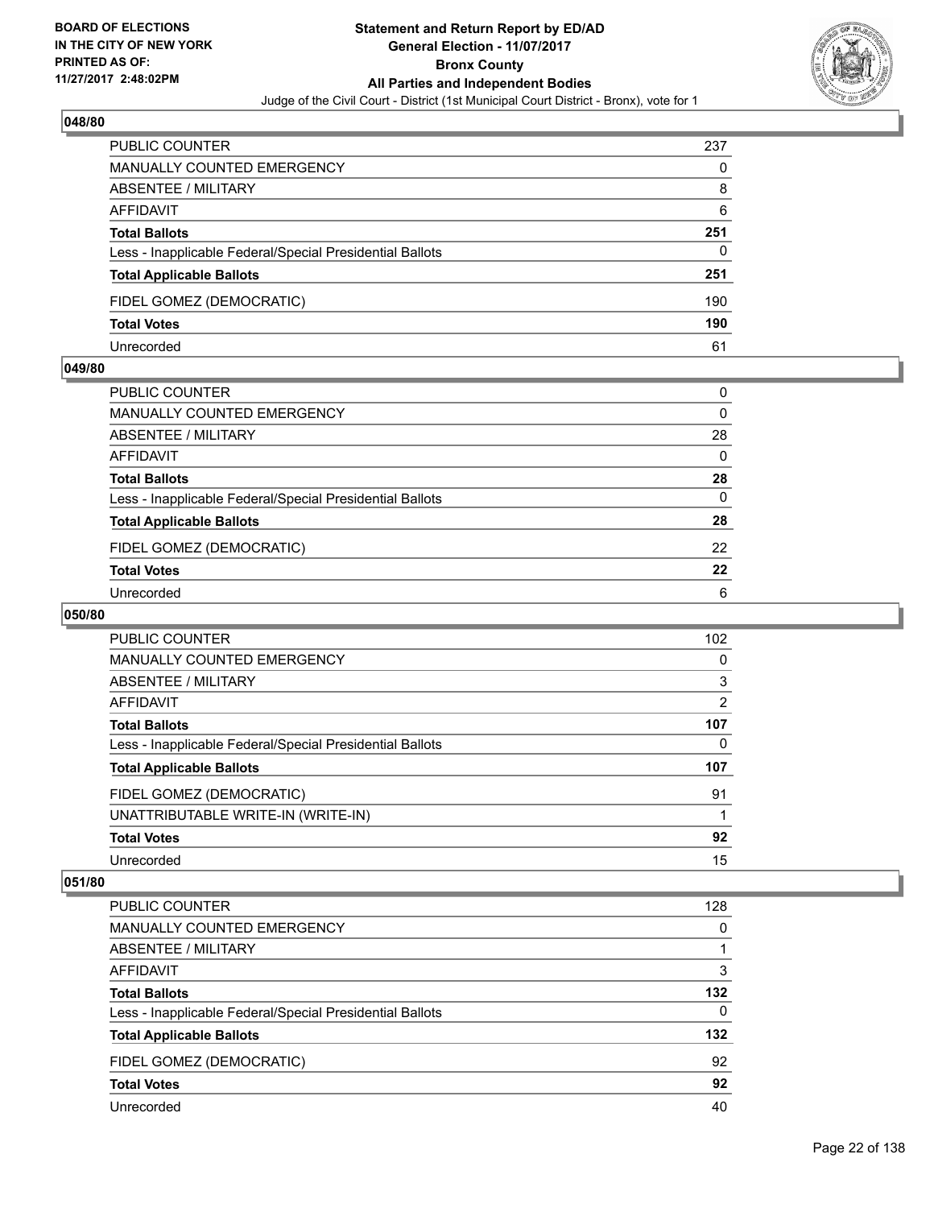### 048/80

| | |
|---|---|
| PUBLIC COUNTER | 237 |
| MANUALLY COUNTED EMERGENCY | 0 |
| ABSENTEE / MILITARY | 8 |
| AFFIDAVIT | 6 |
| **Total Ballots** | **251** |
| Less - Inapplicable Federal/Special Presidential Ballots | 0 |
| **Total Applicable Ballots** | **251** |
| FIDEL GOMEZ (DEMOCRATIC) | 190 |
| **Total Votes** | **190** |
| Unrecorded | 61 |

### 049/80

| | |
|---|---|
| PUBLIC COUNTER | 0 |
| MANUALLY COUNTED EMERGENCY | 0 |
| ABSENTEE / MILITARY | 28 |
| AFFIDAVIT | 0 |
| **Total Ballots** | **28** |
| Less - Inapplicable Federal/Special Presidential Ballots | 0 |
| **Total Applicable Ballots** | **28** |
| FIDEL GOMEZ (DEMOCRATIC) | 22 |
| **Total Votes** | **22** |
| Unrecorded | 6 |

### 050/80

| | |
|---|---|
| PUBLIC COUNTER | 102 |
| MANUALLY COUNTED EMERGENCY | 0 |
| ABSENTEE / MILITARY | 3 |
| AFFIDAVIT | 2 |
| **Total Ballots** | **107** |
| Less - Inapplicable Federal/Special Presidential Ballots | 0 |
| **Total Applicable Ballots** | **107** |
| FIDEL GOMEZ (DEMOCRATIC) | 91 |
| UNATTRIBUTABLE WRITE-IN (WRITE-IN) | 1 |
| **Total Votes** | **92** |
| Unrecorded | 15 |

### 051/80

| | |
|---|---|
| PUBLIC COUNTER | 128 |
| MANUALLY COUNTED EMERGENCY | 0 |
| ABSENTEE / MILITARY | 1 |
| AFFIDAVIT | 3 |
| **Total Ballots** | **132** |
| Less - Inapplicable Federal/Special Presidential Ballots | 0 |
| **Total Applicable Ballots** | **132** |
| FIDEL GOMEZ (DEMOCRATIC) | 92 |
| **Total Votes** | **92** |
| Unrecorded | 40 |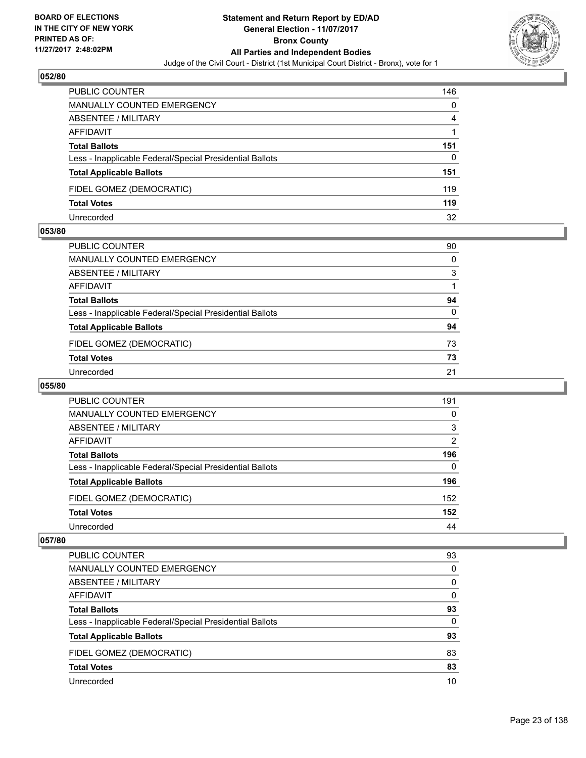## 052/80

| | |
|---|---|
| PUBLIC COUNTER | 146 |
| MANUALLY COUNTED EMERGENCY | 0 |
| ABSENTEE / MILITARY | 4 |
| AFFIDAVIT | 1 |
| **Total Ballots** | **151** |
| Less - Inapplicable Federal/Special Presidential Ballots | 0 |
| **Total Applicable Ballots** | **151** |
| FIDEL GOMEZ (DEMOCRATIC) | 119 |
| **Total Votes** | **119** |
| Unrecorded | 32 |

## 053/80

| | |
|---|---|
| PUBLIC COUNTER | 90 |
| MANUALLY COUNTED EMERGENCY | 0 |
| ABSENTEE / MILITARY | 3 |
| AFFIDAVIT | 1 |
| **Total Ballots** | **94** |
| Less - Inapplicable Federal/Special Presidential Ballots | 0 |
| **Total Applicable Ballots** | **94** |
| FIDEL GOMEZ (DEMOCRATIC) | 73 |
| **Total Votes** | **73** |
| Unrecorded | 21 |

## 055/80

| | |
|---|---|
| PUBLIC COUNTER | 191 |
| MANUALLY COUNTED EMERGENCY | 0 |
| ABSENTEE / MILITARY | 3 |
| AFFIDAVIT | 2 |
| **Total Ballots** | **196** |
| Less - Inapplicable Federal/Special Presidential Ballots | 0 |
| **Total Applicable Ballots** | **196** |
| FIDEL GOMEZ (DEMOCRATIC) | 152 |
| **Total Votes** | **152** |
| Unrecorded | 44 |

## 057/80

| | |
|---|---|
| PUBLIC COUNTER | 93 |
| MANUALLY COUNTED EMERGENCY | 0 |
| ABSENTEE / MILITARY | 0 |
| AFFIDAVIT | 0 |
| **Total Ballots** | **93** |
| Less - Inapplicable Federal/Special Presidential Ballots | 0 |
| **Total Applicable Ballots** | **93** |
| FIDEL GOMEZ (DEMOCRATIC) | 83 |
| **Total Votes** | **83** |
| Unrecorded | 10 |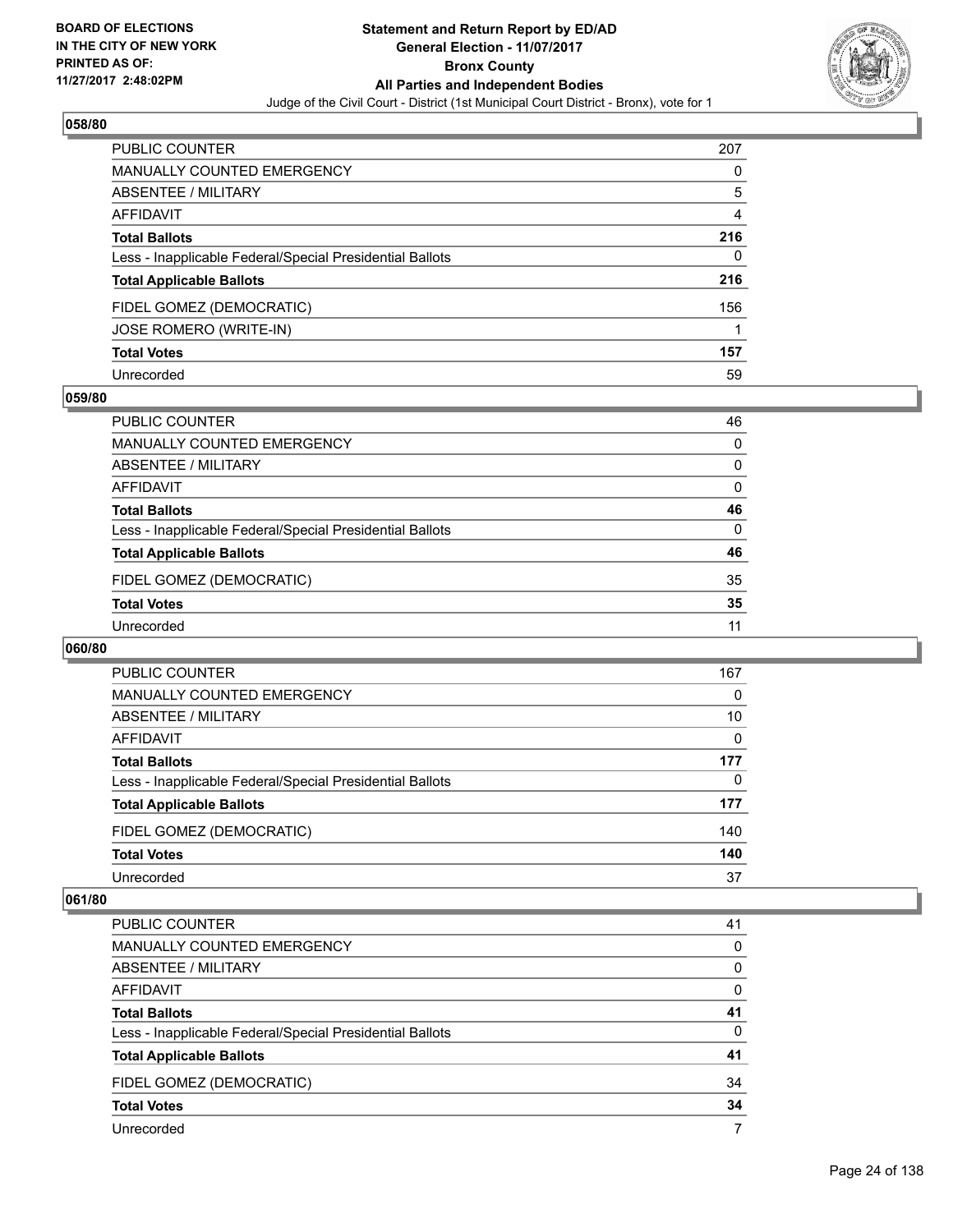**BOARD OF ELECTIONS IN THE CITY OF NEW YORK PRINTED AS OF: 11/27/2017 2:48:02PM**

# Statement and Return Report by ED/AD
## General Election - 11/07/2017
## Bronx County
## All Parties and Independent Bodies
Judge of the Civil Court - District (1st Municipal Court District - Bronx), vote for 1

### 058/80

| | |
|---|---|
| PUBLIC COUNTER | 207 |
| MANUALLY COUNTED EMERGENCY | 0 |
| ABSENTEE / MILITARY | 5 |
| AFFIDAVIT | 4 |
| **Total Ballots** | **216** |
| Less - Inapplicable Federal/Special Presidential Ballots | 0 |
| **Total Applicable Ballots** | **216** |
| FIDEL GOMEZ (DEMOCRATIC) | 156 |
| JOSE ROMERO (WRITE-IN) | 1 |
| **Total Votes** | **157** |
| Unrecorded | 59 |

### 059/80

| | |
|---|---|
| PUBLIC COUNTER | 46 |
| MANUALLY COUNTED EMERGENCY | 0 |
| ABSENTEE / MILITARY | 0 |
| AFFIDAVIT | 0 |
| **Total Ballots** | **46** |
| Less - Inapplicable Federal/Special Presidential Ballots | 0 |
| **Total Applicable Ballots** | **46** |
| FIDEL GOMEZ (DEMOCRATIC) | 35 |
| **Total Votes** | **35** |
| Unrecorded | 11 |

### 060/80

| | |
|---|---|
| PUBLIC COUNTER | 167 |
| MANUALLY COUNTED EMERGENCY | 0 |
| ABSENTEE / MILITARY | 10 |
| AFFIDAVIT | 0 |
| **Total Ballots** | **177** |
| Less - Inapplicable Federal/Special Presidential Ballots | 0 |
| **Total Applicable Ballots** | **177** |
| FIDEL GOMEZ (DEMOCRATIC) | 140 |
| **Total Votes** | **140** |
| Unrecorded | 37 |

### 061/80

| | |
|---|---|
| PUBLIC COUNTER | 41 |
| MANUALLY COUNTED EMERGENCY | 0 |
| ABSENTEE / MILITARY | 0 |
| AFFIDAVIT | 0 |
| **Total Ballots** | **41** |
| Less - Inapplicable Federal/Special Presidential Ballots | 0 |
| **Total Applicable Ballots** | **41** |
| FIDEL GOMEZ (DEMOCRATIC) | 34 |
| **Total Votes** | **34** |
| Unrecorded | 7 |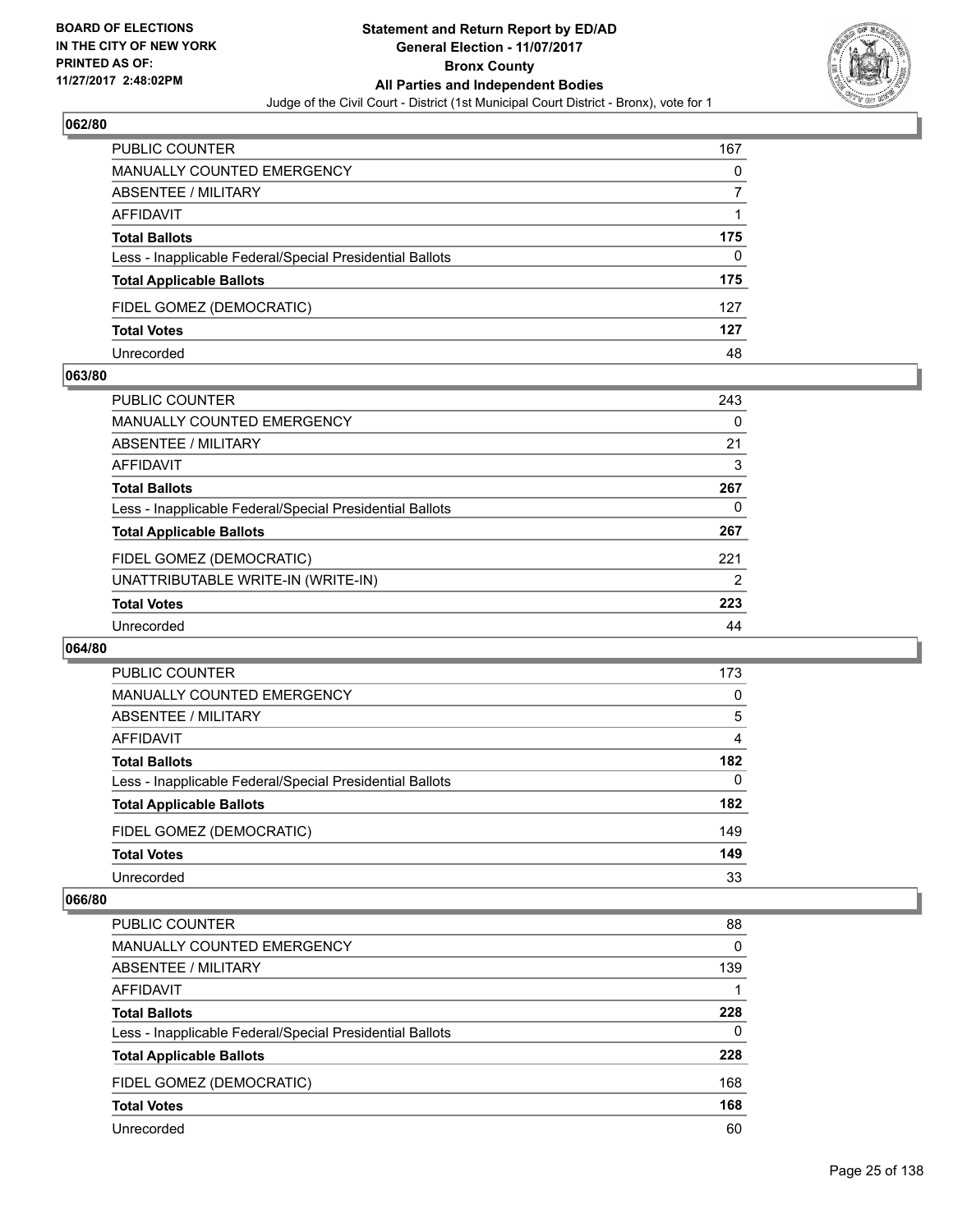**BOARD OF ELECTIONS IN THE CITY OF NEW YORK PRINTED AS OF: 11/27/2017 2:48:02PM**

**Statement and Return Report by ED/AD General Election - 11/07/2017 Bronx County All Parties and Independent Bodies**

Judge of the Civil Court - District (1st Municipal Court District - Bronx), vote for 1

### 062/80

| | |
|---|---|
| PUBLIC COUNTER | 167 |
| MANUALLY COUNTED EMERGENCY | 0 |
| ABSENTEE / MILITARY | 7 |
| AFFIDAVIT | 1 |
| **Total Ballots** | **175** |
| Less - Inapplicable Federal/Special Presidential Ballots | 0 |
| **Total Applicable Ballots** | **175** |
| FIDEL GOMEZ (DEMOCRATIC) | 127 |
| **Total Votes** | **127** |
| Unrecorded | 48 |

### 063/80

| | |
|---|---|
| PUBLIC COUNTER | 243 |
| MANUALLY COUNTED EMERGENCY | 0 |
| ABSENTEE / MILITARY | 21 |
| AFFIDAVIT | 3 |
| **Total Ballots** | **267** |
| Less - Inapplicable Federal/Special Presidential Ballots | 0 |
| **Total Applicable Ballots** | **267** |
| FIDEL GOMEZ (DEMOCRATIC) | 221 |
| UNATTRIBUTABLE WRITE-IN (WRITE-IN) | 2 |
| **Total Votes** | **223** |
| Unrecorded | 44 |

### 064/80

| | |
|---|---|
| PUBLIC COUNTER | 173 |
| MANUALLY COUNTED EMERGENCY | 0 |
| ABSENTEE / MILITARY | 5 |
| AFFIDAVIT | 4 |
| **Total Ballots** | **182** |
| Less - Inapplicable Federal/Special Presidential Ballots | 0 |
| **Total Applicable Ballots** | **182** |
| FIDEL GOMEZ (DEMOCRATIC) | 149 |
| **Total Votes** | **149** |
| Unrecorded | 33 |

### 066/80

| | |
|---|---|
| PUBLIC COUNTER | 88 |
| MANUALLY COUNTED EMERGENCY | 0 |
| ABSENTEE / MILITARY | 139 |
| AFFIDAVIT | 1 |
| **Total Ballots** | **228** |
| Less - Inapplicable Federal/Special Presidential Ballots | 0 |
| **Total Applicable Ballots** | **228** |
| FIDEL GOMEZ (DEMOCRATIC) | 168 |
| **Total Votes** | **168** |
| Unrecorded | 60 |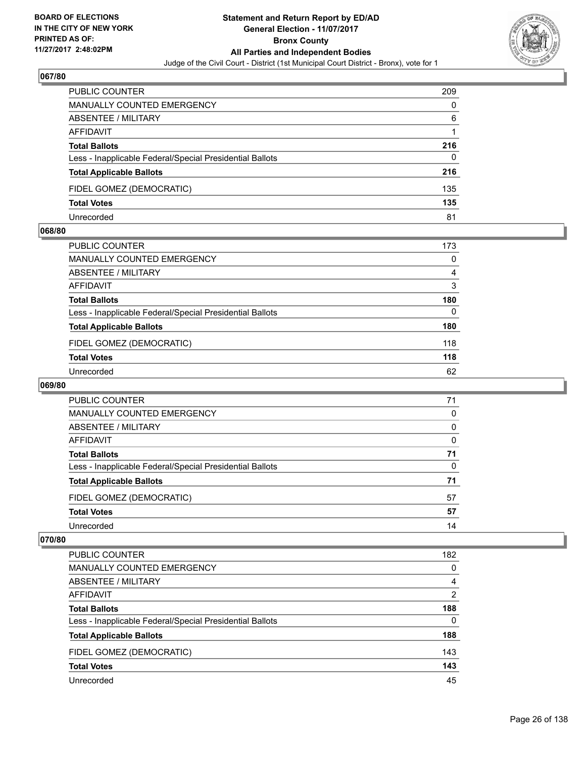**BOARD OF ELECTIONS IN THE CITY OF NEW YORK PRINTED AS OF: 11/27/2017 2:48:02PM**

# Statement and Return Report by ED/AD
## General Election - 11/07/2017
## Bronx County
## All Parties and Independent Bodies
### Judge of the Civil Court - District (1st Municipal Court District - Bronx), vote for 1

**067/80**

| | |
|---|---|
| PUBLIC COUNTER | 209 |
| MANUALLY COUNTED EMERGENCY | 0 |
| ABSENTEE / MILITARY | 6 |
| AFFIDAVIT | 1 |
| **Total Ballots** | **216** |
| Less - Inapplicable Federal/Special Presidential Ballots | 0 |
| **Total Applicable Ballots** | **216** |
| FIDEL GOMEZ (DEMOCRATIC) | 135 |
| **Total Votes** | **135** |
| Unrecorded | 81 |

**068/80**

| | |
|---|---|
| PUBLIC COUNTER | 173 |
| MANUALLY COUNTED EMERGENCY | 0 |
| ABSENTEE / MILITARY | 4 |
| AFFIDAVIT | 3 |
| **Total Ballots** | **180** |
| Less - Inapplicable Federal/Special Presidential Ballots | 0 |
| **Total Applicable Ballots** | **180** |
| FIDEL GOMEZ (DEMOCRATIC) | 118 |
| **Total Votes** | **118** |
| Unrecorded | 62 |

**069/80**

| | |
|---|---|
| PUBLIC COUNTER | 71 |
| MANUALLY COUNTED EMERGENCY | 0 |
| ABSENTEE / MILITARY | 0 |
| AFFIDAVIT | 0 |
| **Total Ballots** | **71** |
| Less - Inapplicable Federal/Special Presidential Ballots | 0 |
| **Total Applicable Ballots** | **71** |
| FIDEL GOMEZ (DEMOCRATIC) | 57 |
| **Total Votes** | **57** |
| Unrecorded | 14 |

**070/80**

| | |
|---|---|
| PUBLIC COUNTER | 182 |
| MANUALLY COUNTED EMERGENCY | 0 |
| ABSENTEE / MILITARY | 4 |
| AFFIDAVIT | 2 |
| **Total Ballots** | **188** |
| Less - Inapplicable Federal/Special Presidential Ballots | 0 |
| **Total Applicable Ballots** | **188** |
| FIDEL GOMEZ (DEMOCRATIC) | 143 |
| **Total Votes** | **143** |
| Unrecorded | 45 |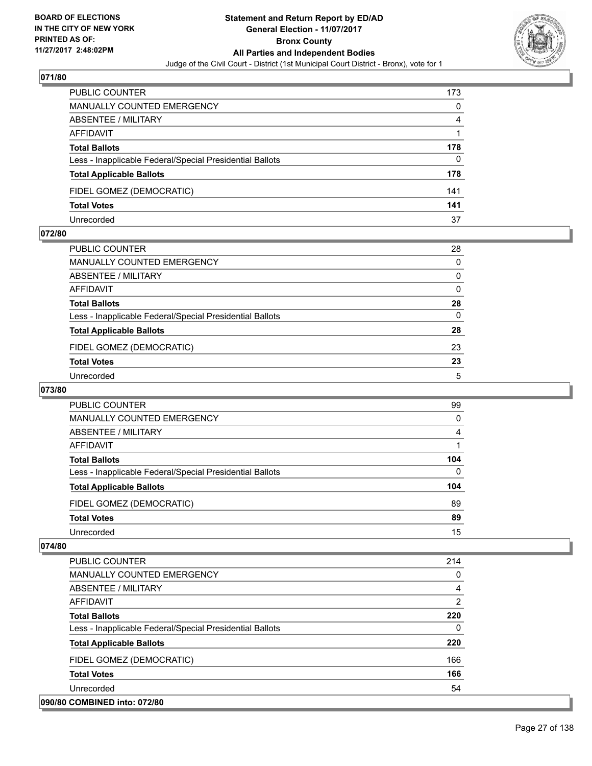## 071/80

| | |
|---|---|
| PUBLIC COUNTER | 173 |
| MANUALLY COUNTED EMERGENCY | 0 |
| ABSENTEE / MILITARY | 4 |
| AFFIDAVIT | 1 |
| **Total Ballots** | **178** |
| Less - Inapplicable Federal/Special Presidential Ballots | 0 |
| **Total Applicable Ballots** | **178** |
| FIDEL GOMEZ (DEMOCRATIC) | 141 |
| **Total Votes** | **141** |
| Unrecorded | 37 |

## 072/80

| | |
|---|---|
| PUBLIC COUNTER | 28 |
| MANUALLY COUNTED EMERGENCY | 0 |
| ABSENTEE / MILITARY | 0 |
| AFFIDAVIT | 0 |
| **Total Ballots** | **28** |
| Less - Inapplicable Federal/Special Presidential Ballots | 0 |
| **Total Applicable Ballots** | **28** |
| FIDEL GOMEZ (DEMOCRATIC) | 23 |
| **Total Votes** | **23** |
| Unrecorded | 5 |

## 073/80

| | |
|---|---|
| PUBLIC COUNTER | 99 |
| MANUALLY COUNTED EMERGENCY | 0 |
| ABSENTEE / MILITARY | 4 |
| AFFIDAVIT | 1 |
| **Total Ballots** | **104** |
| Less - Inapplicable Federal/Special Presidential Ballots | 0 |
| **Total Applicable Ballots** | **104** |
| FIDEL GOMEZ (DEMOCRATIC) | 89 |
| **Total Votes** | **89** |
| Unrecorded | 15 |

## 074/80

| | |
|---|---|
| PUBLIC COUNTER | 214 |
| MANUALLY COUNTED EMERGENCY | 0 |
| ABSENTEE / MILITARY | 4 |
| AFFIDAVIT | 2 |
| **Total Ballots** | **220** |
| Less - Inapplicable Federal/Special Presidential Ballots | 0 |
| **Total Applicable Ballots** | **220** |
| FIDEL GOMEZ (DEMOCRATIC) | 166 |
| **Total Votes** | **166** |
| Unrecorded | 54 |

## 090/80 COMBINED into: 072/80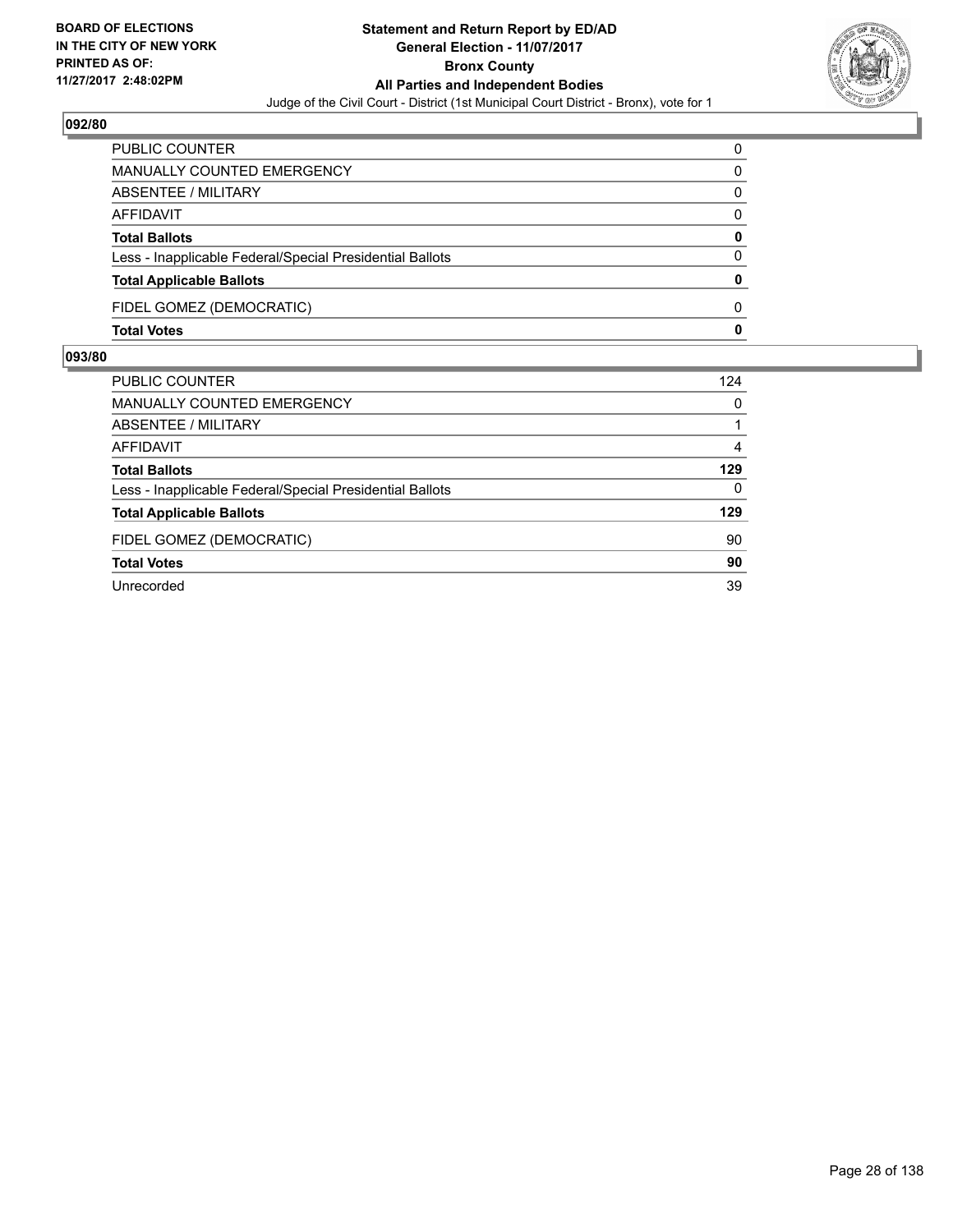## 092/80

| | |
|---|---|
| PUBLIC COUNTER | 0 |
| MANUALLY COUNTED EMERGENCY | 0 |
| ABSENTEE / MILITARY | 0 |
| AFFIDAVIT | 0 |
| **Total Ballots** | **0** |
| Less - Inapplicable Federal/Special Presidential Ballots | 0 |
| **Total Applicable Ballots** | **0** |
| FIDEL GOMEZ (DEMOCRATIC) | 0 |
| **Total Votes** | **0** |

## 093/80

| | |
|---|---|
| PUBLIC COUNTER | 124 |
| MANUALLY COUNTED EMERGENCY | 0 |
| ABSENTEE / MILITARY | 1 |
| AFFIDAVIT | 4 |
| **Total Ballots** | **129** |
| Less - Inapplicable Federal/Special Presidential Ballots | 0 |
| **Total Applicable Ballots** | **129** |
| FIDEL GOMEZ (DEMOCRATIC) | 90 |
| **Total Votes** | **90** |
| Unrecorded | 39 |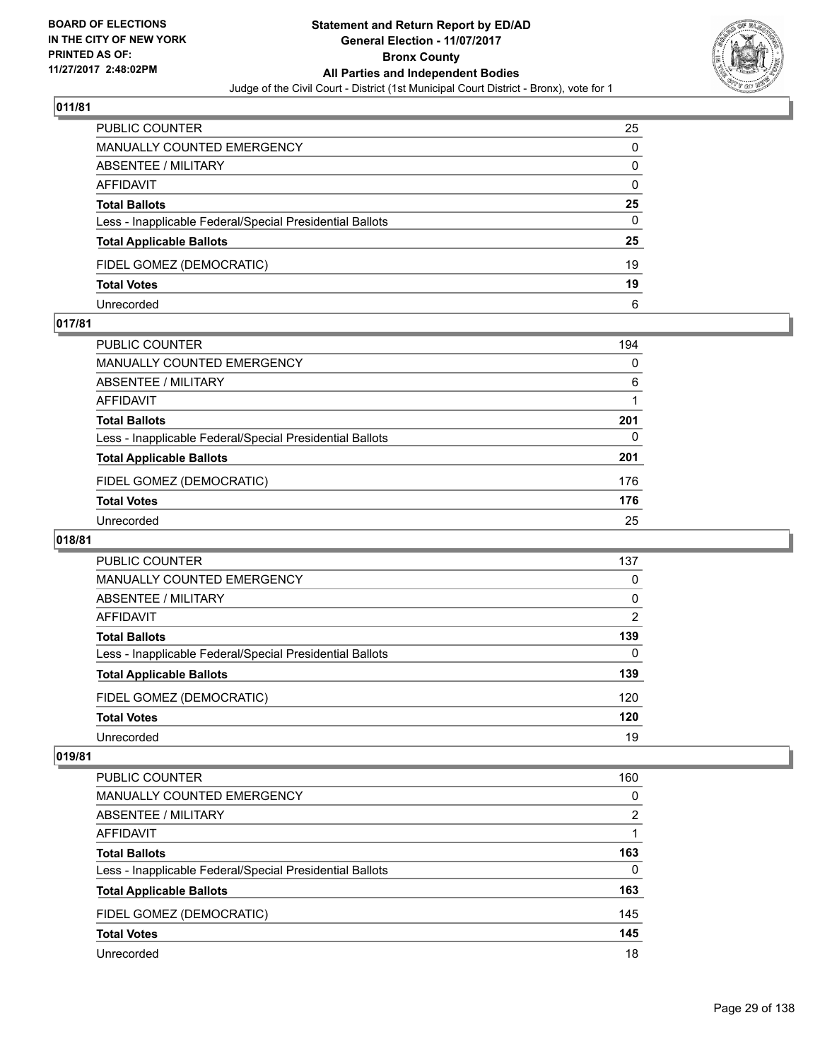**BOARD OF ELECTIONS IN THE CITY OF NEW YORK PRINTED AS OF: 11/27/2017 2:48:02PM**

# Statement and Return Report by ED/AD
## General Election - 11/07/2017
## Bronx County
## All Parties and Independent Bodies
### Judge of the Civil Court - District (1st Municipal Court District - Bronx), vote for 1

### 011/81

| | |
|---|---|
| PUBLIC COUNTER | 25 |
| MANUALLY COUNTED EMERGENCY | 0 |
| ABSENTEE / MILITARY | 0 |
| AFFIDAVIT | 0 |
| **Total Ballots** | **25** |
| Less - Inapplicable Federal/Special Presidential Ballots | 0 |
| **Total Applicable Ballots** | **25** |
| FIDEL GOMEZ (DEMOCRATIC) | 19 |
| **Total Votes** | **19** |
| Unrecorded | 6 |

### 017/81

| | |
|---|---|
| PUBLIC COUNTER | 194 |
| MANUALLY COUNTED EMERGENCY | 0 |
| ABSENTEE / MILITARY | 6 |
| AFFIDAVIT | 1 |
| **Total Ballots** | **201** |
| Less - Inapplicable Federal/Special Presidential Ballots | 0 |
| **Total Applicable Ballots** | **201** |
| FIDEL GOMEZ (DEMOCRATIC) | 176 |
| **Total Votes** | **176** |
| Unrecorded | 25 |

### 018/81

| | |
|---|---|
| PUBLIC COUNTER | 137 |
| MANUALLY COUNTED EMERGENCY | 0 |
| ABSENTEE / MILITARY | 0 |
| AFFIDAVIT | 2 |
| **Total Ballots** | **139** |
| Less - Inapplicable Federal/Special Presidential Ballots | 0 |
| **Total Applicable Ballots** | **139** |
| FIDEL GOMEZ (DEMOCRATIC) | 120 |
| **Total Votes** | **120** |
| Unrecorded | 19 |

### 019/81

| | |
|---|---|
| PUBLIC COUNTER | 160 |
| MANUALLY COUNTED EMERGENCY | 0 |
| ABSENTEE / MILITARY | 2 |
| AFFIDAVIT | 1 |
| **Total Ballots** | **163** |
| Less - Inapplicable Federal/Special Presidential Ballots | 0 |
| **Total Applicable Ballots** | **163** |
| FIDEL GOMEZ (DEMOCRATIC) | 145 |
| **Total Votes** | **145** |
| Unrecorded | 18 |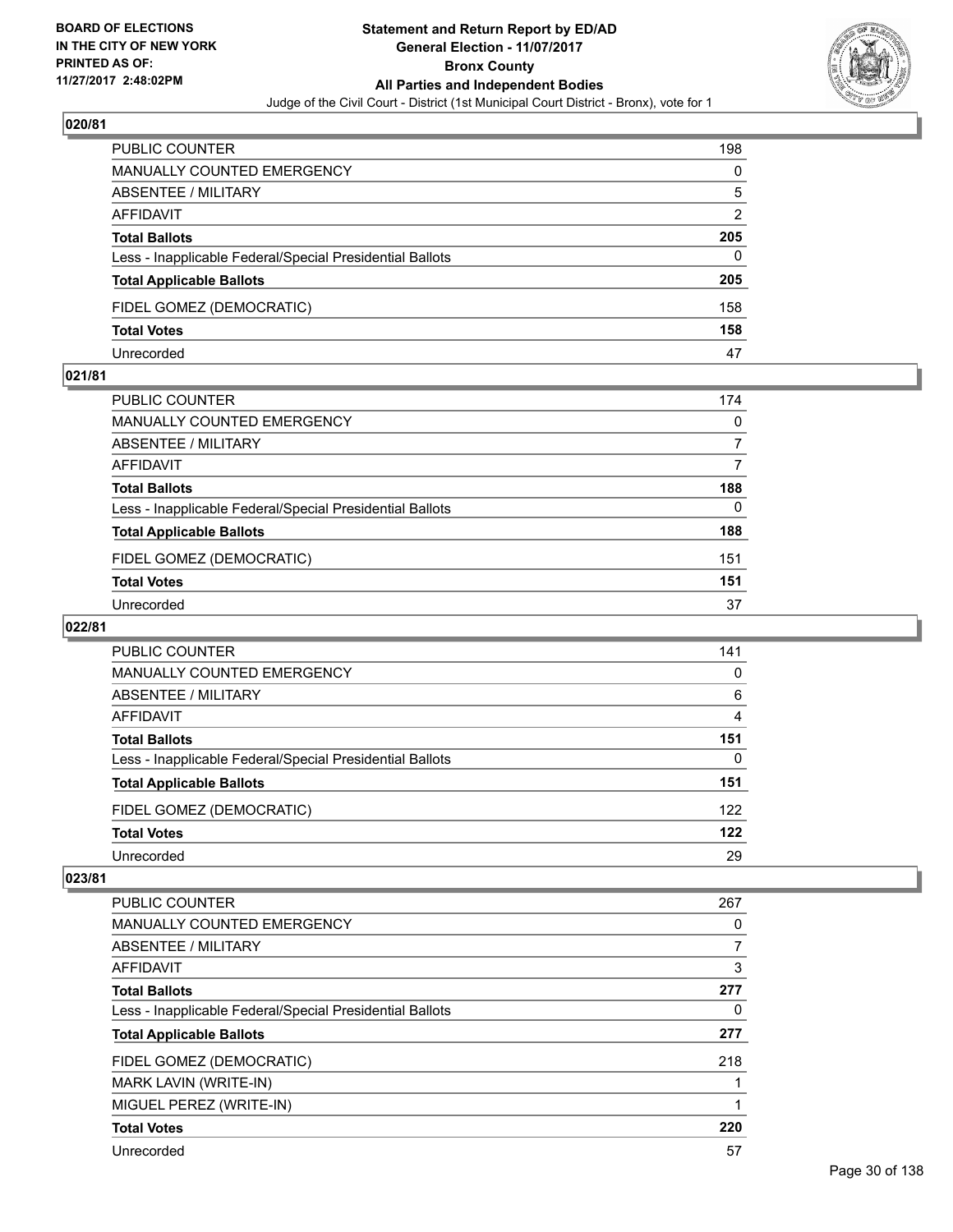# Statement and Return Report by ED/AD
## General Election - 11/07/2017
## Bronx County
## All Parties and Independent Bodies
Judge of the Civil Court - District (1st Municipal Court District - Bronx), vote for 1

BOARD OF ELECTIONS IN THE CITY OF NEW YORK PRINTED AS OF: 11/27/2017 2:48:02PM

### 020/81

| | |
|---|---|
| PUBLIC COUNTER | 198 |
| MANUALLY COUNTED EMERGENCY | 0 |
| ABSENTEE / MILITARY | 5 |
| AFFIDAVIT | 2 |
| **Total Ballots** | **205** |
| Less - Inapplicable Federal/Special Presidential Ballots | 0 |
| **Total Applicable Ballots** | **205** |
| FIDEL GOMEZ (DEMOCRATIC) | 158 |
| **Total Votes** | **158** |
| Unrecorded | 47 |

### 021/81

| | |
|---|---|
| PUBLIC COUNTER | 174 |
| MANUALLY COUNTED EMERGENCY | 0 |
| ABSENTEE / MILITARY | 7 |
| AFFIDAVIT | 7 |
| **Total Ballots** | **188** |
| Less - Inapplicable Federal/Special Presidential Ballots | 0 |
| **Total Applicable Ballots** | **188** |
| FIDEL GOMEZ (DEMOCRATIC) | 151 |
| **Total Votes** | **151** |
| Unrecorded | 37 |

### 022/81

| | |
|---|---|
| PUBLIC COUNTER | 141 |
| MANUALLY COUNTED EMERGENCY | 0 |
| ABSENTEE / MILITARY | 6 |
| AFFIDAVIT | 4 |
| **Total Ballots** | **151** |
| Less - Inapplicable Federal/Special Presidential Ballots | 0 |
| **Total Applicable Ballots** | **151** |
| FIDEL GOMEZ (DEMOCRATIC) | 122 |
| **Total Votes** | **122** |
| Unrecorded | 29 |

### 023/81

| | |
|---|---|
| PUBLIC COUNTER | 267 |
| MANUALLY COUNTED EMERGENCY | 0 |
| ABSENTEE / MILITARY | 7 |
| AFFIDAVIT | 3 |
| **Total Ballots** | **277** |
| Less - Inapplicable Federal/Special Presidential Ballots | 0 |
| **Total Applicable Ballots** | **277** |
| FIDEL GOMEZ (DEMOCRATIC) | 218 |
| MARK LAVIN (WRITE-IN) | 1 |
| MIGUEL PEREZ (WRITE-IN) | 1 |
| **Total Votes** | **220** |
| Unrecorded | 57 |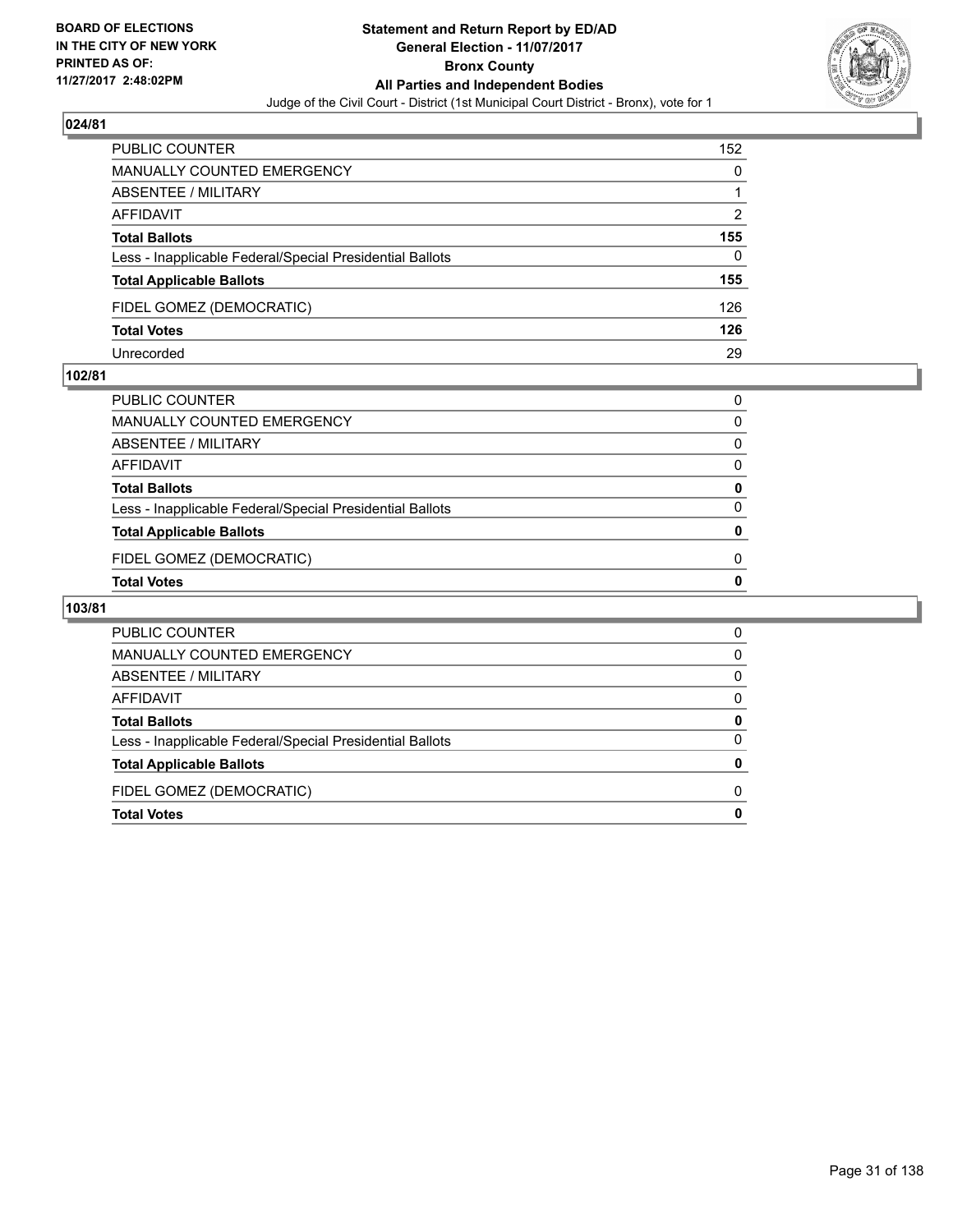**BOARD OF ELECTIONS IN THE CITY OF NEW YORK PRINTED AS OF: 11/27/2017 2:48:02PM**

# Statement and Return Report by ED/AD
## General Election - 11/07/2017
## Bronx County
## All Parties and Independent Bodies
Judge of the Civil Court - District (1st Municipal Court District - Bronx), vote for 1

### 024/81

| | |
|---|---|
| PUBLIC COUNTER | 152 |
| MANUALLY COUNTED EMERGENCY | 0 |
| ABSENTEE / MILITARY | 1 |
| AFFIDAVIT | 2 |
| **Total Ballots** | **155** |
| Less - Inapplicable Federal/Special Presidential Ballots | 0 |
| **Total Applicable Ballots** | **155** |
| FIDEL GOMEZ (DEMOCRATIC) | 126 |
| **Total Votes** | **126** |
| Unrecorded | 29 |

### 102/81

| | |
|---|---|
| PUBLIC COUNTER | 0 |
| MANUALLY COUNTED EMERGENCY | 0 |
| ABSENTEE / MILITARY | 0 |
| AFFIDAVIT | 0 |
| **Total Ballots** | **0** |
| Less - Inapplicable Federal/Special Presidential Ballots | 0 |
| **Total Applicable Ballots** | **0** |
| FIDEL GOMEZ (DEMOCRATIC) | 0 |
| **Total Votes** | **0** |

### 103/81

| | |
|---|---|
| PUBLIC COUNTER | 0 |
| MANUALLY COUNTED EMERGENCY | 0 |
| ABSENTEE / MILITARY | 0 |
| AFFIDAVIT | 0 |
| **Total Ballots** | **0** |
| Less - Inapplicable Federal/Special Presidential Ballots | 0 |
| **Total Applicable Ballots** | **0** |
| FIDEL GOMEZ (DEMOCRATIC) | 0 |
| **Total Votes** | **0** |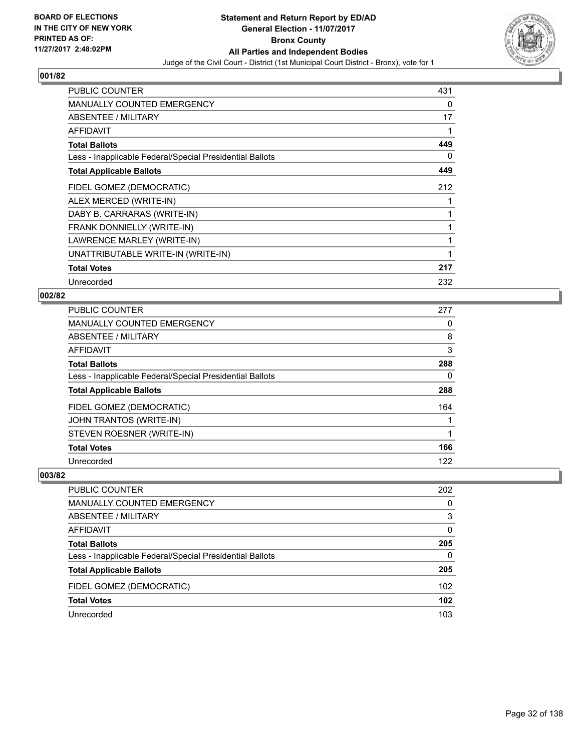**BOARD OF ELECTIONS IN THE CITY OF NEW YORK PRINTED AS OF: 11/27/2017 2:48:02PM**

# Statement and Return Report by ED/AD
## General Election - 11/07/2017
## Bronx County
## All Parties and Independent Bodies
### Judge of the Civil Court - District (1st Municipal Court District - Bronx), vote for 1

### 001/82

| | |
|---|---|
| PUBLIC COUNTER | 431 |
| MANUALLY COUNTED EMERGENCY | 0 |
| ABSENTEE / MILITARY | 17 |
| AFFIDAVIT | 1 |
| **Total Ballots** | **449** |
| Less - Inapplicable Federal/Special Presidential Ballots | 0 |
| **Total Applicable Ballots** | **449** |
| FIDEL GOMEZ (DEMOCRATIC) | 212 |
| ALEX MERCED (WRITE-IN) | 1 |
| DABY B. CARRARAS (WRITE-IN) | 1 |
| FRANK DONNIELLY (WRITE-IN) | 1 |
| LAWRENCE MARLEY (WRITE-IN) | 1 |
| UNATTRIBUTABLE WRITE-IN (WRITE-IN) | 1 |
| **Total Votes** | **217** |
| Unrecorded | 232 |

### 002/82

| | |
|---|---|
| PUBLIC COUNTER | 277 |
| MANUALLY COUNTED EMERGENCY | 0 |
| ABSENTEE / MILITARY | 8 |
| AFFIDAVIT | 3 |
| **Total Ballots** | **288** |
| Less - Inapplicable Federal/Special Presidential Ballots | 0 |
| **Total Applicable Ballots** | **288** |
| FIDEL GOMEZ (DEMOCRATIC) | 164 |
| JOHN TRANTOS (WRITE-IN) | 1 |
| STEVEN ROESNER (WRITE-IN) | 1 |
| **Total Votes** | **166** |
| Unrecorded | 122 |

### 003/82

| | |
|---|---|
| PUBLIC COUNTER | 202 |
| MANUALLY COUNTED EMERGENCY | 0 |
| ABSENTEE / MILITARY | 3 |
| AFFIDAVIT | 0 |
| **Total Ballots** | **205** |
| Less - Inapplicable Federal/Special Presidential Ballots | 0 |
| **Total Applicable Ballots** | **205** |
| FIDEL GOMEZ (DEMOCRATIC) | 102 |
| **Total Votes** | **102** |
| Unrecorded | 103 |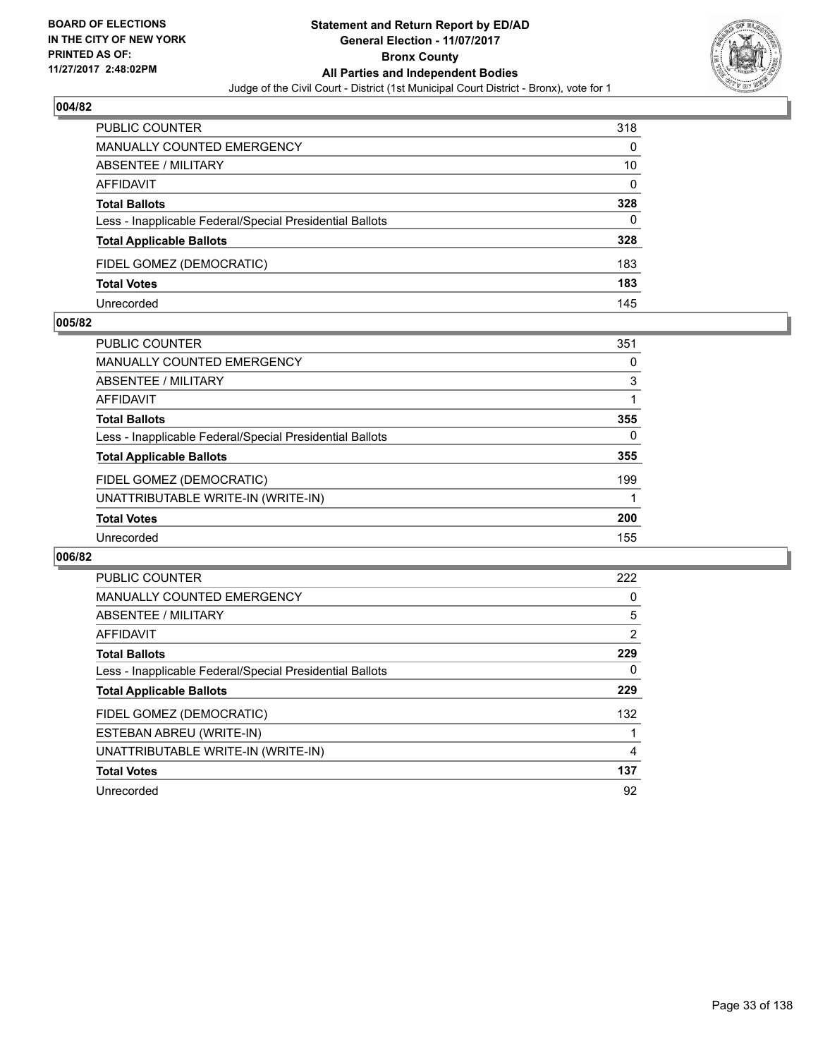**BOARD OF ELECTIONS IN THE CITY OF NEW YORK PRINTED AS OF: 11/27/2017 2:48:02PM**

# Statement and Return Report by ED/AD
## General Election - 11/07/2017
## Bronx County
## All Parties and Independent Bodies
Judge of the Civil Court - District (1st Municipal Court District - Bronx), vote for 1

### 004/82

| | |
|---|---|
| PUBLIC COUNTER | 318 |
| MANUALLY COUNTED EMERGENCY | 0 |
| ABSENTEE / MILITARY | 10 |
| AFFIDAVIT | 0 |
| **Total Ballots** | **328** |
| Less - Inapplicable Federal/Special Presidential Ballots | 0 |
| **Total Applicable Ballots** | **328** |
| FIDEL GOMEZ (DEMOCRATIC) | 183 |
| **Total Votes** | **183** |
| Unrecorded | 145 |

### 005/82

| | |
|---|---|
| PUBLIC COUNTER | 351 |
| MANUALLY COUNTED EMERGENCY | 0 |
| ABSENTEE / MILITARY | 3 |
| AFFIDAVIT | 1 |
| **Total Ballots** | **355** |
| Less - Inapplicable Federal/Special Presidential Ballots | 0 |
| **Total Applicable Ballots** | **355** |
| FIDEL GOMEZ (DEMOCRATIC) | 199 |
| UNATTRIBUTABLE WRITE-IN (WRITE-IN) | 1 |
| **Total Votes** | **200** |
| Unrecorded | 155 |

### 006/82

| | |
|---|---|
| PUBLIC COUNTER | 222 |
| MANUALLY COUNTED EMERGENCY | 0 |
| ABSENTEE / MILITARY | 5 |
| AFFIDAVIT | 2 |
| **Total Ballots** | **229** |
| Less - Inapplicable Federal/Special Presidential Ballots | 0 |
| **Total Applicable Ballots** | **229** |
| FIDEL GOMEZ (DEMOCRATIC) | 132 |
| ESTEBAN ABREU (WRITE-IN) | 1 |
| UNATTRIBUTABLE WRITE-IN (WRITE-IN) | 4 |
| **Total Votes** | **137** |
| Unrecorded | 92 |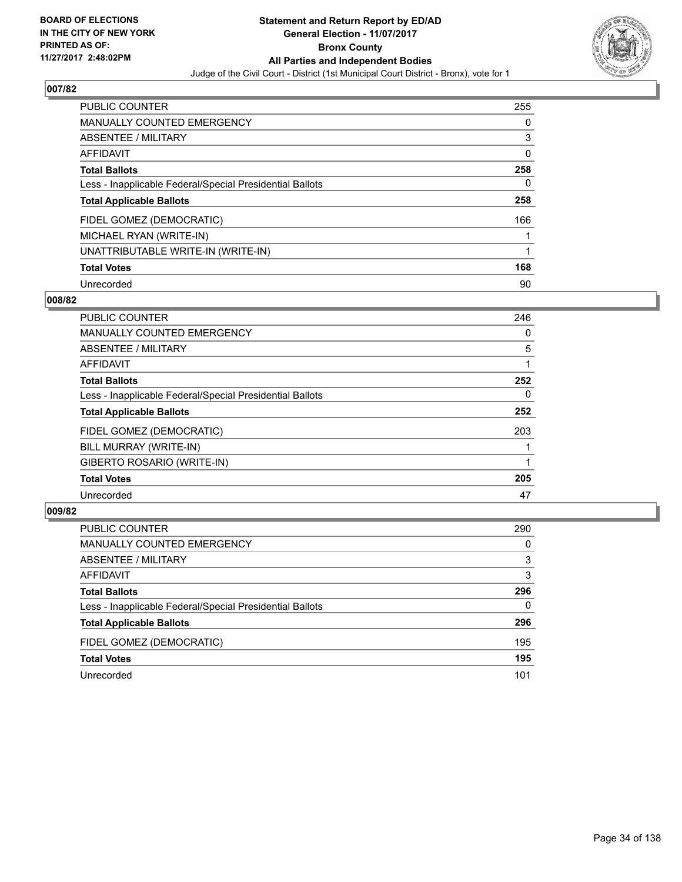BOARD OF ELECTIONS
IN THE CITY OF NEW YORK
PRINTED AS OF:
11/27/2017 2:48:02PM

**Statement and Return Report by ED/AD**
**General Election - 11/07/2017**
**Bronx County**
**All Parties and Independent Bodies**
Judge of the Civil Court - District (1st Municipal Court District - Bronx), vote for 1

### 007/82

| | |
|---|---|
| PUBLIC COUNTER | 255 |
| MANUALLY COUNTED EMERGENCY | 0 |
| ABSENTEE / MILITARY | 3 |
| AFFIDAVIT | 0 |
| **Total Ballots** | **258** |
| Less - Inapplicable Federal/Special Presidential Ballots | 0 |
| **Total Applicable Ballots** | **258** |
| FIDEL GOMEZ (DEMOCRATIC) | 166 |
| MICHAEL RYAN (WRITE-IN) | 1 |
| UNATTRIBUTABLE WRITE-IN (WRITE-IN) | 1 |
| **Total Votes** | **168** |
| Unrecorded | 90 |

### 008/82

| | |
|---|---|
| PUBLIC COUNTER | 246 |
| MANUALLY COUNTED EMERGENCY | 0 |
| ABSENTEE / MILITARY | 5 |
| AFFIDAVIT | 1 |
| **Total Ballots** | **252** |
| Less - Inapplicable Federal/Special Presidential Ballots | 0 |
| **Total Applicable Ballots** | **252** |
| FIDEL GOMEZ (DEMOCRATIC) | 203 |
| BILL MURRAY (WRITE-IN) | 1 |
| GIBERTO ROSARIO (WRITE-IN) | 1 |
| **Total Votes** | **205** |
| Unrecorded | 47 |

### 009/82

| | |
|---|---|
| PUBLIC COUNTER | 290 |
| MANUALLY COUNTED EMERGENCY | 0 |
| ABSENTEE / MILITARY | 3 |
| AFFIDAVIT | 3 |
| **Total Ballots** | **296** |
| Less - Inapplicable Federal/Special Presidential Ballots | 0 |
| **Total Applicable Ballots** | **296** |
| FIDEL GOMEZ (DEMOCRATIC) | 195 |
| **Total Votes** | **195** |
| Unrecorded | 101 |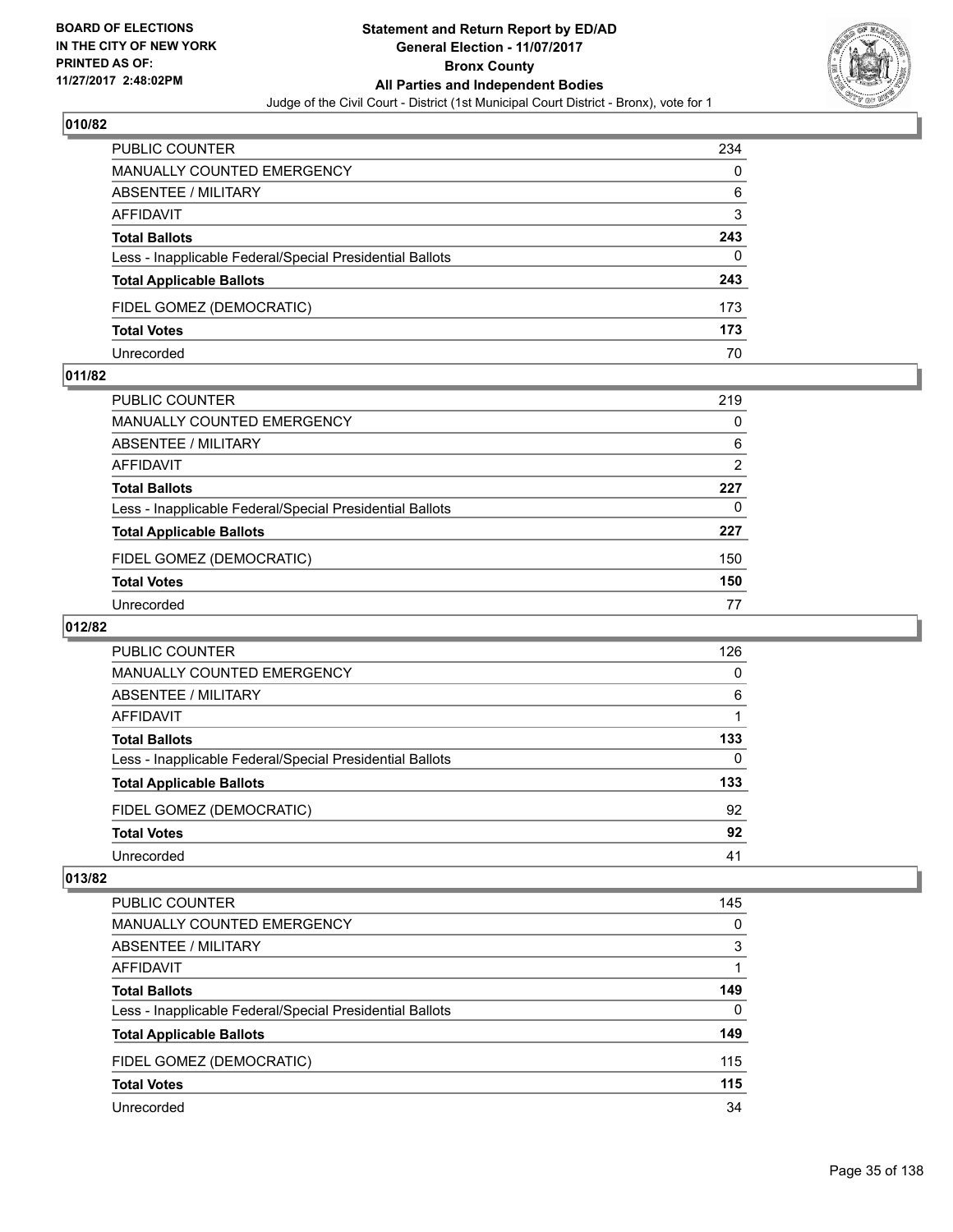## 010/82

| | |
|---|---|
| PUBLIC COUNTER | 234 |
| MANUALLY COUNTED EMERGENCY | 0 |
| ABSENTEE / MILITARY | 6 |
| AFFIDAVIT | 3 |
| **Total Ballots** | **243** |
| Less - Inapplicable Federal/Special Presidential Ballots | 0 |
| **Total Applicable Ballots** | **243** |
| FIDEL GOMEZ (DEMOCRATIC) | 173 |
| **Total Votes** | **173** |
| Unrecorded | 70 |

## 011/82

| | |
|---|---|
| PUBLIC COUNTER | 219 |
| MANUALLY COUNTED EMERGENCY | 0 |
| ABSENTEE / MILITARY | 6 |
| AFFIDAVIT | 2 |
| **Total Ballots** | **227** |
| Less - Inapplicable Federal/Special Presidential Ballots | 0 |
| **Total Applicable Ballots** | **227** |
| FIDEL GOMEZ (DEMOCRATIC) | 150 |
| **Total Votes** | **150** |
| Unrecorded | 77 |

## 012/82

| | |
|---|---|
| PUBLIC COUNTER | 126 |
| MANUALLY COUNTED EMERGENCY | 0 |
| ABSENTEE / MILITARY | 6 |
| AFFIDAVIT | 1 |
| **Total Ballots** | **133** |
| Less - Inapplicable Federal/Special Presidential Ballots | 0 |
| **Total Applicable Ballots** | **133** |
| FIDEL GOMEZ (DEMOCRATIC) | 92 |
| **Total Votes** | **92** |
| Unrecorded | 41 |

## 013/82

| | |
|---|---|
| PUBLIC COUNTER | 145 |
| MANUALLY COUNTED EMERGENCY | 0 |
| ABSENTEE / MILITARY | 3 |
| AFFIDAVIT | 1 |
| **Total Ballots** | **149** |
| Less - Inapplicable Federal/Special Presidential Ballots | 0 |
| **Total Applicable Ballots** | **149** |
| FIDEL GOMEZ (DEMOCRATIC) | 115 |
| **Total Votes** | **115** |
| Unrecorded | 34 |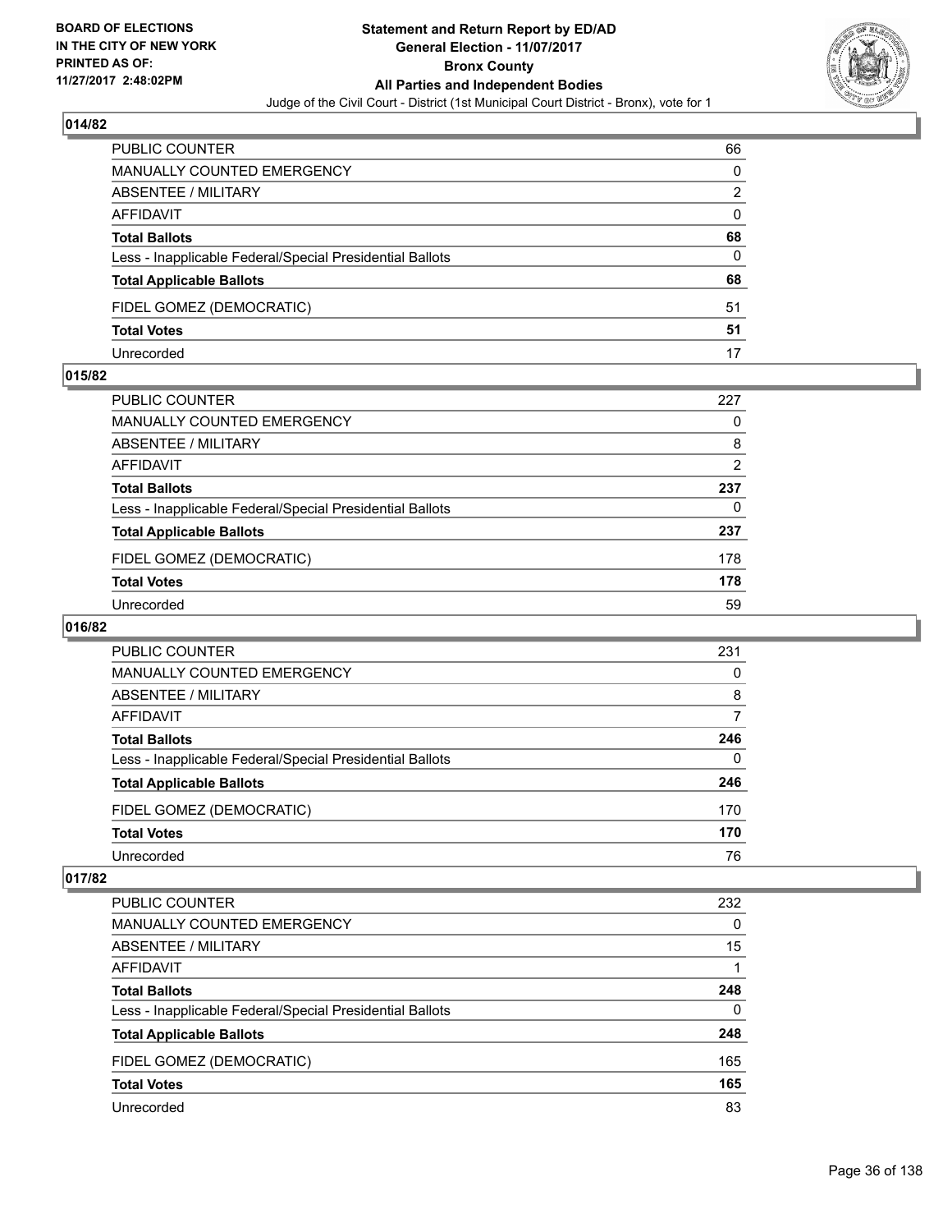**BOARD OF ELECTIONS IN THE CITY OF NEW YORK PRINTED AS OF: 11/27/2017 2:48:02PM**

# Statement and Return Report by ED/AD
## General Election - 11/07/2017
## Bronx County
## All Parties and Independent Bodies
Judge of the Civil Court - District (1st Municipal Court District - Bronx), vote for 1

### 014/82

| | |
|---|---|
| PUBLIC COUNTER | 66 |
| MANUALLY COUNTED EMERGENCY | 0 |
| ABSENTEE / MILITARY | 2 |
| AFFIDAVIT | 0 |
| **Total Ballots** | **68** |
| Less - Inapplicable Federal/Special Presidential Ballots | 0 |
| **Total Applicable Ballots** | **68** |
| FIDEL GOMEZ (DEMOCRATIC) | 51 |
| **Total Votes** | **51** |
| Unrecorded | 17 |

### 015/82

| | |
|---|---|
| PUBLIC COUNTER | 227 |
| MANUALLY COUNTED EMERGENCY | 0 |
| ABSENTEE / MILITARY | 8 |
| AFFIDAVIT | 2 |
| **Total Ballots** | **237** |
| Less - Inapplicable Federal/Special Presidential Ballots | 0 |
| **Total Applicable Ballots** | **237** |
| FIDEL GOMEZ (DEMOCRATIC) | 178 |
| **Total Votes** | **178** |
| Unrecorded | 59 |

### 016/82

| | |
|---|---|
| PUBLIC COUNTER | 231 |
| MANUALLY COUNTED EMERGENCY | 0 |
| ABSENTEE / MILITARY | 8 |
| AFFIDAVIT | 7 |
| **Total Ballots** | **246** |
| Less - Inapplicable Federal/Special Presidential Ballots | 0 |
| **Total Applicable Ballots** | **246** |
| FIDEL GOMEZ (DEMOCRATIC) | 170 |
| **Total Votes** | **170** |
| Unrecorded | 76 |

### 017/82

| | |
|---|---|
| PUBLIC COUNTER | 232 |
| MANUALLY COUNTED EMERGENCY | 0 |
| ABSENTEE / MILITARY | 15 |
| AFFIDAVIT | 1 |
| **Total Ballots** | **248** |
| Less - Inapplicable Federal/Special Presidential Ballots | 0 |
| **Total Applicable Ballots** | **248** |
| FIDEL GOMEZ (DEMOCRATIC) | 165 |
| **Total Votes** | **165** |
| Unrecorded | 83 |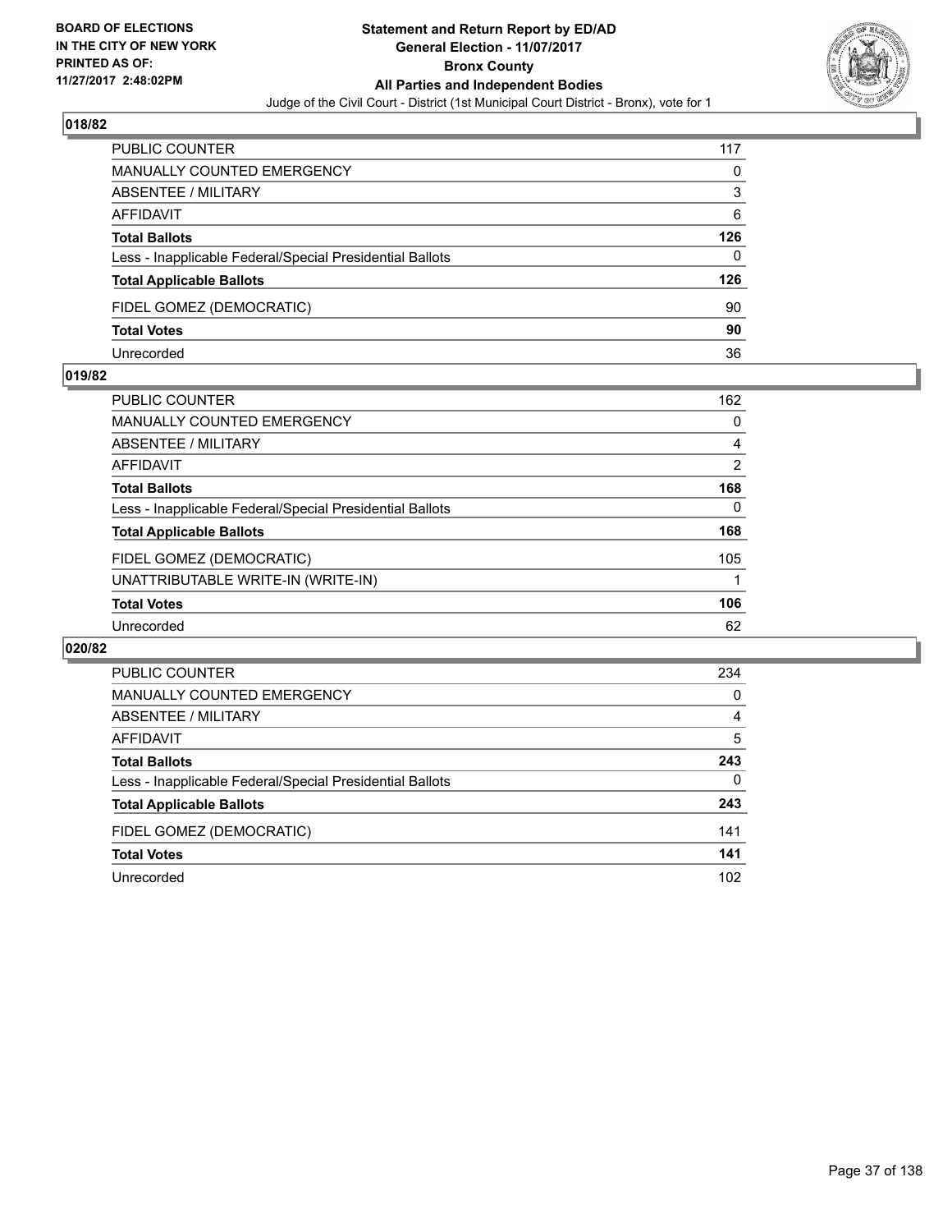BOARD OF ELECTIONS
IN THE CITY OF NEW YORK
PRINTED AS OF:
11/27/2017 2:48:02PM

**Statement and Return Report by ED/AD**
**General Election - 11/07/2017**
**Bronx County**
**All Parties and Independent Bodies**
Judge of the Civil Court - District (1st Municipal Court District - Bronx), vote for 1

### 018/82

| | |
|---|---|
| PUBLIC COUNTER | 117 |
| MANUALLY COUNTED EMERGENCY | 0 |
| ABSENTEE / MILITARY | 3 |
| AFFIDAVIT | 6 |
| **Total Ballots** | **126** |
| Less - Inapplicable Federal/Special Presidential Ballots | 0 |
| **Total Applicable Ballots** | **126** |
| FIDEL GOMEZ (DEMOCRATIC) | 90 |
| **Total Votes** | **90** |
| Unrecorded | 36 |

### 019/82

| | |
|---|---|
| PUBLIC COUNTER | 162 |
| MANUALLY COUNTED EMERGENCY | 0 |
| ABSENTEE / MILITARY | 4 |
| AFFIDAVIT | 2 |
| **Total Ballots** | **168** |
| Less - Inapplicable Federal/Special Presidential Ballots | 0 |
| **Total Applicable Ballots** | **168** |
| FIDEL GOMEZ (DEMOCRATIC) | 105 |
| UNATTRIBUTABLE WRITE-IN (WRITE-IN) | 1 |
| **Total Votes** | **106** |
| Unrecorded | 62 |

### 020/82

| | |
|---|---|
| PUBLIC COUNTER | 234 |
| MANUALLY COUNTED EMERGENCY | 0 |
| ABSENTEE / MILITARY | 4 |
| AFFIDAVIT | 5 |
| **Total Ballots** | **243** |
| Less - Inapplicable Federal/Special Presidential Ballots | 0 |
| **Total Applicable Ballots** | **243** |
| FIDEL GOMEZ (DEMOCRATIC) | 141 |
| **Total Votes** | **141** |
| Unrecorded | 102 |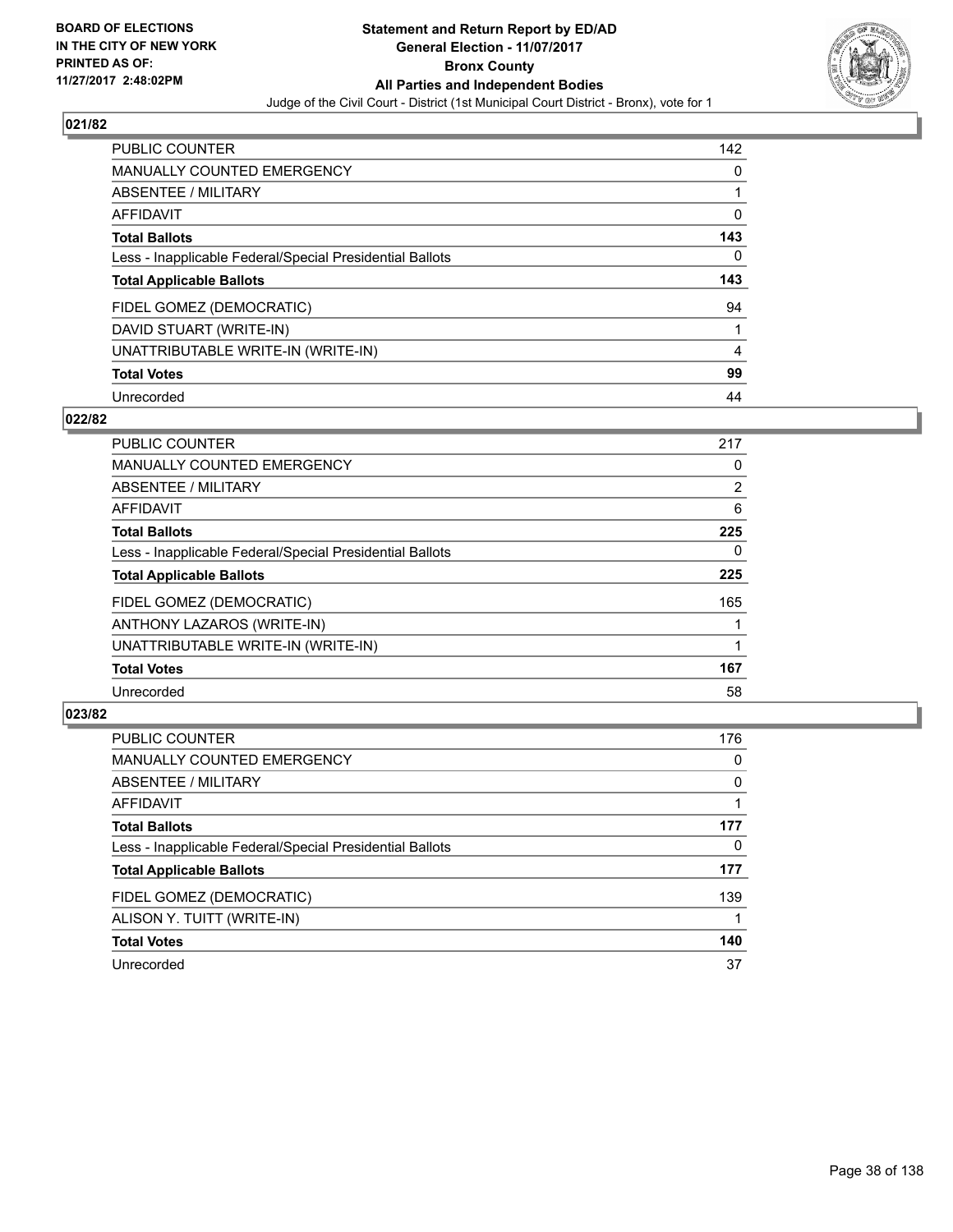BOARD OF ELECTIONS
IN THE CITY OF NEW YORK
PRINTED AS OF:
11/27/2017 2:48:02PM

**Statement and Return Report by ED/AD**
**General Election - 11/07/2017**
**Bronx County**
**All Parties and Independent Bodies**
Judge of the Civil Court - District (1st Municipal Court District - Bronx), vote for 1

### 021/82

| | |
|---|---|
| PUBLIC COUNTER | 142 |
| MANUALLY COUNTED EMERGENCY | 0 |
| ABSENTEE / MILITARY | 1 |
| AFFIDAVIT | 0 |
| **Total Ballots** | **143** |
| Less - Inapplicable Federal/Special Presidential Ballots | 0 |
| **Total Applicable Ballots** | **143** |
| FIDEL GOMEZ (DEMOCRATIC) | 94 |
| DAVID STUART (WRITE-IN) | 1 |
| UNATTRIBUTABLE WRITE-IN (WRITE-IN) | 4 |
| **Total Votes** | **99** |
| Unrecorded | 44 |

### 022/82

| | |
|---|---|
| PUBLIC COUNTER | 217 |
| MANUALLY COUNTED EMERGENCY | 0 |
| ABSENTEE / MILITARY | 2 |
| AFFIDAVIT | 6 |
| **Total Ballots** | **225** |
| Less - Inapplicable Federal/Special Presidential Ballots | 0 |
| **Total Applicable Ballots** | **225** |
| FIDEL GOMEZ (DEMOCRATIC) | 165 |
| ANTHONY LAZAROS (WRITE-IN) | 1 |
| UNATTRIBUTABLE WRITE-IN (WRITE-IN) | 1 |
| **Total Votes** | **167** |
| Unrecorded | 58 |

### 023/82

| | |
|---|---|
| PUBLIC COUNTER | 176 |
| MANUALLY COUNTED EMERGENCY | 0 |
| ABSENTEE / MILITARY | 0 |
| AFFIDAVIT | 1 |
| **Total Ballots** | **177** |
| Less - Inapplicable Federal/Special Presidential Ballots | 0 |
| **Total Applicable Ballots** | **177** |
| FIDEL GOMEZ (DEMOCRATIC) | 139 |
| ALISON Y. TUITT (WRITE-IN) | 1 |
| **Total Votes** | **140** |
| Unrecorded | 37 |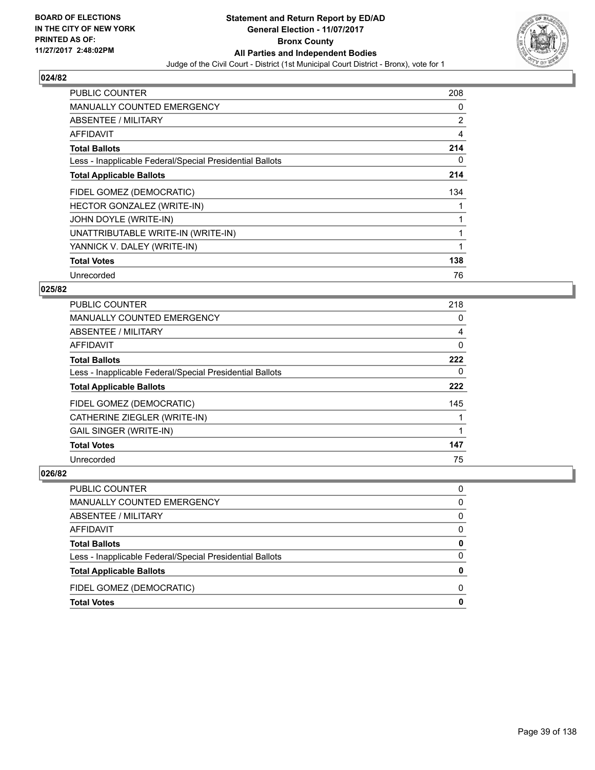**BOARD OF ELECTIONS IN THE CITY OF NEW YORK PRINTED AS OF: 11/27/2017 2:48:02PM**

# Statement and Return Report by ED/AD
## General Election - 11/07/2017
## Bronx County
## All Parties and Independent Bodies
Judge of the Civil Court - District (1st Municipal Court District - Bronx), vote for 1

### 024/82

| | |
|---|---|
| PUBLIC COUNTER | 208 |
| MANUALLY COUNTED EMERGENCY | 0 |
| ABSENTEE / MILITARY | 2 |
| AFFIDAVIT | 4 |
| **Total Ballots** | **214** |
| Less - Inapplicable Federal/Special Presidential Ballots | 0 |
| **Total Applicable Ballots** | **214** |
| FIDEL GOMEZ (DEMOCRATIC) | 134 |
| HECTOR GONZALEZ (WRITE-IN) | 1 |
| JOHN DOYLE (WRITE-IN) | 1 |
| UNATTRIBUTABLE WRITE-IN (WRITE-IN) | 1 |
| YANNICK V. DALEY (WRITE-IN) | 1 |
| **Total Votes** | **138** |
| Unrecorded | 76 |

### 025/82

| | |
|---|---|
| PUBLIC COUNTER | 218 |
| MANUALLY COUNTED EMERGENCY | 0 |
| ABSENTEE / MILITARY | 4 |
| AFFIDAVIT | 0 |
| **Total Ballots** | **222** |
| Less - Inapplicable Federal/Special Presidential Ballots | 0 |
| **Total Applicable Ballots** | **222** |
| FIDEL GOMEZ (DEMOCRATIC) | 145 |
| CATHERINE ZIEGLER (WRITE-IN) | 1 |
| GAIL SINGER (WRITE-IN) | 1 |
| **Total Votes** | **147** |
| Unrecorded | 75 |

### 026/82

| | |
|---|---|
| PUBLIC COUNTER | 0 |
| MANUALLY COUNTED EMERGENCY | 0 |
| ABSENTEE / MILITARY | 0 |
| AFFIDAVIT | 0 |
| **Total Ballots** | **0** |
| Less - Inapplicable Federal/Special Presidential Ballots | 0 |
| **Total Applicable Ballots** | **0** |
| FIDEL GOMEZ (DEMOCRATIC) | 0 |
| **Total Votes** | **0** |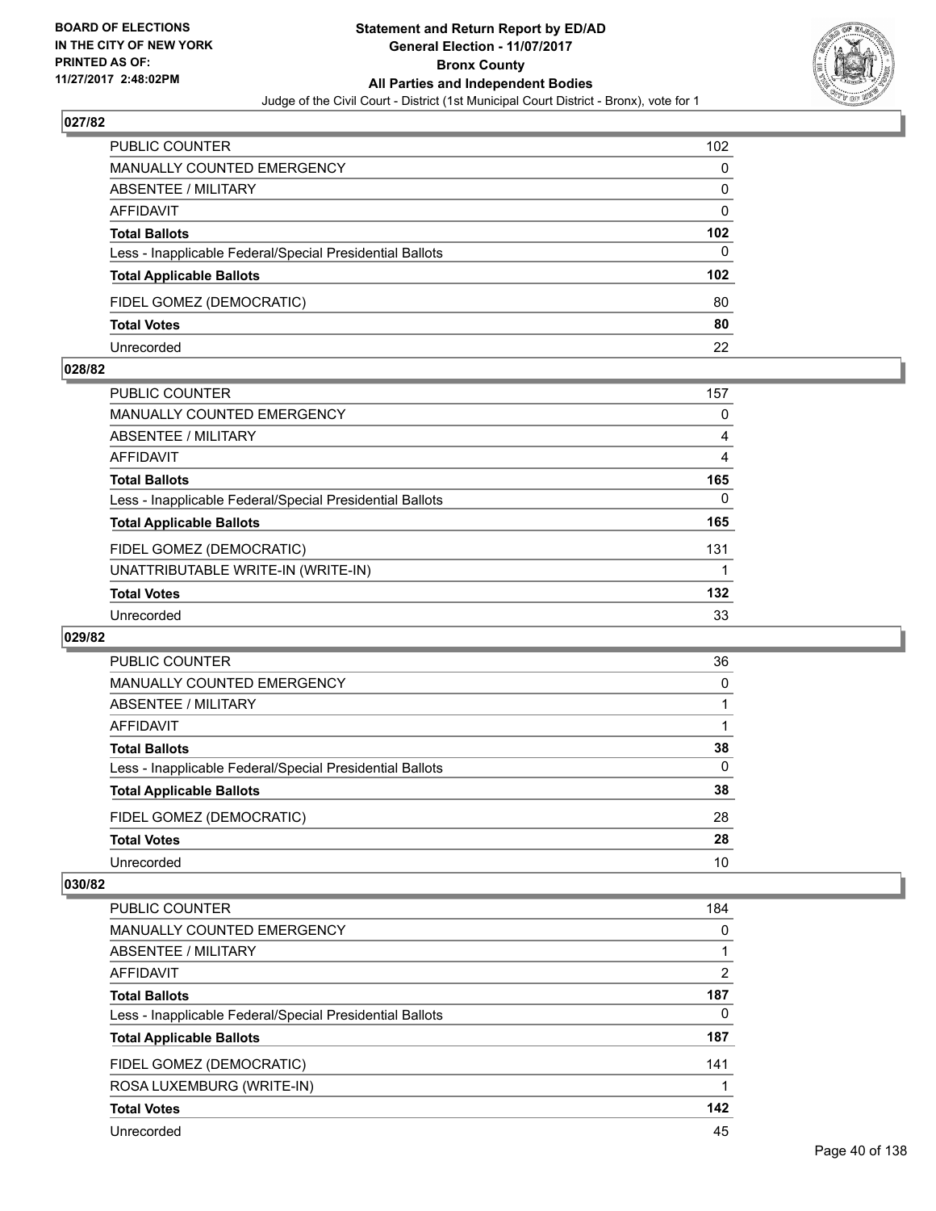**BOARD OF ELECTIONS IN THE CITY OF NEW YORK PRINTED AS OF: 11/27/2017 2:48:02PM**

# Statement and Return Report by ED/AD
## General Election - 11/07/2017
## Bronx County
## All Parties and Independent Bodies
### Judge of the Civil Court - District (1st Municipal Court District - Bronx), vote for 1

### 027/82

| | |
|---|---|
| PUBLIC COUNTER | 102 |
| MANUALLY COUNTED EMERGENCY | 0 |
| ABSENTEE / MILITARY | 0 |
| AFFIDAVIT | 0 |
| **Total Ballots** | **102** |
| Less - Inapplicable Federal/Special Presidential Ballots | 0 |
| **Total Applicable Ballots** | **102** |
| FIDEL GOMEZ (DEMOCRATIC) | 80 |
| **Total Votes** | **80** |
| Unrecorded | 22 |

### 028/82

| | |
|---|---|
| PUBLIC COUNTER | 157 |
| MANUALLY COUNTED EMERGENCY | 0 |
| ABSENTEE / MILITARY | 4 |
| AFFIDAVIT | 4 |
| **Total Ballots** | **165** |
| Less - Inapplicable Federal/Special Presidential Ballots | 0 |
| **Total Applicable Ballots** | **165** |
| FIDEL GOMEZ (DEMOCRATIC) | 131 |
| UNATTRIBUTABLE WRITE-IN (WRITE-IN) | 1 |
| **Total Votes** | **132** |
| Unrecorded | 33 |

### 029/82

| | |
|---|---|
| PUBLIC COUNTER | 36 |
| MANUALLY COUNTED EMERGENCY | 0 |
| ABSENTEE / MILITARY | 1 |
| AFFIDAVIT | 1 |
| **Total Ballots** | **38** |
| Less - Inapplicable Federal/Special Presidential Ballots | 0 |
| **Total Applicable Ballots** | **38** |
| FIDEL GOMEZ (DEMOCRATIC) | 28 |
| **Total Votes** | **28** |
| Unrecorded | 10 |

### 030/82

| | |
|---|---|
| PUBLIC COUNTER | 184 |
| MANUALLY COUNTED EMERGENCY | 0 |
| ABSENTEE / MILITARY | 1 |
| AFFIDAVIT | 2 |
| **Total Ballots** | **187** |
| Less - Inapplicable Federal/Special Presidential Ballots | 0 |
| **Total Applicable Ballots** | **187** |
| FIDEL GOMEZ (DEMOCRATIC) | 141 |
| ROSA LUXEMBURG (WRITE-IN) | 1 |
| **Total Votes** | **142** |
| Unrecorded | 45 |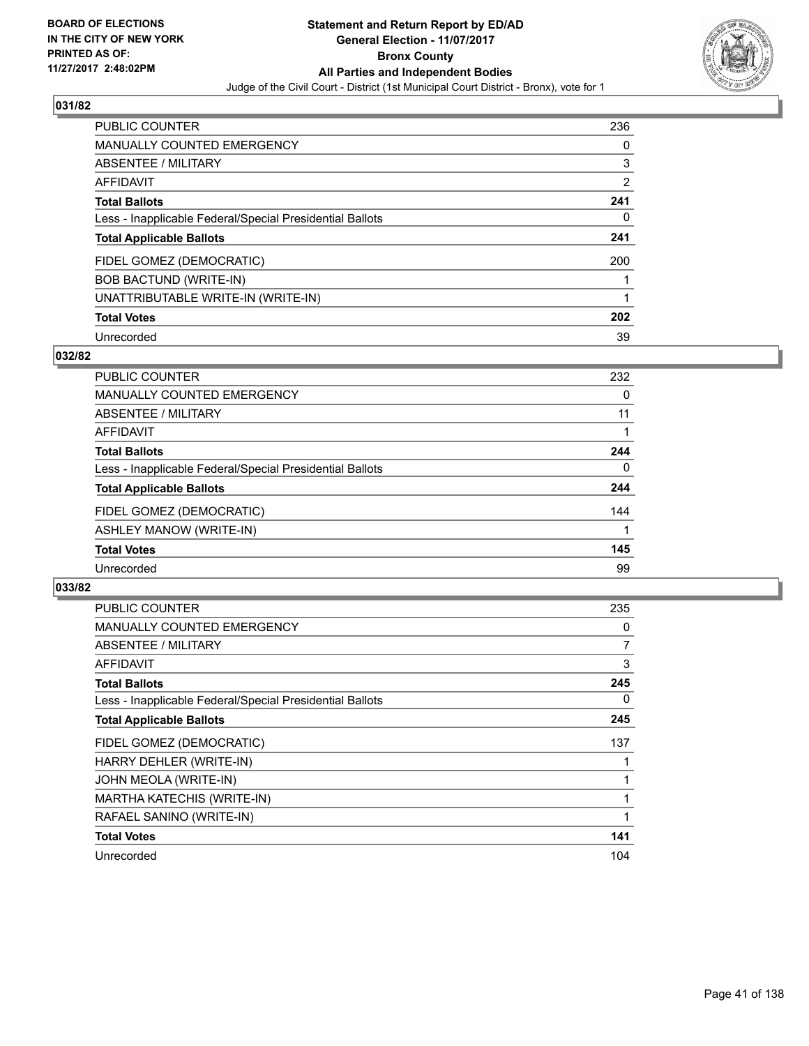BOARD OF ELECTIONS
IN THE CITY OF NEW YORK
PRINTED AS OF:
11/27/2017 2:48:02PM

**Statement and Return Report by ED/AD**
**General Election - 11/07/2017**
**Bronx County**
**All Parties and Independent Bodies**
Judge of the Civil Court - District (1st Municipal Court District - Bronx), vote for 1

### 031/82

| | |
|---|---|
| PUBLIC COUNTER | 236 |
| MANUALLY COUNTED EMERGENCY | 0 |
| ABSENTEE / MILITARY | 3 |
| AFFIDAVIT | 2 |
| **Total Ballots** | **241** |
| Less - Inapplicable Federal/Special Presidential Ballots | 0 |
| **Total Applicable Ballots** | **241** |
| FIDEL GOMEZ (DEMOCRATIC) | 200 |
| BOB BACTUND (WRITE-IN) | 1 |
| UNATTRIBUTABLE WRITE-IN (WRITE-IN) | 1 |
| **Total Votes** | **202** |
| Unrecorded | 39 |

### 032/82

| | |
|---|---|
| PUBLIC COUNTER | 232 |
| MANUALLY COUNTED EMERGENCY | 0 |
| ABSENTEE / MILITARY | 11 |
| AFFIDAVIT | 1 |
| **Total Ballots** | **244** |
| Less - Inapplicable Federal/Special Presidential Ballots | 0 |
| **Total Applicable Ballots** | **244** |
| FIDEL GOMEZ (DEMOCRATIC) | 144 |
| ASHLEY MANOW (WRITE-IN) | 1 |
| **Total Votes** | **145** |
| Unrecorded | 99 |

### 033/82

| | |
|---|---|
| PUBLIC COUNTER | 235 |
| MANUALLY COUNTED EMERGENCY | 0 |
| ABSENTEE / MILITARY | 7 |
| AFFIDAVIT | 3 |
| **Total Ballots** | **245** |
| Less - Inapplicable Federal/Special Presidential Ballots | 0 |
| **Total Applicable Ballots** | **245** |
| FIDEL GOMEZ (DEMOCRATIC) | 137 |
| HARRY DEHLER (WRITE-IN) | 1 |
| JOHN MEOLA (WRITE-IN) | 1 |
| MARTHA KATECHIS (WRITE-IN) | 1 |
| RAFAEL SANINO (WRITE-IN) | 1 |
| **Total Votes** | **141** |
| Unrecorded | 104 |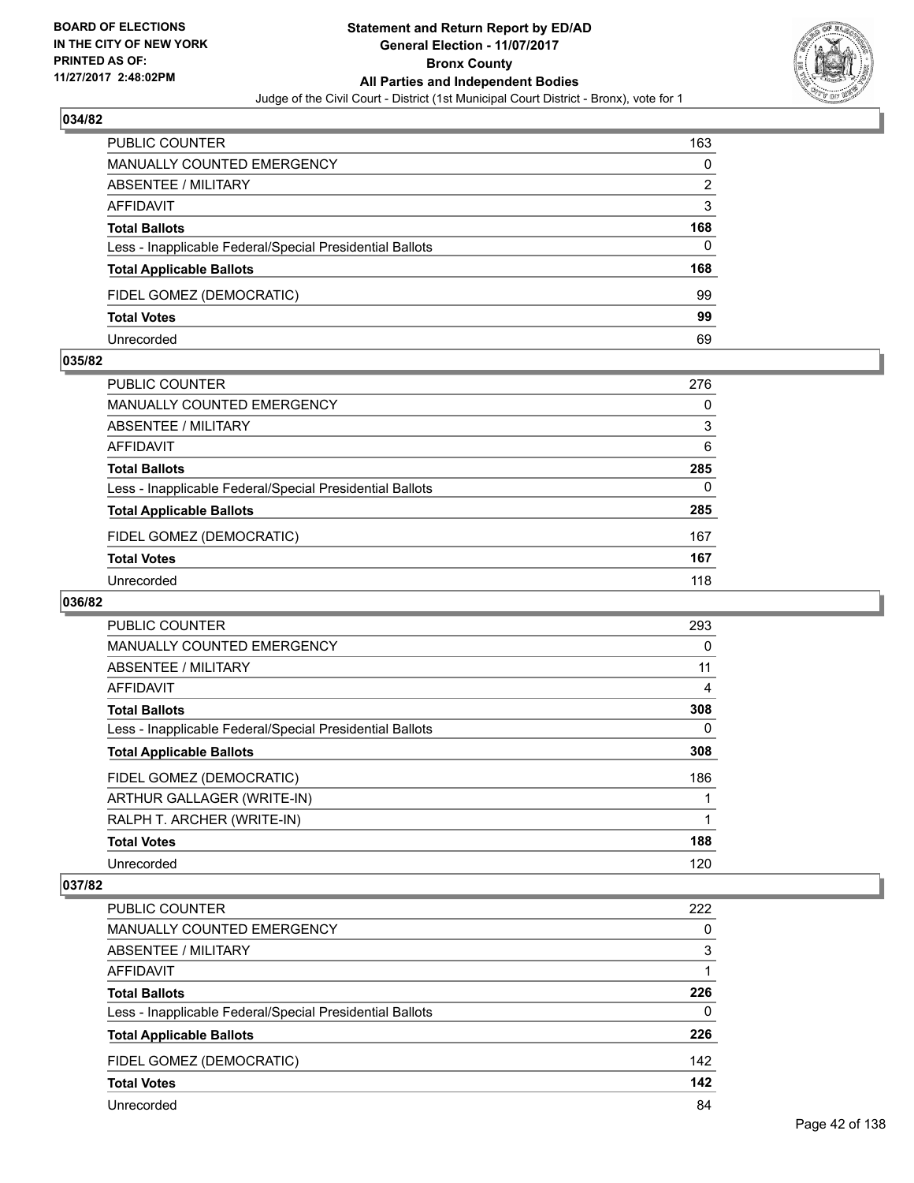BOARD OF ELECTIONS
IN THE CITY OF NEW YORK
PRINTED AS OF:
11/27/2017 2:48:02PM

**Statement and Return Report by ED/AD**
**General Election - 11/07/2017**
**Bronx County**
**All Parties and Independent Bodies**
Judge of the Civil Court - District (1st Municipal Court District - Bronx), vote for 1

## 034/82

| | |
|---|---|
| PUBLIC COUNTER | 163 |
| MANUALLY COUNTED EMERGENCY | 0 |
| ABSENTEE / MILITARY | 2 |
| AFFIDAVIT | 3 |
| **Total Ballots** | **168** |
| Less - Inapplicable Federal/Special Presidential Ballots | 0 |
| **Total Applicable Ballots** | **168** |
| FIDEL GOMEZ (DEMOCRATIC) | 99 |
| **Total Votes** | **99** |
| Unrecorded | 69 |

## 035/82

| | |
|---|---|
| PUBLIC COUNTER | 276 |
| MANUALLY COUNTED EMERGENCY | 0 |
| ABSENTEE / MILITARY | 3 |
| AFFIDAVIT | 6 |
| **Total Ballots** | **285** |
| Less - Inapplicable Federal/Special Presidential Ballots | 0 |
| **Total Applicable Ballots** | **285** |
| FIDEL GOMEZ (DEMOCRATIC) | 167 |
| **Total Votes** | **167** |
| Unrecorded | 118 |

## 036/82

| | |
|---|---|
| PUBLIC COUNTER | 293 |
| MANUALLY COUNTED EMERGENCY | 0 |
| ABSENTEE / MILITARY | 11 |
| AFFIDAVIT | 4 |
| **Total Ballots** | **308** |
| Less - Inapplicable Federal/Special Presidential Ballots | 0 |
| **Total Applicable Ballots** | **308** |
| FIDEL GOMEZ (DEMOCRATIC) | 186 |
| ARTHUR GALLAGER (WRITE-IN) | 1 |
| RALPH T. ARCHER (WRITE-IN) | 1 |
| **Total Votes** | **188** |
| Unrecorded | 120 |

## 037/82

| | |
|---|---|
| PUBLIC COUNTER | 222 |
| MANUALLY COUNTED EMERGENCY | 0 |
| ABSENTEE / MILITARY | 3 |
| AFFIDAVIT | 1 |
| **Total Ballots** | **226** |
| Less - Inapplicable Federal/Special Presidential Ballots | 0 |
| **Total Applicable Ballots** | **226** |
| FIDEL GOMEZ (DEMOCRATIC) | 142 |
| **Total Votes** | **142** |
| Unrecorded | 84 |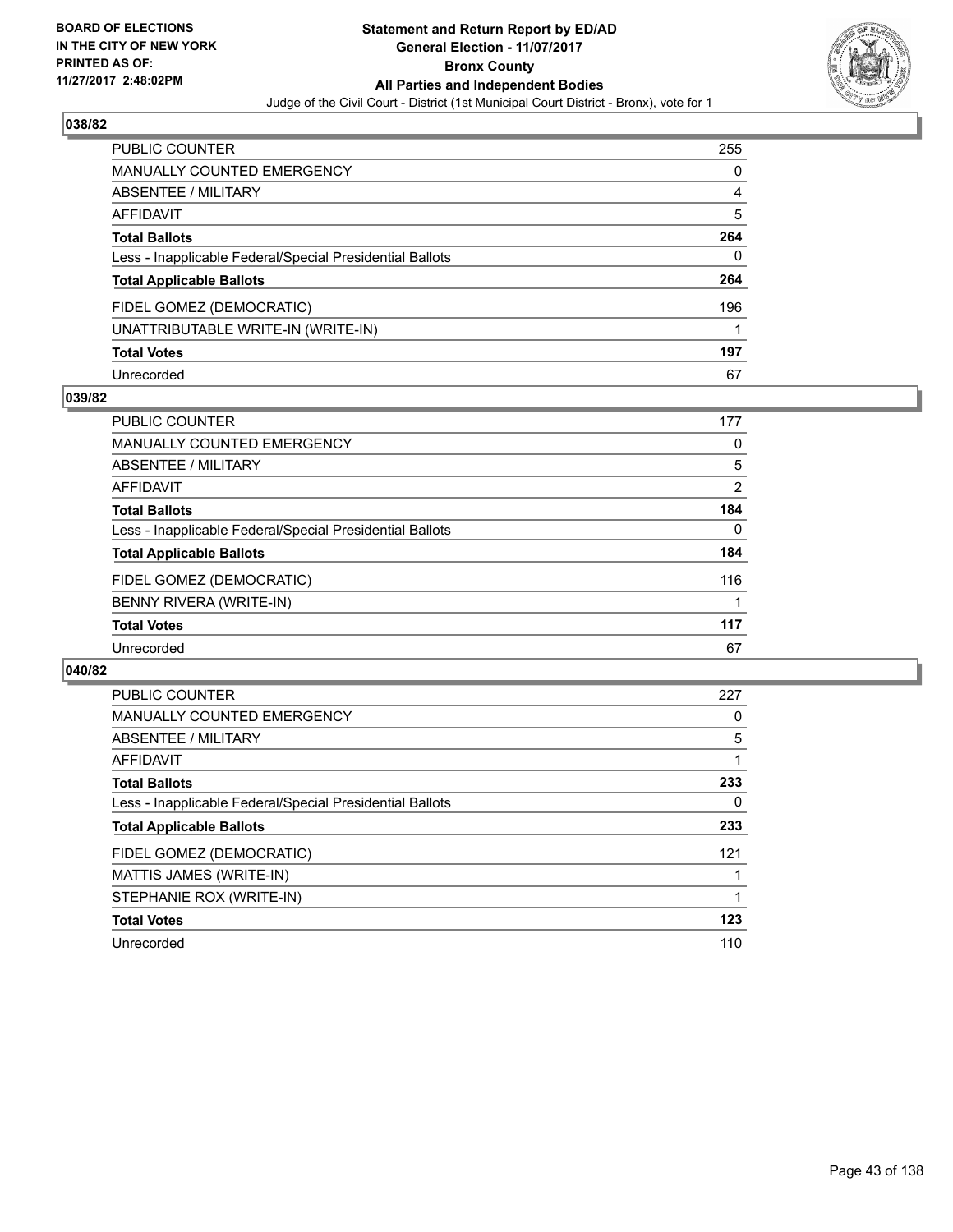**BOARD OF ELECTIONS IN THE CITY OF NEW YORK PRINTED AS OF: 11/27/2017 2:48:02PM**

# Statement and Return Report by ED/AD
## General Election - 11/07/2017
## Bronx County
## All Parties and Independent Bodies
### Judge of the Civil Court - District (1st Municipal Court District - Bronx), vote for 1

## 038/82

| | |
|---|---|
| PUBLIC COUNTER | 255 |
| MANUALLY COUNTED EMERGENCY | 0 |
| ABSENTEE / MILITARY | 4 |
| AFFIDAVIT | 5 |
| **Total Ballots** | **264** |
| Less - Inapplicable Federal/Special Presidential Ballots | 0 |
| **Total Applicable Ballots** | **264** |
| FIDEL GOMEZ (DEMOCRATIC) | 196 |
| UNATTRIBUTABLE WRITE-IN (WRITE-IN) | 1 |
| **Total Votes** | **197** |
| Unrecorded | 67 |

## 039/82

| | |
|---|---|
| PUBLIC COUNTER | 177 |
| MANUALLY COUNTED EMERGENCY | 0 |
| ABSENTEE / MILITARY | 5 |
| AFFIDAVIT | 2 |
| **Total Ballots** | **184** |
| Less - Inapplicable Federal/Special Presidential Ballots | 0 |
| **Total Applicable Ballots** | **184** |
| FIDEL GOMEZ (DEMOCRATIC) | 116 |
| BENNY RIVERA (WRITE-IN) | 1 |
| **Total Votes** | **117** |
| Unrecorded | 67 |

## 040/82

| | |
|---|---|
| PUBLIC COUNTER | 227 |
| MANUALLY COUNTED EMERGENCY | 0 |
| ABSENTEE / MILITARY | 5 |
| AFFIDAVIT | 1 |
| **Total Ballots** | **233** |
| Less - Inapplicable Federal/Special Presidential Ballots | 0 |
| **Total Applicable Ballots** | **233** |
| FIDEL GOMEZ (DEMOCRATIC) | 121 |
| MATTIS JAMES (WRITE-IN) | 1 |
| STEPHANIE ROX (WRITE-IN) | 1 |
| **Total Votes** | **123** |
| Unrecorded | 110 |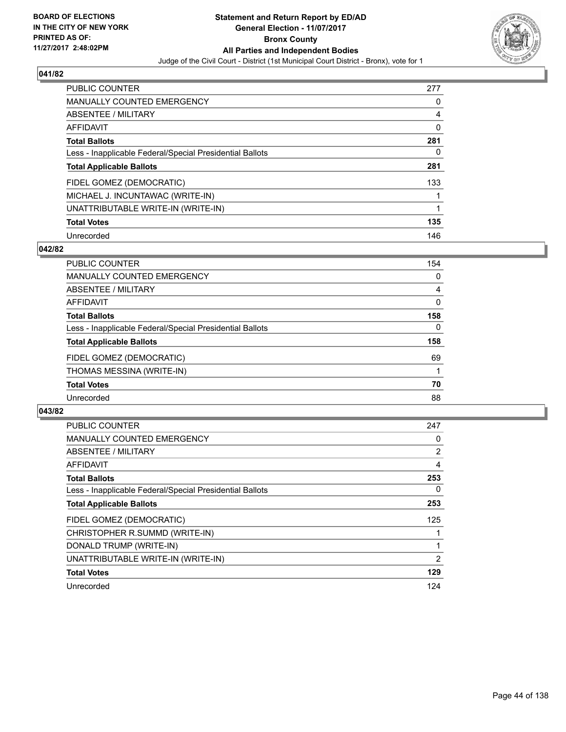BOARD OF ELECTIONS
IN THE CITY OF NEW YORK
PRINTED AS OF:
11/27/2017 2:48:02PM

**Statement and Return Report by ED/AD**
**General Election - 11/07/2017**
**Bronx County**
**All Parties and Independent Bodies**
Judge of the Civil Court - District (1st Municipal Court District - Bronx), vote for 1

### 041/82

| | |
|---|---|
| PUBLIC COUNTER | 277 |
| MANUALLY COUNTED EMERGENCY | 0 |
| ABSENTEE / MILITARY | 4 |
| AFFIDAVIT | 0 |
| **Total Ballots** | **281** |
| Less - Inapplicable Federal/Special Presidential Ballots | 0 |
| **Total Applicable Ballots** | **281** |
| FIDEL GOMEZ (DEMOCRATIC) | 133 |
| MICHAEL J. INCUNTAWAC (WRITE-IN) | 1 |
| UNATTRIBUTABLE WRITE-IN (WRITE-IN) | 1 |
| **Total Votes** | **135** |
| Unrecorded | 146 |

### 042/82

| | |
|---|---|
| PUBLIC COUNTER | 154 |
| MANUALLY COUNTED EMERGENCY | 0 |
| ABSENTEE / MILITARY | 4 |
| AFFIDAVIT | 0 |
| **Total Ballots** | **158** |
| Less - Inapplicable Federal/Special Presidential Ballots | 0 |
| **Total Applicable Ballots** | **158** |
| FIDEL GOMEZ (DEMOCRATIC) | 69 |
| THOMAS MESSINA (WRITE-IN) | 1 |
| **Total Votes** | **70** |
| Unrecorded | 88 |

### 043/82

| | |
|---|---|
| PUBLIC COUNTER | 247 |
| MANUALLY COUNTED EMERGENCY | 0 |
| ABSENTEE / MILITARY | 2 |
| AFFIDAVIT | 4 |
| **Total Ballots** | **253** |
| Less - Inapplicable Federal/Special Presidential Ballots | 0 |
| **Total Applicable Ballots** | **253** |
| FIDEL GOMEZ (DEMOCRATIC) | 125 |
| CHRISTOPHER R.SUMMD (WRITE-IN) | 1 |
| DONALD TRUMP (WRITE-IN) | 1 |
| UNATTRIBUTABLE WRITE-IN (WRITE-IN) | 2 |
| **Total Votes** | **129** |
| Unrecorded | 124 |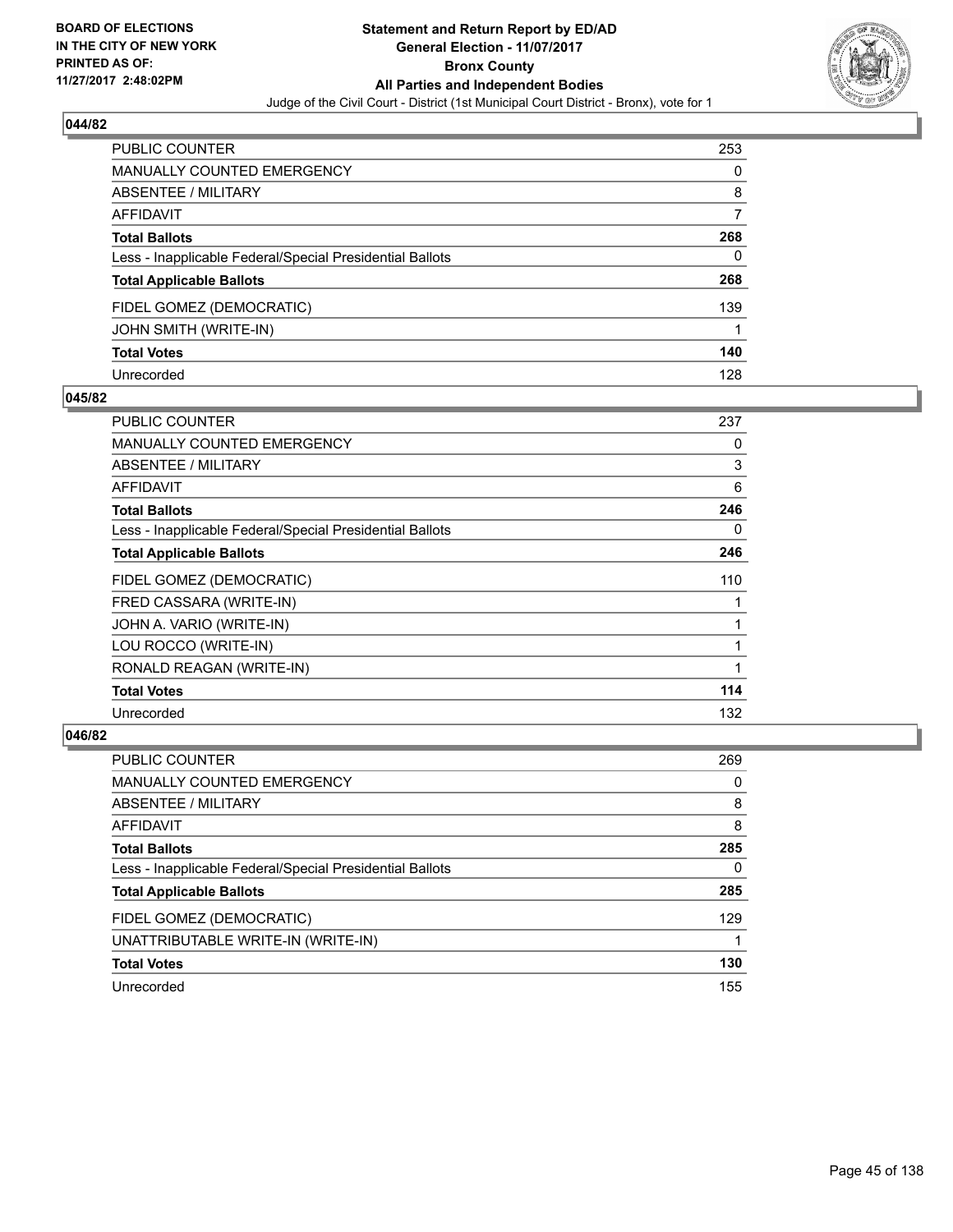BOARD OF ELECTIONS
IN THE CITY OF NEW YORK
PRINTED AS OF:
11/27/2017 2:48:02PM

# Statement and Return Report by ED/AD
## General Election - 11/07/2017
## Bronx County
## All Parties and Independent Bodies
Judge of the Civil Court - District (1st Municipal Court District - Bronx), vote for 1

### 044/82

| | |
|---|---|
| PUBLIC COUNTER | 253 |
| MANUALLY COUNTED EMERGENCY | 0 |
| ABSENTEE / MILITARY | 8 |
| AFFIDAVIT | 7 |
| **Total Ballots** | **268** |
| Less - Inapplicable Federal/Special Presidential Ballots | 0 |
| **Total Applicable Ballots** | **268** |
| FIDEL GOMEZ (DEMOCRATIC) | 139 |
| JOHN SMITH (WRITE-IN) | 1 |
| **Total Votes** | **140** |
| Unrecorded | 128 |

### 045/82

| | |
|---|---|
| PUBLIC COUNTER | 237 |
| MANUALLY COUNTED EMERGENCY | 0 |
| ABSENTEE / MILITARY | 3 |
| AFFIDAVIT | 6 |
| **Total Ballots** | **246** |
| Less - Inapplicable Federal/Special Presidential Ballots | 0 |
| **Total Applicable Ballots** | **246** |
| FIDEL GOMEZ (DEMOCRATIC) | 110 |
| FRED CASSARA (WRITE-IN) | 1 |
| JOHN A. VARIO (WRITE-IN) | 1 |
| LOU ROCCO (WRITE-IN) | 1 |
| RONALD REAGAN (WRITE-IN) | 1 |
| **Total Votes** | **114** |
| Unrecorded | 132 |

### 046/82

| | |
|---|---|
| PUBLIC COUNTER | 269 |
| MANUALLY COUNTED EMERGENCY | 0 |
| ABSENTEE / MILITARY | 8 |
| AFFIDAVIT | 8 |
| **Total Ballots** | **285** |
| Less - Inapplicable Federal/Special Presidential Ballots | 0 |
| **Total Applicable Ballots** | **285** |
| FIDEL GOMEZ (DEMOCRATIC) | 129 |
| UNATTRIBUTABLE WRITE-IN (WRITE-IN) | 1 |
| **Total Votes** | **130** |
| Unrecorded | 155 |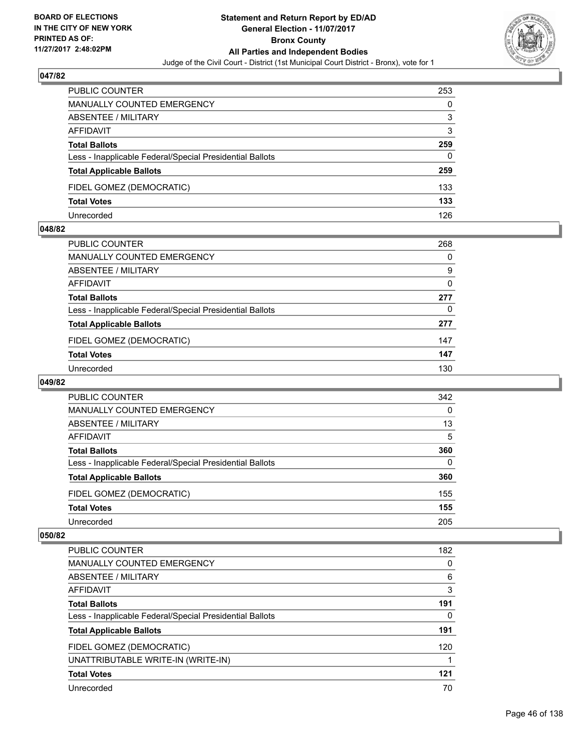**BOARD OF ELECTIONS IN THE CITY OF NEW YORK PRINTED AS OF: 11/27/2017 2:48:02PM**

# Statement and Return Report by ED/AD
## General Election - 11/07/2017
## Bronx County
## All Parties and Independent Bodies
Judge of the Civil Court - District (1st Municipal Court District - Bronx), vote for 1

### 047/82

| | |
|---|---|
| PUBLIC COUNTER | 253 |
| MANUALLY COUNTED EMERGENCY | 0 |
| ABSENTEE / MILITARY | 3 |
| AFFIDAVIT | 3 |
| **Total Ballots** | **259** |
| Less - Inapplicable Federal/Special Presidential Ballots | 0 |
| **Total Applicable Ballots** | **259** |
| FIDEL GOMEZ (DEMOCRATIC) | 133 |
| **Total Votes** | **133** |
| Unrecorded | 126 |

### 048/82

| | |
|---|---|
| PUBLIC COUNTER | 268 |
| MANUALLY COUNTED EMERGENCY | 0 |
| ABSENTEE / MILITARY | 9 |
| AFFIDAVIT | 0 |
| **Total Ballots** | **277** |
| Less - Inapplicable Federal/Special Presidential Ballots | 0 |
| **Total Applicable Ballots** | **277** |
| FIDEL GOMEZ (DEMOCRATIC) | 147 |
| **Total Votes** | **147** |
| Unrecorded | 130 |

### 049/82

| | |
|---|---|
| PUBLIC COUNTER | 342 |
| MANUALLY COUNTED EMERGENCY | 0 |
| ABSENTEE / MILITARY | 13 |
| AFFIDAVIT | 5 |
| **Total Ballots** | **360** |
| Less - Inapplicable Federal/Special Presidential Ballots | 0 |
| **Total Applicable Ballots** | **360** |
| FIDEL GOMEZ (DEMOCRATIC) | 155 |
| **Total Votes** | **155** |
| Unrecorded | 205 |

### 050/82

| | |
|---|---|
| PUBLIC COUNTER | 182 |
| MANUALLY COUNTED EMERGENCY | 0 |
| ABSENTEE / MILITARY | 6 |
| AFFIDAVIT | 3 |
| **Total Ballots** | **191** |
| Less - Inapplicable Federal/Special Presidential Ballots | 0 |
| **Total Applicable Ballots** | **191** |
| FIDEL GOMEZ (DEMOCRATIC) | 120 |
| UNATTRIBUTABLE WRITE-IN (WRITE-IN) | 1 |
| **Total Votes** | **121** |
| Unrecorded | 70 |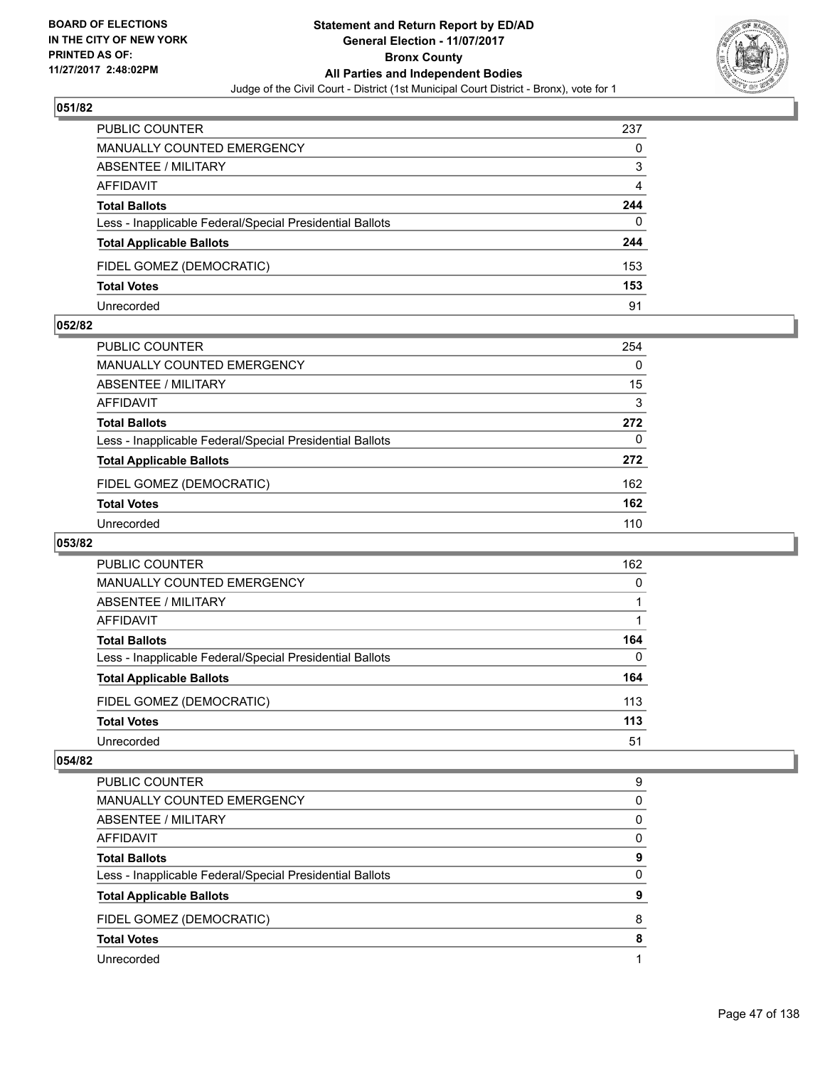## 051/82

| | |
|---|---|
| PUBLIC COUNTER | 237 |
| MANUALLY COUNTED EMERGENCY | 0 |
| ABSENTEE / MILITARY | 3 |
| AFFIDAVIT | 4 |
| **Total Ballots** | **244** |
| Less - Inapplicable Federal/Special Presidential Ballots | 0 |
| **Total Applicable Ballots** | **244** |
| FIDEL GOMEZ (DEMOCRATIC) | 153 |
| **Total Votes** | **153** |
| Unrecorded | 91 |

## 052/82

| | |
|---|---|
| PUBLIC COUNTER | 254 |
| MANUALLY COUNTED EMERGENCY | 0 |
| ABSENTEE / MILITARY | 15 |
| AFFIDAVIT | 3 |
| **Total Ballots** | **272** |
| Less - Inapplicable Federal/Special Presidential Ballots | 0 |
| **Total Applicable Ballots** | **272** |
| FIDEL GOMEZ (DEMOCRATIC) | 162 |
| **Total Votes** | **162** |
| Unrecorded | 110 |

## 053/82

| | |
|---|---|
| PUBLIC COUNTER | 162 |
| MANUALLY COUNTED EMERGENCY | 0 |
| ABSENTEE / MILITARY | 1 |
| AFFIDAVIT | 1 |
| **Total Ballots** | **164** |
| Less - Inapplicable Federal/Special Presidential Ballots | 0 |
| **Total Applicable Ballots** | **164** |
| FIDEL GOMEZ (DEMOCRATIC) | 113 |
| **Total Votes** | **113** |
| Unrecorded | 51 |

## 054/82

| | |
|---|---|
| PUBLIC COUNTER | 9 |
| MANUALLY COUNTED EMERGENCY | 0 |
| ABSENTEE / MILITARY | 0 |
| AFFIDAVIT | 0 |
| **Total Ballots** | **9** |
| Less - Inapplicable Federal/Special Presidential Ballots | 0 |
| **Total Applicable Ballots** | **9** |
| FIDEL GOMEZ (DEMOCRATIC) | 8 |
| **Total Votes** | **8** |
| Unrecorded | 1 |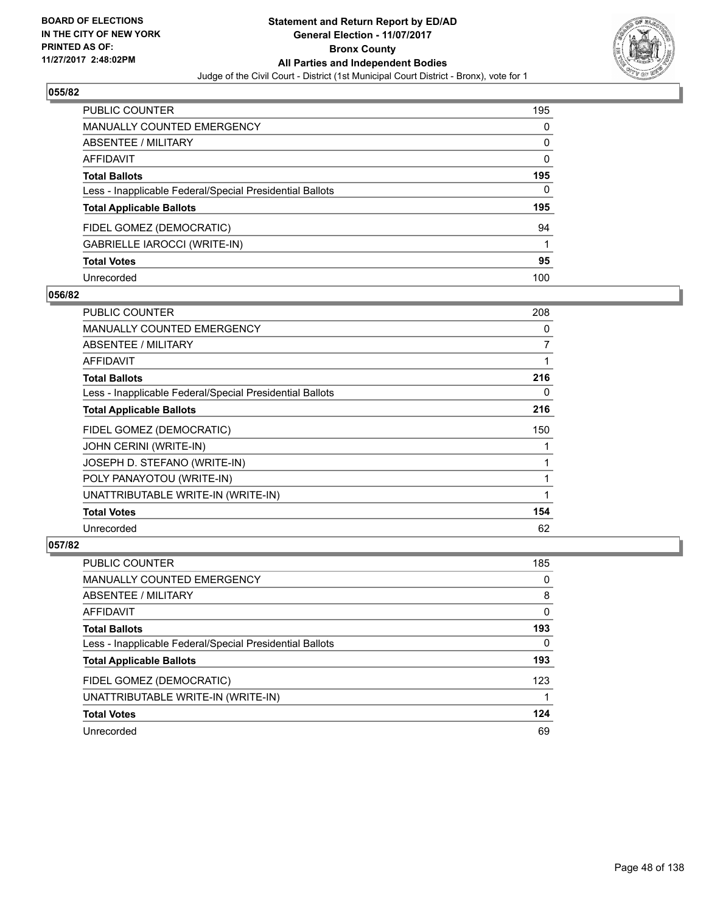BOARD OF ELECTIONS
IN THE CITY OF NEW YORK
PRINTED AS OF:
11/27/2017 2:48:02PM

**Statement and Return Report by ED/AD**
**General Election - 11/07/2017**
**Bronx County**
**All Parties and Independent Bodies**
Judge of the Civil Court - District (1st Municipal Court District - Bronx), vote for 1

### 055/82

| | |
|---|---|
| PUBLIC COUNTER | 195 |
| MANUALLY COUNTED EMERGENCY | 0 |
| ABSENTEE / MILITARY | 0 |
| AFFIDAVIT | 0 |
| **Total Ballots** | **195** |
| Less - Inapplicable Federal/Special Presidential Ballots | 0 |
| **Total Applicable Ballots** | **195** |
| FIDEL GOMEZ (DEMOCRATIC) | 94 |
| GABRIELLE IAROCCI (WRITE-IN) | 1 |
| **Total Votes** | **95** |
| Unrecorded | 100 |

### 056/82

| | |
|---|---|
| PUBLIC COUNTER | 208 |
| MANUALLY COUNTED EMERGENCY | 0 |
| ABSENTEE / MILITARY | 7 |
| AFFIDAVIT | 1 |
| **Total Ballots** | **216** |
| Less - Inapplicable Federal/Special Presidential Ballots | 0 |
| **Total Applicable Ballots** | **216** |
| FIDEL GOMEZ (DEMOCRATIC) | 150 |
| JOHN CERINI (WRITE-IN) | 1 |
| JOSEPH D. STEFANO (WRITE-IN) | 1 |
| POLY PANAYOTOU (WRITE-IN) | 1 |
| UNATTRIBUTABLE WRITE-IN (WRITE-IN) | 1 |
| **Total Votes** | **154** |
| Unrecorded | 62 |

### 057/82

| | |
|---|---|
| PUBLIC COUNTER | 185 |
| MANUALLY COUNTED EMERGENCY | 0 |
| ABSENTEE / MILITARY | 8 |
| AFFIDAVIT | 0 |
| **Total Ballots** | **193** |
| Less - Inapplicable Federal/Special Presidential Ballots | 0 |
| **Total Applicable Ballots** | **193** |
| FIDEL GOMEZ (DEMOCRATIC) | 123 |
| UNATTRIBUTABLE WRITE-IN (WRITE-IN) | 1 |
| **Total Votes** | **124** |
| Unrecorded | 69 |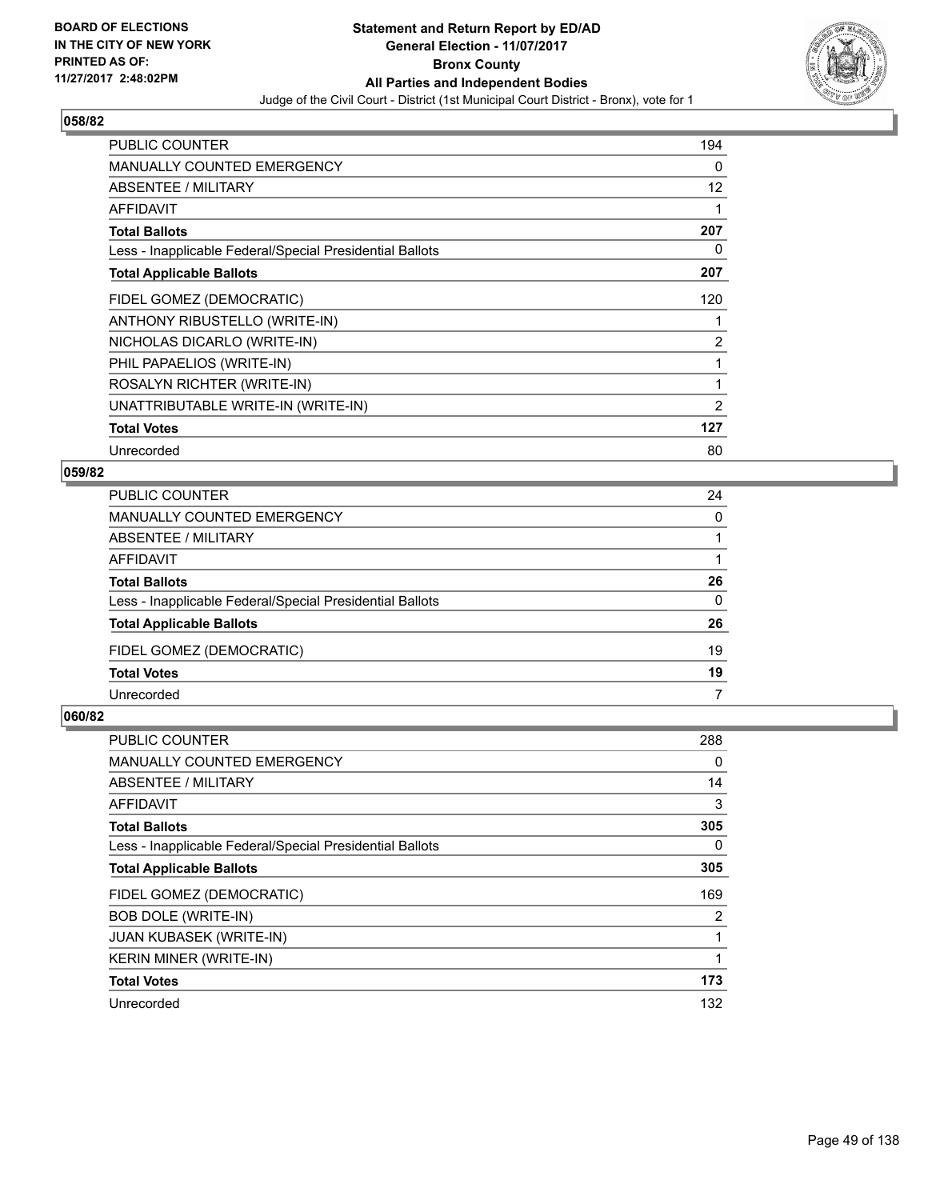**BOARD OF ELECTIONS IN THE CITY OF NEW YORK PRINTED AS OF: 11/27/2017 2:48:02PM**

# Statement and Return Report by ED/AD
## General Election - 11/07/2017
## Bronx County
## All Parties and Independent Bodies
### Judge of the Civil Court - District (1st Municipal Court District - Bronx), vote for 1

### 058/82

| | |
|---|---|
| PUBLIC COUNTER | 194 |
| MANUALLY COUNTED EMERGENCY | 0 |
| ABSENTEE / MILITARY | 12 |
| AFFIDAVIT | 1 |
| **Total Ballots** | **207** |
| Less - Inapplicable Federal/Special Presidential Ballots | 0 |
| **Total Applicable Ballots** | **207** |
| FIDEL GOMEZ (DEMOCRATIC) | 120 |
| ANTHONY RIBUSTELLO (WRITE-IN) | 1 |
| NICHOLAS DICARLO (WRITE-IN) | 2 |
| PHIL PAPAELIOS (WRITE-IN) | 1 |
| ROSALYN RICHTER (WRITE-IN) | 1 |
| UNATTRIBUTABLE WRITE-IN (WRITE-IN) | 2 |
| **Total Votes** | **127** |
| Unrecorded | 80 |

### 059/82

| | |
|---|---|
| PUBLIC COUNTER | 24 |
| MANUALLY COUNTED EMERGENCY | 0 |
| ABSENTEE / MILITARY | 1 |
| AFFIDAVIT | 1 |
| **Total Ballots** | **26** |
| Less - Inapplicable Federal/Special Presidential Ballots | 0 |
| **Total Applicable Ballots** | **26** |
| FIDEL GOMEZ (DEMOCRATIC) | 19 |
| **Total Votes** | **19** |
| Unrecorded | 7 |

### 060/82

| | |
|---|---|
| PUBLIC COUNTER | 288 |
| MANUALLY COUNTED EMERGENCY | 0 |
| ABSENTEE / MILITARY | 14 |
| AFFIDAVIT | 3 |
| **Total Ballots** | **305** |
| Less - Inapplicable Federal/Special Presidential Ballots | 0 |
| **Total Applicable Ballots** | **305** |
| FIDEL GOMEZ (DEMOCRATIC) | 169 |
| BOB DOLE (WRITE-IN) | 2 |
| JUAN KUBASEK (WRITE-IN) | 1 |
| KERIN MINER (WRITE-IN) | 1 |
| **Total Votes** | **173** |
| Unrecorded | 132 |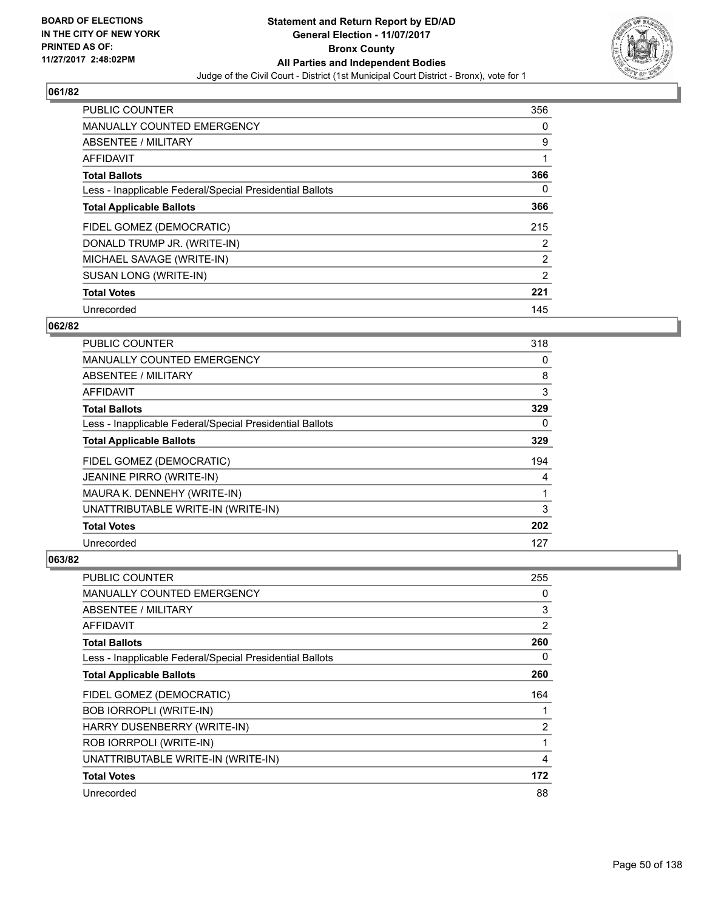# Statement and Return Report by ED/AD
## General Election - 11/07/2017
## Bronx County
## All Parties and Independent Bodies
### Judge of the Civil Court - District (1st Municipal Court District - Bronx), vote for 1

BOARD OF ELECTIONS
IN THE CITY OF NEW YORK
PRINTED AS OF:
11/27/2017 2:48:02PM

### 061/82

| | |
|---|---|
| PUBLIC COUNTER | 356 |
| MANUALLY COUNTED EMERGENCY | 0 |
| ABSENTEE / MILITARY | 9 |
| AFFIDAVIT | 1 |
| **Total Ballots** | **366** |
| Less - Inapplicable Federal/Special Presidential Ballots | 0 |
| **Total Applicable Ballots** | **366** |
| FIDEL GOMEZ (DEMOCRATIC) | 215 |
| DONALD TRUMP JR. (WRITE-IN) | 2 |
| MICHAEL SAVAGE (WRITE-IN) | 2 |
| SUSAN LONG (WRITE-IN) | 2 |
| **Total Votes** | **221** |
| Unrecorded | 145 |

### 062/82

| | |
|---|---|
| PUBLIC COUNTER | 318 |
| MANUALLY COUNTED EMERGENCY | 0 |
| ABSENTEE / MILITARY | 8 |
| AFFIDAVIT | 3 |
| **Total Ballots** | **329** |
| Less - Inapplicable Federal/Special Presidential Ballots | 0 |
| **Total Applicable Ballots** | **329** |
| FIDEL GOMEZ (DEMOCRATIC) | 194 |
| JEANINE PIRRO (WRITE-IN) | 4 |
| MAURA K. DENNEHY (WRITE-IN) | 1 |
| UNATTRIBUTABLE WRITE-IN (WRITE-IN) | 3 |
| **Total Votes** | **202** |
| Unrecorded | 127 |

### 063/82

| | |
|---|---|
| PUBLIC COUNTER | 255 |
| MANUALLY COUNTED EMERGENCY | 0 |
| ABSENTEE / MILITARY | 3 |
| AFFIDAVIT | 2 |
| **Total Ballots** | **260** |
| Less - Inapplicable Federal/Special Presidential Ballots | 0 |
| **Total Applicable Ballots** | **260** |
| FIDEL GOMEZ (DEMOCRATIC) | 164 |
| BOB IORROPLI (WRITE-IN) | 1 |
| HARRY DUSENBERRY (WRITE-IN) | 2 |
| ROB IORRPOLI (WRITE-IN) | 1 |
| UNATTRIBUTABLE WRITE-IN (WRITE-IN) | 4 |
| **Total Votes** | **172** |
| Unrecorded | 88 |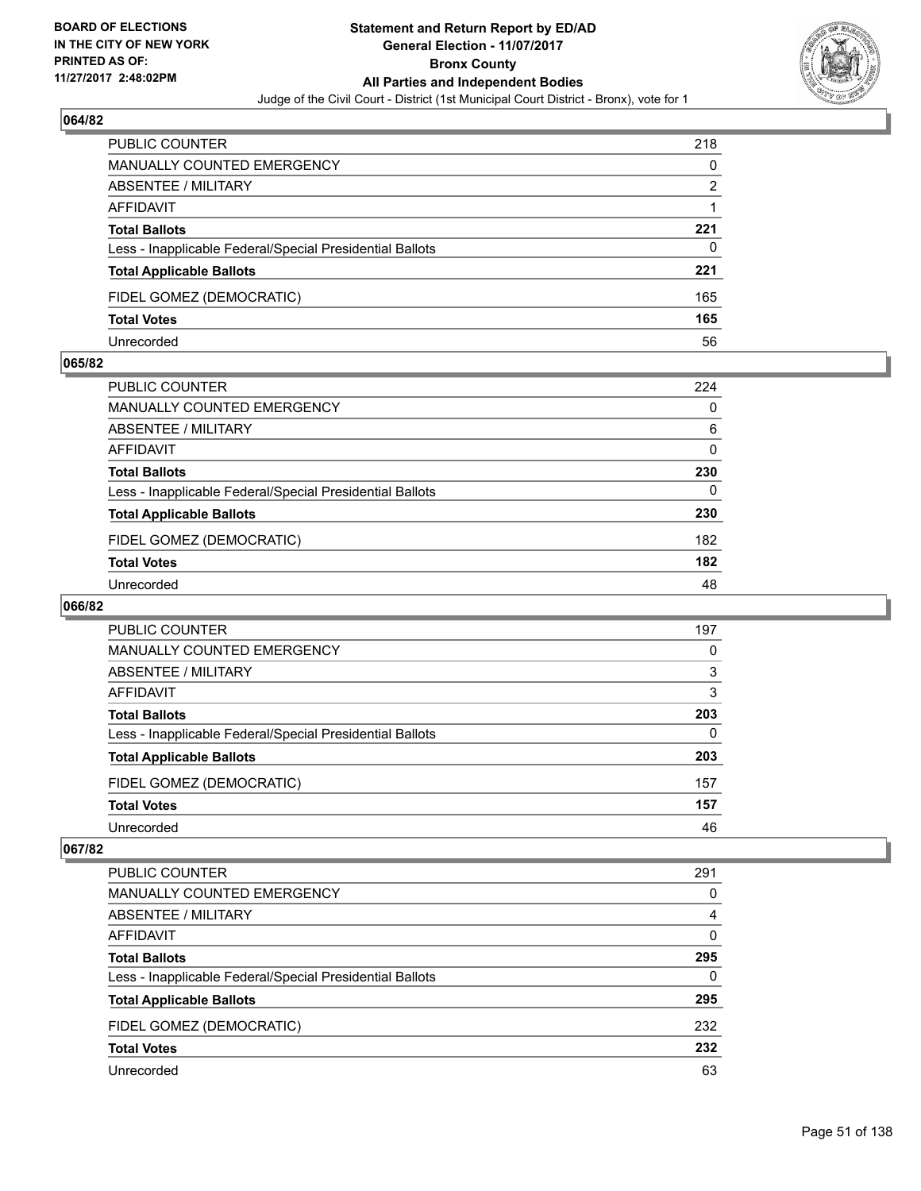**Statement and Return Report by ED/AD**
**General Election - 11/07/2017**
**Bronx County**
**All Parties and Independent Bodies**
Judge of the Civil Court - District (1st Municipal Court District - Bronx), vote for 1

BOARD OF ELECTIONS IN THE CITY OF NEW YORK PRINTED AS OF: 11/27/2017 2:48:02PM

### 064/82

| | |
|---|---|
| PUBLIC COUNTER | 218 |
| MANUALLY COUNTED EMERGENCY | 0 |
| ABSENTEE / MILITARY | 2 |
| AFFIDAVIT | 1 |
| **Total Ballots** | **221** |
| Less - Inapplicable Federal/Special Presidential Ballots | 0 |
| **Total Applicable Ballots** | **221** |
| FIDEL GOMEZ (DEMOCRATIC) | 165 |
| **Total Votes** | **165** |
| Unrecorded | 56 |

### 065/82

| | |
|---|---|
| PUBLIC COUNTER | 224 |
| MANUALLY COUNTED EMERGENCY | 0 |
| ABSENTEE / MILITARY | 6 |
| AFFIDAVIT | 0 |
| **Total Ballots** | **230** |
| Less - Inapplicable Federal/Special Presidential Ballots | 0 |
| **Total Applicable Ballots** | **230** |
| FIDEL GOMEZ (DEMOCRATIC) | 182 |
| **Total Votes** | **182** |
| Unrecorded | 48 |

### 066/82

| | |
|---|---|
| PUBLIC COUNTER | 197 |
| MANUALLY COUNTED EMERGENCY | 0 |
| ABSENTEE / MILITARY | 3 |
| AFFIDAVIT | 3 |
| **Total Ballots** | **203** |
| Less - Inapplicable Federal/Special Presidential Ballots | 0 |
| **Total Applicable Ballots** | **203** |
| FIDEL GOMEZ (DEMOCRATIC) | 157 |
| **Total Votes** | **157** |
| Unrecorded | 46 |

### 067/82

| | |
|---|---|
| PUBLIC COUNTER | 291 |
| MANUALLY COUNTED EMERGENCY | 0 |
| ABSENTEE / MILITARY | 4 |
| AFFIDAVIT | 0 |
| **Total Ballots** | **295** |
| Less - Inapplicable Federal/Special Presidential Ballots | 0 |
| **Total Applicable Ballots** | **295** |
| FIDEL GOMEZ (DEMOCRATIC) | 232 |
| **Total Votes** | **232** |
| Unrecorded | 63 |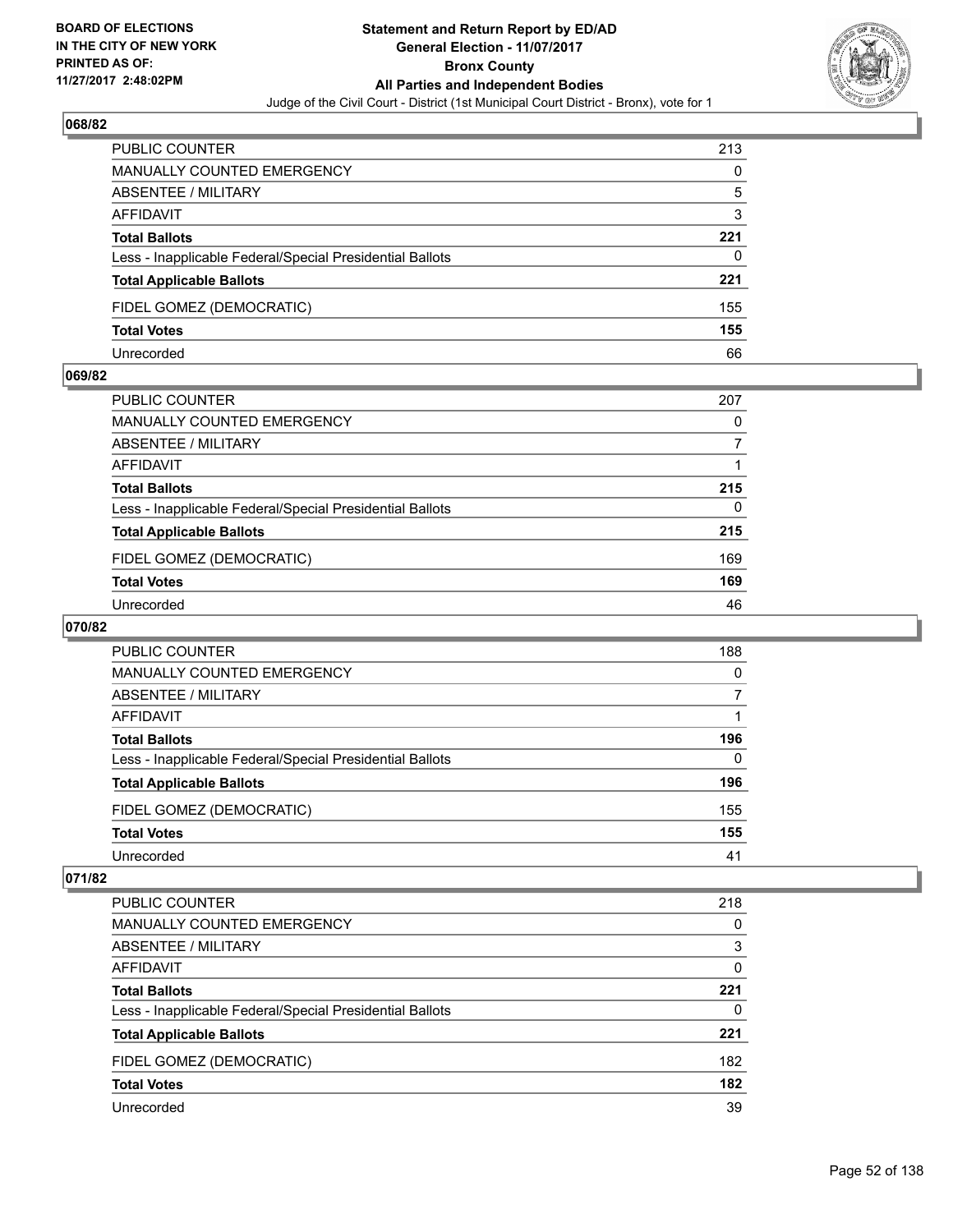### 068/82

| | |
|---|---|
| PUBLIC COUNTER | 213 |
| MANUALLY COUNTED EMERGENCY | 0 |
| ABSENTEE / MILITARY | 5 |
| AFFIDAVIT | 3 |
| **Total Ballots** | **221** |
| Less - Inapplicable Federal/Special Presidential Ballots | 0 |
| **Total Applicable Ballots** | **221** |
| FIDEL GOMEZ (DEMOCRATIC) | 155 |
| **Total Votes** | **155** |
| Unrecorded | 66 |

### 069/82

| | |
|---|---|
| PUBLIC COUNTER | 207 |
| MANUALLY COUNTED EMERGENCY | 0 |
| ABSENTEE / MILITARY | 7 |
| AFFIDAVIT | 1 |
| **Total Ballots** | **215** |
| Less - Inapplicable Federal/Special Presidential Ballots | 0 |
| **Total Applicable Ballots** | **215** |
| FIDEL GOMEZ (DEMOCRATIC) | 169 |
| **Total Votes** | **169** |
| Unrecorded | 46 |

### 070/82

| | |
|---|---|
| PUBLIC COUNTER | 188 |
| MANUALLY COUNTED EMERGENCY | 0 |
| ABSENTEE / MILITARY | 7 |
| AFFIDAVIT | 1 |
| **Total Ballots** | **196** |
| Less - Inapplicable Federal/Special Presidential Ballots | 0 |
| **Total Applicable Ballots** | **196** |
| FIDEL GOMEZ (DEMOCRATIC) | 155 |
| **Total Votes** | **155** |
| Unrecorded | 41 |

### 071/82

| | |
|---|---|
| PUBLIC COUNTER | 218 |
| MANUALLY COUNTED EMERGENCY | 0 |
| ABSENTEE / MILITARY | 3 |
| AFFIDAVIT | 0 |
| **Total Ballots** | **221** |
| Less - Inapplicable Federal/Special Presidential Ballots | 0 |
| **Total Applicable Ballots** | **221** |
| FIDEL GOMEZ (DEMOCRATIC) | 182 |
| **Total Votes** | **182** |
| Unrecorded | 39 |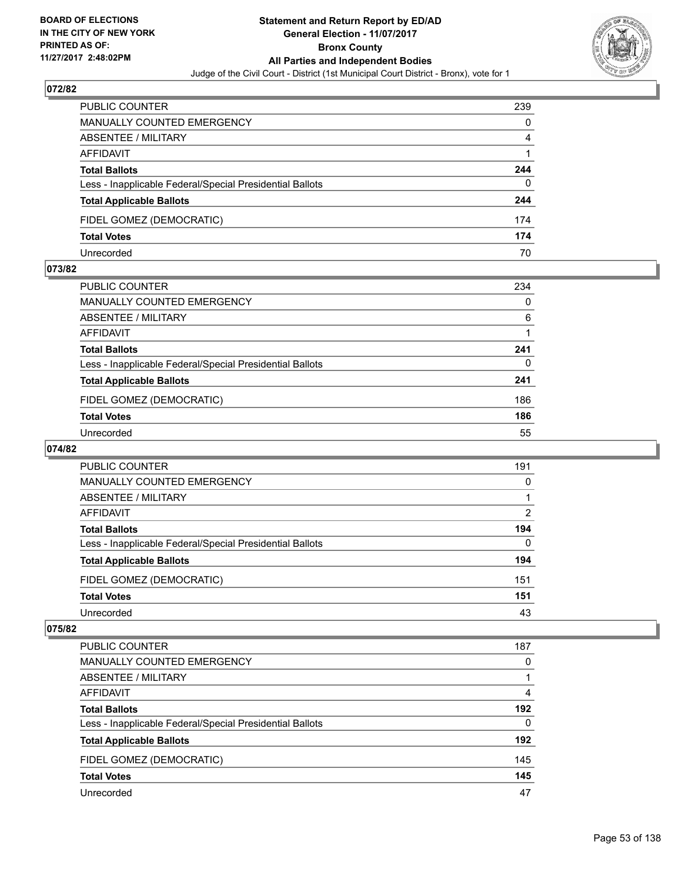## 072/82

| | |
|---|---|
| PUBLIC COUNTER | 239 |
| MANUALLY COUNTED EMERGENCY | 0 |
| ABSENTEE / MILITARY | 4 |
| AFFIDAVIT | 1 |
| **Total Ballots** | **244** |
| Less - Inapplicable Federal/Special Presidential Ballots | 0 |
| **Total Applicable Ballots** | **244** |
| FIDEL GOMEZ (DEMOCRATIC) | 174 |
| **Total Votes** | **174** |
| Unrecorded | 70 |

## 073/82

| | |
|---|---|
| PUBLIC COUNTER | 234 |
| MANUALLY COUNTED EMERGENCY | 0 |
| ABSENTEE / MILITARY | 6 |
| AFFIDAVIT | 1 |
| **Total Ballots** | **241** |
| Less - Inapplicable Federal/Special Presidential Ballots | 0 |
| **Total Applicable Ballots** | **241** |
| FIDEL GOMEZ (DEMOCRATIC) | 186 |
| **Total Votes** | **186** |
| Unrecorded | 55 |

## 074/82

| | |
|---|---|
| PUBLIC COUNTER | 191 |
| MANUALLY COUNTED EMERGENCY | 0 |
| ABSENTEE / MILITARY | 1 |
| AFFIDAVIT | 2 |
| **Total Ballots** | **194** |
| Less - Inapplicable Federal/Special Presidential Ballots | 0 |
| **Total Applicable Ballots** | **194** |
| FIDEL GOMEZ (DEMOCRATIC) | 151 |
| **Total Votes** | **151** |
| Unrecorded | 43 |

## 075/82

| | |
|---|---|
| PUBLIC COUNTER | 187 |
| MANUALLY COUNTED EMERGENCY | 0 |
| ABSENTEE / MILITARY | 1 |
| AFFIDAVIT | 4 |
| **Total Ballots** | **192** |
| Less - Inapplicable Federal/Special Presidential Ballots | 0 |
| **Total Applicable Ballots** | **192** |
| FIDEL GOMEZ (DEMOCRATIC) | 145 |
| **Total Votes** | **145** |
| Unrecorded | 47 |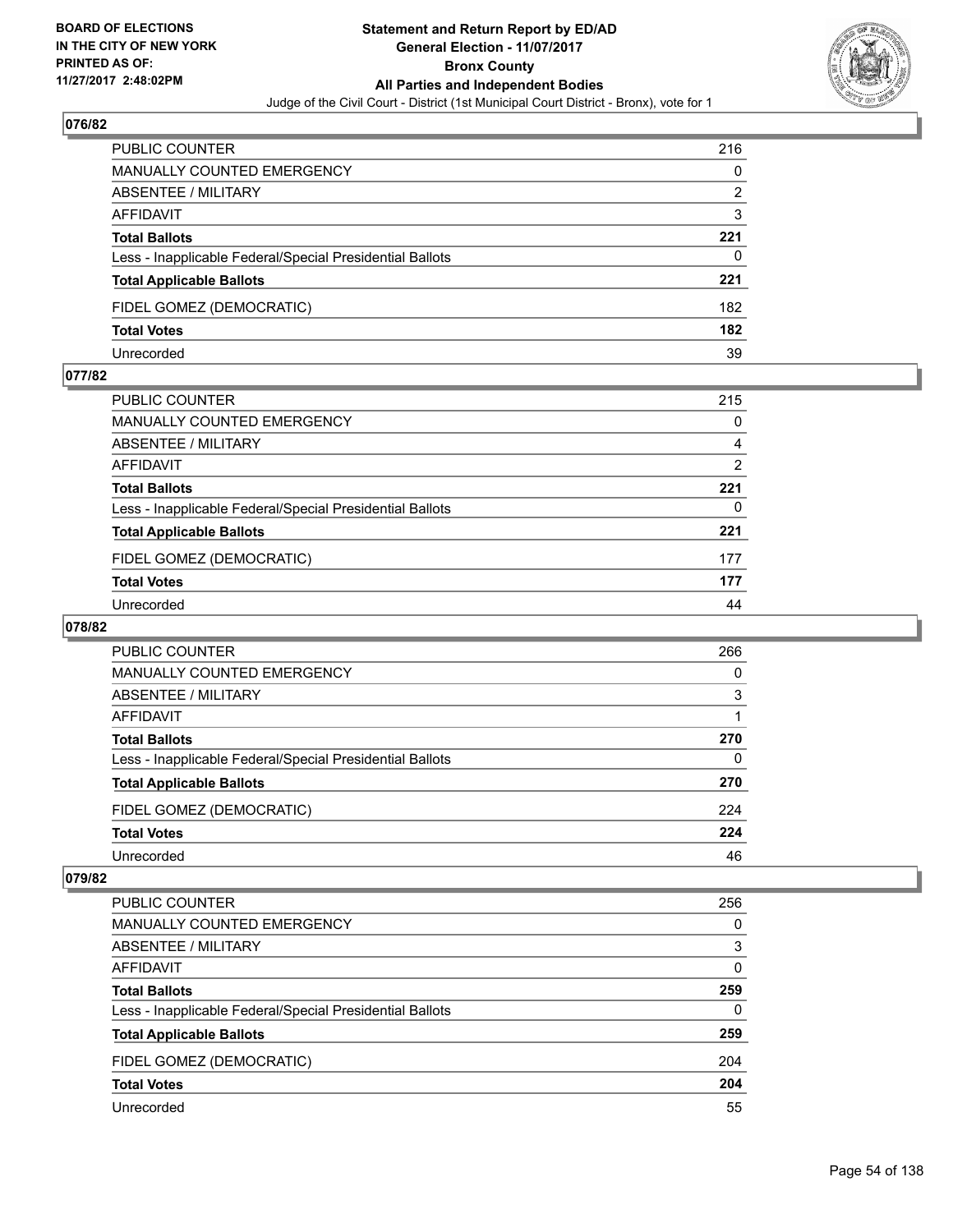## 076/82

| | |
|---|---|
| PUBLIC COUNTER | 216 |
| MANUALLY COUNTED EMERGENCY | 0 |
| ABSENTEE / MILITARY | 2 |
| AFFIDAVIT | 3 |
| **Total Ballots** | **221** |
| Less - Inapplicable Federal/Special Presidential Ballots | 0 |
| **Total Applicable Ballots** | **221** |
| FIDEL GOMEZ (DEMOCRATIC) | 182 |
| **Total Votes** | **182** |
| Unrecorded | 39 |

## 077/82

| | |
|---|---|
| PUBLIC COUNTER | 215 |
| MANUALLY COUNTED EMERGENCY | 0 |
| ABSENTEE / MILITARY | 4 |
| AFFIDAVIT | 2 |
| **Total Ballots** | **221** |
| Less - Inapplicable Federal/Special Presidential Ballots | 0 |
| **Total Applicable Ballots** | **221** |
| FIDEL GOMEZ (DEMOCRATIC) | 177 |
| **Total Votes** | **177** |
| Unrecorded | 44 |

## 078/82

| | |
|---|---|
| PUBLIC COUNTER | 266 |
| MANUALLY COUNTED EMERGENCY | 0 |
| ABSENTEE / MILITARY | 3 |
| AFFIDAVIT | 1 |
| **Total Ballots** | **270** |
| Less - Inapplicable Federal/Special Presidential Ballots | 0 |
| **Total Applicable Ballots** | **270** |
| FIDEL GOMEZ (DEMOCRATIC) | 224 |
| **Total Votes** | **224** |
| Unrecorded | 46 |

## 079/82

| | |
|---|---|
| PUBLIC COUNTER | 256 |
| MANUALLY COUNTED EMERGENCY | 0 |
| ABSENTEE / MILITARY | 3 |
| AFFIDAVIT | 0 |
| **Total Ballots** | **259** |
| Less - Inapplicable Federal/Special Presidential Ballots | 0 |
| **Total Applicable Ballots** | **259** |
| FIDEL GOMEZ (DEMOCRATIC) | 204 |
| **Total Votes** | **204** |
| Unrecorded | 55 |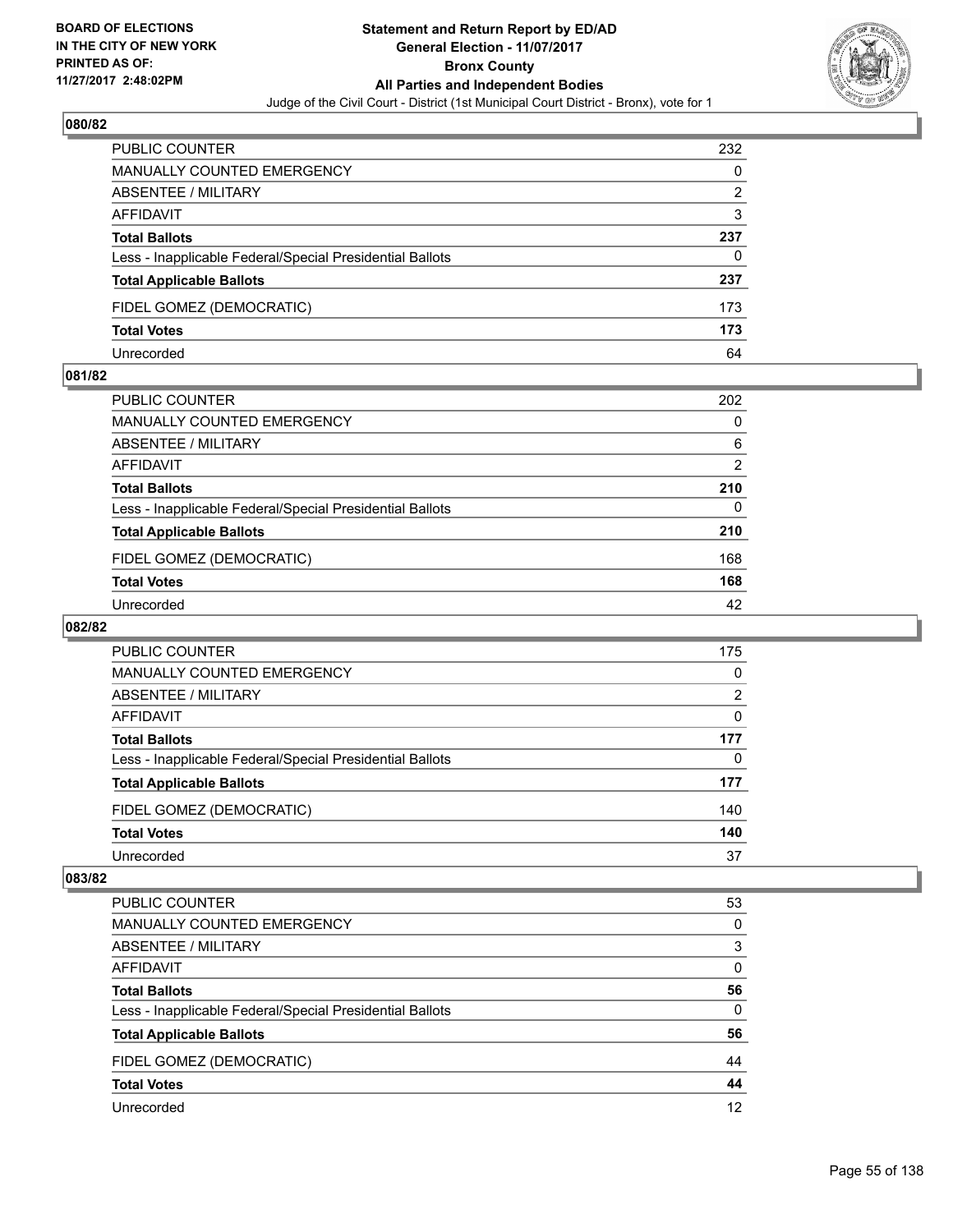## 080/82

| | |
|---|---|
| PUBLIC COUNTER | 232 |
| MANUALLY COUNTED EMERGENCY | 0 |
| ABSENTEE / MILITARY | 2 |
| AFFIDAVIT | 3 |
| **Total Ballots** | **237** |
| Less - Inapplicable Federal/Special Presidential Ballots | 0 |
| **Total Applicable Ballots** | **237** |
| FIDEL GOMEZ (DEMOCRATIC) | 173 |
| **Total Votes** | **173** |
| Unrecorded | 64 |

## 081/82

| | |
|---|---|
| PUBLIC COUNTER | 202 |
| MANUALLY COUNTED EMERGENCY | 0 |
| ABSENTEE / MILITARY | 6 |
| AFFIDAVIT | 2 |
| **Total Ballots** | **210** |
| Less - Inapplicable Federal/Special Presidential Ballots | 0 |
| **Total Applicable Ballots** | **210** |
| FIDEL GOMEZ (DEMOCRATIC) | 168 |
| **Total Votes** | **168** |
| Unrecorded | 42 |

## 082/82

| | |
|---|---|
| PUBLIC COUNTER | 175 |
| MANUALLY COUNTED EMERGENCY | 0 |
| ABSENTEE / MILITARY | 2 |
| AFFIDAVIT | 0 |
| **Total Ballots** | **177** |
| Less - Inapplicable Federal/Special Presidential Ballots | 0 |
| **Total Applicable Ballots** | **177** |
| FIDEL GOMEZ (DEMOCRATIC) | 140 |
| **Total Votes** | **140** |
| Unrecorded | 37 |

## 083/82

| | |
|---|---|
| PUBLIC COUNTER | 53 |
| MANUALLY COUNTED EMERGENCY | 0 |
| ABSENTEE / MILITARY | 3 |
| AFFIDAVIT | 0 |
| **Total Ballots** | **56** |
| Less - Inapplicable Federal/Special Presidential Ballots | 0 |
| **Total Applicable Ballots** | **56** |
| FIDEL GOMEZ (DEMOCRATIC) | 44 |
| **Total Votes** | **44** |
| Unrecorded | 12 |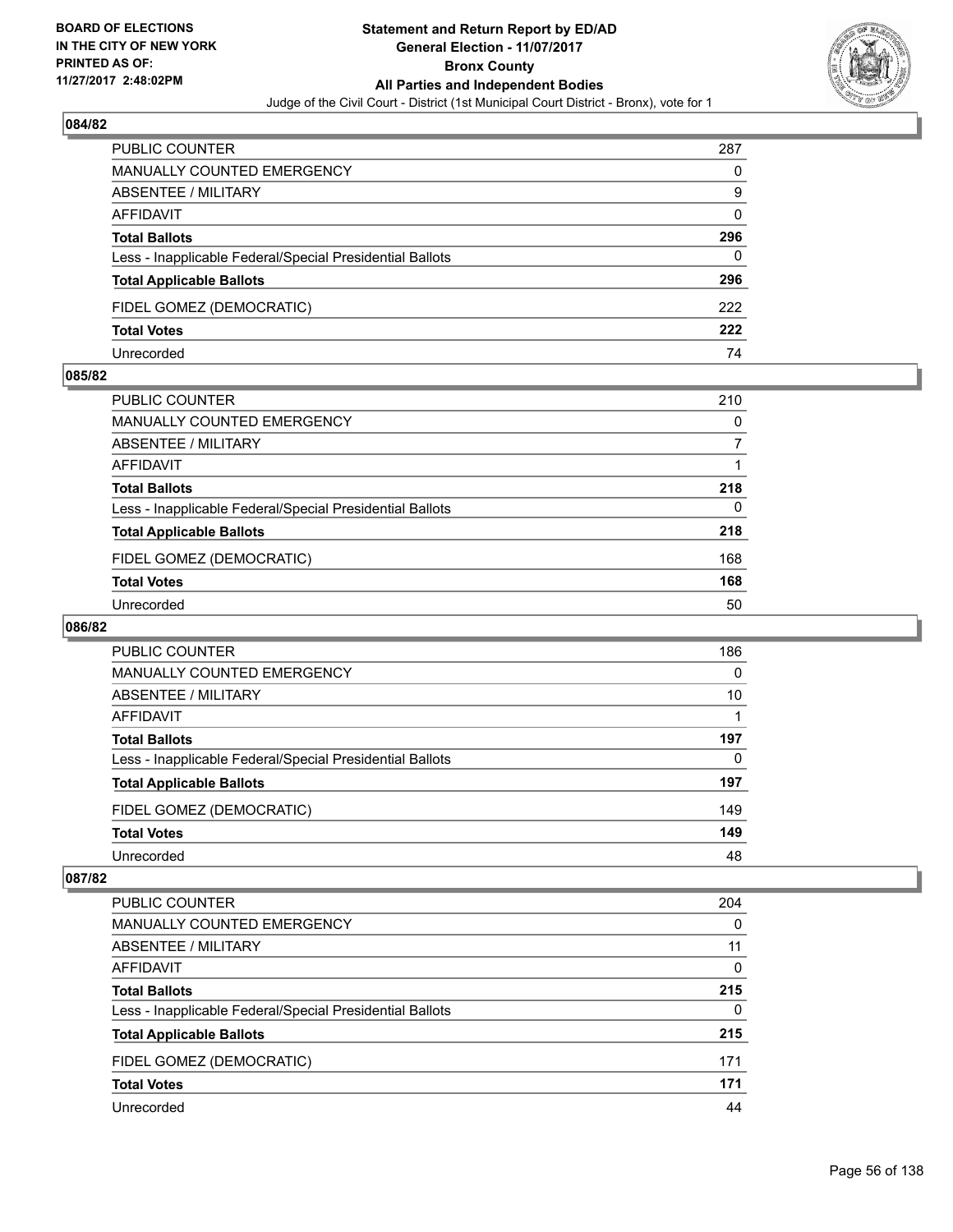## 084/82

| | |
|---|---|
| PUBLIC COUNTER | 287 |
| MANUALLY COUNTED EMERGENCY | 0 |
| ABSENTEE / MILITARY | 9 |
| AFFIDAVIT | 0 |
| **Total Ballots** | **296** |
| Less - Inapplicable Federal/Special Presidential Ballots | 0 |
| **Total Applicable Ballots** | **296** |
| FIDEL GOMEZ (DEMOCRATIC) | 222 |
| **Total Votes** | **222** |
| Unrecorded | 74 |

## 085/82

| | |
|---|---|
| PUBLIC COUNTER | 210 |
| MANUALLY COUNTED EMERGENCY | 0 |
| ABSENTEE / MILITARY | 7 |
| AFFIDAVIT | 1 |
| **Total Ballots** | **218** |
| Less - Inapplicable Federal/Special Presidential Ballots | 0 |
| **Total Applicable Ballots** | **218** |
| FIDEL GOMEZ (DEMOCRATIC) | 168 |
| **Total Votes** | **168** |
| Unrecorded | 50 |

## 086/82

| | |
|---|---|
| PUBLIC COUNTER | 186 |
| MANUALLY COUNTED EMERGENCY | 0 |
| ABSENTEE / MILITARY | 10 |
| AFFIDAVIT | 1 |
| **Total Ballots** | **197** |
| Less - Inapplicable Federal/Special Presidential Ballots | 0 |
| **Total Applicable Ballots** | **197** |
| FIDEL GOMEZ (DEMOCRATIC) | 149 |
| **Total Votes** | **149** |
| Unrecorded | 48 |

## 087/82

| | |
|---|---|
| PUBLIC COUNTER | 204 |
| MANUALLY COUNTED EMERGENCY | 0 |
| ABSENTEE / MILITARY | 11 |
| AFFIDAVIT | 0 |
| **Total Ballots** | **215** |
| Less - Inapplicable Federal/Special Presidential Ballots | 0 |
| **Total Applicable Ballots** | **215** |
| FIDEL GOMEZ (DEMOCRATIC) | 171 |
| **Total Votes** | **171** |
| Unrecorded | 44 |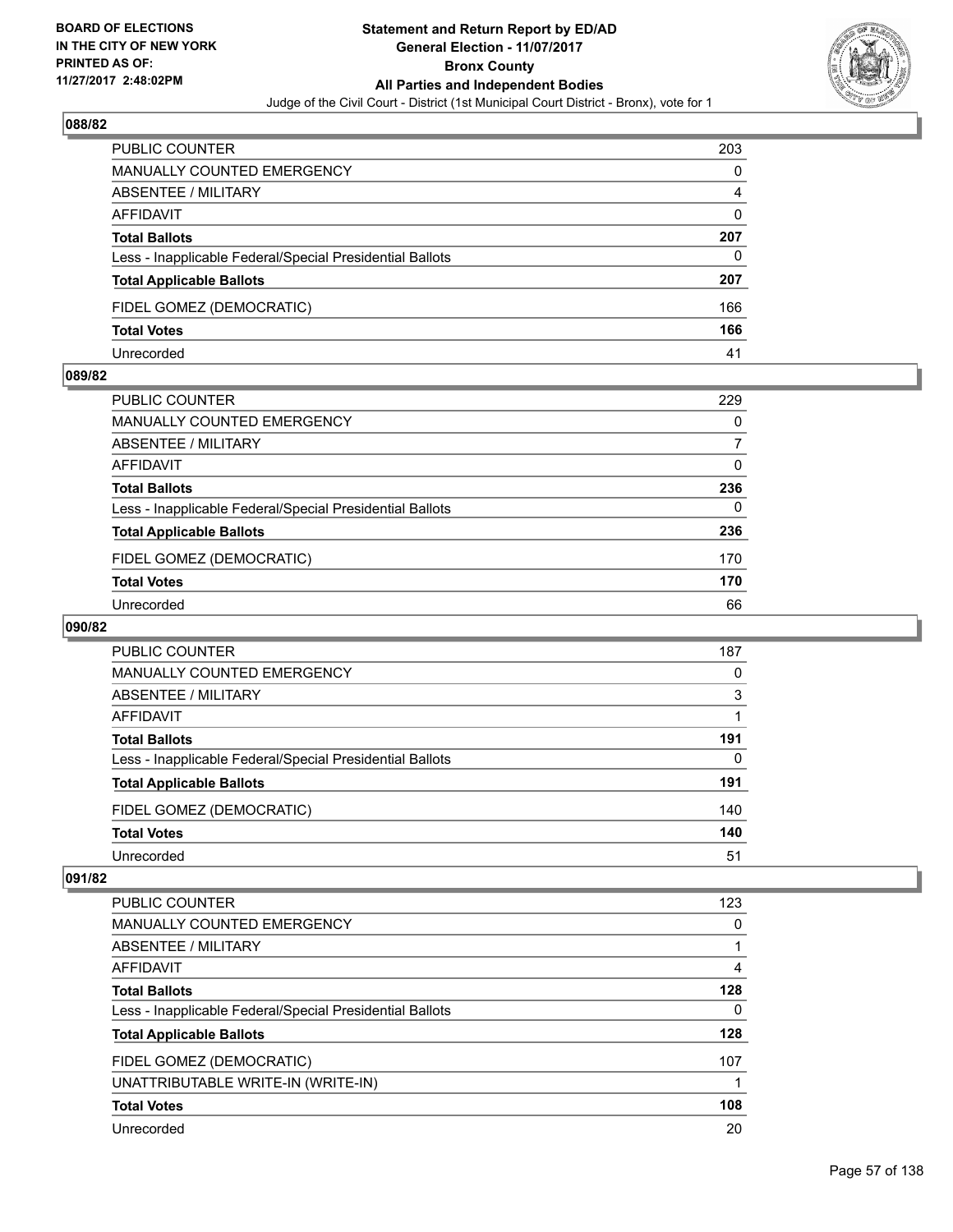BOARD OF ELECTIONS
IN THE CITY OF NEW YORK
PRINTED AS OF:
11/27/2017 2:48:02PM

**Statement and Return Report by ED/AD**
**General Election - 11/07/2017**
**Bronx County**
**All Parties and Independent Bodies**
Judge of the Civil Court - District (1st Municipal Court District - Bronx), vote for 1

### 088/82

| | |
|---|---|
| PUBLIC COUNTER | 203 |
| MANUALLY COUNTED EMERGENCY | 0 |
| ABSENTEE / MILITARY | 4 |
| AFFIDAVIT | 0 |
| **Total Ballots** | **207** |
| Less - Inapplicable Federal/Special Presidential Ballots | 0 |
| **Total Applicable Ballots** | **207** |
| FIDEL GOMEZ (DEMOCRATIC) | 166 |
| **Total Votes** | **166** |
| Unrecorded | 41 |

### 089/82

| | |
|---|---|
| PUBLIC COUNTER | 229 |
| MANUALLY COUNTED EMERGENCY | 0 |
| ABSENTEE / MILITARY | 7 |
| AFFIDAVIT | 0 |
| **Total Ballots** | **236** |
| Less - Inapplicable Federal/Special Presidential Ballots | 0 |
| **Total Applicable Ballots** | **236** |
| FIDEL GOMEZ (DEMOCRATIC) | 170 |
| **Total Votes** | **170** |
| Unrecorded | 66 |

### 090/82

| | |
|---|---|
| PUBLIC COUNTER | 187 |
| MANUALLY COUNTED EMERGENCY | 0 |
| ABSENTEE / MILITARY | 3 |
| AFFIDAVIT | 1 |
| **Total Ballots** | **191** |
| Less - Inapplicable Federal/Special Presidential Ballots | 0 |
| **Total Applicable Ballots** | **191** |
| FIDEL GOMEZ (DEMOCRATIC) | 140 |
| **Total Votes** | **140** |
| Unrecorded | 51 |

### 091/82

| | |
|---|---|
| PUBLIC COUNTER | 123 |
| MANUALLY COUNTED EMERGENCY | 0 |
| ABSENTEE / MILITARY | 1 |
| AFFIDAVIT | 4 |
| **Total Ballots** | **128** |
| Less - Inapplicable Federal/Special Presidential Ballots | 0 |
| **Total Applicable Ballots** | **128** |
| FIDEL GOMEZ (DEMOCRATIC) | 107 |
| UNATTRIBUTABLE WRITE-IN (WRITE-IN) | 1 |
| **Total Votes** | **108** |
| Unrecorded | 20 |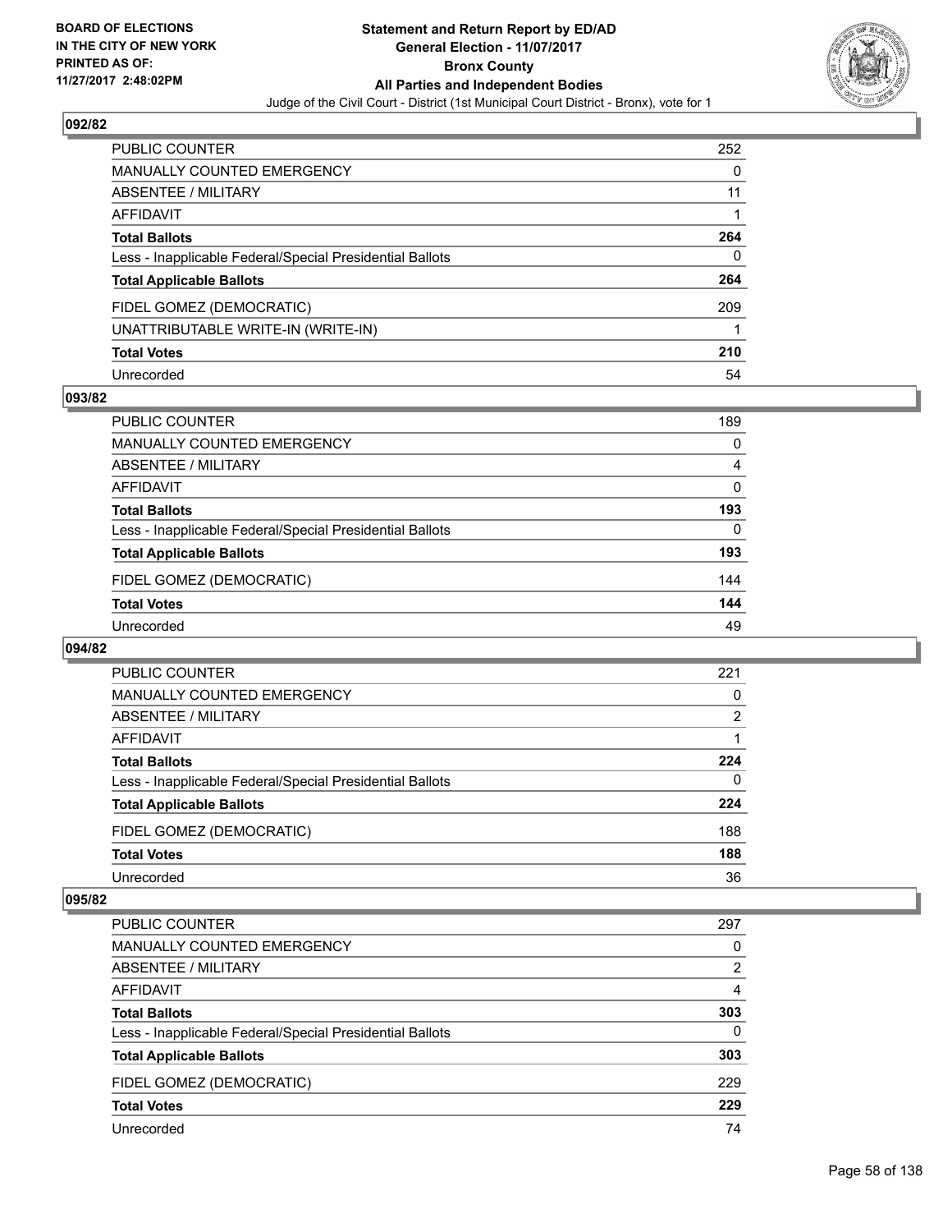**BOARD OF ELECTIONS IN THE CITY OF NEW YORK PRINTED AS OF: 11/27/2017 2:48:02PM**

# Statement and Return Report by ED/AD
## General Election - 11/07/2017
## Bronx County
## All Parties and Independent Bodies
### Judge of the Civil Court - District (1st Municipal Court District - Bronx), vote for 1

### 092/82

| | |
|---|---|
| PUBLIC COUNTER | 252 |
| MANUALLY COUNTED EMERGENCY | 0 |
| ABSENTEE / MILITARY | 11 |
| AFFIDAVIT | 1 |
| **Total Ballots** | **264** |
| Less - Inapplicable Federal/Special Presidential Ballots | 0 |
| **Total Applicable Ballots** | **264** |
| FIDEL GOMEZ (DEMOCRATIC) | 209 |
| UNATTRIBUTABLE WRITE-IN (WRITE-IN) | 1 |
| **Total Votes** | **210** |
| Unrecorded | 54 |

### 093/82

| | |
|---|---|
| PUBLIC COUNTER | 189 |
| MANUALLY COUNTED EMERGENCY | 0 |
| ABSENTEE / MILITARY | 4 |
| AFFIDAVIT | 0 |
| **Total Ballots** | **193** |
| Less - Inapplicable Federal/Special Presidential Ballots | 0 |
| **Total Applicable Ballots** | **193** |
| FIDEL GOMEZ (DEMOCRATIC) | 144 |
| **Total Votes** | **144** |
| Unrecorded | 49 |

### 094/82

| | |
|---|---|
| PUBLIC COUNTER | 221 |
| MANUALLY COUNTED EMERGENCY | 0 |
| ABSENTEE / MILITARY | 2 |
| AFFIDAVIT | 1 |
| **Total Ballots** | **224** |
| Less - Inapplicable Federal/Special Presidential Ballots | 0 |
| **Total Applicable Ballots** | **224** |
| FIDEL GOMEZ (DEMOCRATIC) | 188 |
| **Total Votes** | **188** |
| Unrecorded | 36 |

### 095/82

| | |
|---|---|
| PUBLIC COUNTER | 297 |
| MANUALLY COUNTED EMERGENCY | 0 |
| ABSENTEE / MILITARY | 2 |
| AFFIDAVIT | 4 |
| **Total Ballots** | **303** |
| Less - Inapplicable Federal/Special Presidential Ballots | 0 |
| **Total Applicable Ballots** | **303** |
| FIDEL GOMEZ (DEMOCRATIC) | 229 |
| **Total Votes** | **229** |
| Unrecorded | 74 |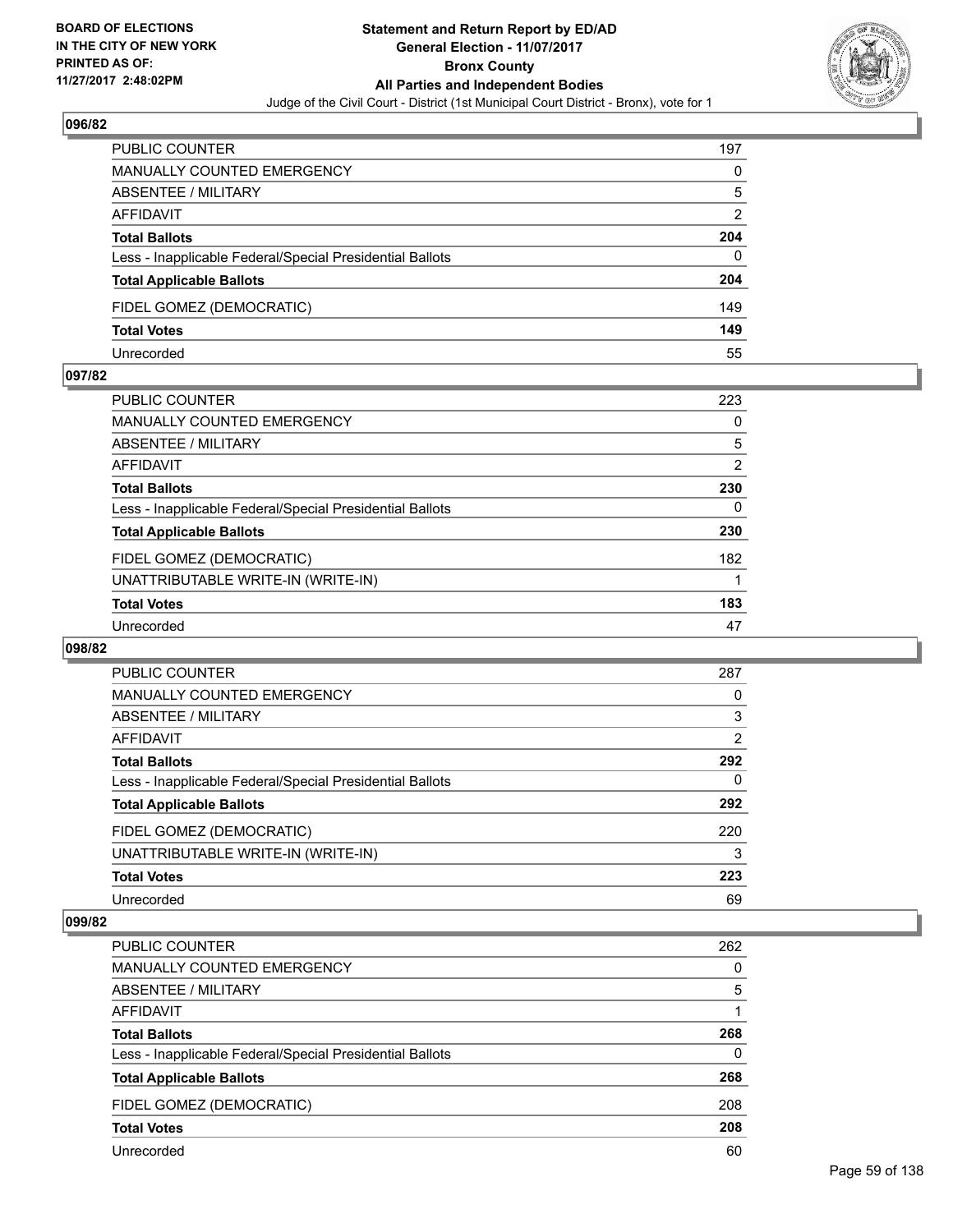**BOARD OF ELECTIONS IN THE CITY OF NEW YORK PRINTED AS OF: 11/27/2017 2:48:02PM**

# Statement and Return Report by ED/AD
## General Election - 11/07/2017
## Bronx County
## All Parties and Independent Bodies
### Judge of the Civil Court - District (1st Municipal Court District - Bronx), vote for 1

### 096/82

| | |
|---|---|
| PUBLIC COUNTER | 197 |
| MANUALLY COUNTED EMERGENCY | 0 |
| ABSENTEE / MILITARY | 5 |
| AFFIDAVIT | 2 |
| **Total Ballots** | **204** |
| Less - Inapplicable Federal/Special Presidential Ballots | 0 |
| **Total Applicable Ballots** | **204** |
| FIDEL GOMEZ (DEMOCRATIC) | 149 |
| **Total Votes** | **149** |
| Unrecorded | 55 |

### 097/82

| | |
|---|---|
| PUBLIC COUNTER | 223 |
| MANUALLY COUNTED EMERGENCY | 0 |
| ABSENTEE / MILITARY | 5 |
| AFFIDAVIT | 2 |
| **Total Ballots** | **230** |
| Less - Inapplicable Federal/Special Presidential Ballots | 0 |
| **Total Applicable Ballots** | **230** |
| FIDEL GOMEZ (DEMOCRATIC) | 182 |
| UNATTRIBUTABLE WRITE-IN (WRITE-IN) | 1 |
| **Total Votes** | **183** |
| Unrecorded | 47 |

### 098/82

| | |
|---|---|
| PUBLIC COUNTER | 287 |
| MANUALLY COUNTED EMERGENCY | 0 |
| ABSENTEE / MILITARY | 3 |
| AFFIDAVIT | 2 |
| **Total Ballots** | **292** |
| Less - Inapplicable Federal/Special Presidential Ballots | 0 |
| **Total Applicable Ballots** | **292** |
| FIDEL GOMEZ (DEMOCRATIC) | 220 |
| UNATTRIBUTABLE WRITE-IN (WRITE-IN) | 3 |
| **Total Votes** | **223** |
| Unrecorded | 69 |

### 099/82

| | |
|---|---|
| PUBLIC COUNTER | 262 |
| MANUALLY COUNTED EMERGENCY | 0 |
| ABSENTEE / MILITARY | 5 |
| AFFIDAVIT | 1 |
| **Total Ballots** | **268** |
| Less - Inapplicable Federal/Special Presidential Ballots | 0 |
| **Total Applicable Ballots** | **268** |
| FIDEL GOMEZ (DEMOCRATIC) | 208 |
| **Total Votes** | **208** |
| Unrecorded | 60 |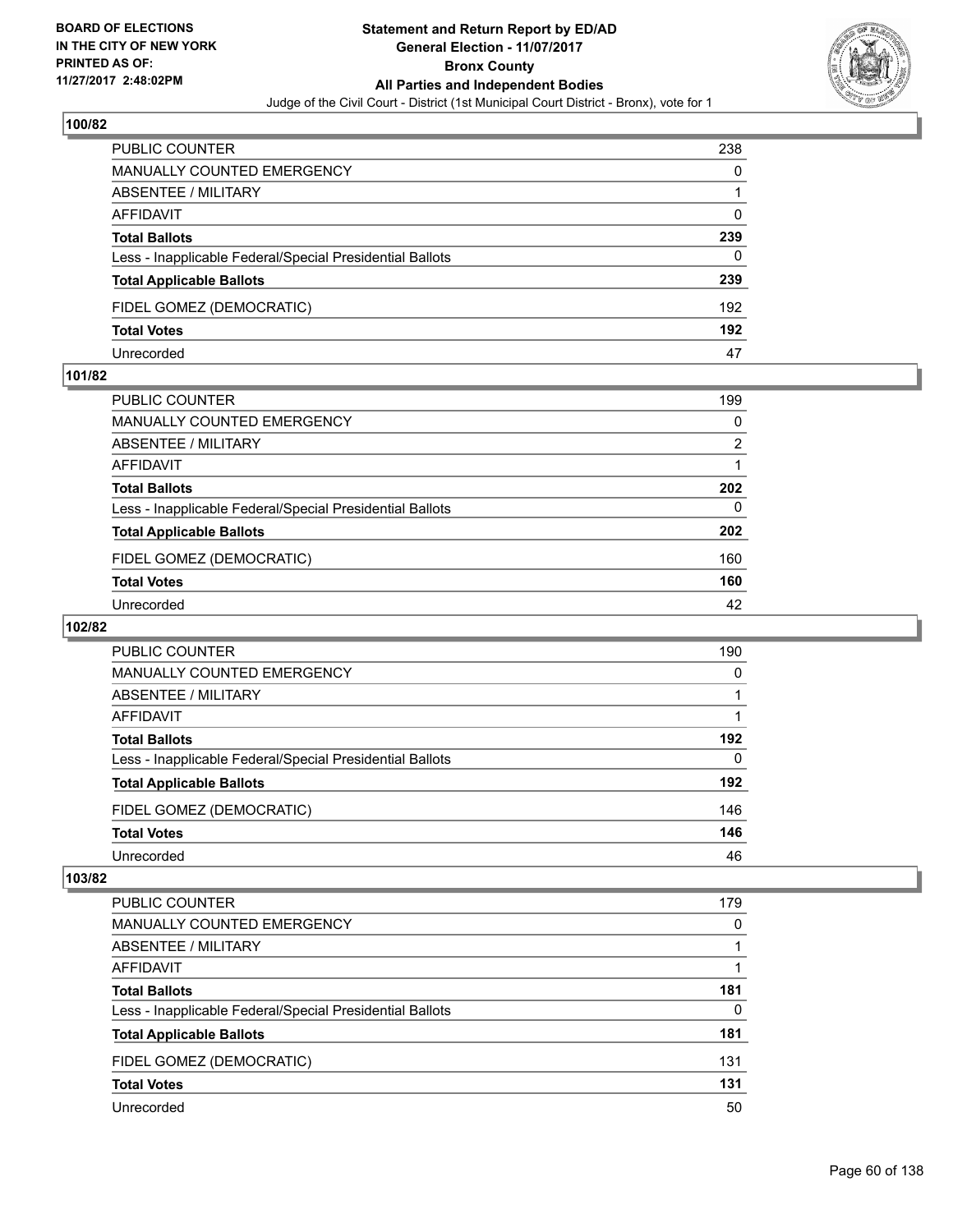**BOARD OF ELECTIONS IN THE CITY OF NEW YORK PRINTED AS OF: 11/27/2017 2:48:02PM**

# Statement and Return Report by ED/AD
## General Election - 11/07/2017
## Bronx County
## All Parties and Independent Bodies
### Judge of the Civil Court - District (1st Municipal Court District - Bronx), vote for 1

### 100/82

| | |
|---|---|
| PUBLIC COUNTER | 238 |
| MANUALLY COUNTED EMERGENCY | 0 |
| ABSENTEE / MILITARY | 1 |
| AFFIDAVIT | 0 |
| **Total Ballots** | **239** |
| Less - Inapplicable Federal/Special Presidential Ballots | 0 |
| **Total Applicable Ballots** | **239** |
| FIDEL GOMEZ (DEMOCRATIC) | 192 |
| **Total Votes** | **192** |
| Unrecorded | 47 |

### 101/82

| | |
|---|---|
| PUBLIC COUNTER | 199 |
| MANUALLY COUNTED EMERGENCY | 0 |
| ABSENTEE / MILITARY | 2 |
| AFFIDAVIT | 1 |
| **Total Ballots** | **202** |
| Less - Inapplicable Federal/Special Presidential Ballots | 0 |
| **Total Applicable Ballots** | **202** |
| FIDEL GOMEZ (DEMOCRATIC) | 160 |
| **Total Votes** | **160** |
| Unrecorded | 42 |

### 102/82

| | |
|---|---|
| PUBLIC COUNTER | 190 |
| MANUALLY COUNTED EMERGENCY | 0 |
| ABSENTEE / MILITARY | 1 |
| AFFIDAVIT | 1 |
| **Total Ballots** | **192** |
| Less - Inapplicable Federal/Special Presidential Ballots | 0 |
| **Total Applicable Ballots** | **192** |
| FIDEL GOMEZ (DEMOCRATIC) | 146 |
| **Total Votes** | **146** |
| Unrecorded | 46 |

### 103/82

| | |
|---|---|
| PUBLIC COUNTER | 179 |
| MANUALLY COUNTED EMERGENCY | 0 |
| ABSENTEE / MILITARY | 1 |
| AFFIDAVIT | 1 |
| **Total Ballots** | **181** |
| Less - Inapplicable Federal/Special Presidential Ballots | 0 |
| **Total Applicable Ballots** | **181** |
| FIDEL GOMEZ (DEMOCRATIC) | 131 |
| **Total Votes** | **131** |
| Unrecorded | 50 |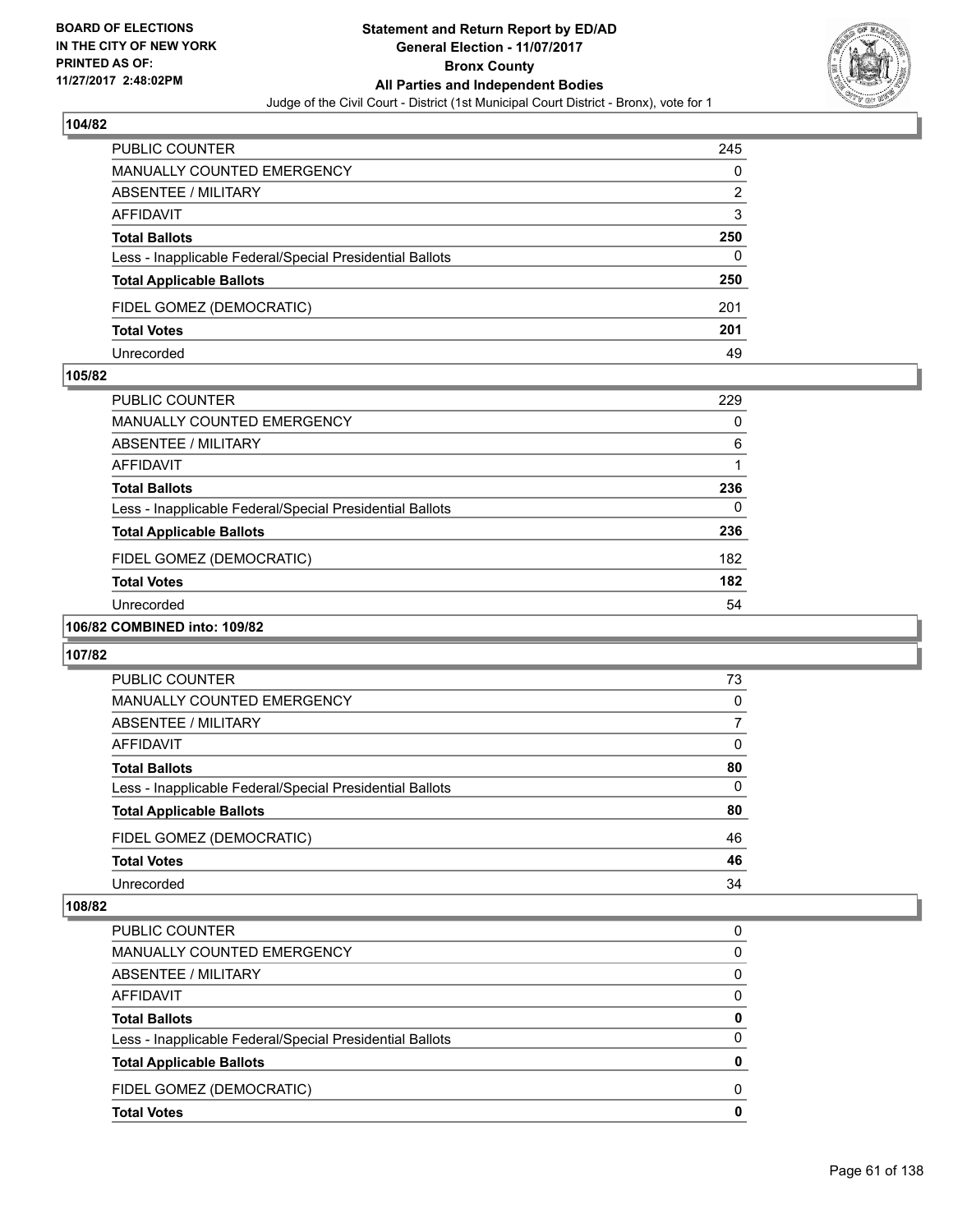## 104/82

| | |
|---|---|
| PUBLIC COUNTER | 245 |
| MANUALLY COUNTED EMERGENCY | 0 |
| ABSENTEE / MILITARY | 2 |
| AFFIDAVIT | 3 |
| **Total Ballots** | **250** |
| Less - Inapplicable Federal/Special Presidential Ballots | 0 |
| **Total Applicable Ballots** | **250** |
| FIDEL GOMEZ (DEMOCRATIC) | 201 |
| **Total Votes** | **201** |
| Unrecorded | 49 |

## 105/82

| | |
|---|---|
| PUBLIC COUNTER | 229 |
| MANUALLY COUNTED EMERGENCY | 0 |
| ABSENTEE / MILITARY | 6 |
| AFFIDAVIT | 1 |
| **Total Ballots** | **236** |
| Less - Inapplicable Federal/Special Presidential Ballots | 0 |
| **Total Applicable Ballots** | **236** |
| FIDEL GOMEZ (DEMOCRATIC) | 182 |
| **Total Votes** | **182** |
| Unrecorded | 54 |

## 106/82 COMBINED into: 109/82

## 107/82

| | |
|---|---|
| PUBLIC COUNTER | 73 |
| MANUALLY COUNTED EMERGENCY | 0 |
| ABSENTEE / MILITARY | 7 |
| AFFIDAVIT | 0 |
| **Total Ballots** | **80** |
| Less - Inapplicable Federal/Special Presidential Ballots | 0 |
| **Total Applicable Ballots** | **80** |
| FIDEL GOMEZ (DEMOCRATIC) | 46 |
| **Total Votes** | **46** |
| Unrecorded | 34 |

## 108/82

| | |
|---|---|
| PUBLIC COUNTER | 0 |
| MANUALLY COUNTED EMERGENCY | 0 |
| ABSENTEE / MILITARY | 0 |
| AFFIDAVIT | 0 |
| **Total Ballots** | **0** |
| Less - Inapplicable Federal/Special Presidential Ballots | 0 |
| **Total Applicable Ballots** | **0** |
| FIDEL GOMEZ (DEMOCRATIC) | 0 |
| **Total Votes** | **0** |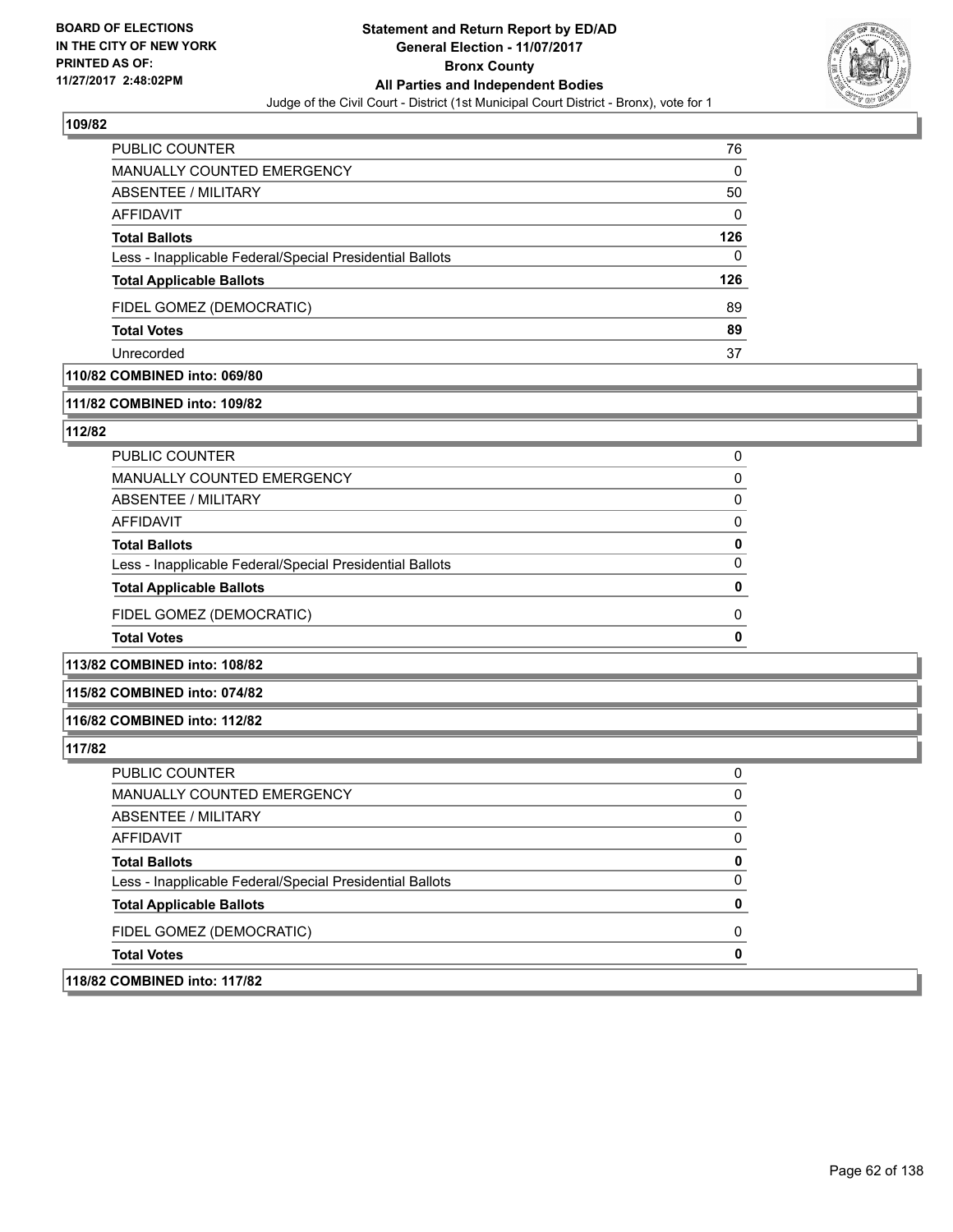**109/82**

| | |
|---|---|
| PUBLIC COUNTER | 76 |
| MANUALLY COUNTED EMERGENCY | 0 |
| ABSENTEE / MILITARY | 50 |
| AFFIDAVIT | 0 |
| **Total Ballots** | **126** |
| Less - Inapplicable Federal/Special Presidential Ballots | 0 |
| **Total Applicable Ballots** | **126** |
| FIDEL GOMEZ (DEMOCRATIC) | 89 |
| **Total Votes** | **89** |
| Unrecorded | 37 |

**110/82 COMBINED into: 069/80**

**111/82 COMBINED into: 109/82**

**112/82**

| | |
|---|---|
| PUBLIC COUNTER | 0 |
| MANUALLY COUNTED EMERGENCY | 0 |
| ABSENTEE / MILITARY | 0 |
| AFFIDAVIT | 0 |
| **Total Ballots** | **0** |
| Less - Inapplicable Federal/Special Presidential Ballots | 0 |
| **Total Applicable Ballots** | **0** |
| FIDEL GOMEZ (DEMOCRATIC) | 0 |
| **Total Votes** | **0** |

**113/82 COMBINED into: 108/82**

**115/82 COMBINED into: 074/82**

**116/82 COMBINED into: 112/82**

**117/82**

| | |
|---|---|
| PUBLIC COUNTER | 0 |
| MANUALLY COUNTED EMERGENCY | 0 |
| ABSENTEE / MILITARY | 0 |
| AFFIDAVIT | 0 |
| **Total Ballots** | **0** |
| Less - Inapplicable Federal/Special Presidential Ballots | 0 |
| **Total Applicable Ballots** | **0** |
| FIDEL GOMEZ (DEMOCRATIC) | 0 |
| **Total Votes** | **0** |

**118/82 COMBINED into: 117/82**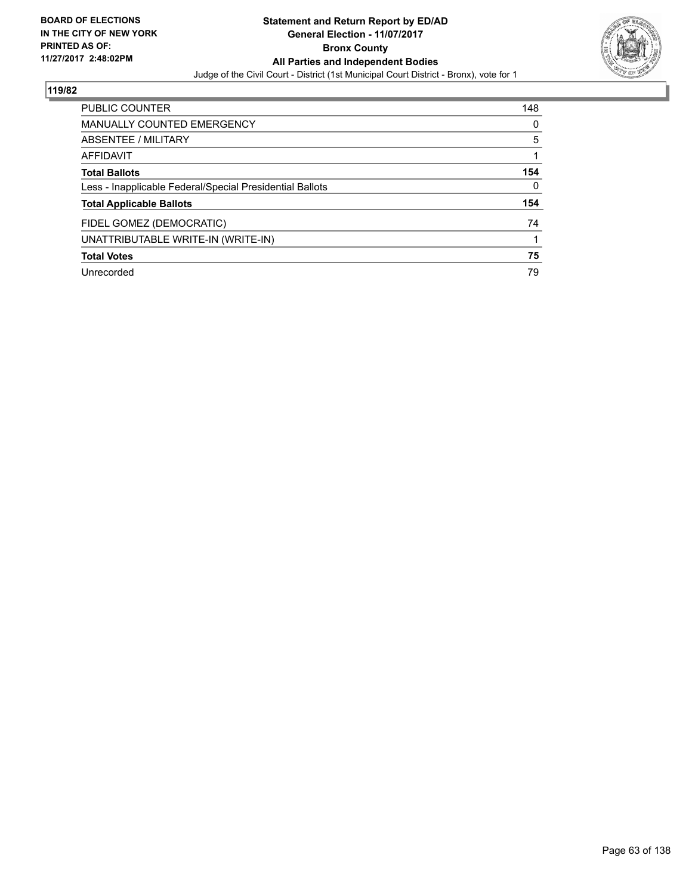**BOARD OF ELECTIONS IN THE CITY OF NEW YORK PRINTED AS OF: 11/27/2017 2:48:02PM**

**Statement and Return Report by ED/AD**
**General Election - 11/07/2017**
**Bronx County**
**All Parties and Independent Bodies**
Judge of the Civil Court - District (1st Municipal Court District - Bronx), vote for 1

## 119/82

| | |
|---|---|
| PUBLIC COUNTER | 148 |
| MANUALLY COUNTED EMERGENCY | 0 |
| ABSENTEE / MILITARY | 5 |
| AFFIDAVIT | 1 |
| **Total Ballots** | **154** |
| Less - Inapplicable Federal/Special Presidential Ballots | 0 |
| **Total Applicable Ballots** | **154** |
| FIDEL GOMEZ (DEMOCRATIC) | 74 |
| UNATTRIBUTABLE WRITE-IN (WRITE-IN) | 1 |
| **Total Votes** | **75** |
| Unrecorded | 79 |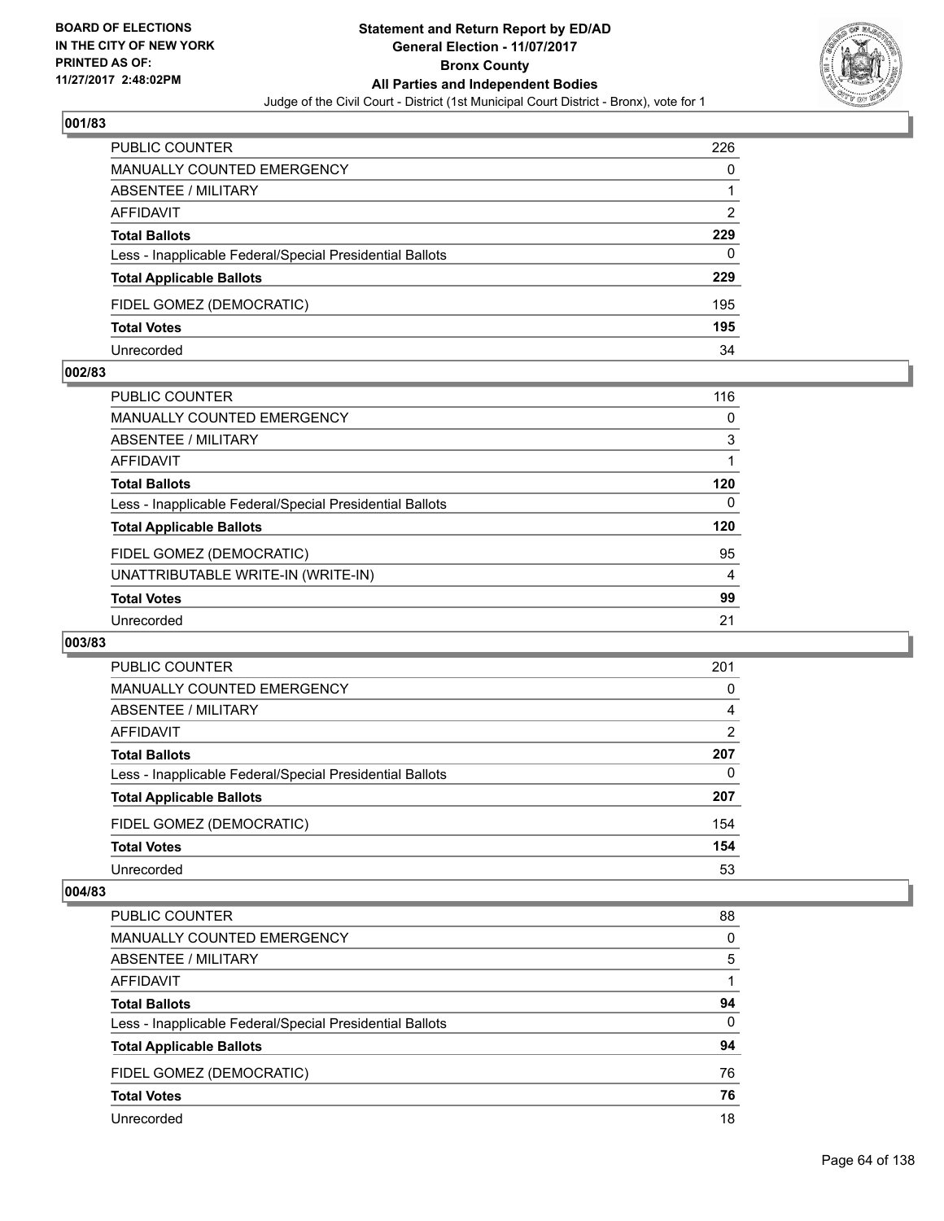BOARD OF ELECTIONS
IN THE CITY OF NEW YORK
PRINTED AS OF:
11/27/2017 2:48:02PM

**Statement and Return Report by ED/AD**
**General Election - 11/07/2017**
**Bronx County**
**All Parties and Independent Bodies**
Judge of the Civil Court - District (1st Municipal Court District - Bronx), vote for 1

### 001/83

| | |
|---|---|
| PUBLIC COUNTER | 226 |
| MANUALLY COUNTED EMERGENCY | 0 |
| ABSENTEE / MILITARY | 1 |
| AFFIDAVIT | 2 |
| **Total Ballots** | **229** |
| Less - Inapplicable Federal/Special Presidential Ballots | 0 |
| **Total Applicable Ballots** | **229** |
| FIDEL GOMEZ (DEMOCRATIC) | 195 |
| **Total Votes** | **195** |
| Unrecorded | 34 |

### 002/83

| | |
|---|---|
| PUBLIC COUNTER | 116 |
| MANUALLY COUNTED EMERGENCY | 0 |
| ABSENTEE / MILITARY | 3 |
| AFFIDAVIT | 1 |
| **Total Ballots** | **120** |
| Less - Inapplicable Federal/Special Presidential Ballots | 0 |
| **Total Applicable Ballots** | **120** |
| FIDEL GOMEZ (DEMOCRATIC) | 95 |
| UNATTRIBUTABLE WRITE-IN (WRITE-IN) | 4 |
| **Total Votes** | **99** |
| Unrecorded | 21 |

### 003/83

| | |
|---|---|
| PUBLIC COUNTER | 201 |
| MANUALLY COUNTED EMERGENCY | 0 |
| ABSENTEE / MILITARY | 4 |
| AFFIDAVIT | 2 |
| **Total Ballots** | **207** |
| Less - Inapplicable Federal/Special Presidential Ballots | 0 |
| **Total Applicable Ballots** | **207** |
| FIDEL GOMEZ (DEMOCRATIC) | 154 |
| **Total Votes** | **154** |
| Unrecorded | 53 |

### 004/83

| | |
|---|---|
| PUBLIC COUNTER | 88 |
| MANUALLY COUNTED EMERGENCY | 0 |
| ABSENTEE / MILITARY | 5 |
| AFFIDAVIT | 1 |
| **Total Ballots** | **94** |
| Less - Inapplicable Federal/Special Presidential Ballots | 0 |
| **Total Applicable Ballots** | **94** |
| FIDEL GOMEZ (DEMOCRATIC) | 76 |
| **Total Votes** | **76** |
| Unrecorded | 18 |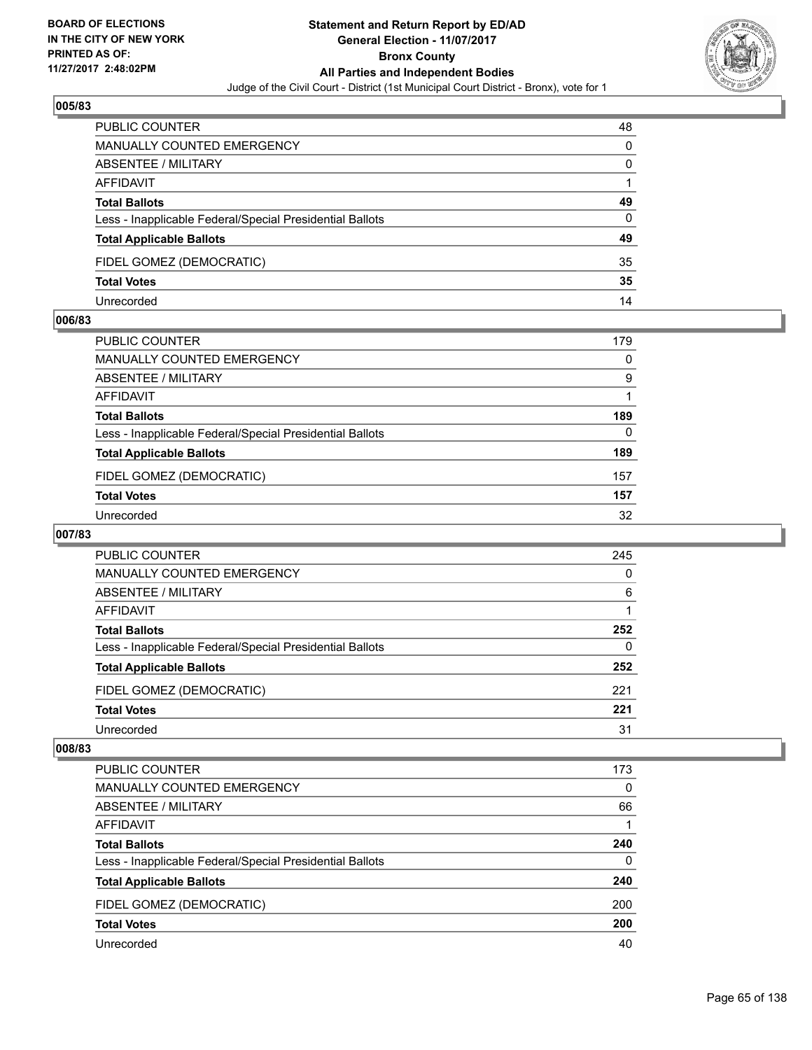**BOARD OF ELECTIONS IN THE CITY OF NEW YORK PRINTED AS OF: 11/27/2017 2:48:02PM**

# Statement and Return Report by ED/AD
## General Election - 11/07/2017
## Bronx County
## All Parties and Independent Bodies
### Judge of the Civil Court - District (1st Municipal Court District - Bronx), vote for 1

**005/83**

| | |
|---|---|
| PUBLIC COUNTER | 48 |
| MANUALLY COUNTED EMERGENCY | 0 |
| ABSENTEE / MILITARY | 0 |
| AFFIDAVIT | 1 |
| **Total Ballots** | **49** |
| Less - Inapplicable Federal/Special Presidential Ballots | 0 |
| **Total Applicable Ballots** | **49** |
| FIDEL GOMEZ (DEMOCRATIC) | 35 |
| **Total Votes** | **35** |
| Unrecorded | 14 |

**006/83**

| | |
|---|---|
| PUBLIC COUNTER | 179 |
| MANUALLY COUNTED EMERGENCY | 0 |
| ABSENTEE / MILITARY | 9 |
| AFFIDAVIT | 1 |
| **Total Ballots** | **189** |
| Less - Inapplicable Federal/Special Presidential Ballots | 0 |
| **Total Applicable Ballots** | **189** |
| FIDEL GOMEZ (DEMOCRATIC) | 157 |
| **Total Votes** | **157** |
| Unrecorded | 32 |

**007/83**

| | |
|---|---|
| PUBLIC COUNTER | 245 |
| MANUALLY COUNTED EMERGENCY | 0 |
| ABSENTEE / MILITARY | 6 |
| AFFIDAVIT | 1 |
| **Total Ballots** | **252** |
| Less - Inapplicable Federal/Special Presidential Ballots | 0 |
| **Total Applicable Ballots** | **252** |
| FIDEL GOMEZ (DEMOCRATIC) | 221 |
| **Total Votes** | **221** |
| Unrecorded | 31 |

**008/83**

| | |
|---|---|
| PUBLIC COUNTER | 173 |
| MANUALLY COUNTED EMERGENCY | 0 |
| ABSENTEE / MILITARY | 66 |
| AFFIDAVIT | 1 |
| **Total Ballots** | **240** |
| Less - Inapplicable Federal/Special Presidential Ballots | 0 |
| **Total Applicable Ballots** | **240** |
| FIDEL GOMEZ (DEMOCRATIC) | 200 |
| **Total Votes** | **200** |
| Unrecorded | 40 |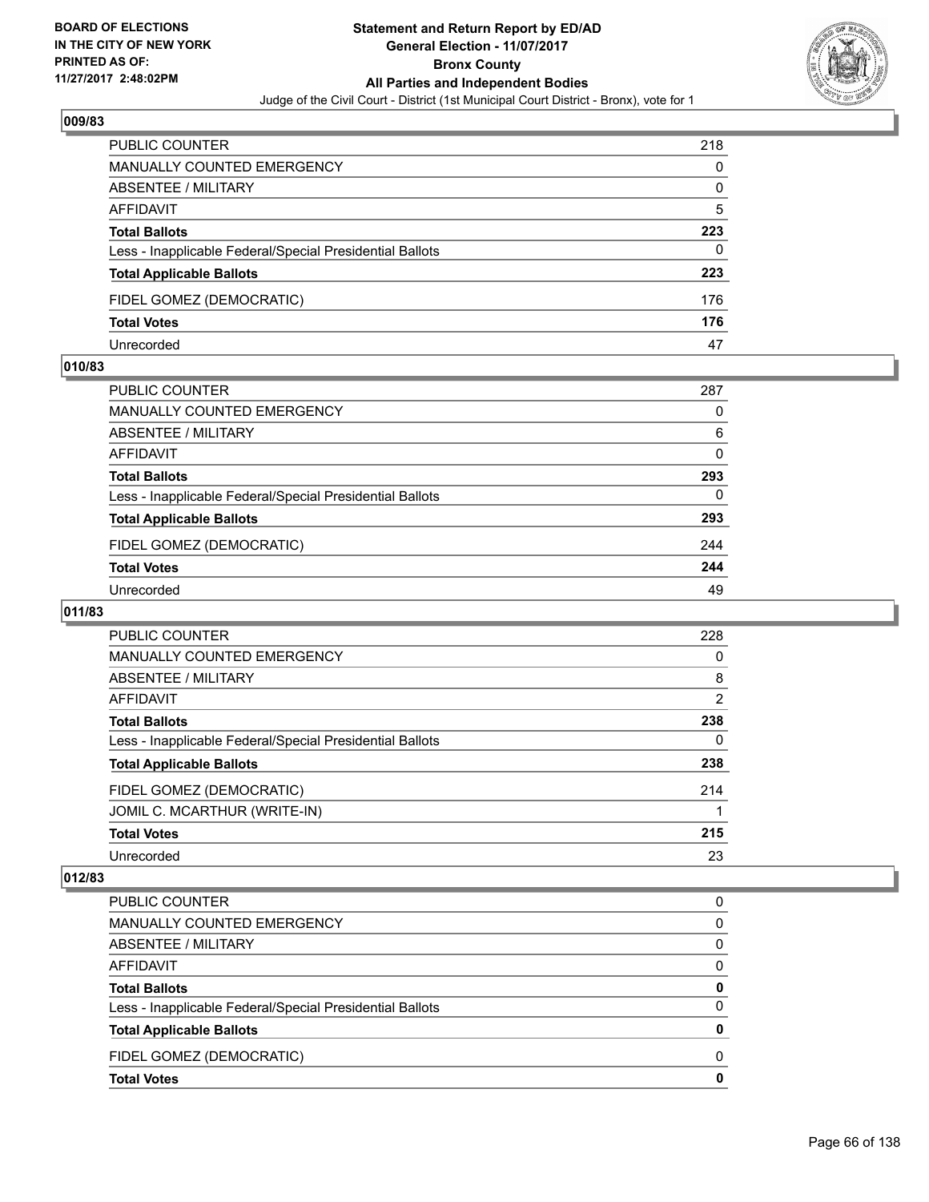**Statement and Return Report by ED/AD**
**General Election - 11/07/2017**
**Bronx County**
**All Parties and Independent Bodies**
Judge of the Civil Court - District (1st Municipal Court District - Bronx), vote for 1

BOARD OF ELECTIONS IN THE CITY OF NEW YORK PRINTED AS OF: 11/27/2017 2:48:02PM

**009/83**

| | |
|---|---|
| PUBLIC COUNTER | 218 |
| MANUALLY COUNTED EMERGENCY | 0 |
| ABSENTEE / MILITARY | 0 |
| AFFIDAVIT | 5 |
| **Total Ballots** | **223** |
| Less - Inapplicable Federal/Special Presidential Ballots | 0 |
| **Total Applicable Ballots** | **223** |
| FIDEL GOMEZ (DEMOCRATIC) | 176 |
| **Total Votes** | **176** |
| Unrecorded | 47 |

**010/83**

| | |
|---|---|
| PUBLIC COUNTER | 287 |
| MANUALLY COUNTED EMERGENCY | 0 |
| ABSENTEE / MILITARY | 6 |
| AFFIDAVIT | 0 |
| **Total Ballots** | **293** |
| Less - Inapplicable Federal/Special Presidential Ballots | 0 |
| **Total Applicable Ballots** | **293** |
| FIDEL GOMEZ (DEMOCRATIC) | 244 |
| **Total Votes** | **244** |
| Unrecorded | 49 |

**011/83**

| | |
|---|---|
| PUBLIC COUNTER | 228 |
| MANUALLY COUNTED EMERGENCY | 0 |
| ABSENTEE / MILITARY | 8 |
| AFFIDAVIT | 2 |
| **Total Ballots** | **238** |
| Less - Inapplicable Federal/Special Presidential Ballots | 0 |
| **Total Applicable Ballots** | **238** |
| FIDEL GOMEZ (DEMOCRATIC) | 214 |
| JOMIL C. MCARTHUR (WRITE-IN) | 1 |
| **Total Votes** | **215** |
| Unrecorded | 23 |

**012/83**

| | |
|---|---|
| PUBLIC COUNTER | 0 |
| MANUALLY COUNTED EMERGENCY | 0 |
| ABSENTEE / MILITARY | 0 |
| AFFIDAVIT | 0 |
| **Total Ballots** | **0** |
| Less - Inapplicable Federal/Special Presidential Ballots | 0 |
| **Total Applicable Ballots** | **0** |
| FIDEL GOMEZ (DEMOCRATIC) | 0 |
| **Total Votes** | **0** |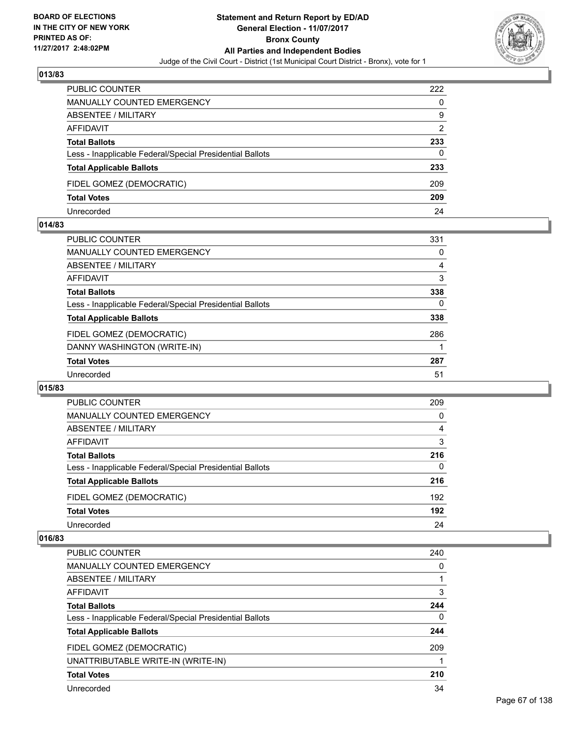**Statement and Return Report by ED/AD**
**General Election - 11/07/2017**
**Bronx County**
**All Parties and Independent Bodies**
Judge of the Civil Court - District (1st Municipal Court District - Bronx), vote for 1

BOARD OF ELECTIONS
IN THE CITY OF NEW YORK
PRINTED AS OF:
11/27/2017 2:48:02PM

### 013/83

| | |
|---|---|
| PUBLIC COUNTER | 222 |
| MANUALLY COUNTED EMERGENCY | 0 |
| ABSENTEE / MILITARY | 9 |
| AFFIDAVIT | 2 |
| **Total Ballots** | **233** |
| Less - Inapplicable Federal/Special Presidential Ballots | 0 |
| **Total Applicable Ballots** | **233** |
| FIDEL GOMEZ (DEMOCRATIC) | 209 |
| **Total Votes** | **209** |
| Unrecorded | 24 |

### 014/83

| | |
|---|---|
| PUBLIC COUNTER | 331 |
| MANUALLY COUNTED EMERGENCY | 0 |
| ABSENTEE / MILITARY | 4 |
| AFFIDAVIT | 3 |
| **Total Ballots** | **338** |
| Less - Inapplicable Federal/Special Presidential Ballots | 0 |
| **Total Applicable Ballots** | **338** |
| FIDEL GOMEZ (DEMOCRATIC) | 286 |
| DANNY WASHINGTON (WRITE-IN) | 1 |
| **Total Votes** | **287** |
| Unrecorded | 51 |

### 015/83

| | |
|---|---|
| PUBLIC COUNTER | 209 |
| MANUALLY COUNTED EMERGENCY | 0 |
| ABSENTEE / MILITARY | 4 |
| AFFIDAVIT | 3 |
| **Total Ballots** | **216** |
| Less - Inapplicable Federal/Special Presidential Ballots | 0 |
| **Total Applicable Ballots** | **216** |
| FIDEL GOMEZ (DEMOCRATIC) | 192 |
| **Total Votes** | **192** |
| Unrecorded | 24 |

### 016/83

| | |
|---|---|
| PUBLIC COUNTER | 240 |
| MANUALLY COUNTED EMERGENCY | 0 |
| ABSENTEE / MILITARY | 1 |
| AFFIDAVIT | 3 |
| **Total Ballots** | **244** |
| Less - Inapplicable Federal/Special Presidential Ballots | 0 |
| **Total Applicable Ballots** | **244** |
| FIDEL GOMEZ (DEMOCRATIC) | 209 |
| UNATTRIBUTABLE WRITE-IN (WRITE-IN) | 1 |
| **Total Votes** | **210** |
| Unrecorded | 34 |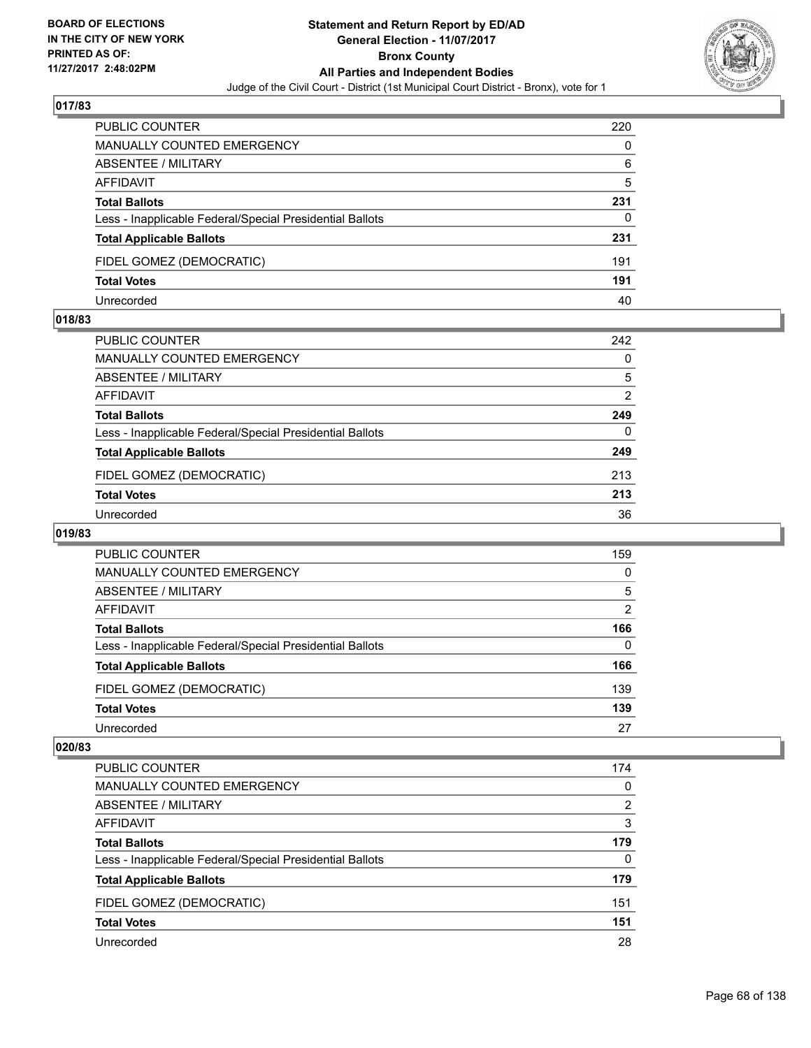**BOARD OF ELECTIONS IN THE CITY OF NEW YORK PRINTED AS OF: 11/27/2017 2:48:02PM**

# Statement and Return Report by ED/AD
## General Election - 11/07/2017
## Bronx County
## All Parties and Independent Bodies

Judge of the Civil Court - District (1st Municipal Court District - Bronx), vote for 1

### 017/83

| | |
|---|---|
| PUBLIC COUNTER | 220 |
| MANUALLY COUNTED EMERGENCY | 0 |
| ABSENTEE / MILITARY | 6 |
| AFFIDAVIT | 5 |
| **Total Ballots** | **231** |
| Less - Inapplicable Federal/Special Presidential Ballots | 0 |
| **Total Applicable Ballots** | **231** |
| FIDEL GOMEZ (DEMOCRATIC) | 191 |
| **Total Votes** | **191** |
| Unrecorded | 40 |

### 018/83

| | |
|---|---|
| PUBLIC COUNTER | 242 |
| MANUALLY COUNTED EMERGENCY | 0 |
| ABSENTEE / MILITARY | 5 |
| AFFIDAVIT | 2 |
| **Total Ballots** | **249** |
| Less - Inapplicable Federal/Special Presidential Ballots | 0 |
| **Total Applicable Ballots** | **249** |
| FIDEL GOMEZ (DEMOCRATIC) | 213 |
| **Total Votes** | **213** |
| Unrecorded | 36 |

### 019/83

| | |
|---|---|
| PUBLIC COUNTER | 159 |
| MANUALLY COUNTED EMERGENCY | 0 |
| ABSENTEE / MILITARY | 5 |
| AFFIDAVIT | 2 |
| **Total Ballots** | **166** |
| Less - Inapplicable Federal/Special Presidential Ballots | 0 |
| **Total Applicable Ballots** | **166** |
| FIDEL GOMEZ (DEMOCRATIC) | 139 |
| **Total Votes** | **139** |
| Unrecorded | 27 |

### 020/83

| | |
|---|---|
| PUBLIC COUNTER | 174 |
| MANUALLY COUNTED EMERGENCY | 0 |
| ABSENTEE / MILITARY | 2 |
| AFFIDAVIT | 3 |
| **Total Ballots** | **179** |
| Less - Inapplicable Federal/Special Presidential Ballots | 0 |
| **Total Applicable Ballots** | **179** |
| FIDEL GOMEZ (DEMOCRATIC) | 151 |
| **Total Votes** | **151** |
| Unrecorded | 28 |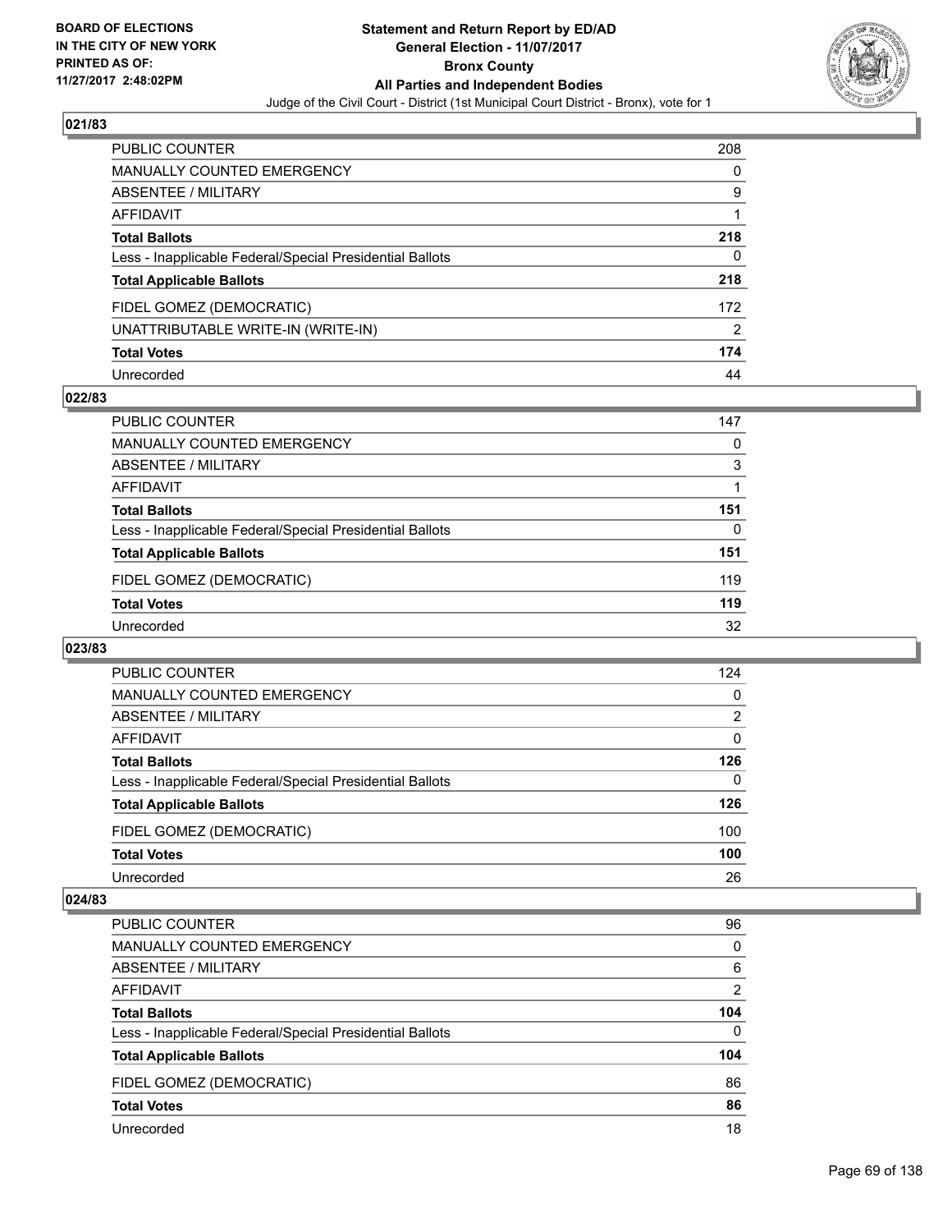## 021/83

| | |
|---|---|
| PUBLIC COUNTER | 208 |
| MANUALLY COUNTED EMERGENCY | 0 |
| ABSENTEE / MILITARY | 9 |
| AFFIDAVIT | 1 |
| **Total Ballots** | **218** |
| Less - Inapplicable Federal/Special Presidential Ballots | 0 |
| **Total Applicable Ballots** | **218** |
| FIDEL GOMEZ (DEMOCRATIC) | 172 |
| UNATTRIBUTABLE WRITE-IN (WRITE-IN) | 2 |
| **Total Votes** | **174** |
| Unrecorded | 44 |

## 022/83

| | |
|---|---|
| PUBLIC COUNTER | 147 |
| MANUALLY COUNTED EMERGENCY | 0 |
| ABSENTEE / MILITARY | 3 |
| AFFIDAVIT | 1 |
| **Total Ballots** | **151** |
| Less - Inapplicable Federal/Special Presidential Ballots | 0 |
| **Total Applicable Ballots** | **151** |
| FIDEL GOMEZ (DEMOCRATIC) | 119 |
| **Total Votes** | **119** |
| Unrecorded | 32 |

## 023/83

| | |
|---|---|
| PUBLIC COUNTER | 124 |
| MANUALLY COUNTED EMERGENCY | 0 |
| ABSENTEE / MILITARY | 2 |
| AFFIDAVIT | 0 |
| **Total Ballots** | **126** |
| Less - Inapplicable Federal/Special Presidential Ballots | 0 |
| **Total Applicable Ballots** | **126** |
| FIDEL GOMEZ (DEMOCRATIC) | 100 |
| **Total Votes** | **100** |
| Unrecorded | 26 |

## 024/83

| | |
|---|---|
| PUBLIC COUNTER | 96 |
| MANUALLY COUNTED EMERGENCY | 0 |
| ABSENTEE / MILITARY | 6 |
| AFFIDAVIT | 2 |
| **Total Ballots** | **104** |
| Less - Inapplicable Federal/Special Presidential Ballots | 0 |
| **Total Applicable Ballots** | **104** |
| FIDEL GOMEZ (DEMOCRATIC) | 86 |
| **Total Votes** | **86** |
| Unrecorded | 18 |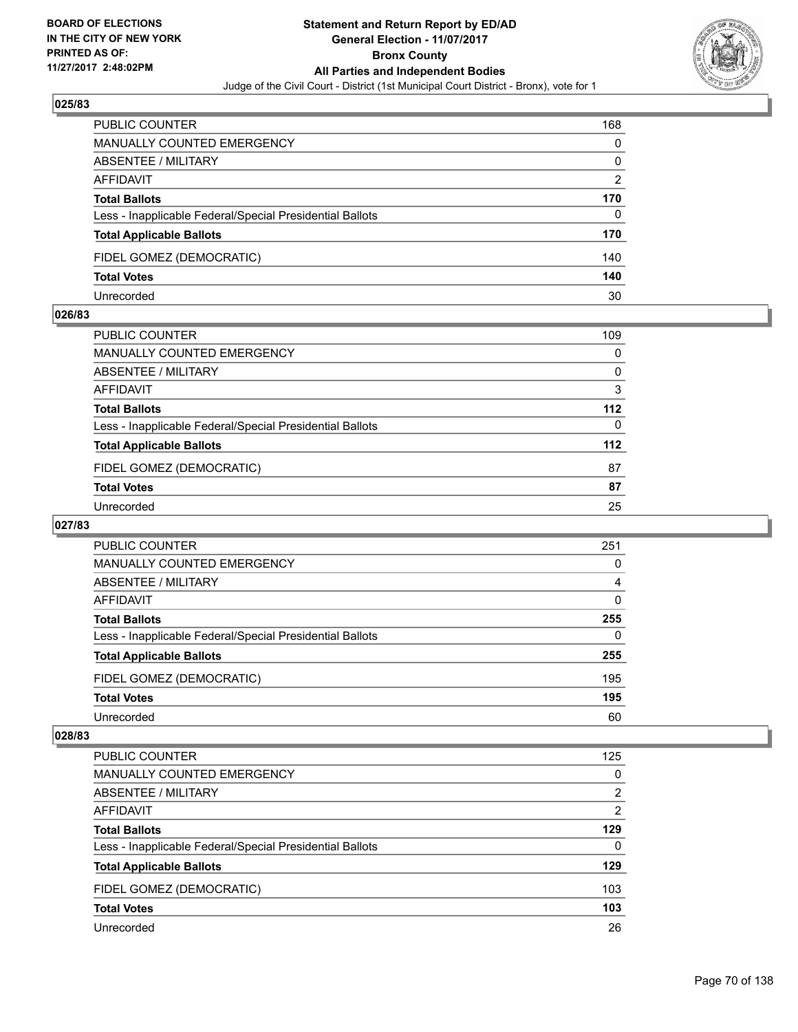## 025/83

| | |
|---|---|
| PUBLIC COUNTER | 168 |
| MANUALLY COUNTED EMERGENCY | 0 |
| ABSENTEE / MILITARY | 0 |
| AFFIDAVIT | 2 |
| **Total Ballots** | **170** |
| Less - Inapplicable Federal/Special Presidential Ballots | 0 |
| **Total Applicable Ballots** | **170** |
| FIDEL GOMEZ (DEMOCRATIC) | 140 |
| **Total Votes** | **140** |
| Unrecorded | 30 |

## 026/83

| | |
|---|---|
| PUBLIC COUNTER | 109 |
| MANUALLY COUNTED EMERGENCY | 0 |
| ABSENTEE / MILITARY | 0 |
| AFFIDAVIT | 3 |
| **Total Ballots** | **112** |
| Less - Inapplicable Federal/Special Presidential Ballots | 0 |
| **Total Applicable Ballots** | **112** |
| FIDEL GOMEZ (DEMOCRATIC) | 87 |
| **Total Votes** | **87** |
| Unrecorded | 25 |

## 027/83

| | |
|---|---|
| PUBLIC COUNTER | 251 |
| MANUALLY COUNTED EMERGENCY | 0 |
| ABSENTEE / MILITARY | 4 |
| AFFIDAVIT | 0 |
| **Total Ballots** | **255** |
| Less - Inapplicable Federal/Special Presidential Ballots | 0 |
| **Total Applicable Ballots** | **255** |
| FIDEL GOMEZ (DEMOCRATIC) | 195 |
| **Total Votes** | **195** |
| Unrecorded | 60 |

## 028/83

| | |
|---|---|
| PUBLIC COUNTER | 125 |
| MANUALLY COUNTED EMERGENCY | 0 |
| ABSENTEE / MILITARY | 2 |
| AFFIDAVIT | 2 |
| **Total Ballots** | **129** |
| Less - Inapplicable Federal/Special Presidential Ballots | 0 |
| **Total Applicable Ballots** | **129** |
| FIDEL GOMEZ (DEMOCRATIC) | 103 |
| **Total Votes** | **103** |
| Unrecorded | 26 |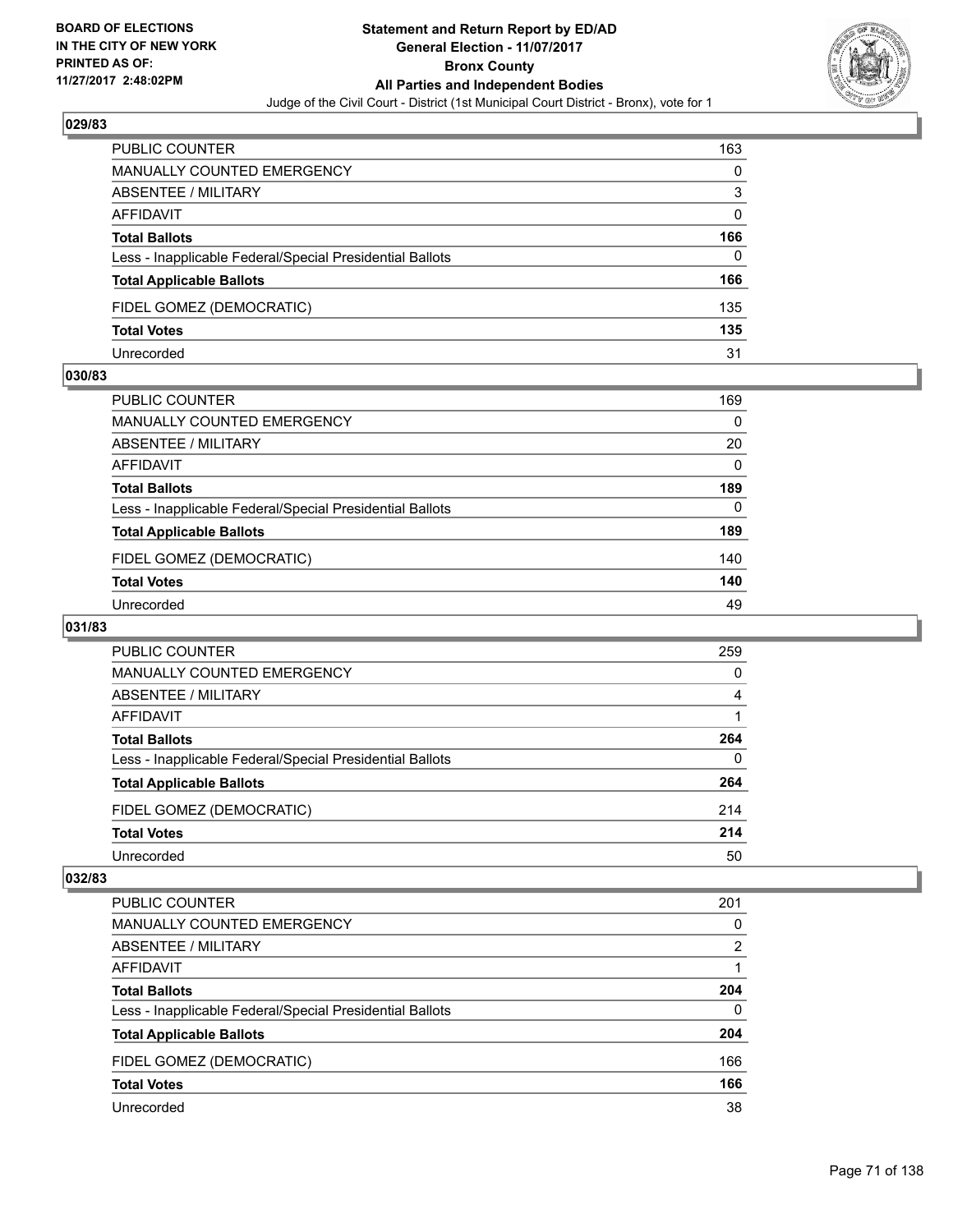**BOARD OF ELECTIONS IN THE CITY OF NEW YORK PRINTED AS OF: 11/27/2017 2:48:02PM**

# Statement and Return Report by ED/AD
## General Election - 11/07/2017
## Bronx County
## All Parties and Independent Bodies
### Judge of the Civil Court - District (1st Municipal Court District - Bronx), vote for 1

### 029/83

| | |
|---|---|
| PUBLIC COUNTER | 163 |
| MANUALLY COUNTED EMERGENCY | 0 |
| ABSENTEE / MILITARY | 3 |
| AFFIDAVIT | 0 |
| **Total Ballots** | **166** |
| Less - Inapplicable Federal/Special Presidential Ballots | 0 |
| **Total Applicable Ballots** | **166** |
| FIDEL GOMEZ (DEMOCRATIC) | 135 |
| **Total Votes** | **135** |
| Unrecorded | 31 |

### 030/83

| | |
|---|---|
| PUBLIC COUNTER | 169 |
| MANUALLY COUNTED EMERGENCY | 0 |
| ABSENTEE / MILITARY | 20 |
| AFFIDAVIT | 0 |
| **Total Ballots** | **189** |
| Less - Inapplicable Federal/Special Presidential Ballots | 0 |
| **Total Applicable Ballots** | **189** |
| FIDEL GOMEZ (DEMOCRATIC) | 140 |
| **Total Votes** | **140** |
| Unrecorded | 49 |

### 031/83

| | |
|---|---|
| PUBLIC COUNTER | 259 |
| MANUALLY COUNTED EMERGENCY | 0 |
| ABSENTEE / MILITARY | 4 |
| AFFIDAVIT | 1 |
| **Total Ballots** | **264** |
| Less - Inapplicable Federal/Special Presidential Ballots | 0 |
| **Total Applicable Ballots** | **264** |
| FIDEL GOMEZ (DEMOCRATIC) | 214 |
| **Total Votes** | **214** |
| Unrecorded | 50 |

### 032/83

| | |
|---|---|
| PUBLIC COUNTER | 201 |
| MANUALLY COUNTED EMERGENCY | 0 |
| ABSENTEE / MILITARY | 2 |
| AFFIDAVIT | 1 |
| **Total Ballots** | **204** |
| Less - Inapplicable Federal/Special Presidential Ballots | 0 |
| **Total Applicable Ballots** | **204** |
| FIDEL GOMEZ (DEMOCRATIC) | 166 |
| **Total Votes** | **166** |
| Unrecorded | 38 |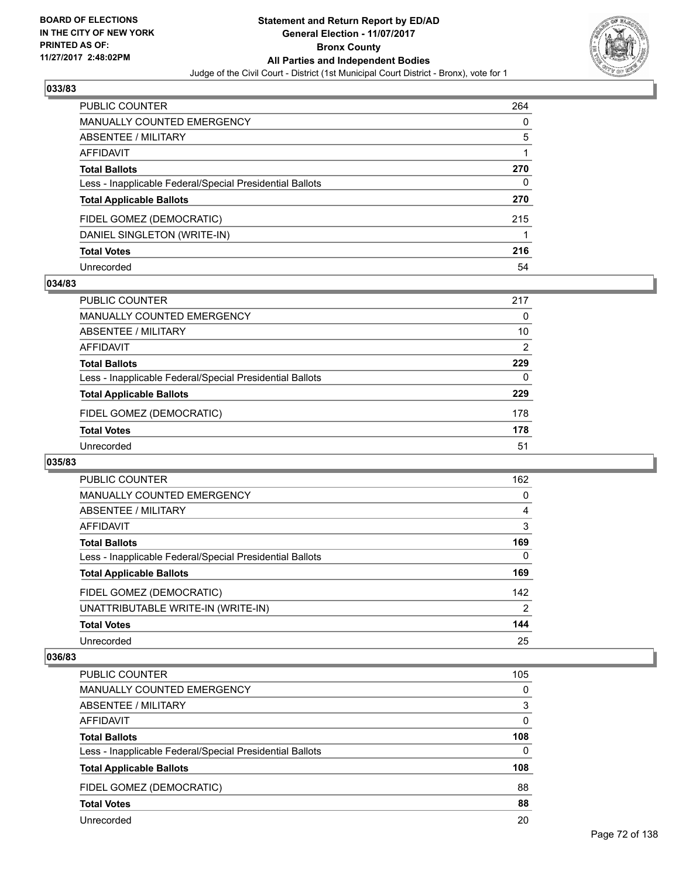BOARD OF ELECTIONS
IN THE CITY OF NEW YORK
PRINTED AS OF:
11/27/2017 2:48:02PM

**Statement and Return Report by ED/AD**
**General Election - 11/07/2017**
**Bronx County**
**All Parties and Independent Bodies**
Judge of the Civil Court - District (1st Municipal Court District - Bronx), vote for 1

### 033/83

| | |
|---|---|
| PUBLIC COUNTER | 264 |
| MANUALLY COUNTED EMERGENCY | 0 |
| ABSENTEE / MILITARY | 5 |
| AFFIDAVIT | 1 |
| **Total Ballots** | **270** |
| Less - Inapplicable Federal/Special Presidential Ballots | 0 |
| **Total Applicable Ballots** | **270** |
| FIDEL GOMEZ (DEMOCRATIC) | 215 |
| DANIEL SINGLETON (WRITE-IN) | 1 |
| **Total Votes** | **216** |
| Unrecorded | 54 |

### 034/83

| | |
|---|---|
| PUBLIC COUNTER | 217 |
| MANUALLY COUNTED EMERGENCY | 0 |
| ABSENTEE / MILITARY | 10 |
| AFFIDAVIT | 2 |
| **Total Ballots** | **229** |
| Less - Inapplicable Federal/Special Presidential Ballots | 0 |
| **Total Applicable Ballots** | **229** |
| FIDEL GOMEZ (DEMOCRATIC) | 178 |
| **Total Votes** | **178** |
| Unrecorded | 51 |

### 035/83

| | |
|---|---|
| PUBLIC COUNTER | 162 |
| MANUALLY COUNTED EMERGENCY | 0 |
| ABSENTEE / MILITARY | 4 |
| AFFIDAVIT | 3 |
| **Total Ballots** | **169** |
| Less - Inapplicable Federal/Special Presidential Ballots | 0 |
| **Total Applicable Ballots** | **169** |
| FIDEL GOMEZ (DEMOCRATIC) | 142 |
| UNATTRIBUTABLE WRITE-IN (WRITE-IN) | 2 |
| **Total Votes** | **144** |
| Unrecorded | 25 |

### 036/83

| | |
|---|---|
| PUBLIC COUNTER | 105 |
| MANUALLY COUNTED EMERGENCY | 0 |
| ABSENTEE / MILITARY | 3 |
| AFFIDAVIT | 0 |
| **Total Ballots** | **108** |
| Less - Inapplicable Federal/Special Presidential Ballots | 0 |
| **Total Applicable Ballots** | **108** |
| FIDEL GOMEZ (DEMOCRATIC) | 88 |
| **Total Votes** | **88** |
| Unrecorded | 20 |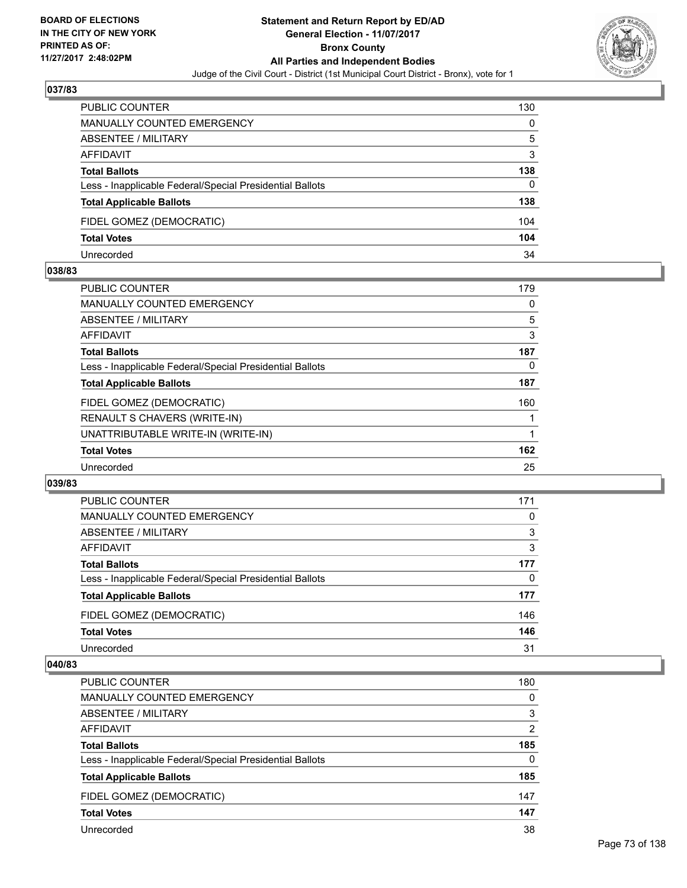**BOARD OF ELECTIONS IN THE CITY OF NEW YORK PRINTED AS OF: 11/27/2017 2:48:02PM**

# Statement and Return Report by ED/AD
## General Election - 11/07/2017
## Bronx County
## All Parties and Independent Bodies
Judge of the Civil Court - District (1st Municipal Court District - Bronx), vote for 1

### 037/83

| | |
|---|---|
| PUBLIC COUNTER | 130 |
| MANUALLY COUNTED EMERGENCY | 0 |
| ABSENTEE / MILITARY | 5 |
| AFFIDAVIT | 3 |
| **Total Ballots** | **138** |
| Less - Inapplicable Federal/Special Presidential Ballots | 0 |
| **Total Applicable Ballots** | **138** |
| FIDEL GOMEZ (DEMOCRATIC) | 104 |
| **Total Votes** | **104** |
| Unrecorded | 34 |

### 038/83

| | |
|---|---|
| PUBLIC COUNTER | 179 |
| MANUALLY COUNTED EMERGENCY | 0 |
| ABSENTEE / MILITARY | 5 |
| AFFIDAVIT | 3 |
| **Total Ballots** | **187** |
| Less - Inapplicable Federal/Special Presidential Ballots | 0 |
| **Total Applicable Ballots** | **187** |
| FIDEL GOMEZ (DEMOCRATIC) | 160 |
| RENAULT S CHAVERS (WRITE-IN) | 1 |
| UNATTRIBUTABLE WRITE-IN (WRITE-IN) | 1 |
| **Total Votes** | **162** |
| Unrecorded | 25 |

### 039/83

| | |
|---|---|
| PUBLIC COUNTER | 171 |
| MANUALLY COUNTED EMERGENCY | 0 |
| ABSENTEE / MILITARY | 3 |
| AFFIDAVIT | 3 |
| **Total Ballots** | **177** |
| Less - Inapplicable Federal/Special Presidential Ballots | 0 |
| **Total Applicable Ballots** | **177** |
| FIDEL GOMEZ (DEMOCRATIC) | 146 |
| **Total Votes** | **146** |
| Unrecorded | 31 |

### 040/83

| | |
|---|---|
| PUBLIC COUNTER | 180 |
| MANUALLY COUNTED EMERGENCY | 0 |
| ABSENTEE / MILITARY | 3 |
| AFFIDAVIT | 2 |
| **Total Ballots** | **185** |
| Less - Inapplicable Federal/Special Presidential Ballots | 0 |
| **Total Applicable Ballots** | **185** |
| FIDEL GOMEZ (DEMOCRATIC) | 147 |
| **Total Votes** | **147** |
| Unrecorded | 38 |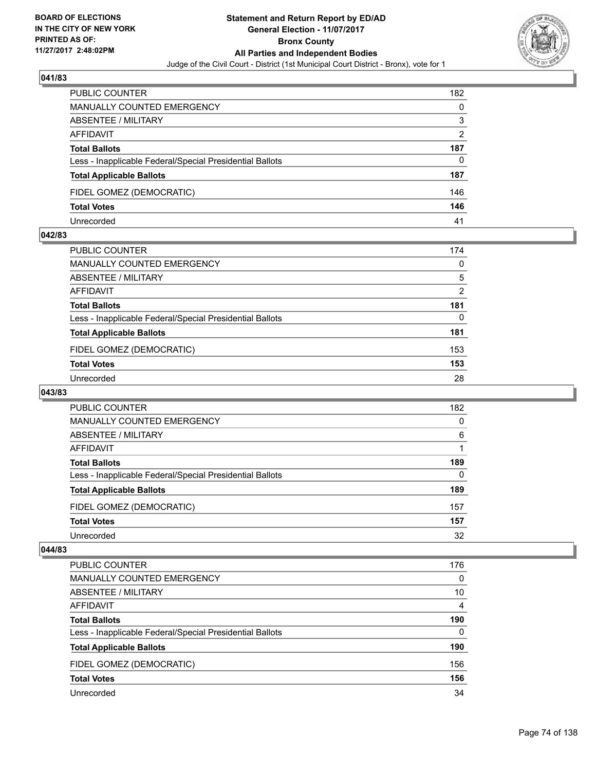**BOARD OF ELECTIONS IN THE CITY OF NEW YORK PRINTED AS OF: 11/27/2017 2:48:02PM**

**Statement and Return Report by ED/AD General Election - 11/07/2017 Bronx County All Parties and Independent Bodies**

Judge of the Civil Court - District (1st Municipal Court District - Bronx), vote for 1

## 041/83

| | |
|---|---|
| PUBLIC COUNTER | 182 |
| MANUALLY COUNTED EMERGENCY | 0 |
| ABSENTEE / MILITARY | 3 |
| AFFIDAVIT | 2 |
| **Total Ballots** | **187** |
| Less - Inapplicable Federal/Special Presidential Ballots | 0 |
| **Total Applicable Ballots** | **187** |
| FIDEL GOMEZ (DEMOCRATIC) | 146 |
| **Total Votes** | **146** |
| Unrecorded | 41 |

## 042/83

| | |
|---|---|
| PUBLIC COUNTER | 174 |
| MANUALLY COUNTED EMERGENCY | 0 |
| ABSENTEE / MILITARY | 5 |
| AFFIDAVIT | 2 |
| **Total Ballots** | **181** |
| Less - Inapplicable Federal/Special Presidential Ballots | 0 |
| **Total Applicable Ballots** | **181** |
| FIDEL GOMEZ (DEMOCRATIC) | 153 |
| **Total Votes** | **153** |
| Unrecorded | 28 |

## 043/83

| | |
|---|---|
| PUBLIC COUNTER | 182 |
| MANUALLY COUNTED EMERGENCY | 0 |
| ABSENTEE / MILITARY | 6 |
| AFFIDAVIT | 1 |
| **Total Ballots** | **189** |
| Less - Inapplicable Federal/Special Presidential Ballots | 0 |
| **Total Applicable Ballots** | **189** |
| FIDEL GOMEZ (DEMOCRATIC) | 157 |
| **Total Votes** | **157** |
| Unrecorded | 32 |

## 044/83

| | |
|---|---|
| PUBLIC COUNTER | 176 |
| MANUALLY COUNTED EMERGENCY | 0 |
| ABSENTEE / MILITARY | 10 |
| AFFIDAVIT | 4 |
| **Total Ballots** | **190** |
| Less - Inapplicable Federal/Special Presidential Ballots | 0 |
| **Total Applicable Ballots** | **190** |
| FIDEL GOMEZ (DEMOCRATIC) | 156 |
| **Total Votes** | **156** |
| Unrecorded | 34 |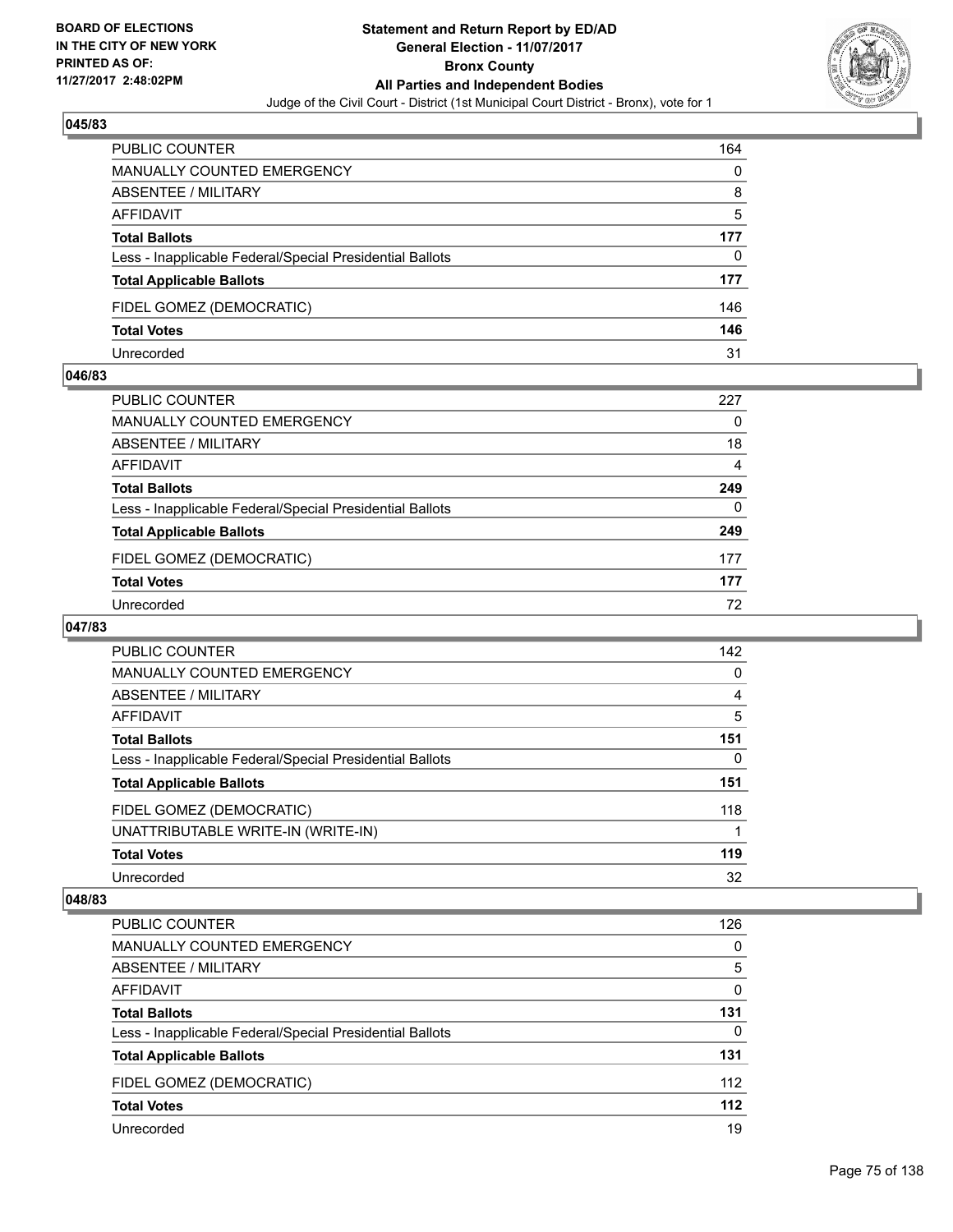## 045/83

| | |
|---|---|
| PUBLIC COUNTER | 164 |
| MANUALLY COUNTED EMERGENCY | 0 |
| ABSENTEE / MILITARY | 8 |
| AFFIDAVIT | 5 |
| **Total Ballots** | **177** |
| Less - Inapplicable Federal/Special Presidential Ballots | 0 |
| **Total Applicable Ballots** | **177** |
| FIDEL GOMEZ (DEMOCRATIC) | 146 |
| **Total Votes** | **146** |
| Unrecorded | 31 |

## 046/83

| | |
|---|---|
| PUBLIC COUNTER | 227 |
| MANUALLY COUNTED EMERGENCY | 0 |
| ABSENTEE / MILITARY | 18 |
| AFFIDAVIT | 4 |
| **Total Ballots** | **249** |
| Less - Inapplicable Federal/Special Presidential Ballots | 0 |
| **Total Applicable Ballots** | **249** |
| FIDEL GOMEZ (DEMOCRATIC) | 177 |
| **Total Votes** | **177** |
| Unrecorded | 72 |

## 047/83

| | |
|---|---|
| PUBLIC COUNTER | 142 |
| MANUALLY COUNTED EMERGENCY | 0 |
| ABSENTEE / MILITARY | 4 |
| AFFIDAVIT | 5 |
| **Total Ballots** | **151** |
| Less - Inapplicable Federal/Special Presidential Ballots | 0 |
| **Total Applicable Ballots** | **151** |
| FIDEL GOMEZ (DEMOCRATIC) | 118 |
| UNATTRIBUTABLE WRITE-IN (WRITE-IN) | 1 |
| **Total Votes** | **119** |
| Unrecorded | 32 |

## 048/83

| | |
|---|---|
| PUBLIC COUNTER | 126 |
| MANUALLY COUNTED EMERGENCY | 0 |
| ABSENTEE / MILITARY | 5 |
| AFFIDAVIT | 0 |
| **Total Ballots** | **131** |
| Less - Inapplicable Federal/Special Presidential Ballots | 0 |
| **Total Applicable Ballots** | **131** |
| FIDEL GOMEZ (DEMOCRATIC) | 112 |
| **Total Votes** | **112** |
| Unrecorded | 19 |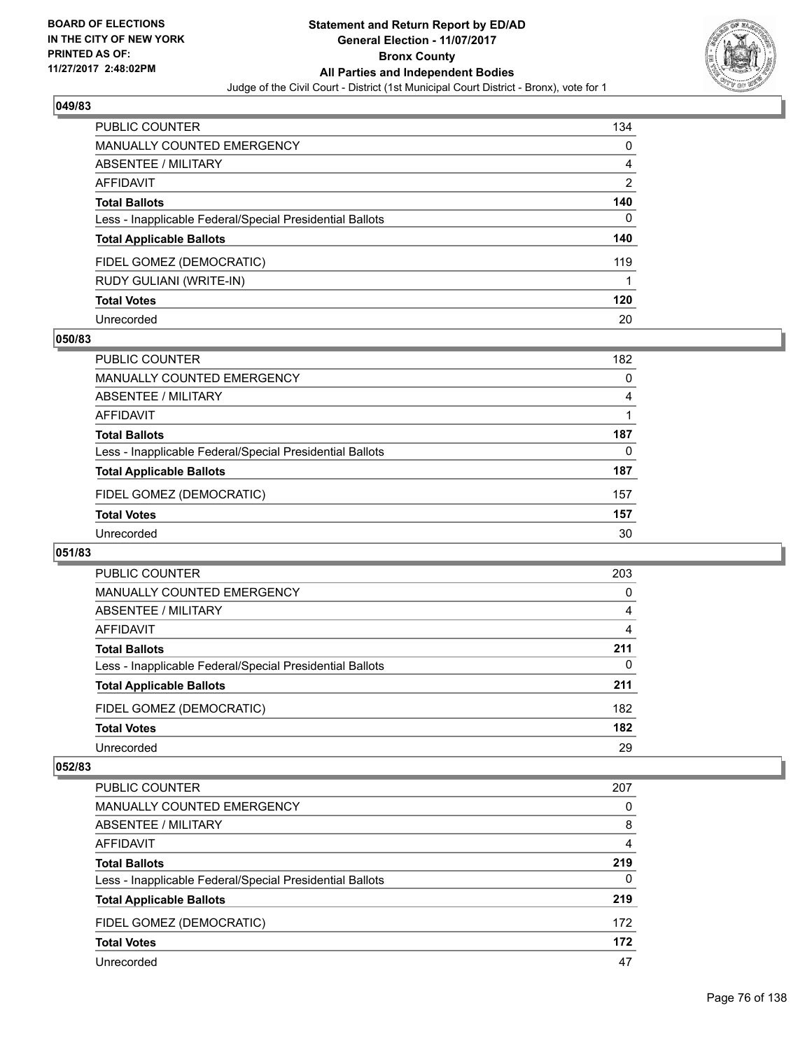**BOARD OF ELECTIONS IN THE CITY OF NEW YORK PRINTED AS OF: 11/27/2017 2:48:02PM**

**Statement and Return Report by ED/AD General Election - 11/07/2017 Bronx County All Parties and Independent Bodies**

Judge of the Civil Court - District (1st Municipal Court District - Bronx), vote for 1

### 049/83

| | |
|---|---|
| PUBLIC COUNTER | 134 |
| MANUALLY COUNTED EMERGENCY | 0 |
| ABSENTEE / MILITARY | 4 |
| AFFIDAVIT | 2 |
| **Total Ballots** | **140** |
| Less - Inapplicable Federal/Special Presidential Ballots | 0 |
| **Total Applicable Ballots** | **140** |
| FIDEL GOMEZ (DEMOCRATIC) | 119 |
| RUDY GULIANI (WRITE-IN) | 1 |
| **Total Votes** | **120** |
| Unrecorded | 20 |

### 050/83

| | |
|---|---|
| PUBLIC COUNTER | 182 |
| MANUALLY COUNTED EMERGENCY | 0 |
| ABSENTEE / MILITARY | 4 |
| AFFIDAVIT | 1 |
| **Total Ballots** | **187** |
| Less - Inapplicable Federal/Special Presidential Ballots | 0 |
| **Total Applicable Ballots** | **187** |
| FIDEL GOMEZ (DEMOCRATIC) | 157 |
| **Total Votes** | **157** |
| Unrecorded | 30 |

### 051/83

| | |
|---|---|
| PUBLIC COUNTER | 203 |
| MANUALLY COUNTED EMERGENCY | 0 |
| ABSENTEE / MILITARY | 4 |
| AFFIDAVIT | 4 |
| **Total Ballots** | **211** |
| Less - Inapplicable Federal/Special Presidential Ballots | 0 |
| **Total Applicable Ballots** | **211** |
| FIDEL GOMEZ (DEMOCRATIC) | 182 |
| **Total Votes** | **182** |
| Unrecorded | 29 |

### 052/83

| | |
|---|---|
| PUBLIC COUNTER | 207 |
| MANUALLY COUNTED EMERGENCY | 0 |
| ABSENTEE / MILITARY | 8 |
| AFFIDAVIT | 4 |
| **Total Ballots** | **219** |
| Less - Inapplicable Federal/Special Presidential Ballots | 0 |
| **Total Applicable Ballots** | **219** |
| FIDEL GOMEZ (DEMOCRATIC) | 172 |
| **Total Votes** | **172** |
| Unrecorded | 47 |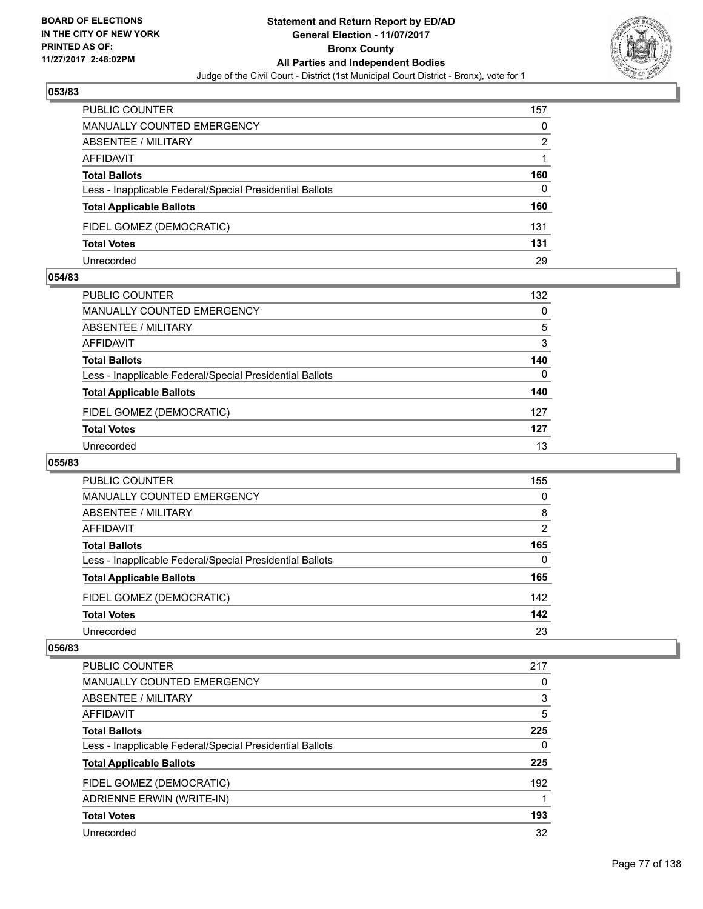**BOARD OF ELECTIONS IN THE CITY OF NEW YORK PRINTED AS OF: 11/27/2017 2:48:02PM**

# Statement and Return Report by ED/AD
## General Election - 11/07/2017
## Bronx County
## All Parties and Independent Bodies
### Judge of the Civil Court - District (1st Municipal Court District - Bronx), vote for 1

**053/83**

| | |
|---|---|
| PUBLIC COUNTER | 157 |
| MANUALLY COUNTED EMERGENCY | 0 |
| ABSENTEE / MILITARY | 2 |
| AFFIDAVIT | 1 |
| **Total Ballots** | **160** |
| Less - Inapplicable Federal/Special Presidential Ballots | 0 |
| **Total Applicable Ballots** | **160** |
| FIDEL GOMEZ (DEMOCRATIC) | 131 |
| **Total Votes** | **131** |
| Unrecorded | 29 |

**054/83**

| | |
|---|---|
| PUBLIC COUNTER | 132 |
| MANUALLY COUNTED EMERGENCY | 0 |
| ABSENTEE / MILITARY | 5 |
| AFFIDAVIT | 3 |
| **Total Ballots** | **140** |
| Less - Inapplicable Federal/Special Presidential Ballots | 0 |
| **Total Applicable Ballots** | **140** |
| FIDEL GOMEZ (DEMOCRATIC) | 127 |
| **Total Votes** | **127** |
| Unrecorded | 13 |

**055/83**

| | |
|---|---|
| PUBLIC COUNTER | 155 |
| MANUALLY COUNTED EMERGENCY | 0 |
| ABSENTEE / MILITARY | 8 |
| AFFIDAVIT | 2 |
| **Total Ballots** | **165** |
| Less - Inapplicable Federal/Special Presidential Ballots | 0 |
| **Total Applicable Ballots** | **165** |
| FIDEL GOMEZ (DEMOCRATIC) | 142 |
| **Total Votes** | **142** |
| Unrecorded | 23 |

**056/83**

| | |
|---|---|
| PUBLIC COUNTER | 217 |
| MANUALLY COUNTED EMERGENCY | 0 |
| ABSENTEE / MILITARY | 3 |
| AFFIDAVIT | 5 |
| **Total Ballots** | **225** |
| Less - Inapplicable Federal/Special Presidential Ballots | 0 |
| **Total Applicable Ballots** | **225** |
| FIDEL GOMEZ (DEMOCRATIC) | 192 |
| ADRIENNE ERWIN (WRITE-IN) | 1 |
| **Total Votes** | **193** |
| Unrecorded | 32 |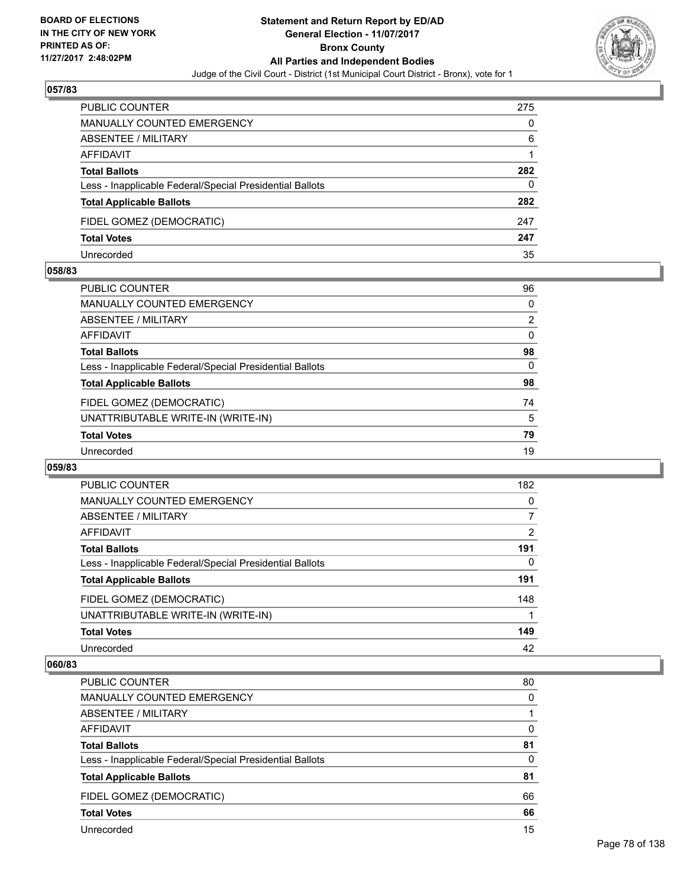**BOARD OF ELECTIONS IN THE CITY OF NEW YORK PRINTED AS OF: 11/27/2017 2:48:02PM**

# Statement and Return Report by ED/AD
## General Election - 11/07/2017
## Bronx County
## All Parties and Independent Bodies
### Judge of the Civil Court - District (1st Municipal Court District - Bronx), vote for 1

### 057/83

| | |
|---|---|
| PUBLIC COUNTER | 275 |
| MANUALLY COUNTED EMERGENCY | 0 |
| ABSENTEE / MILITARY | 6 |
| AFFIDAVIT | 1 |
| **Total Ballots** | **282** |
| Less - Inapplicable Federal/Special Presidential Ballots | 0 |
| **Total Applicable Ballots** | **282** |
| FIDEL GOMEZ (DEMOCRATIC) | 247 |
| **Total Votes** | **247** |
| Unrecorded | 35 |

### 058/83

| | |
|---|---|
| PUBLIC COUNTER | 96 |
| MANUALLY COUNTED EMERGENCY | 0 |
| ABSENTEE / MILITARY | 2 |
| AFFIDAVIT | 0 |
| **Total Ballots** | **98** |
| Less - Inapplicable Federal/Special Presidential Ballots | 0 |
| **Total Applicable Ballots** | **98** |
| FIDEL GOMEZ (DEMOCRATIC) | 74 |
| UNATTRIBUTABLE WRITE-IN (WRITE-IN) | 5 |
| **Total Votes** | **79** |
| Unrecorded | 19 |

### 059/83

| | |
|---|---|
| PUBLIC COUNTER | 182 |
| MANUALLY COUNTED EMERGENCY | 0 |
| ABSENTEE / MILITARY | 7 |
| AFFIDAVIT | 2 |
| **Total Ballots** | **191** |
| Less - Inapplicable Federal/Special Presidential Ballots | 0 |
| **Total Applicable Ballots** | **191** |
| FIDEL GOMEZ (DEMOCRATIC) | 148 |
| UNATTRIBUTABLE WRITE-IN (WRITE-IN) | 1 |
| **Total Votes** | **149** |
| Unrecorded | 42 |

### 060/83

| | |
|---|---|
| PUBLIC COUNTER | 80 |
| MANUALLY COUNTED EMERGENCY | 0 |
| ABSENTEE / MILITARY | 1 |
| AFFIDAVIT | 0 |
| **Total Ballots** | **81** |
| Less - Inapplicable Federal/Special Presidential Ballots | 0 |
| **Total Applicable Ballots** | **81** |
| FIDEL GOMEZ (DEMOCRATIC) | 66 |
| **Total Votes** | **66** |
| Unrecorded | 15 |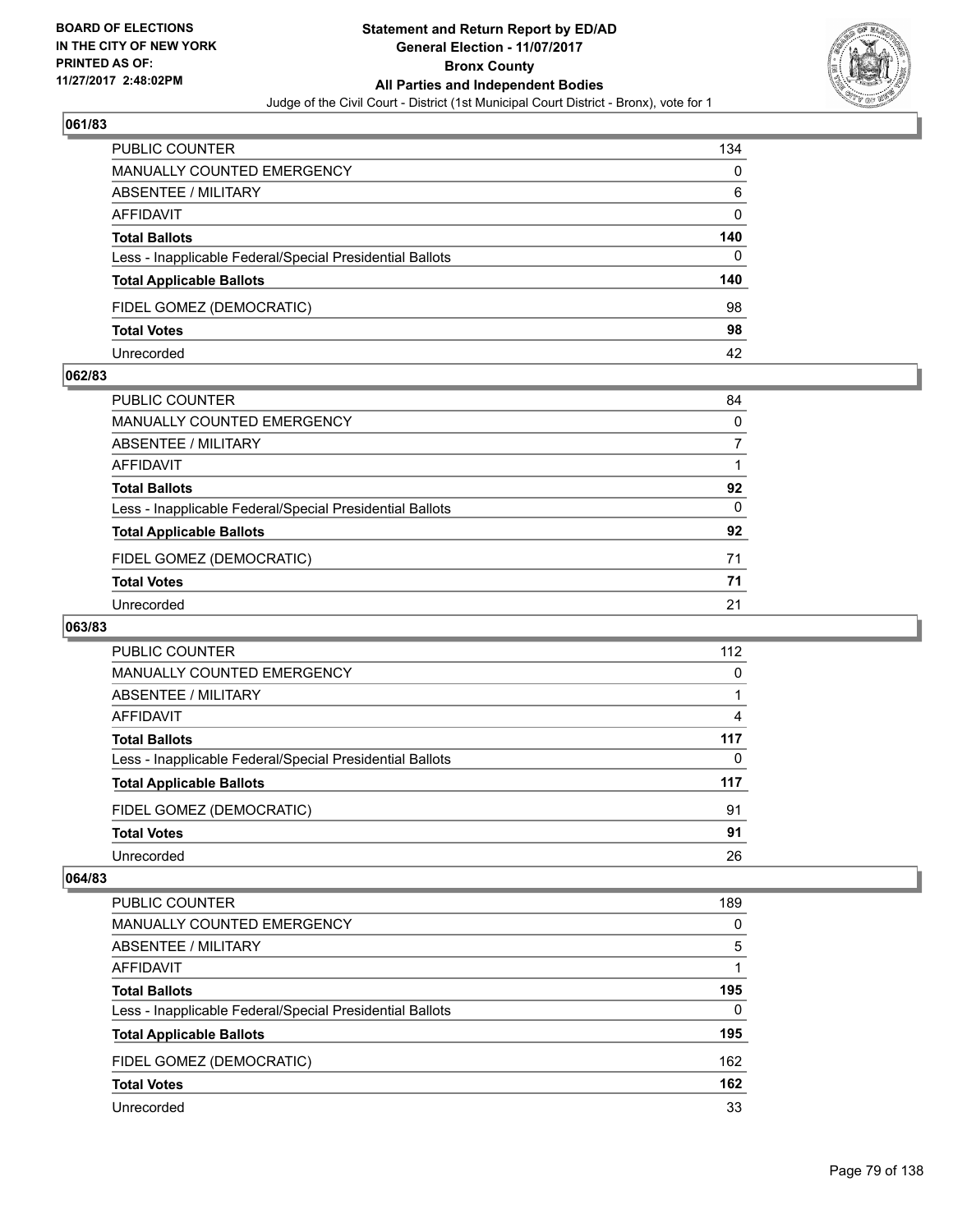# Statement and Return Report by ED/AD
## General Election - 11/07/2017
## Bronx County
## All Parties and Independent Bodies
### Judge of the Civil Court - District (1st Municipal Court District - Bronx), vote for 1

BOARD OF ELECTIONS IN THE CITY OF NEW YORK PRINTED AS OF: 11/27/2017 2:48:02PM

### 061/83

| | |
|---|---|
| PUBLIC COUNTER | 134 |
| MANUALLY COUNTED EMERGENCY | 0 |
| ABSENTEE / MILITARY | 6 |
| AFFIDAVIT | 0 |
| **Total Ballots** | **140** |
| Less - Inapplicable Federal/Special Presidential Ballots | 0 |
| **Total Applicable Ballots** | **140** |
| FIDEL GOMEZ (DEMOCRATIC) | 98 |
| **Total Votes** | **98** |
| Unrecorded | 42 |

### 062/83

| | |
|---|---|
| PUBLIC COUNTER | 84 |
| MANUALLY COUNTED EMERGENCY | 0 |
| ABSENTEE / MILITARY | 7 |
| AFFIDAVIT | 1 |
| **Total Ballots** | **92** |
| Less - Inapplicable Federal/Special Presidential Ballots | 0 |
| **Total Applicable Ballots** | **92** |
| FIDEL GOMEZ (DEMOCRATIC) | 71 |
| **Total Votes** | **71** |
| Unrecorded | 21 |

### 063/83

| | |
|---|---|
| PUBLIC COUNTER | 112 |
| MANUALLY COUNTED EMERGENCY | 0 |
| ABSENTEE / MILITARY | 1 |
| AFFIDAVIT | 4 |
| **Total Ballots** | **117** |
| Less - Inapplicable Federal/Special Presidential Ballots | 0 |
| **Total Applicable Ballots** | **117** |
| FIDEL GOMEZ (DEMOCRATIC) | 91 |
| **Total Votes** | **91** |
| Unrecorded | 26 |

### 064/83

| | |
|---|---|
| PUBLIC COUNTER | 189 |
| MANUALLY COUNTED EMERGENCY | 0 |
| ABSENTEE / MILITARY | 5 |
| AFFIDAVIT | 1 |
| **Total Ballots** | **195** |
| Less - Inapplicable Federal/Special Presidential Ballots | 0 |
| **Total Applicable Ballots** | **195** |
| FIDEL GOMEZ (DEMOCRATIC) | 162 |
| **Total Votes** | **162** |
| Unrecorded | 33 |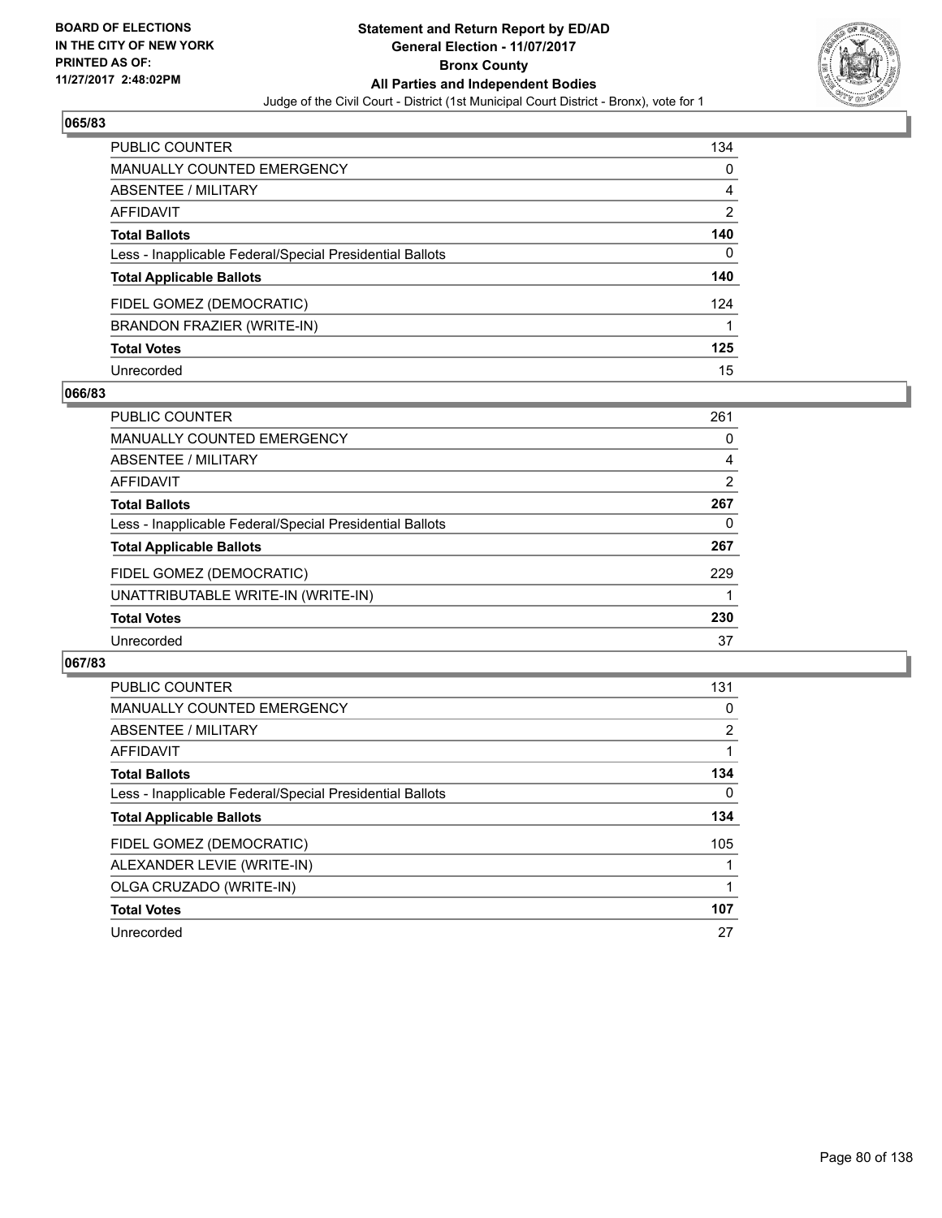BOARD OF ELECTIONS
IN THE CITY OF NEW YORK
PRINTED AS OF:
11/27/2017 2:48:02PM

# Statement and Return Report by ED/AD
## General Election - 11/07/2017
## Bronx County
## All Parties and Independent Bodies
Judge of the Civil Court - District (1st Municipal Court District - Bronx), vote for 1

### 065/83

| | |
|---|---|
| PUBLIC COUNTER | 134 |
| MANUALLY COUNTED EMERGENCY | 0 |
| ABSENTEE / MILITARY | 4 |
| AFFIDAVIT | 2 |
| **Total Ballots** | **140** |
| Less - Inapplicable Federal/Special Presidential Ballots | 0 |
| **Total Applicable Ballots** | **140** |
| FIDEL GOMEZ (DEMOCRATIC) | 124 |
| BRANDON FRAZIER (WRITE-IN) | 1 |
| **Total Votes** | **125** |
| Unrecorded | 15 |

### 066/83

| | |
|---|---|
| PUBLIC COUNTER | 261 |
| MANUALLY COUNTED EMERGENCY | 0 |
| ABSENTEE / MILITARY | 4 |
| AFFIDAVIT | 2 |
| **Total Ballots** | **267** |
| Less - Inapplicable Federal/Special Presidential Ballots | 0 |
| **Total Applicable Ballots** | **267** |
| FIDEL GOMEZ (DEMOCRATIC) | 229 |
| UNATTRIBUTABLE WRITE-IN (WRITE-IN) | 1 |
| **Total Votes** | **230** |
| Unrecorded | 37 |

### 067/83

| | |
|---|---|
| PUBLIC COUNTER | 131 |
| MANUALLY COUNTED EMERGENCY | 0 |
| ABSENTEE / MILITARY | 2 |
| AFFIDAVIT | 1 |
| **Total Ballots** | **134** |
| Less - Inapplicable Federal/Special Presidential Ballots | 0 |
| **Total Applicable Ballots** | **134** |
| FIDEL GOMEZ (DEMOCRATIC) | 105 |
| ALEXANDER LEVIE (WRITE-IN) | 1 |
| OLGA CRUZADO (WRITE-IN) | 1 |
| **Total Votes** | **107** |
| Unrecorded | 27 |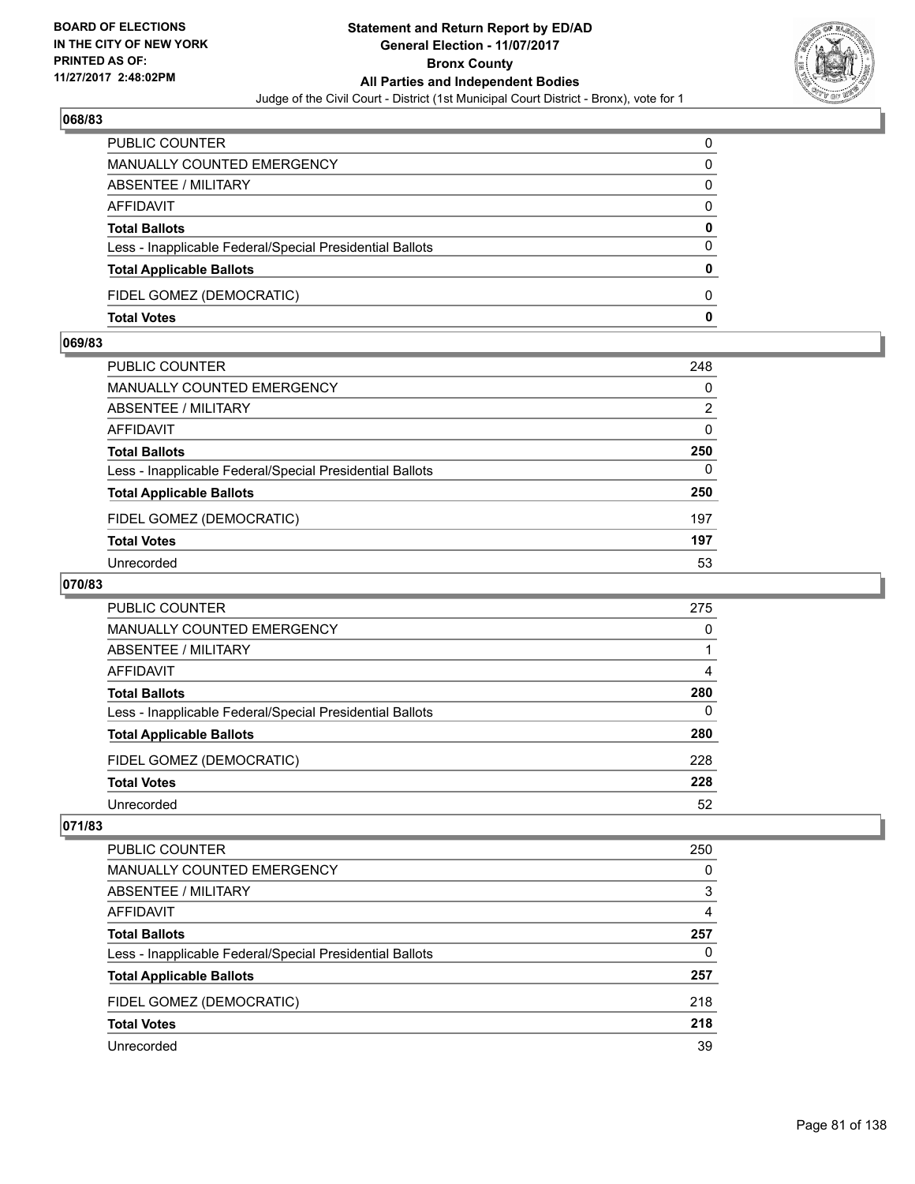**BOARD OF ELECTIONS IN THE CITY OF NEW YORK PRINTED AS OF: 11/27/2017 2:48:02PM**

# Statement and Return Report by ED/AD
## General Election - 11/07/2017
## Bronx County
## All Parties and Independent Bodies
### Judge of the Civil Court - District (1st Municipal Court District - Bronx), vote for 1

### 068/83

| | |
|---|---|
| PUBLIC COUNTER | 0 |
| MANUALLY COUNTED EMERGENCY | 0 |
| ABSENTEE / MILITARY | 0 |
| AFFIDAVIT | 0 |
| **Total Ballots** | **0** |
| Less - Inapplicable Federal/Special Presidential Ballots | 0 |
| **Total Applicable Ballots** | **0** |
| FIDEL GOMEZ (DEMOCRATIC) | 0 |
| **Total Votes** | **0** |

### 069/83

| | |
|---|---|
| PUBLIC COUNTER | 248 |
| MANUALLY COUNTED EMERGENCY | 0 |
| ABSENTEE / MILITARY | 2 |
| AFFIDAVIT | 0 |
| **Total Ballots** | **250** |
| Less - Inapplicable Federal/Special Presidential Ballots | 0 |
| **Total Applicable Ballots** | **250** |
| FIDEL GOMEZ (DEMOCRATIC) | 197 |
| **Total Votes** | **197** |
| Unrecorded | 53 |

### 070/83

| | |
|---|---|
| PUBLIC COUNTER | 275 |
| MANUALLY COUNTED EMERGENCY | 0 |
| ABSENTEE / MILITARY | 1 |
| AFFIDAVIT | 4 |
| **Total Ballots** | **280** |
| Less - Inapplicable Federal/Special Presidential Ballots | 0 |
| **Total Applicable Ballots** | **280** |
| FIDEL GOMEZ (DEMOCRATIC) | 228 |
| **Total Votes** | **228** |
| Unrecorded | 52 |

### 071/83

| | |
|---|---|
| PUBLIC COUNTER | 250 |
| MANUALLY COUNTED EMERGENCY | 0 |
| ABSENTEE / MILITARY | 3 |
| AFFIDAVIT | 4 |
| **Total Ballots** | **257** |
| Less - Inapplicable Federal/Special Presidential Ballots | 0 |
| **Total Applicable Ballots** | **257** |
| FIDEL GOMEZ (DEMOCRATIC) | 218 |
| **Total Votes** | **218** |
| Unrecorded | 39 |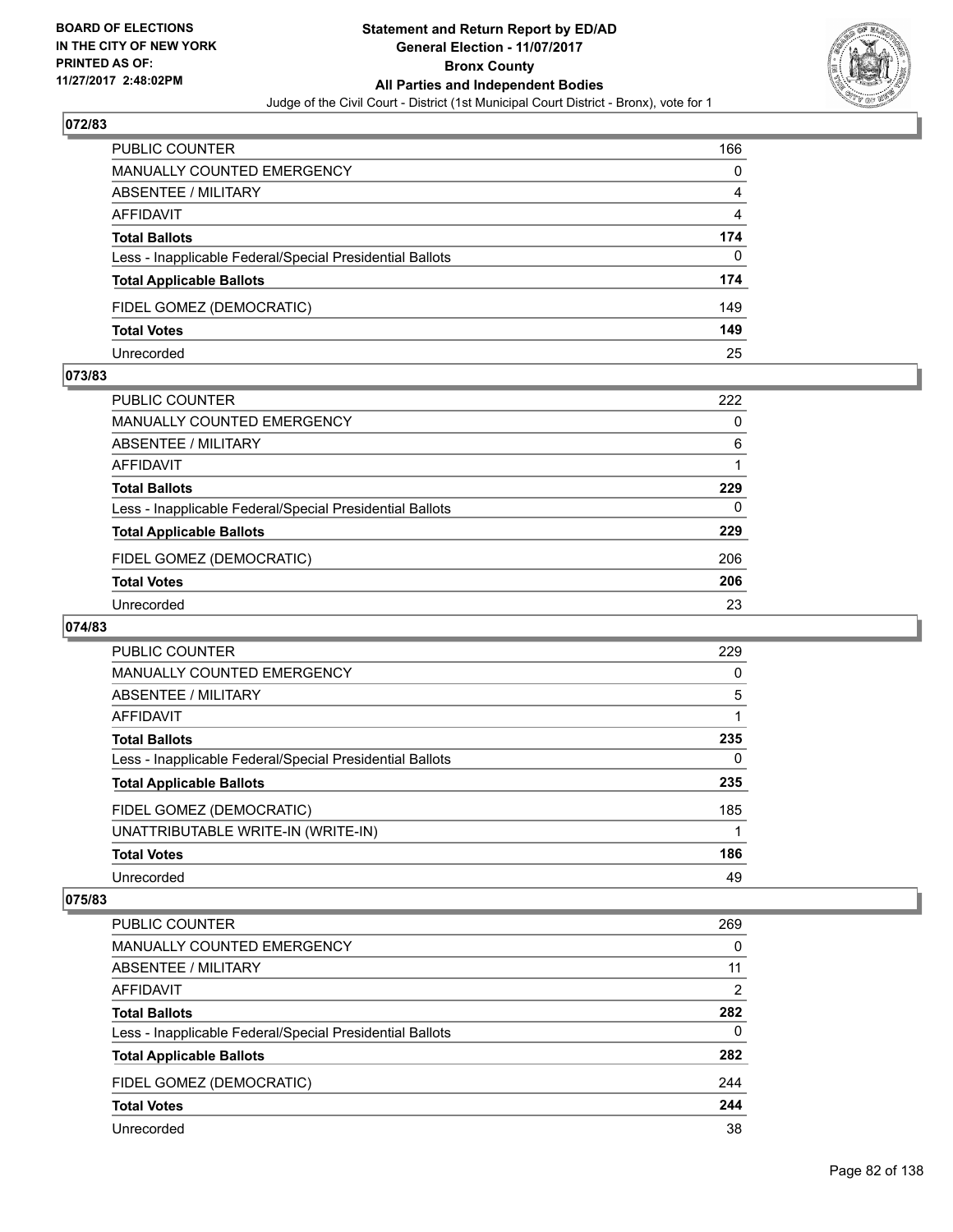**Statement and Return Report by ED/AD**
**General Election - 11/07/2017**
**Bronx County**
**All Parties and Independent Bodies**
Judge of the Civil Court - District (1st Municipal Court District - Bronx), vote for 1

BOARD OF ELECTIONS IN THE CITY OF NEW YORK PRINTED AS OF: 11/27/2017 2:48:02PM

## 072/83

| | |
|---|---|
| PUBLIC COUNTER | 166 |
| MANUALLY COUNTED EMERGENCY | 0 |
| ABSENTEE / MILITARY | 4 |
| AFFIDAVIT | 4 |
| **Total Ballots** | **174** |
| Less - Inapplicable Federal/Special Presidential Ballots | 0 |
| **Total Applicable Ballots** | **174** |
| FIDEL GOMEZ (DEMOCRATIC) | 149 |
| **Total Votes** | **149** |
| Unrecorded | 25 |

## 073/83

| | |
|---|---|
| PUBLIC COUNTER | 222 |
| MANUALLY COUNTED EMERGENCY | 0 |
| ABSENTEE / MILITARY | 6 |
| AFFIDAVIT | 1 |
| **Total Ballots** | **229** |
| Less - Inapplicable Federal/Special Presidential Ballots | 0 |
| **Total Applicable Ballots** | **229** |
| FIDEL GOMEZ (DEMOCRATIC) | 206 |
| **Total Votes** | **206** |
| Unrecorded | 23 |

## 074/83

| | |
|---|---|
| PUBLIC COUNTER | 229 |
| MANUALLY COUNTED EMERGENCY | 0 |
| ABSENTEE / MILITARY | 5 |
| AFFIDAVIT | 1 |
| **Total Ballots** | **235** |
| Less - Inapplicable Federal/Special Presidential Ballots | 0 |
| **Total Applicable Ballots** | **235** |
| FIDEL GOMEZ (DEMOCRATIC) | 185 |
| UNATTRIBUTABLE WRITE-IN (WRITE-IN) | 1 |
| **Total Votes** | **186** |
| Unrecorded | 49 |

## 075/83

| | |
|---|---|
| PUBLIC COUNTER | 269 |
| MANUALLY COUNTED EMERGENCY | 0 |
| ABSENTEE / MILITARY | 11 |
| AFFIDAVIT | 2 |
| **Total Ballots** | **282** |
| Less - Inapplicable Federal/Special Presidential Ballots | 0 |
| **Total Applicable Ballots** | **282** |
| FIDEL GOMEZ (DEMOCRATIC) | 244 |
| **Total Votes** | **244** |
| Unrecorded | 38 |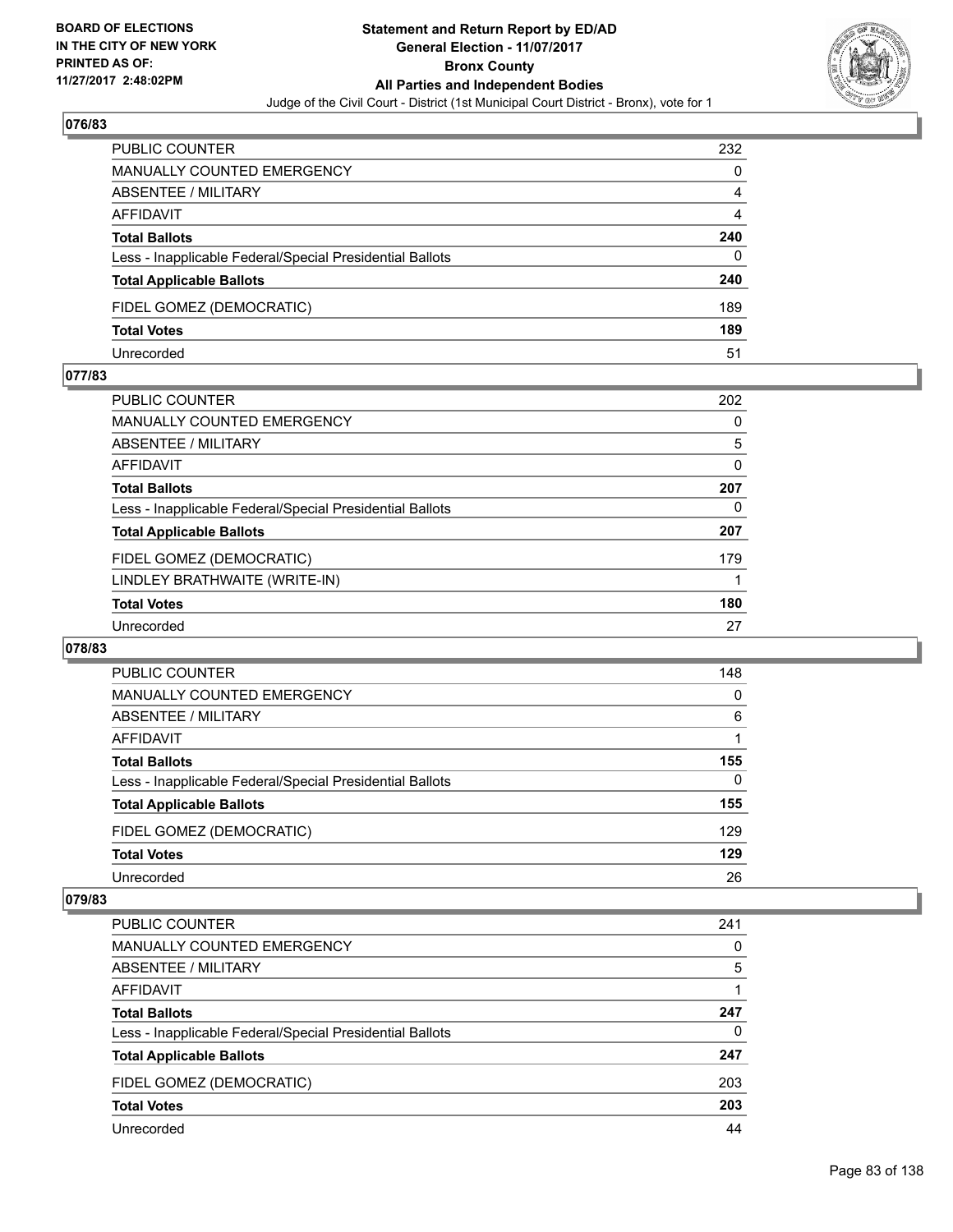**BOARD OF ELECTIONS IN THE CITY OF NEW YORK PRINTED AS OF: 11/27/2017 2:48:02PM**

# Statement and Return Report by ED/AD
## General Election - 11/07/2017
## Bronx County
## All Parties and Independent Bodies
### Judge of the Civil Court - District (1st Municipal Court District - Bronx), vote for 1

### 076/83

| | |
|---|---|
| PUBLIC COUNTER | 232 |
| MANUALLY COUNTED EMERGENCY | 0 |
| ABSENTEE / MILITARY | 4 |
| AFFIDAVIT | 4 |
| **Total Ballots** | **240** |
| Less - Inapplicable Federal/Special Presidential Ballots | 0 |
| **Total Applicable Ballots** | **240** |
| FIDEL GOMEZ (DEMOCRATIC) | 189 |
| **Total Votes** | **189** |
| Unrecorded | 51 |

### 077/83

| | |
|---|---|
| PUBLIC COUNTER | 202 |
| MANUALLY COUNTED EMERGENCY | 0 |
| ABSENTEE / MILITARY | 5 |
| AFFIDAVIT | 0 |
| **Total Ballots** | **207** |
| Less - Inapplicable Federal/Special Presidential Ballots | 0 |
| **Total Applicable Ballots** | **207** |
| FIDEL GOMEZ (DEMOCRATIC) | 179 |
| LINDLEY BRATHWAITE (WRITE-IN) | 1 |
| **Total Votes** | **180** |
| Unrecorded | 27 |

### 078/83

| | |
|---|---|
| PUBLIC COUNTER | 148 |
| MANUALLY COUNTED EMERGENCY | 0 |
| ABSENTEE / MILITARY | 6 |
| AFFIDAVIT | 1 |
| **Total Ballots** | **155** |
| Less - Inapplicable Federal/Special Presidential Ballots | 0 |
| **Total Applicable Ballots** | **155** |
| FIDEL GOMEZ (DEMOCRATIC) | 129 |
| **Total Votes** | **129** |
| Unrecorded | 26 |

### 079/83

| | |
|---|---|
| PUBLIC COUNTER | 241 |
| MANUALLY COUNTED EMERGENCY | 0 |
| ABSENTEE / MILITARY | 5 |
| AFFIDAVIT | 1 |
| **Total Ballots** | **247** |
| Less - Inapplicable Federal/Special Presidential Ballots | 0 |
| **Total Applicable Ballots** | **247** |
| FIDEL GOMEZ (DEMOCRATIC) | 203 |
| **Total Votes** | **203** |
| Unrecorded | 44 |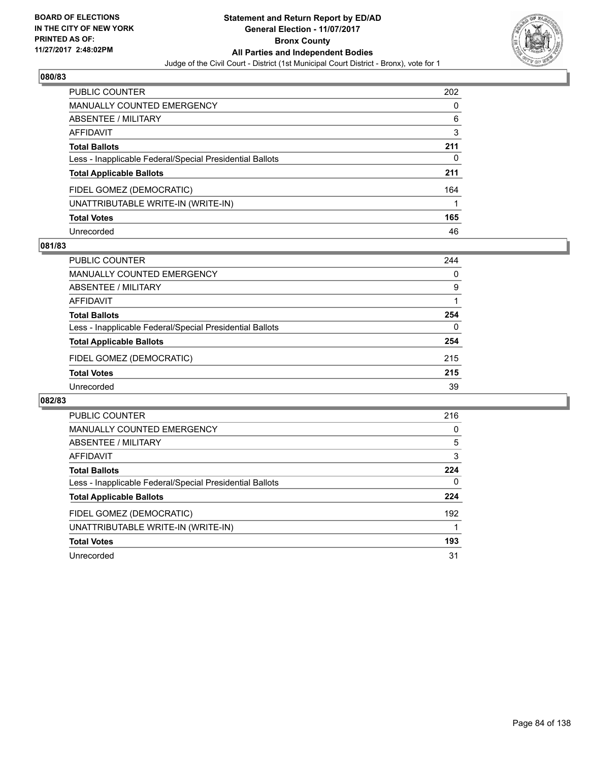BOARD OF ELECTIONS
IN THE CITY OF NEW YORK
PRINTED AS OF:
11/27/2017 2:48:02PM

# Statement and Return Report by ED/AD
## General Election - 11/07/2017
## Bronx County
## All Parties and Independent Bodies
Judge of the Civil Court - District (1st Municipal Court District - Bronx), vote for 1

### 080/83

| | |
|---|---|
| PUBLIC COUNTER | 202 |
| MANUALLY COUNTED EMERGENCY | 0 |
| ABSENTEE / MILITARY | 6 |
| AFFIDAVIT | 3 |
| **Total Ballots** | **211** |
| Less - Inapplicable Federal/Special Presidential Ballots | 0 |
| **Total Applicable Ballots** | **211** |
| FIDEL GOMEZ (DEMOCRATIC) | 164 |
| UNATTRIBUTABLE WRITE-IN (WRITE-IN) | 1 |
| **Total Votes** | **165** |
| Unrecorded | 46 |

### 081/83

| | |
|---|---|
| PUBLIC COUNTER | 244 |
| MANUALLY COUNTED EMERGENCY | 0 |
| ABSENTEE / MILITARY | 9 |
| AFFIDAVIT | 1 |
| **Total Ballots** | **254** |
| Less - Inapplicable Federal/Special Presidential Ballots | 0 |
| **Total Applicable Ballots** | **254** |
| FIDEL GOMEZ (DEMOCRATIC) | 215 |
| **Total Votes** | **215** |
| Unrecorded | 39 |

### 082/83

| | |
|---|---|
| PUBLIC COUNTER | 216 |
| MANUALLY COUNTED EMERGENCY | 0 |
| ABSENTEE / MILITARY | 5 |
| AFFIDAVIT | 3 |
| **Total Ballots** | **224** |
| Less - Inapplicable Federal/Special Presidential Ballots | 0 |
| **Total Applicable Ballots** | **224** |
| FIDEL GOMEZ (DEMOCRATIC) | 192 |
| UNATTRIBUTABLE WRITE-IN (WRITE-IN) | 1 |
| **Total Votes** | **193** |
| Unrecorded | 31 |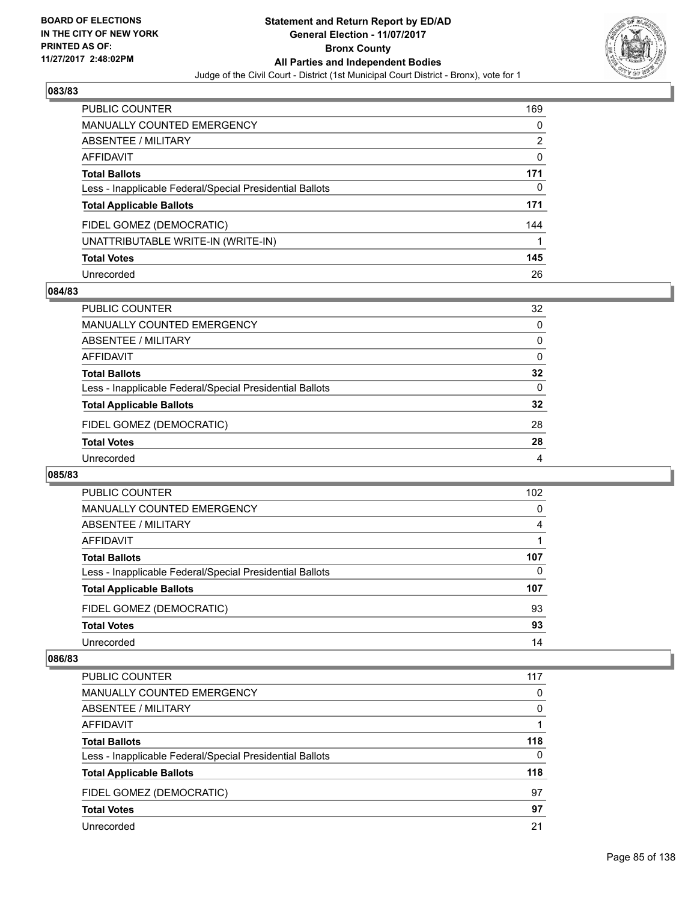BOARD OF ELECTIONS
IN THE CITY OF NEW YORK
PRINTED AS OF:
11/27/2017 2:48:02PM

**Statement and Return Report by ED/AD**
**General Election - 11/07/2017**
**Bronx County**
**All Parties and Independent Bodies**
Judge of the Civil Court - District (1st Municipal Court District - Bronx), vote for 1

### 083/83

| | |
|---|---|
| PUBLIC COUNTER | 169 |
| MANUALLY COUNTED EMERGENCY | 0 |
| ABSENTEE / MILITARY | 2 |
| AFFIDAVIT | 0 |
| **Total Ballots** | **171** |
| Less - Inapplicable Federal/Special Presidential Ballots | 0 |
| **Total Applicable Ballots** | **171** |
| FIDEL GOMEZ (DEMOCRATIC) | 144 |
| UNATTRIBUTABLE WRITE-IN (WRITE-IN) | 1 |
| **Total Votes** | **145** |
| Unrecorded | 26 |

### 084/83

| | |
|---|---|
| PUBLIC COUNTER | 32 |
| MANUALLY COUNTED EMERGENCY | 0 |
| ABSENTEE / MILITARY | 0 |
| AFFIDAVIT | 0 |
| **Total Ballots** | **32** |
| Less - Inapplicable Federal/Special Presidential Ballots | 0 |
| **Total Applicable Ballots** | **32** |
| FIDEL GOMEZ (DEMOCRATIC) | 28 |
| **Total Votes** | **28** |
| Unrecorded | 4 |

### 085/83

| | |
|---|---|
| PUBLIC COUNTER | 102 |
| MANUALLY COUNTED EMERGENCY | 0 |
| ABSENTEE / MILITARY | 4 |
| AFFIDAVIT | 1 |
| **Total Ballots** | **107** |
| Less - Inapplicable Federal/Special Presidential Ballots | 0 |
| **Total Applicable Ballots** | **107** |
| FIDEL GOMEZ (DEMOCRATIC) | 93 |
| **Total Votes** | **93** |
| Unrecorded | 14 |

### 086/83

| | |
|---|---|
| PUBLIC COUNTER | 117 |
| MANUALLY COUNTED EMERGENCY | 0 |
| ABSENTEE / MILITARY | 0 |
| AFFIDAVIT | 1 |
| **Total Ballots** | **118** |
| Less - Inapplicable Federal/Special Presidential Ballots | 0 |
| **Total Applicable Ballots** | **118** |
| FIDEL GOMEZ (DEMOCRATIC) | 97 |
| **Total Votes** | **97** |
| Unrecorded | 21 |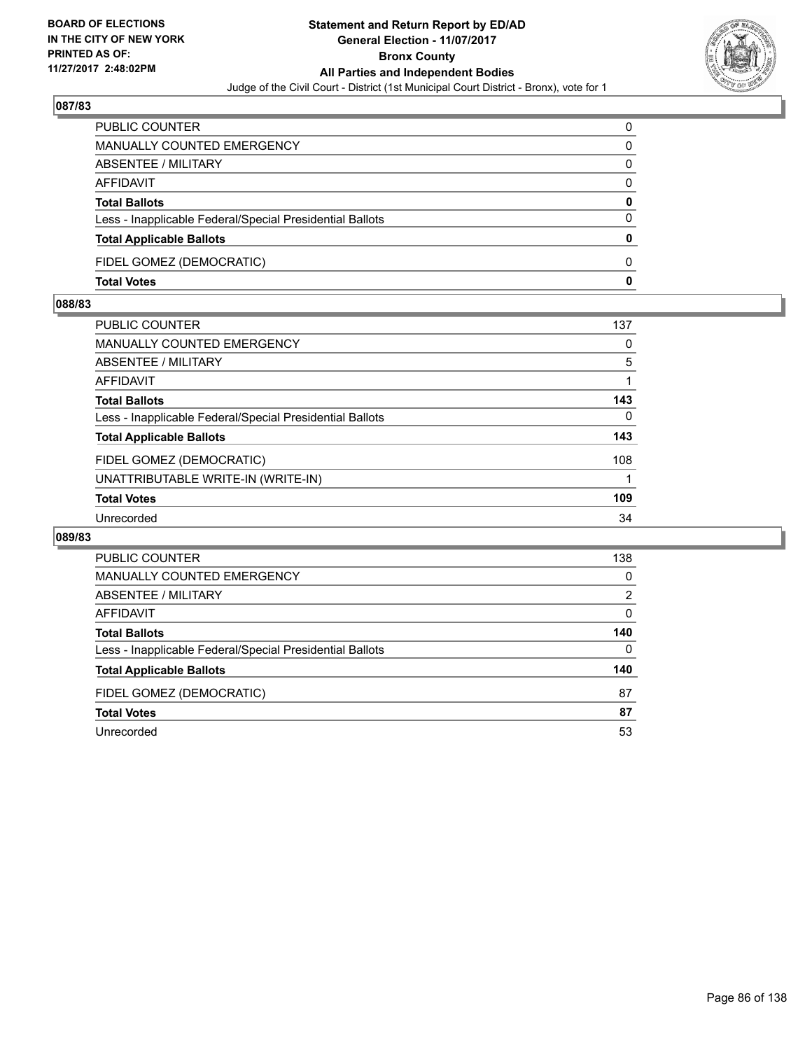**Statement and Return Report by ED/AD**
**General Election - 11/07/2017**
**Bronx County**
**All Parties and Independent Bodies**
Judge of the Civil Court - District (1st Municipal Court District - Bronx), vote for 1

BOARD OF ELECTIONS
IN THE CITY OF NEW YORK
PRINTED AS OF:
11/27/2017 2:48:02PM

### 087/83

| | |
|---|---|
| PUBLIC COUNTER | 0 |
| MANUALLY COUNTED EMERGENCY | 0 |
| ABSENTEE / MILITARY | 0 |
| AFFIDAVIT | 0 |
| **Total Ballots** | **0** |
| Less - Inapplicable Federal/Special Presidential Ballots | 0 |
| **Total Applicable Ballots** | **0** |
| FIDEL GOMEZ (DEMOCRATIC) | 0 |
| **Total Votes** | **0** |

### 088/83

| | |
|---|---|
| PUBLIC COUNTER | 137 |
| MANUALLY COUNTED EMERGENCY | 0 |
| ABSENTEE / MILITARY | 5 |
| AFFIDAVIT | 1 |
| **Total Ballots** | **143** |
| Less - Inapplicable Federal/Special Presidential Ballots | 0 |
| **Total Applicable Ballots** | **143** |
| FIDEL GOMEZ (DEMOCRATIC) | 108 |
| UNATTRIBUTABLE WRITE-IN (WRITE-IN) | 1 |
| **Total Votes** | **109** |
| Unrecorded | 34 |

### 089/83

| | |
|---|---|
| PUBLIC COUNTER | 138 |
| MANUALLY COUNTED EMERGENCY | 0 |
| ABSENTEE / MILITARY | 2 |
| AFFIDAVIT | 0 |
| **Total Ballots** | **140** |
| Less - Inapplicable Federal/Special Presidential Ballots | 0 |
| **Total Applicable Ballots** | **140** |
| FIDEL GOMEZ (DEMOCRATIC) | 87 |
| **Total Votes** | **87** |
| Unrecorded | 53 |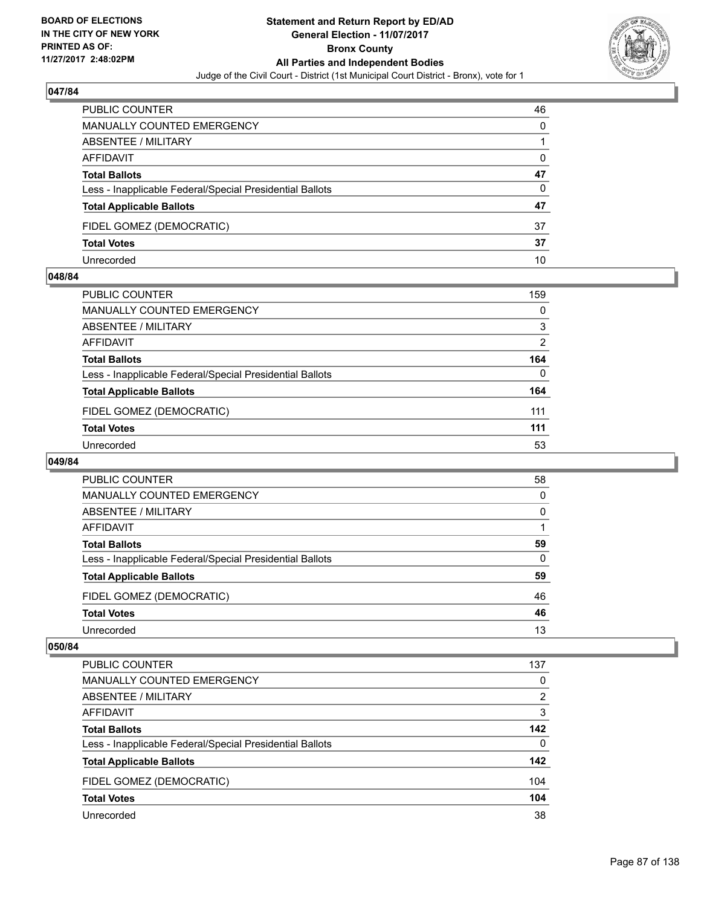**BOARD OF ELECTIONS IN THE CITY OF NEW YORK PRINTED AS OF: 11/27/2017 2:48:02PM**

# Statement and Return Report by ED/AD
## General Election - 11/07/2017
## Bronx County
## All Parties and Independent Bodies
Judge of the Civil Court - District (1st Municipal Court District - Bronx), vote for 1

### 047/84

| | |
|---|---|
| PUBLIC COUNTER | 46 |
| MANUALLY COUNTED EMERGENCY | 0 |
| ABSENTEE / MILITARY | 1 |
| AFFIDAVIT | 0 |
| **Total Ballots** | **47** |
| Less - Inapplicable Federal/Special Presidential Ballots | 0 |
| **Total Applicable Ballots** | **47** |
| FIDEL GOMEZ (DEMOCRATIC) | 37 |
| **Total Votes** | **37** |
| Unrecorded | 10 |

### 048/84

| | |
|---|---|
| PUBLIC COUNTER | 159 |
| MANUALLY COUNTED EMERGENCY | 0 |
| ABSENTEE / MILITARY | 3 |
| AFFIDAVIT | 2 |
| **Total Ballots** | **164** |
| Less - Inapplicable Federal/Special Presidential Ballots | 0 |
| **Total Applicable Ballots** | **164** |
| FIDEL GOMEZ (DEMOCRATIC) | 111 |
| **Total Votes** | **111** |
| Unrecorded | 53 |

### 049/84

| | |
|---|---|
| PUBLIC COUNTER | 58 |
| MANUALLY COUNTED EMERGENCY | 0 |
| ABSENTEE / MILITARY | 0 |
| AFFIDAVIT | 1 |
| **Total Ballots** | **59** |
| Less - Inapplicable Federal/Special Presidential Ballots | 0 |
| **Total Applicable Ballots** | **59** |
| FIDEL GOMEZ (DEMOCRATIC) | 46 |
| **Total Votes** | **46** |
| Unrecorded | 13 |

### 050/84

| | |
|---|---|
| PUBLIC COUNTER | 137 |
| MANUALLY COUNTED EMERGENCY | 0 |
| ABSENTEE / MILITARY | 2 |
| AFFIDAVIT | 3 |
| **Total Ballots** | **142** |
| Less - Inapplicable Federal/Special Presidential Ballots | 0 |
| **Total Applicable Ballots** | **142** |
| FIDEL GOMEZ (DEMOCRATIC) | 104 |
| **Total Votes** | **104** |
| Unrecorded | 38 |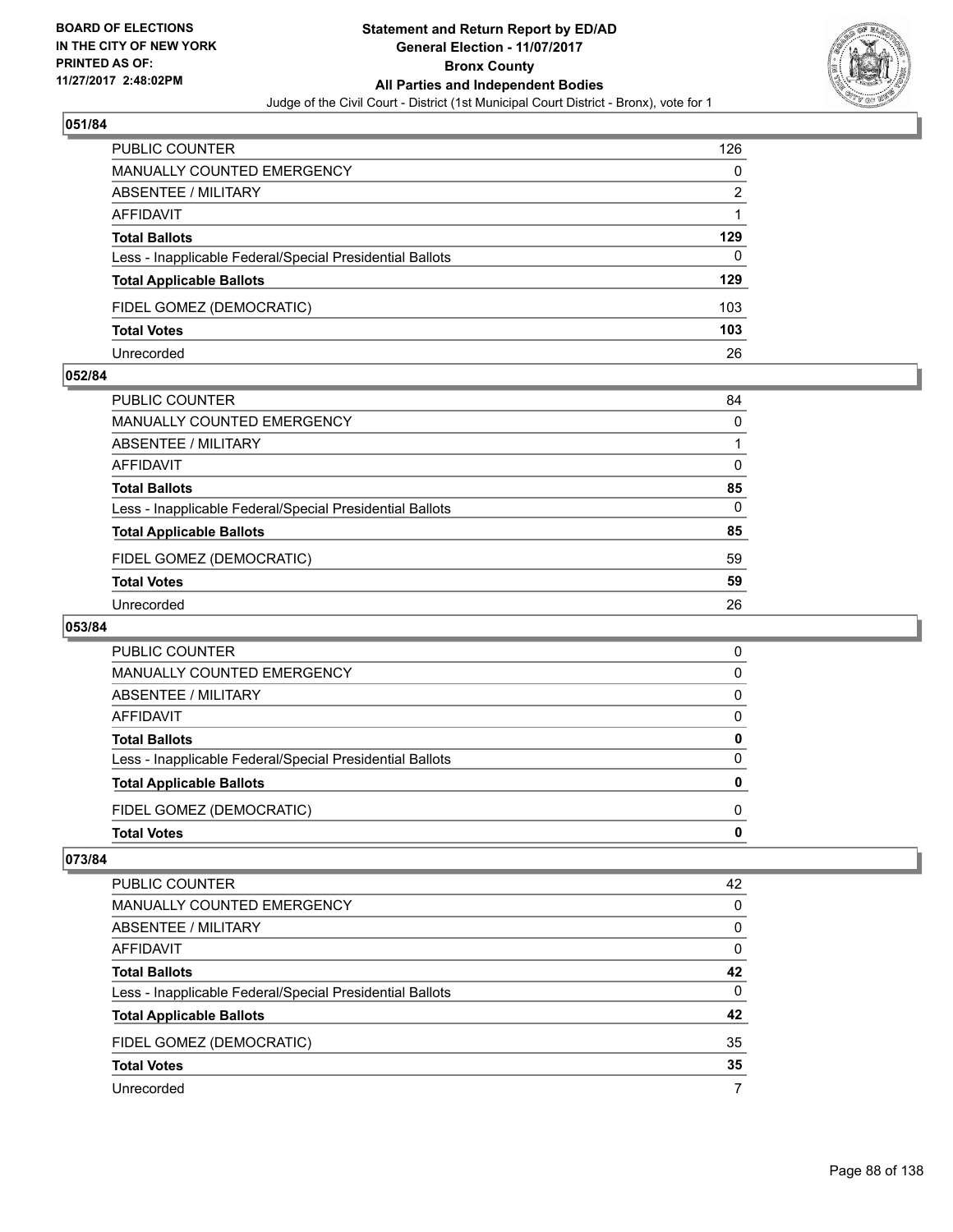BOARD OF ELECTIONS
IN THE CITY OF NEW YORK
PRINTED AS OF:
11/27/2017 2:48:02PM

**Statement and Return Report by ED/AD**
**General Election - 11/07/2017**
**Bronx County**
**All Parties and Independent Bodies**
Judge of the Civil Court - District (1st Municipal Court District - Bronx), vote for 1

### 051/84

| | |
|---|---|
| PUBLIC COUNTER | 126 |
| MANUALLY COUNTED EMERGENCY | 0 |
| ABSENTEE / MILITARY | 2 |
| AFFIDAVIT | 1 |
| **Total Ballots** | **129** |
| Less - Inapplicable Federal/Special Presidential Ballots | 0 |
| **Total Applicable Ballots** | **129** |
| FIDEL GOMEZ (DEMOCRATIC) | 103 |
| **Total Votes** | **103** |
| Unrecorded | 26 |

### 052/84

| | |
|---|---|
| PUBLIC COUNTER | 84 |
| MANUALLY COUNTED EMERGENCY | 0 |
| ABSENTEE / MILITARY | 1 |
| AFFIDAVIT | 0 |
| **Total Ballots** | **85** |
| Less - Inapplicable Federal/Special Presidential Ballots | 0 |
| **Total Applicable Ballots** | **85** |
| FIDEL GOMEZ (DEMOCRATIC) | 59 |
| **Total Votes** | **59** |
| Unrecorded | 26 |

### 053/84

| | |
|---|---|
| PUBLIC COUNTER | 0 |
| MANUALLY COUNTED EMERGENCY | 0 |
| ABSENTEE / MILITARY | 0 |
| AFFIDAVIT | 0 |
| **Total Ballots** | **0** |
| Less - Inapplicable Federal/Special Presidential Ballots | 0 |
| **Total Applicable Ballots** | **0** |
| FIDEL GOMEZ (DEMOCRATIC) | 0 |
| **Total Votes** | **0** |

### 073/84

| | |
|---|---|
| PUBLIC COUNTER | 42 |
| MANUALLY COUNTED EMERGENCY | 0 |
| ABSENTEE / MILITARY | 0 |
| AFFIDAVIT | 0 |
| **Total Ballots** | **42** |
| Less - Inapplicable Federal/Special Presidential Ballots | 0 |
| **Total Applicable Ballots** | **42** |
| FIDEL GOMEZ (DEMOCRATIC) | 35 |
| **Total Votes** | **35** |
| Unrecorded | 7 |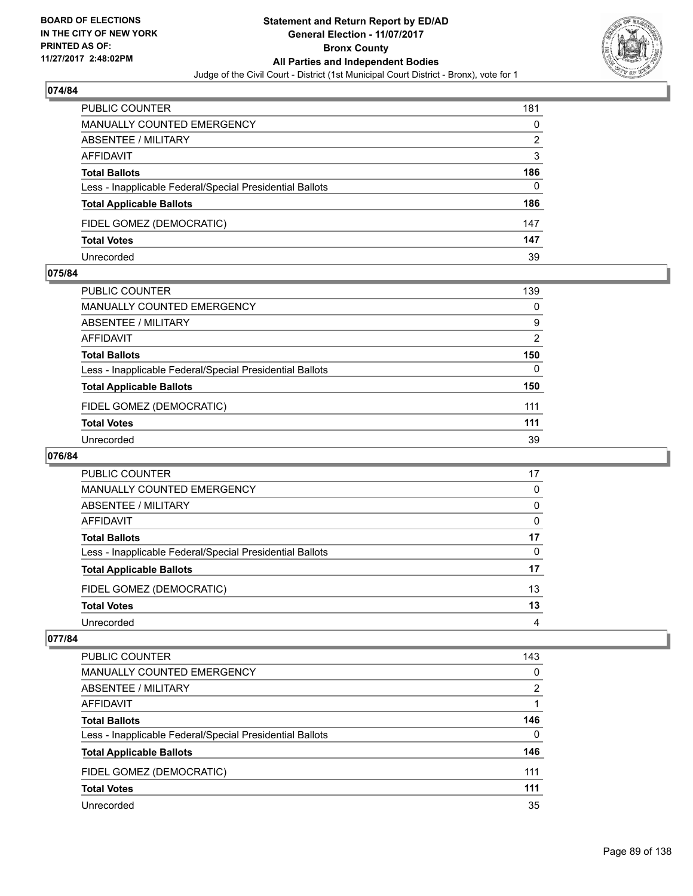**BOARD OF ELECTIONS IN THE CITY OF NEW YORK PRINTED AS OF: 11/27/2017 2:48:02PM**

# Statement and Return Report by ED/AD
## General Election - 11/07/2017
## Bronx County
## All Parties and Independent Bodies
### Judge of the Civil Court - District (1st Municipal Court District - Bronx), vote for 1

## 074/84

| | |
|---|---|
| PUBLIC COUNTER | 181 |
| MANUALLY COUNTED EMERGENCY | 0 |
| ABSENTEE / MILITARY | 2 |
| AFFIDAVIT | 3 |
| **Total Ballots** | **186** |
| Less - Inapplicable Federal/Special Presidential Ballots | 0 |
| **Total Applicable Ballots** | **186** |
| FIDEL GOMEZ (DEMOCRATIC) | 147 |
| **Total Votes** | **147** |
| Unrecorded | 39 |

## 075/84

| | |
|---|---|
| PUBLIC COUNTER | 139 |
| MANUALLY COUNTED EMERGENCY | 0 |
| ABSENTEE / MILITARY | 9 |
| AFFIDAVIT | 2 |
| **Total Ballots** | **150** |
| Less - Inapplicable Federal/Special Presidential Ballots | 0 |
| **Total Applicable Ballots** | **150** |
| FIDEL GOMEZ (DEMOCRATIC) | 111 |
| **Total Votes** | **111** |
| Unrecorded | 39 |

## 076/84

| | |
|---|---|
| PUBLIC COUNTER | 17 |
| MANUALLY COUNTED EMERGENCY | 0 |
| ABSENTEE / MILITARY | 0 |
| AFFIDAVIT | 0 |
| **Total Ballots** | **17** |
| Less - Inapplicable Federal/Special Presidential Ballots | 0 |
| **Total Applicable Ballots** | **17** |
| FIDEL GOMEZ (DEMOCRATIC) | 13 |
| **Total Votes** | **13** |
| Unrecorded | 4 |

## 077/84

| | |
|---|---|
| PUBLIC COUNTER | 143 |
| MANUALLY COUNTED EMERGENCY | 0 |
| ABSENTEE / MILITARY | 2 |
| AFFIDAVIT | 1 |
| **Total Ballots** | **146** |
| Less - Inapplicable Federal/Special Presidential Ballots | 0 |
| **Total Applicable Ballots** | **146** |
| FIDEL GOMEZ (DEMOCRATIC) | 111 |
| **Total Votes** | **111** |
| Unrecorded | 35 |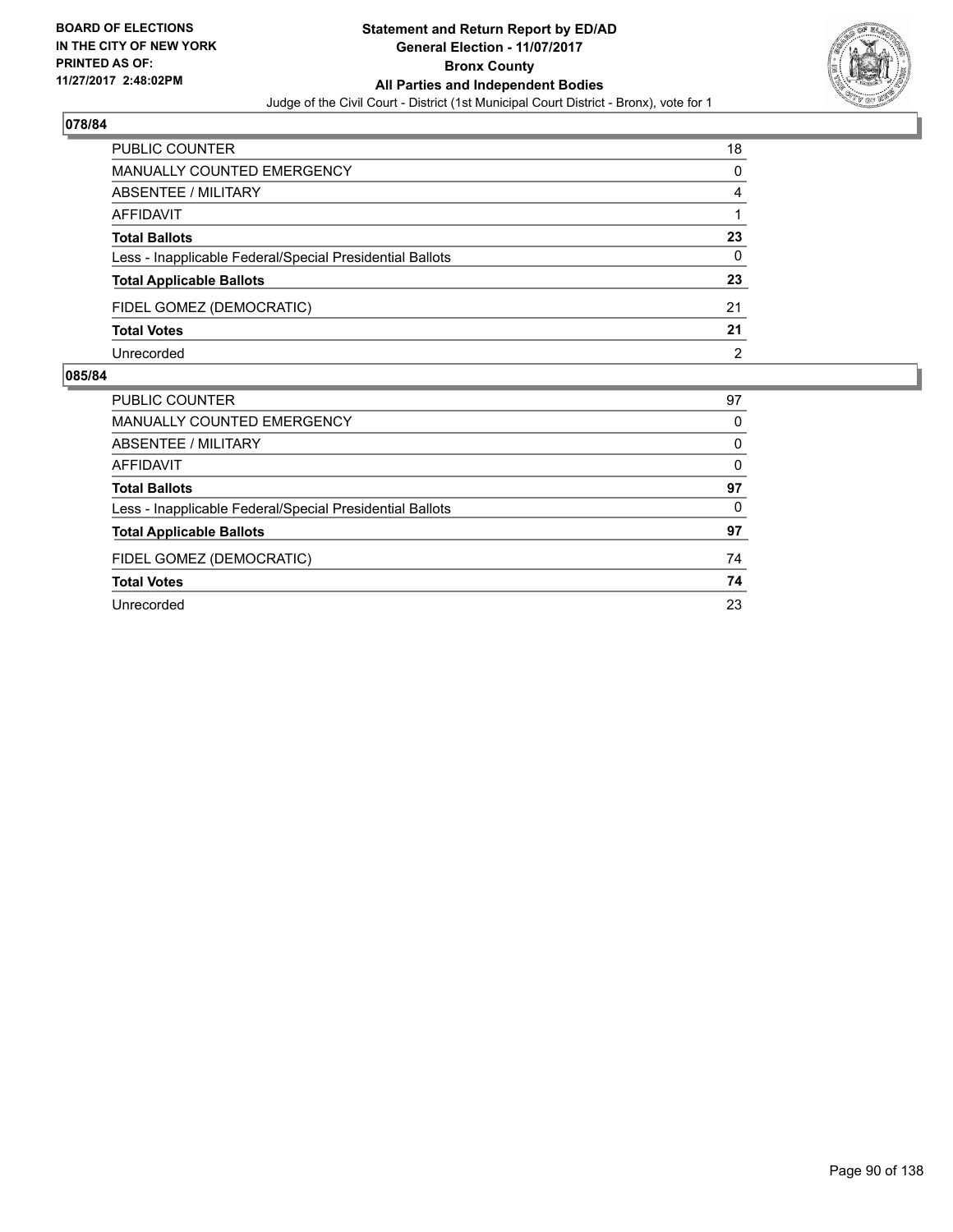**BOARD OF ELECTIONS IN THE CITY OF NEW YORK PRINTED AS OF: 11/27/2017 2:48:02PM**

**Statement and Return Report by ED/AD General Election - 11/07/2017 Bronx County All Parties and Independent Bodies**

Judge of the Civil Court - District (1st Municipal Court District - Bronx), vote for 1

## 078/84

| | |
|---|---|
| PUBLIC COUNTER | 18 |
| MANUALLY COUNTED EMERGENCY | 0 |
| ABSENTEE / MILITARY | 4 |
| AFFIDAVIT | 1 |
| **Total Ballots** | **23** |
| Less - Inapplicable Federal/Special Presidential Ballots | 0 |
| **Total Applicable Ballots** | **23** |
| FIDEL GOMEZ (DEMOCRATIC) | 21 |
| **Total Votes** | **21** |
| Unrecorded | 2 |

## 085/84

| | |
|---|---|
| PUBLIC COUNTER | 97 |
| MANUALLY COUNTED EMERGENCY | 0 |
| ABSENTEE / MILITARY | 0 |
| AFFIDAVIT | 0 |
| **Total Ballots** | **97** |
| Less - Inapplicable Federal/Special Presidential Ballots | 0 |
| **Total Applicable Ballots** | **97** |
| FIDEL GOMEZ (DEMOCRATIC) | 74 |
| **Total Votes** | **74** |
| Unrecorded | 23 |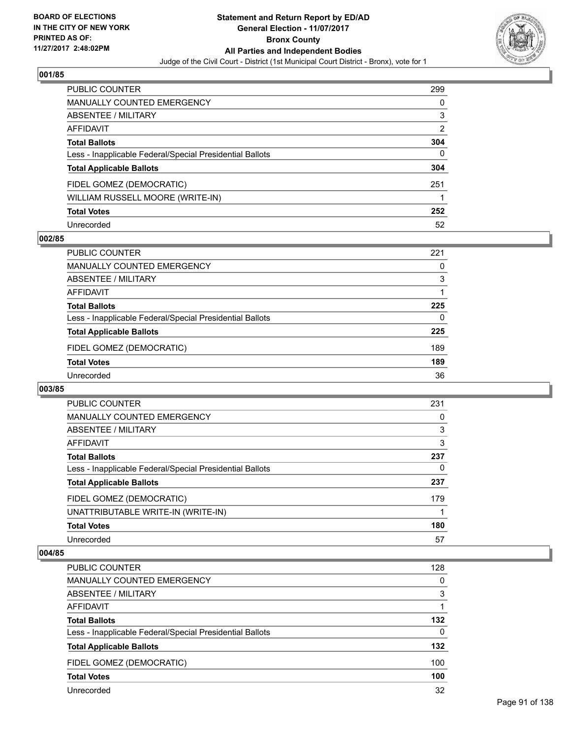BOARD OF ELECTIONS
IN THE CITY OF NEW YORK
PRINTED AS OF:
11/27/2017 2:48:02PM

**Statement and Return Report by ED/AD**
**General Election - 11/07/2017**
**Bronx County**
**All Parties and Independent Bodies**
Judge of the Civil Court - District (1st Municipal Court District - Bronx), vote for 1

### 001/85

| | |
|---|---|
| PUBLIC COUNTER | 299 |
| MANUALLY COUNTED EMERGENCY | 0 |
| ABSENTEE / MILITARY | 3 |
| AFFIDAVIT | 2 |
| **Total Ballots** | **304** |
| Less - Inapplicable Federal/Special Presidential Ballots | 0 |
| **Total Applicable Ballots** | **304** |
| FIDEL GOMEZ (DEMOCRATIC) | 251 |
| WILLIAM RUSSELL MOORE (WRITE-IN) | 1 |
| **Total Votes** | **252** |
| Unrecorded | 52 |

### 002/85

| | |
|---|---|
| PUBLIC COUNTER | 221 |
| MANUALLY COUNTED EMERGENCY | 0 |
| ABSENTEE / MILITARY | 3 |
| AFFIDAVIT | 1 |
| **Total Ballots** | **225** |
| Less - Inapplicable Federal/Special Presidential Ballots | 0 |
| **Total Applicable Ballots** | **225** |
| FIDEL GOMEZ (DEMOCRATIC) | 189 |
| **Total Votes** | **189** |
| Unrecorded | 36 |

### 003/85

| | |
|---|---|
| PUBLIC COUNTER | 231 |
| MANUALLY COUNTED EMERGENCY | 0 |
| ABSENTEE / MILITARY | 3 |
| AFFIDAVIT | 3 |
| **Total Ballots** | **237** |
| Less - Inapplicable Federal/Special Presidential Ballots | 0 |
| **Total Applicable Ballots** | **237** |
| FIDEL GOMEZ (DEMOCRATIC) | 179 |
| UNATTRIBUTABLE WRITE-IN (WRITE-IN) | 1 |
| **Total Votes** | **180** |
| Unrecorded | 57 |

### 004/85

| | |
|---|---|
| PUBLIC COUNTER | 128 |
| MANUALLY COUNTED EMERGENCY | 0 |
| ABSENTEE / MILITARY | 3 |
| AFFIDAVIT | 1 |
| **Total Ballots** | **132** |
| Less - Inapplicable Federal/Special Presidential Ballots | 0 |
| **Total Applicable Ballots** | **132** |
| FIDEL GOMEZ (DEMOCRATIC) | 100 |
| **Total Votes** | **100** |
| Unrecorded | 32 |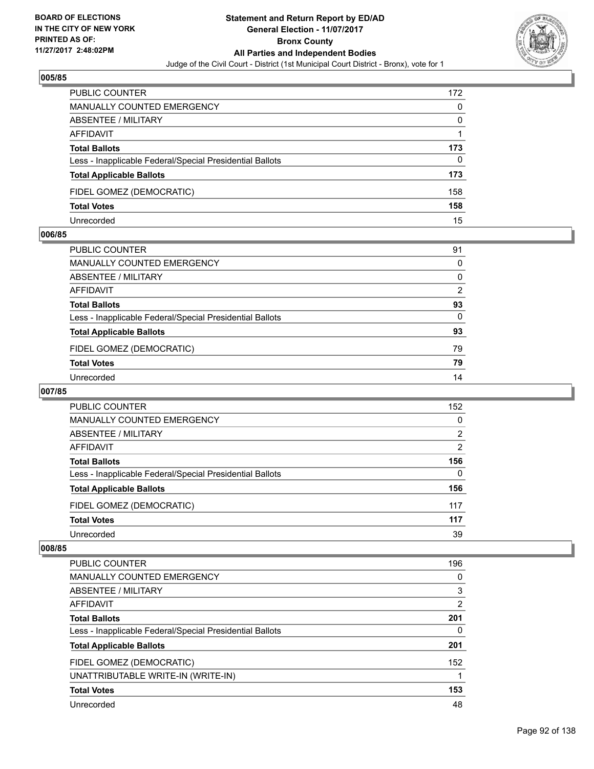BOARD OF ELECTIONS
IN THE CITY OF NEW YORK
PRINTED AS OF:
11/27/2017 2:48:02PM

**Statement and Return Report by ED/AD**
**General Election - 11/07/2017**
**Bronx County**
**All Parties and Independent Bodies**
Judge of the Civil Court - District (1st Municipal Court District - Bronx), vote for 1

### 005/85

| | |
|---|---|
| PUBLIC COUNTER | 172 |
| MANUALLY COUNTED EMERGENCY | 0 |
| ABSENTEE / MILITARY | 0 |
| AFFIDAVIT | 1 |
| **Total Ballots** | **173** |
| Less - Inapplicable Federal/Special Presidential Ballots | 0 |
| **Total Applicable Ballots** | **173** |
| FIDEL GOMEZ (DEMOCRATIC) | 158 |
| **Total Votes** | **158** |
| Unrecorded | 15 |

### 006/85

| | |
|---|---|
| PUBLIC COUNTER | 91 |
| MANUALLY COUNTED EMERGENCY | 0 |
| ABSENTEE / MILITARY | 0 |
| AFFIDAVIT | 2 |
| **Total Ballots** | **93** |
| Less - Inapplicable Federal/Special Presidential Ballots | 0 |
| **Total Applicable Ballots** | **93** |
| FIDEL GOMEZ (DEMOCRATIC) | 79 |
| **Total Votes** | **79** |
| Unrecorded | 14 |

### 007/85

| | |
|---|---|
| PUBLIC COUNTER | 152 |
| MANUALLY COUNTED EMERGENCY | 0 |
| ABSENTEE / MILITARY | 2 |
| AFFIDAVIT | 2 |
| **Total Ballots** | **156** |
| Less - Inapplicable Federal/Special Presidential Ballots | 0 |
| **Total Applicable Ballots** | **156** |
| FIDEL GOMEZ (DEMOCRATIC) | 117 |
| **Total Votes** | **117** |
| Unrecorded | 39 |

### 008/85

| | |
|---|---|
| PUBLIC COUNTER | 196 |
| MANUALLY COUNTED EMERGENCY | 0 |
| ABSENTEE / MILITARY | 3 |
| AFFIDAVIT | 2 |
| **Total Ballots** | **201** |
| Less - Inapplicable Federal/Special Presidential Ballots | 0 |
| **Total Applicable Ballots** | **201** |
| FIDEL GOMEZ (DEMOCRATIC) | 152 |
| UNATTRIBUTABLE WRITE-IN (WRITE-IN) | 1 |
| **Total Votes** | **153** |
| Unrecorded | 48 |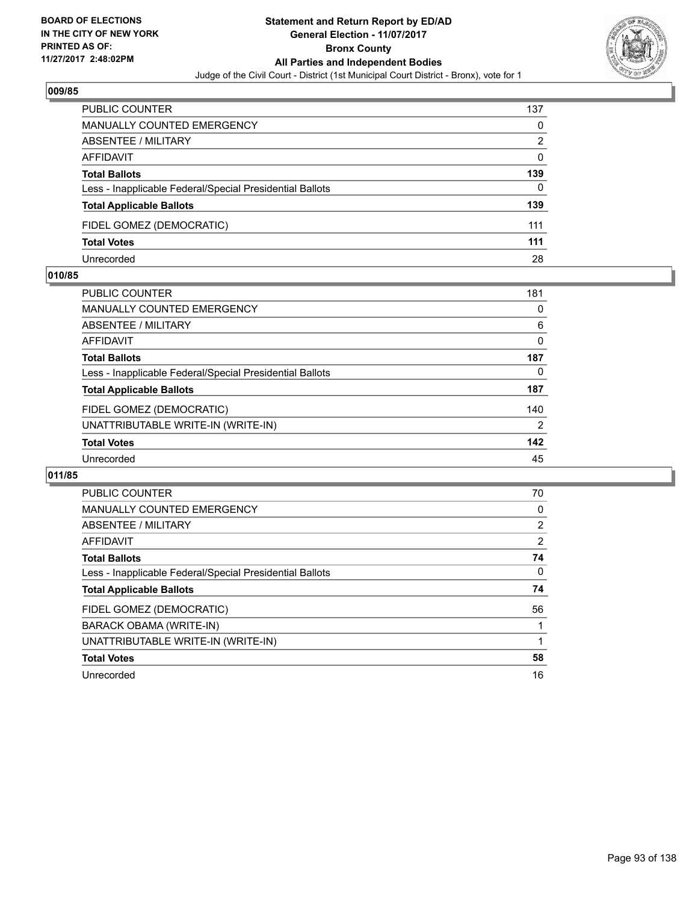BOARD OF ELECTIONS
IN THE CITY OF NEW YORK
PRINTED AS OF:
11/27/2017 2:48:02PM

**Statement and Return Report by ED/AD**
**General Election - 11/07/2017**
**Bronx County**
**All Parties and Independent Bodies**
Judge of the Civil Court - District (1st Municipal Court District - Bronx), vote for 1

### 009/85

| | |
|---|---|
| PUBLIC COUNTER | 137 |
| MANUALLY COUNTED EMERGENCY | 0 |
| ABSENTEE / MILITARY | 2 |
| AFFIDAVIT | 0 |
| **Total Ballots** | **139** |
| Less - Inapplicable Federal/Special Presidential Ballots | 0 |
| **Total Applicable Ballots** | **139** |
| FIDEL GOMEZ (DEMOCRATIC) | 111 |
| **Total Votes** | **111** |
| Unrecorded | 28 |

### 010/85

| | |
|---|---|
| PUBLIC COUNTER | 181 |
| MANUALLY COUNTED EMERGENCY | 0 |
| ABSENTEE / MILITARY | 6 |
| AFFIDAVIT | 0 |
| **Total Ballots** | **187** |
| Less - Inapplicable Federal/Special Presidential Ballots | 0 |
| **Total Applicable Ballots** | **187** |
| FIDEL GOMEZ (DEMOCRATIC) | 140 |
| UNATTRIBUTABLE WRITE-IN (WRITE-IN) | 2 |
| **Total Votes** | **142** |
| Unrecorded | 45 |

### 011/85

| | |
|---|---|
| PUBLIC COUNTER | 70 |
| MANUALLY COUNTED EMERGENCY | 0 |
| ABSENTEE / MILITARY | 2 |
| AFFIDAVIT | 2 |
| **Total Ballots** | **74** |
| Less - Inapplicable Federal/Special Presidential Ballots | 0 |
| **Total Applicable Ballots** | **74** |
| FIDEL GOMEZ (DEMOCRATIC) | 56 |
| BARACK OBAMA (WRITE-IN) | 1 |
| UNATTRIBUTABLE WRITE-IN (WRITE-IN) | 1 |
| **Total Votes** | **58** |
| Unrecorded | 16 |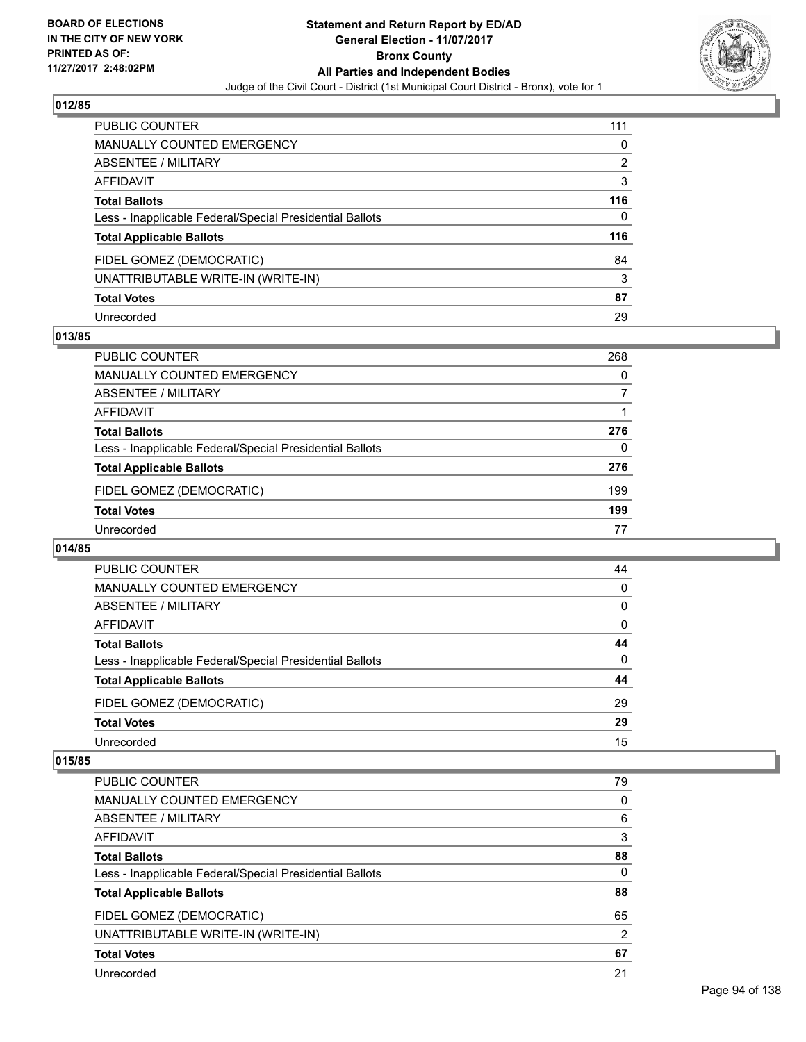**BOARD OF ELECTIONS IN THE CITY OF NEW YORK PRINTED AS OF: 11/27/2017 2:48:02PM**

# Statement and Return Report by ED/AD
## General Election - 11/07/2017
## Bronx County
## All Parties and Independent Bodies
Judge of the Civil Court - District (1st Municipal Court District - Bronx), vote for 1

### 012/85

| | |
|---|---|
| PUBLIC COUNTER | 111 |
| MANUALLY COUNTED EMERGENCY | 0 |
| ABSENTEE / MILITARY | 2 |
| AFFIDAVIT | 3 |
| **Total Ballots** | **116** |
| Less - Inapplicable Federal/Special Presidential Ballots | 0 |
| **Total Applicable Ballots** | **116** |
| FIDEL GOMEZ (DEMOCRATIC) | 84 |
| UNATTRIBUTABLE WRITE-IN (WRITE-IN) | 3 |
| **Total Votes** | **87** |
| Unrecorded | 29 |

### 013/85

| | |
|---|---|
| PUBLIC COUNTER | 268 |
| MANUALLY COUNTED EMERGENCY | 0 |
| ABSENTEE / MILITARY | 7 |
| AFFIDAVIT | 1 |
| **Total Ballots** | **276** |
| Less - Inapplicable Federal/Special Presidential Ballots | 0 |
| **Total Applicable Ballots** | **276** |
| FIDEL GOMEZ (DEMOCRATIC) | 199 |
| **Total Votes** | **199** |
| Unrecorded | 77 |

### 014/85

| | |
|---|---|
| PUBLIC COUNTER | 44 |
| MANUALLY COUNTED EMERGENCY | 0 |
| ABSENTEE / MILITARY | 0 |
| AFFIDAVIT | 0 |
| **Total Ballots** | **44** |
| Less - Inapplicable Federal/Special Presidential Ballots | 0 |
| **Total Applicable Ballots** | **44** |
| FIDEL GOMEZ (DEMOCRATIC) | 29 |
| **Total Votes** | **29** |
| Unrecorded | 15 |

### 015/85

| | |
|---|---|
| PUBLIC COUNTER | 79 |
| MANUALLY COUNTED EMERGENCY | 0 |
| ABSENTEE / MILITARY | 6 |
| AFFIDAVIT | 3 |
| **Total Ballots** | **88** |
| Less - Inapplicable Federal/Special Presidential Ballots | 0 |
| **Total Applicable Ballots** | **88** |
| FIDEL GOMEZ (DEMOCRATIC) | 65 |
| UNATTRIBUTABLE WRITE-IN (WRITE-IN) | 2 |
| **Total Votes** | **67** |
| Unrecorded | 21 |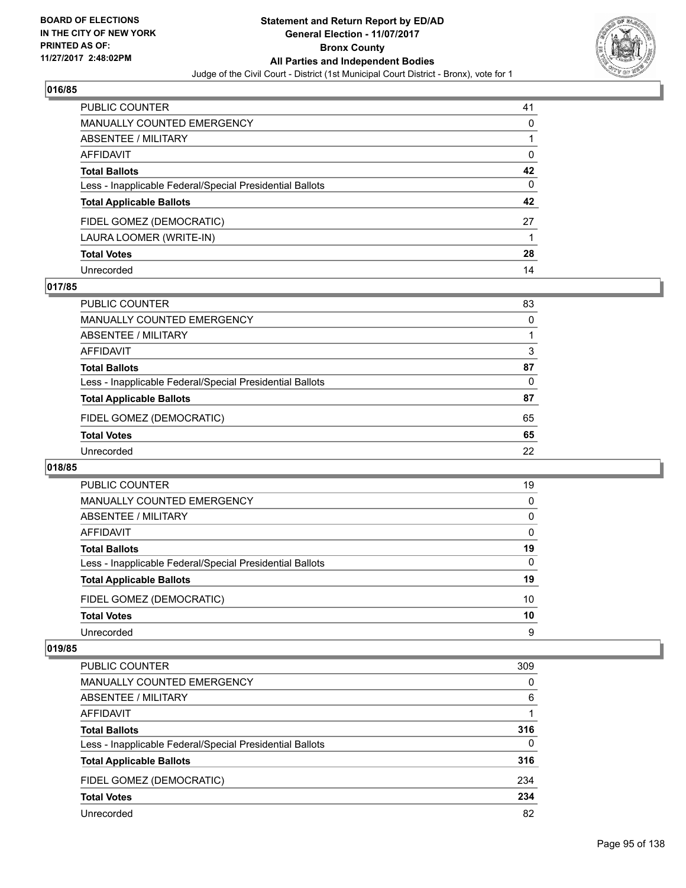## 016/85

| | |
|---|---|
| PUBLIC COUNTER | 41 |
| MANUALLY COUNTED EMERGENCY | 0 |
| ABSENTEE / MILITARY | 1 |
| AFFIDAVIT | 0 |
| **Total Ballots** | **42** |
| Less - Inapplicable Federal/Special Presidential Ballots | 0 |
| **Total Applicable Ballots** | **42** |
| FIDEL GOMEZ (DEMOCRATIC) | 27 |
| LAURA LOOMER (WRITE-IN) | 1 |
| **Total Votes** | **28** |
| Unrecorded | 14 |

## 017/85

| | |
|---|---|
| PUBLIC COUNTER | 83 |
| MANUALLY COUNTED EMERGENCY | 0 |
| ABSENTEE / MILITARY | 1 |
| AFFIDAVIT | 3 |
| **Total Ballots** | **87** |
| Less - Inapplicable Federal/Special Presidential Ballots | 0 |
| **Total Applicable Ballots** | **87** |
| FIDEL GOMEZ (DEMOCRATIC) | 65 |
| **Total Votes** | **65** |
| Unrecorded | 22 |

## 018/85

| | |
|---|---|
| PUBLIC COUNTER | 19 |
| MANUALLY COUNTED EMERGENCY | 0 |
| ABSENTEE / MILITARY | 0 |
| AFFIDAVIT | 0 |
| **Total Ballots** | **19** |
| Less - Inapplicable Federal/Special Presidential Ballots | 0 |
| **Total Applicable Ballots** | **19** |
| FIDEL GOMEZ (DEMOCRATIC) | 10 |
| **Total Votes** | **10** |
| Unrecorded | 9 |

## 019/85

| | |
|---|---|
| PUBLIC COUNTER | 309 |
| MANUALLY COUNTED EMERGENCY | 0 |
| ABSENTEE / MILITARY | 6 |
| AFFIDAVIT | 1 |
| **Total Ballots** | **316** |
| Less - Inapplicable Federal/Special Presidential Ballots | 0 |
| **Total Applicable Ballots** | **316** |
| FIDEL GOMEZ (DEMOCRATIC) | 234 |
| **Total Votes** | **234** |
| Unrecorded | 82 |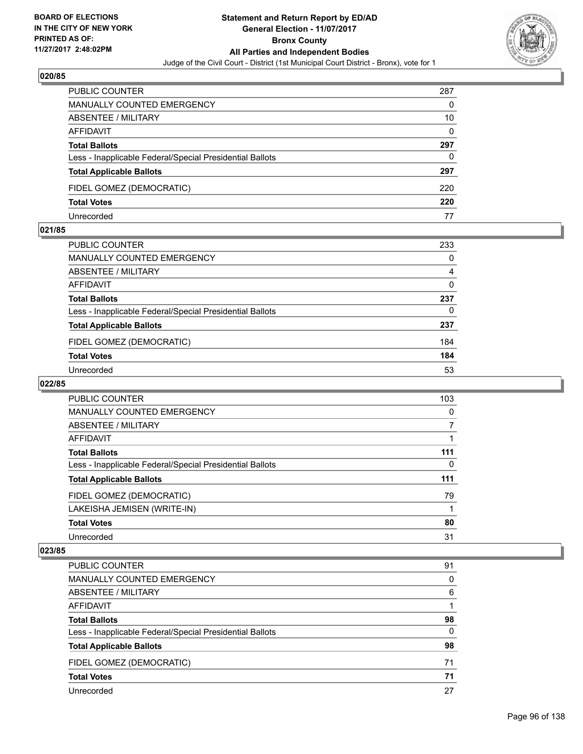BOARD OF ELECTIONS
IN THE CITY OF NEW YORK
PRINTED AS OF:
11/27/2017 2:48:02PM

**Statement and Return Report by ED/AD**
**General Election - 11/07/2017**
**Bronx County**
**All Parties and Independent Bodies**
Judge of the Civil Court - District (1st Municipal Court District - Bronx), vote for 1

## 020/85

| | |
|---|---|
| PUBLIC COUNTER | 287 |
| MANUALLY COUNTED EMERGENCY | 0 |
| ABSENTEE / MILITARY | 10 |
| AFFIDAVIT | 0 |
| **Total Ballots** | **297** |
| Less - Inapplicable Federal/Special Presidential Ballots | 0 |
| **Total Applicable Ballots** | **297** |
| FIDEL GOMEZ (DEMOCRATIC) | 220 |
| **Total Votes** | **220** |
| Unrecorded | 77 |

## 021/85

| | |
|---|---|
| PUBLIC COUNTER | 233 |
| MANUALLY COUNTED EMERGENCY | 0 |
| ABSENTEE / MILITARY | 4 |
| AFFIDAVIT | 0 |
| **Total Ballots** | **237** |
| Less - Inapplicable Federal/Special Presidential Ballots | 0 |
| **Total Applicable Ballots** | **237** |
| FIDEL GOMEZ (DEMOCRATIC) | 184 |
| **Total Votes** | **184** |
| Unrecorded | 53 |

## 022/85

| | |
|---|---|
| PUBLIC COUNTER | 103 |
| MANUALLY COUNTED EMERGENCY | 0 |
| ABSENTEE / MILITARY | 7 |
| AFFIDAVIT | 1 |
| **Total Ballots** | **111** |
| Less - Inapplicable Federal/Special Presidential Ballots | 0 |
| **Total Applicable Ballots** | **111** |
| FIDEL GOMEZ (DEMOCRATIC) | 79 |
| LAKEISHA JEMISEN (WRITE-IN) | 1 |
| **Total Votes** | **80** |
| Unrecorded | 31 |

## 023/85

| | |
|---|---|
| PUBLIC COUNTER | 91 |
| MANUALLY COUNTED EMERGENCY | 0 |
| ABSENTEE / MILITARY | 6 |
| AFFIDAVIT | 1 |
| **Total Ballots** | **98** |
| Less - Inapplicable Federal/Special Presidential Ballots | 0 |
| **Total Applicable Ballots** | **98** |
| FIDEL GOMEZ (DEMOCRATIC) | 71 |
| **Total Votes** | **71** |
| Unrecorded | 27 |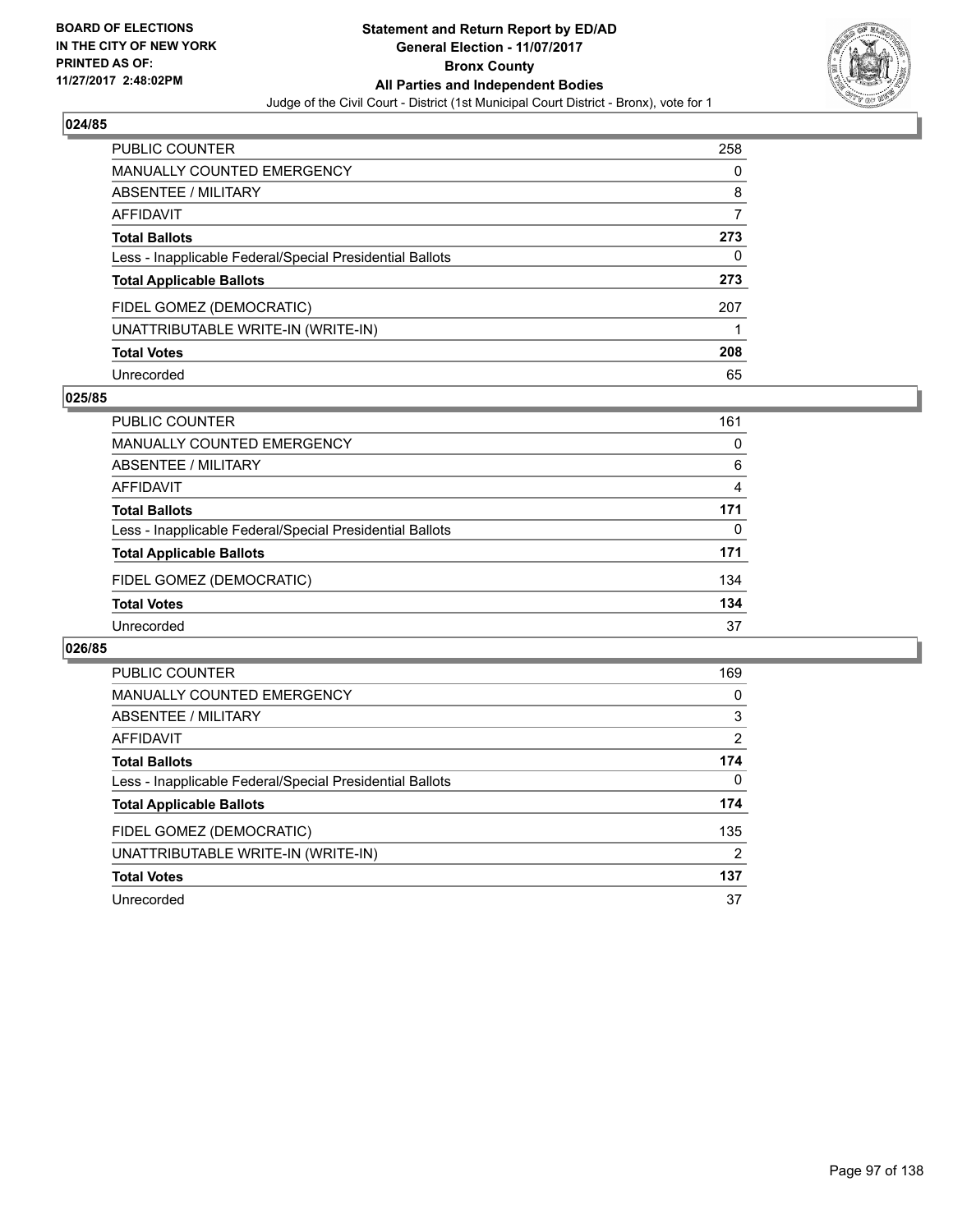## 024/85

| | |
|---|---|
| PUBLIC COUNTER | 258 |
| MANUALLY COUNTED EMERGENCY | 0 |
| ABSENTEE / MILITARY | 8 |
| AFFIDAVIT | 7 |
| **Total Ballots** | **273** |
| Less - Inapplicable Federal/Special Presidential Ballots | 0 |
| **Total Applicable Ballots** | **273** |
| FIDEL GOMEZ (DEMOCRATIC) | 207 |
| UNATTRIBUTABLE WRITE-IN (WRITE-IN) | 1 |
| **Total Votes** | **208** |
| Unrecorded | 65 |

## 025/85

| | |
|---|---|
| PUBLIC COUNTER | 161 |
| MANUALLY COUNTED EMERGENCY | 0 |
| ABSENTEE / MILITARY | 6 |
| AFFIDAVIT | 4 |
| **Total Ballots** | **171** |
| Less - Inapplicable Federal/Special Presidential Ballots | 0 |
| **Total Applicable Ballots** | **171** |
| FIDEL GOMEZ (DEMOCRATIC) | 134 |
| **Total Votes** | **134** |
| Unrecorded | 37 |

## 026/85

| | |
|---|---|
| PUBLIC COUNTER | 169 |
| MANUALLY COUNTED EMERGENCY | 0 |
| ABSENTEE / MILITARY | 3 |
| AFFIDAVIT | 2 |
| **Total Ballots** | **174** |
| Less - Inapplicable Federal/Special Presidential Ballots | 0 |
| **Total Applicable Ballots** | **174** |
| FIDEL GOMEZ (DEMOCRATIC) | 135 |
| UNATTRIBUTABLE WRITE-IN (WRITE-IN) | 2 |
| **Total Votes** | **137** |
| Unrecorded | 37 |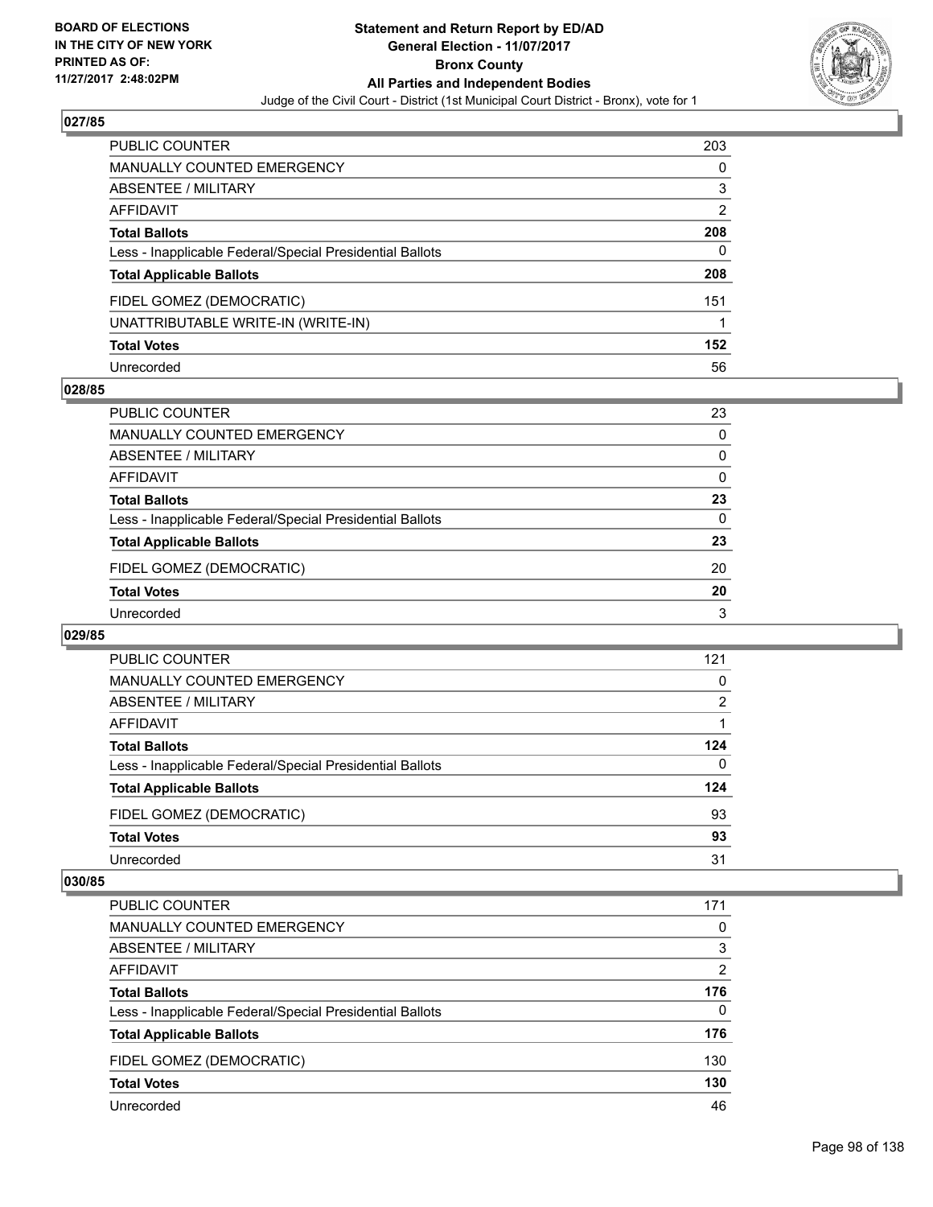# Statement and Return Report by ED/AD
## General Election - 11/07/2017
## Bronx County
## All Parties and Independent Bodies
### Judge of the Civil Court - District (1st Municipal Court District - Bronx), vote for 1

BOARD OF ELECTIONS IN THE CITY OF NEW YORK PRINTED AS OF: 11/27/2017 2:48:02PM

### 027/85

| | |
|---|---|
| PUBLIC COUNTER | 203 |
| MANUALLY COUNTED EMERGENCY | 0 |
| ABSENTEE / MILITARY | 3 |
| AFFIDAVIT | 2 |
| **Total Ballots** | **208** |
| Less - Inapplicable Federal/Special Presidential Ballots | 0 |
| **Total Applicable Ballots** | **208** |
| FIDEL GOMEZ (DEMOCRATIC) | 151 |
| UNATTRIBUTABLE WRITE-IN (WRITE-IN) | 1 |
| **Total Votes** | **152** |
| Unrecorded | 56 |

### 028/85

| | |
|---|---|
| PUBLIC COUNTER | 23 |
| MANUALLY COUNTED EMERGENCY | 0 |
| ABSENTEE / MILITARY | 0 |
| AFFIDAVIT | 0 |
| **Total Ballots** | **23** |
| Less - Inapplicable Federal/Special Presidential Ballots | 0 |
| **Total Applicable Ballots** | **23** |
| FIDEL GOMEZ (DEMOCRATIC) | 20 |
| **Total Votes** | **20** |
| Unrecorded | 3 |

### 029/85

| | |
|---|---|
| PUBLIC COUNTER | 121 |
| MANUALLY COUNTED EMERGENCY | 0 |
| ABSENTEE / MILITARY | 2 |
| AFFIDAVIT | 1 |
| **Total Ballots** | **124** |
| Less - Inapplicable Federal/Special Presidential Ballots | 0 |
| **Total Applicable Ballots** | **124** |
| FIDEL GOMEZ (DEMOCRATIC) | 93 |
| **Total Votes** | **93** |
| Unrecorded | 31 |

### 030/85

| | |
|---|---|
| PUBLIC COUNTER | 171 |
| MANUALLY COUNTED EMERGENCY | 0 |
| ABSENTEE / MILITARY | 3 |
| AFFIDAVIT | 2 |
| **Total Ballots** | **176** |
| Less - Inapplicable Federal/Special Presidential Ballots | 0 |
| **Total Applicable Ballots** | **176** |
| FIDEL GOMEZ (DEMOCRATIC) | 130 |
| **Total Votes** | **130** |
| Unrecorded | 46 |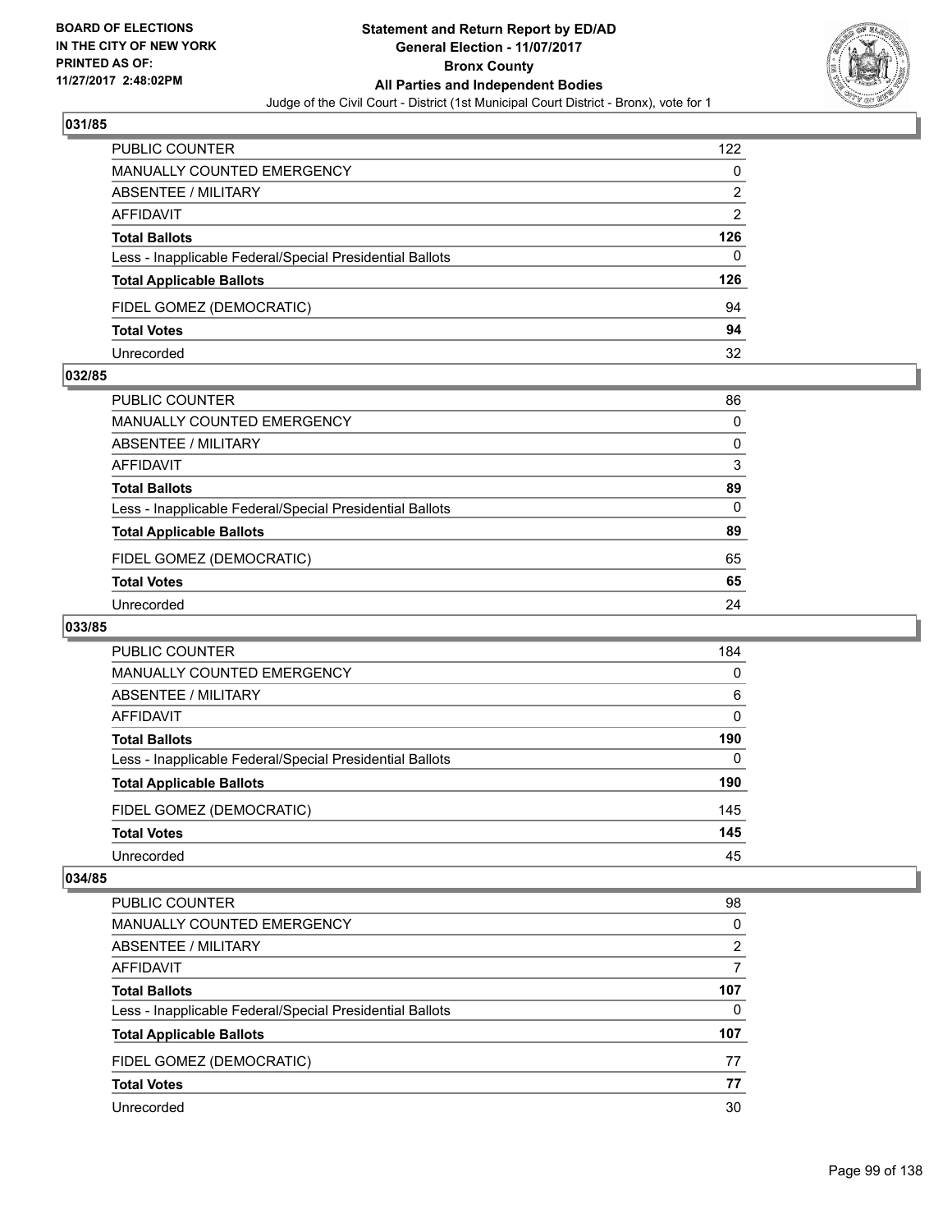**BOARD OF ELECTIONS IN THE CITY OF NEW YORK PRINTED AS OF: 11/27/2017 2:48:02PM**

**Statement and Return Report by ED/AD General Election - 11/07/2017 Bronx County All Parties and Independent Bodies**

Judge of the Civil Court - District (1st Municipal Court District - Bronx), vote for 1

## 031/85

| | |
|---|---|
| PUBLIC COUNTER | 122 |
| MANUALLY COUNTED EMERGENCY | 0 |
| ABSENTEE / MILITARY | 2 |
| AFFIDAVIT | 2 |
| **Total Ballots** | **126** |
| Less - Inapplicable Federal/Special Presidential Ballots | 0 |
| **Total Applicable Ballots** | **126** |
| FIDEL GOMEZ (DEMOCRATIC) | 94 |
| **Total Votes** | **94** |
| Unrecorded | 32 |

## 032/85

| | |
|---|---|
| PUBLIC COUNTER | 86 |
| MANUALLY COUNTED EMERGENCY | 0 |
| ABSENTEE / MILITARY | 0 |
| AFFIDAVIT | 3 |
| **Total Ballots** | **89** |
| Less - Inapplicable Federal/Special Presidential Ballots | 0 |
| **Total Applicable Ballots** | **89** |
| FIDEL GOMEZ (DEMOCRATIC) | 65 |
| **Total Votes** | **65** |
| Unrecorded | 24 |

## 033/85

| | |
|---|---|
| PUBLIC COUNTER | 184 |
| MANUALLY COUNTED EMERGENCY | 0 |
| ABSENTEE / MILITARY | 6 |
| AFFIDAVIT | 0 |
| **Total Ballots** | **190** |
| Less - Inapplicable Federal/Special Presidential Ballots | 0 |
| **Total Applicable Ballots** | **190** |
| FIDEL GOMEZ (DEMOCRATIC) | 145 |
| **Total Votes** | **145** |
| Unrecorded | 45 |

## 034/85

| | |
|---|---|
| PUBLIC COUNTER | 98 |
| MANUALLY COUNTED EMERGENCY | 0 |
| ABSENTEE / MILITARY | 2 |
| AFFIDAVIT | 7 |
| **Total Ballots** | **107** |
| Less - Inapplicable Federal/Special Presidential Ballots | 0 |
| **Total Applicable Ballots** | **107** |
| FIDEL GOMEZ (DEMOCRATIC) | 77 |
| **Total Votes** | **77** |
| Unrecorded | 30 |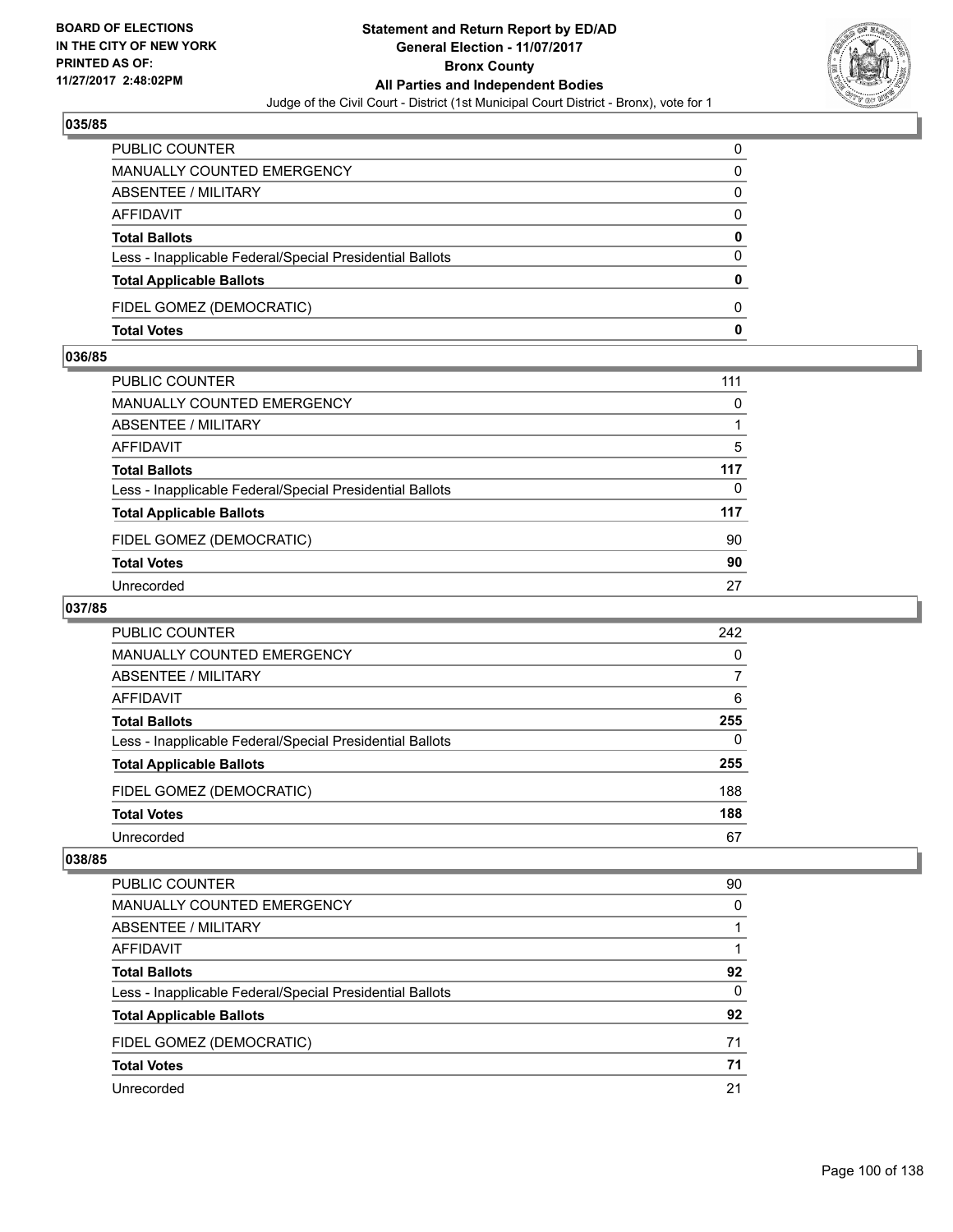**BOARD OF ELECTIONS IN THE CITY OF NEW YORK PRINTED AS OF: 11/27/2017 2:48:02PM**

# Statement and Return Report by ED/AD
## General Election - 11/07/2017
## Bronx County
## All Parties and Independent Bodies
### Judge of the Civil Court - District (1st Municipal Court District - Bronx), vote for 1

### 035/85

| | |
|---|---|
| PUBLIC COUNTER | 0 |
| MANUALLY COUNTED EMERGENCY | 0 |
| ABSENTEE / MILITARY | 0 |
| AFFIDAVIT | 0 |
| **Total Ballots** | **0** |
| Less - Inapplicable Federal/Special Presidential Ballots | 0 |
| **Total Applicable Ballots** | **0** |
| FIDEL GOMEZ (DEMOCRATIC) | 0 |
| **Total Votes** | **0** |

### 036/85

| | |
|---|---|
| PUBLIC COUNTER | 111 |
| MANUALLY COUNTED EMERGENCY | 0 |
| ABSENTEE / MILITARY | 1 |
| AFFIDAVIT | 5 |
| **Total Ballots** | **117** |
| Less - Inapplicable Federal/Special Presidential Ballots | 0 |
| **Total Applicable Ballots** | **117** |
| FIDEL GOMEZ (DEMOCRATIC) | 90 |
| **Total Votes** | **90** |
| Unrecorded | 27 |

### 037/85

| | |
|---|---|
| PUBLIC COUNTER | 242 |
| MANUALLY COUNTED EMERGENCY | 0 |
| ABSENTEE / MILITARY | 7 |
| AFFIDAVIT | 6 |
| **Total Ballots** | **255** |
| Less - Inapplicable Federal/Special Presidential Ballots | 0 |
| **Total Applicable Ballots** | **255** |
| FIDEL GOMEZ (DEMOCRATIC) | 188 |
| **Total Votes** | **188** |
| Unrecorded | 67 |

### 038/85

| | |
|---|---|
| PUBLIC COUNTER | 90 |
| MANUALLY COUNTED EMERGENCY | 0 |
| ABSENTEE / MILITARY | 1 |
| AFFIDAVIT | 1 |
| **Total Ballots** | **92** |
| Less - Inapplicable Federal/Special Presidential Ballots | 0 |
| **Total Applicable Ballots** | **92** |
| FIDEL GOMEZ (DEMOCRATIC) | 71 |
| **Total Votes** | **71** |
| Unrecorded | 21 |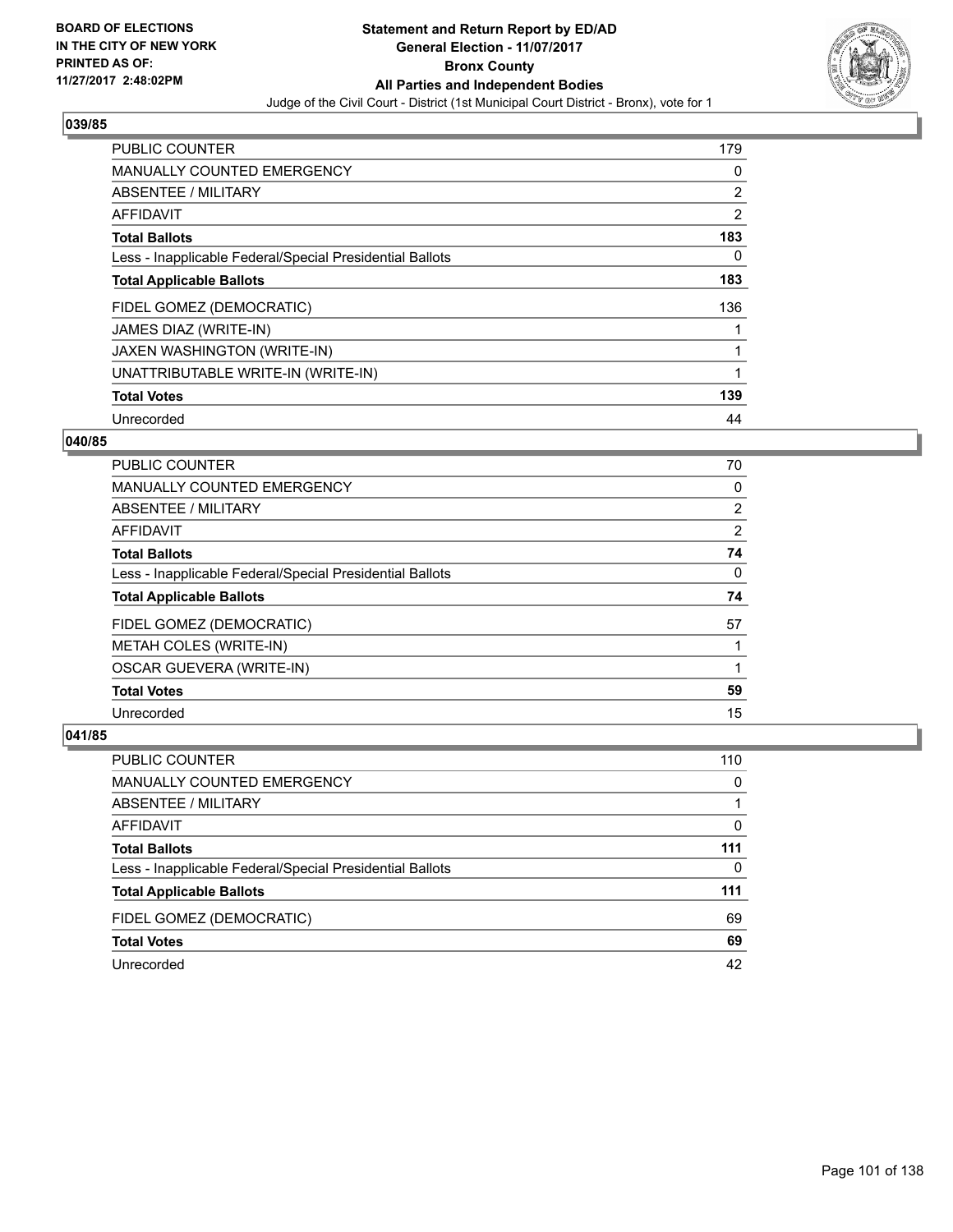**BOARD OF ELECTIONS IN THE CITY OF NEW YORK PRINTED AS OF: 11/27/2017 2:48:02PM**

# Statement and Return Report by ED/AD
## General Election - 11/07/2017
## Bronx County
## All Parties and Independent Bodies
### Judge of the Civil Court - District (1st Municipal Court District - Bronx), vote for 1

### 039/85

| | |
|---|---|
| PUBLIC COUNTER | 179 |
| MANUALLY COUNTED EMERGENCY | 0 |
| ABSENTEE / MILITARY | 2 |
| AFFIDAVIT | 2 |
| **Total Ballots** | **183** |
| Less - Inapplicable Federal/Special Presidential Ballots | 0 |
| **Total Applicable Ballots** | **183** |
| FIDEL GOMEZ (DEMOCRATIC) | 136 |
| JAMES DIAZ (WRITE-IN) | 1 |
| JAXEN WASHINGTON (WRITE-IN) | 1 |
| UNATTRIBUTABLE WRITE-IN (WRITE-IN) | 1 |
| **Total Votes** | **139** |
| Unrecorded | 44 |

### 040/85

| | |
|---|---|
| PUBLIC COUNTER | 70 |
| MANUALLY COUNTED EMERGENCY | 0 |
| ABSENTEE / MILITARY | 2 |
| AFFIDAVIT | 2 |
| **Total Ballots** | **74** |
| Less - Inapplicable Federal/Special Presidential Ballots | 0 |
| **Total Applicable Ballots** | **74** |
| FIDEL GOMEZ (DEMOCRATIC) | 57 |
| METAH COLES (WRITE-IN) | 1 |
| OSCAR GUEVERA (WRITE-IN) | 1 |
| **Total Votes** | **59** |
| Unrecorded | 15 |

### 041/85

| | |
|---|---|
| PUBLIC COUNTER | 110 |
| MANUALLY COUNTED EMERGENCY | 0 |
| ABSENTEE / MILITARY | 1 |
| AFFIDAVIT | 0 |
| **Total Ballots** | **111** |
| Less - Inapplicable Federal/Special Presidential Ballots | 0 |
| **Total Applicable Ballots** | **111** |
| FIDEL GOMEZ (DEMOCRATIC) | 69 |
| **Total Votes** | **69** |
| Unrecorded | 42 |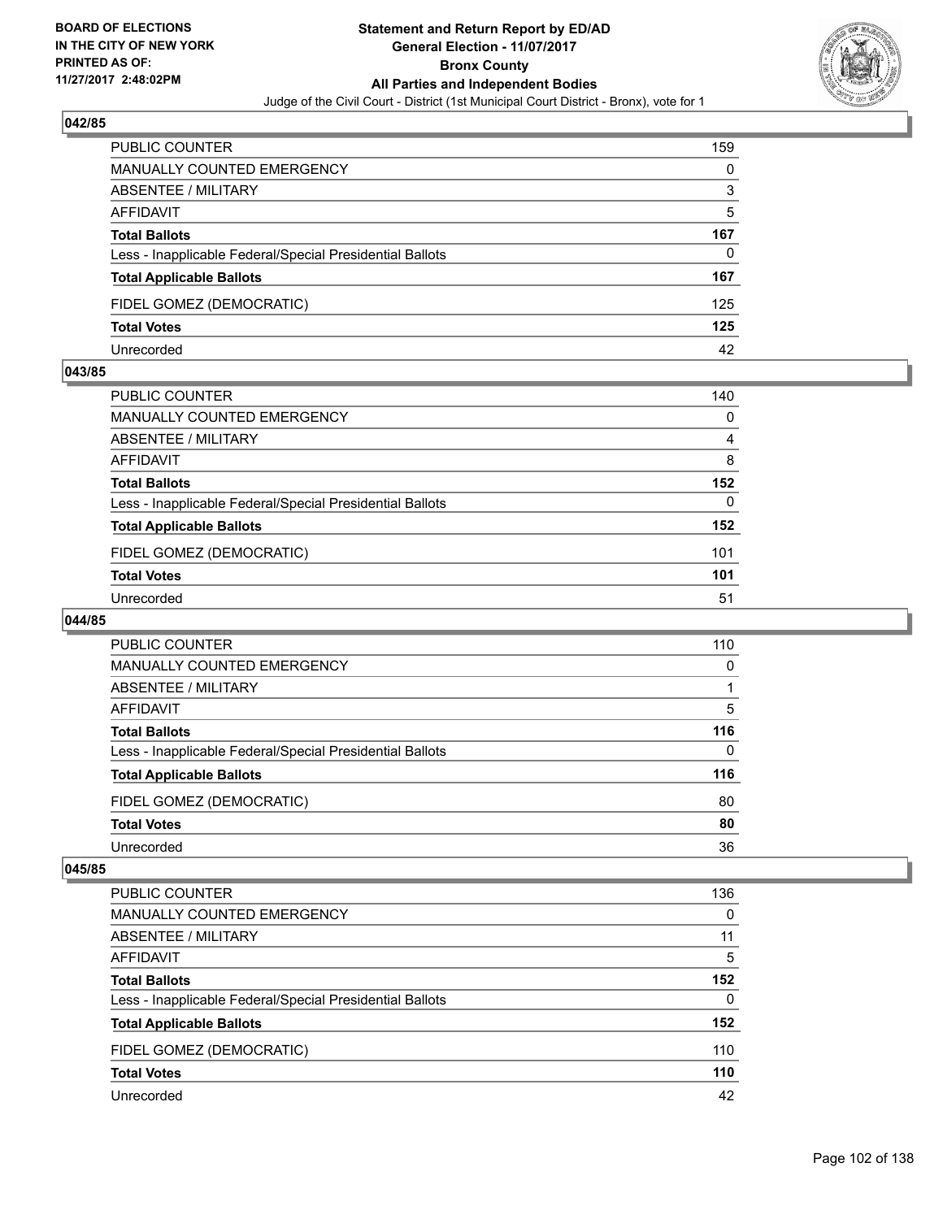**Statement and Return Report by ED/AD**
**General Election - 11/07/2017**
**Bronx County**
**All Parties and Independent Bodies**
Judge of the Civil Court - District (1st Municipal Court District - Bronx), vote for 1

BOARD OF ELECTIONS
IN THE CITY OF NEW YORK
PRINTED AS OF:
11/27/2017 2:48:02PM

### 042/85

| | |
|---|---|
| PUBLIC COUNTER | 159 |
| MANUALLY COUNTED EMERGENCY | 0 |
| ABSENTEE / MILITARY | 3 |
| AFFIDAVIT | 5 |
| **Total Ballots** | **167** |
| Less - Inapplicable Federal/Special Presidential Ballots | 0 |
| **Total Applicable Ballots** | **167** |
| FIDEL GOMEZ (DEMOCRATIC) | 125 |
| **Total Votes** | **125** |
| Unrecorded | 42 |

### 043/85

| | |
|---|---|
| PUBLIC COUNTER | 140 |
| MANUALLY COUNTED EMERGENCY | 0 |
| ABSENTEE / MILITARY | 4 |
| AFFIDAVIT | 8 |
| **Total Ballots** | **152** |
| Less - Inapplicable Federal/Special Presidential Ballots | 0 |
| **Total Applicable Ballots** | **152** |
| FIDEL GOMEZ (DEMOCRATIC) | 101 |
| **Total Votes** | **101** |
| Unrecorded | 51 |

### 044/85

| | |
|---|---|
| PUBLIC COUNTER | 110 |
| MANUALLY COUNTED EMERGENCY | 0 |
| ABSENTEE / MILITARY | 1 |
| AFFIDAVIT | 5 |
| **Total Ballots** | **116** |
| Less - Inapplicable Federal/Special Presidential Ballots | 0 |
| **Total Applicable Ballots** | **116** |
| FIDEL GOMEZ (DEMOCRATIC) | 80 |
| **Total Votes** | **80** |
| Unrecorded | 36 |

### 045/85

| | |
|---|---|
| PUBLIC COUNTER | 136 |
| MANUALLY COUNTED EMERGENCY | 0 |
| ABSENTEE / MILITARY | 11 |
| AFFIDAVIT | 5 |
| **Total Ballots** | **152** |
| Less - Inapplicable Federal/Special Presidential Ballots | 0 |
| **Total Applicable Ballots** | **152** |
| FIDEL GOMEZ (DEMOCRATIC) | 110 |
| **Total Votes** | **110** |
| Unrecorded | 42 |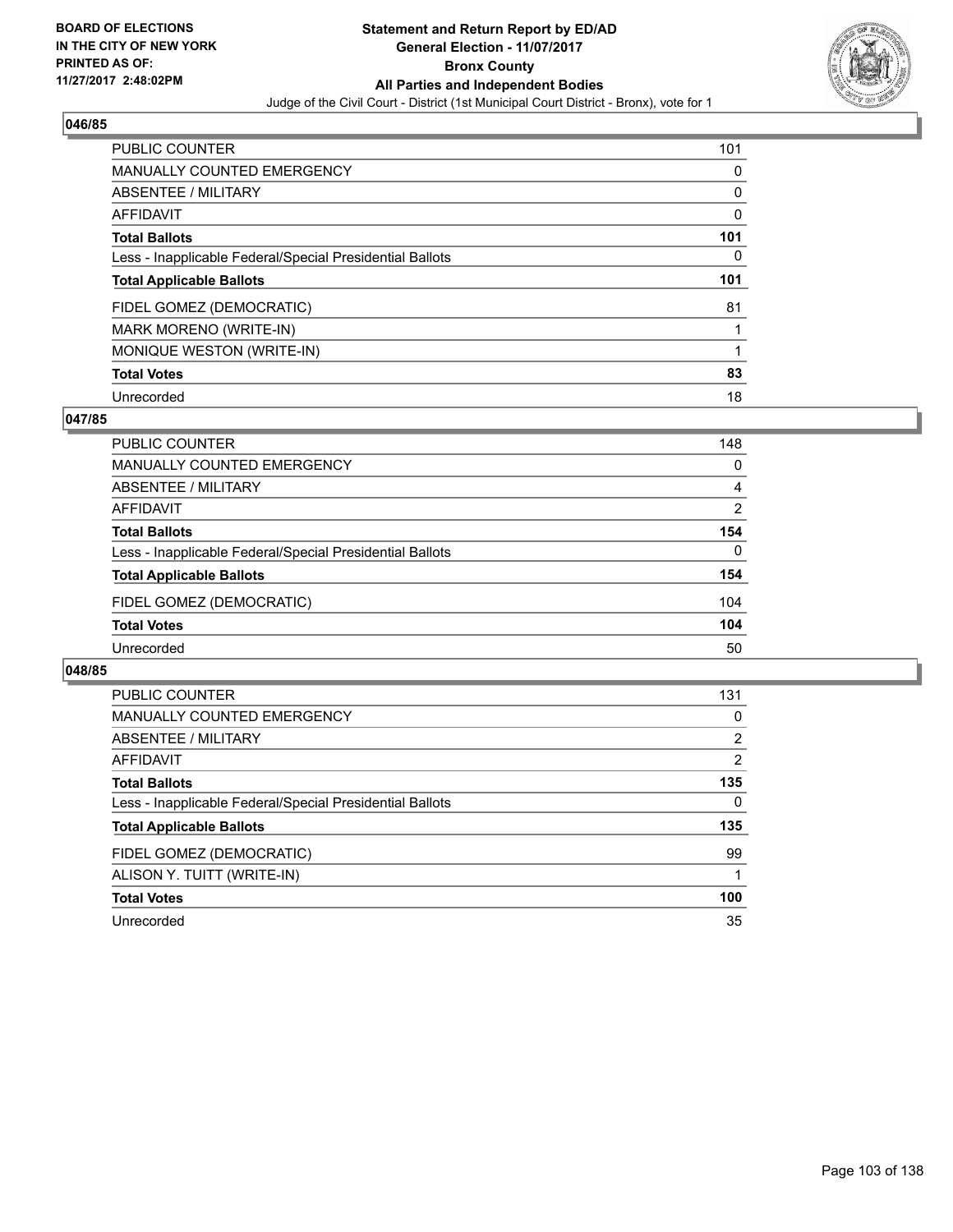BOARD OF ELECTIONS
IN THE CITY OF NEW YORK
PRINTED AS OF:
11/27/2017 2:48:02PM

**Statement and Return Report by ED/AD**
**General Election - 11/07/2017**
**Bronx County**
**All Parties and Independent Bodies**
Judge of the Civil Court - District (1st Municipal Court District - Bronx), vote for 1

### 046/85

| | |
|---|---|
| PUBLIC COUNTER | 101 |
| MANUALLY COUNTED EMERGENCY | 0 |
| ABSENTEE / MILITARY | 0 |
| AFFIDAVIT | 0 |
| **Total Ballots** | **101** |
| Less - Inapplicable Federal/Special Presidential Ballots | 0 |
| **Total Applicable Ballots** | **101** |
| FIDEL GOMEZ (DEMOCRATIC) | 81 |
| MARK MORENO (WRITE-IN) | 1 |
| MONIQUE WESTON (WRITE-IN) | 1 |
| **Total Votes** | **83** |
| Unrecorded | 18 |

### 047/85

| | |
|---|---|
| PUBLIC COUNTER | 148 |
| MANUALLY COUNTED EMERGENCY | 0 |
| ABSENTEE / MILITARY | 4 |
| AFFIDAVIT | 2 |
| **Total Ballots** | **154** |
| Less - Inapplicable Federal/Special Presidential Ballots | 0 |
| **Total Applicable Ballots** | **154** |
| FIDEL GOMEZ (DEMOCRATIC) | 104 |
| **Total Votes** | **104** |
| Unrecorded | 50 |

### 048/85

| | |
|---|---|
| PUBLIC COUNTER | 131 |
| MANUALLY COUNTED EMERGENCY | 0 |
| ABSENTEE / MILITARY | 2 |
| AFFIDAVIT | 2 |
| **Total Ballots** | **135** |
| Less - Inapplicable Federal/Special Presidential Ballots | 0 |
| **Total Applicable Ballots** | **135** |
| FIDEL GOMEZ (DEMOCRATIC) | 99 |
| ALISON Y. TUITT (WRITE-IN) | 1 |
| **Total Votes** | **100** |
| Unrecorded | 35 |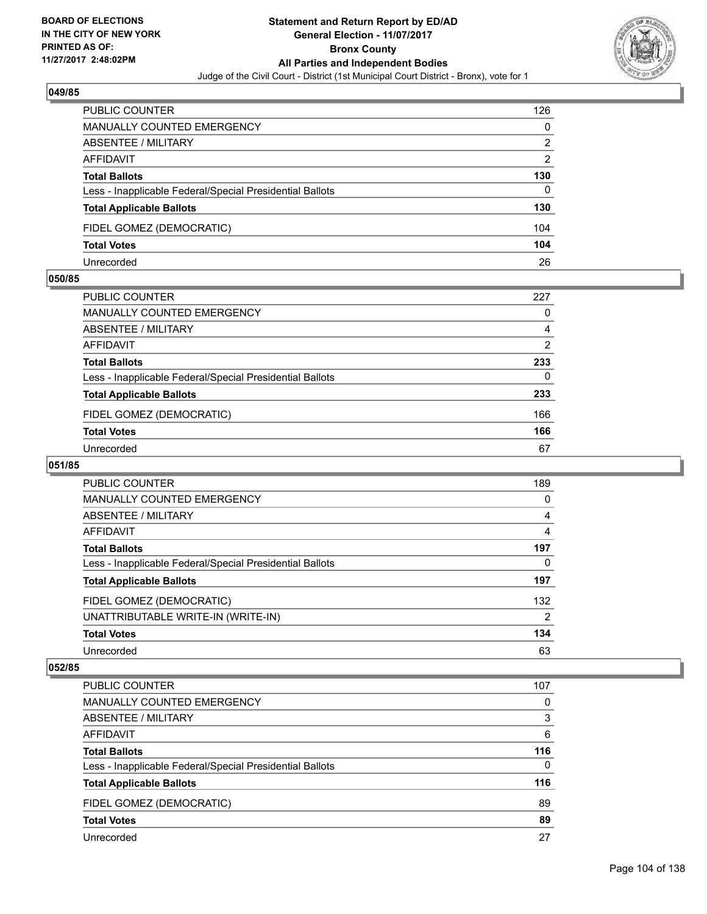**BOARD OF ELECTIONS IN THE CITY OF NEW YORK PRINTED AS OF: 11/27/2017 2:48:02PM**

# Statement and Return Report by ED/AD
## General Election - 11/07/2017
## Bronx County
## All Parties and Independent Bodies
Judge of the Civil Court - District (1st Municipal Court District - Bronx), vote for 1

### 049/85

| | |
|---|---|
| PUBLIC COUNTER | 126 |
| MANUALLY COUNTED EMERGENCY | 0 |
| ABSENTEE / MILITARY | 2 |
| AFFIDAVIT | 2 |
| **Total Ballots** | **130** |
| Less - Inapplicable Federal/Special Presidential Ballots | 0 |
| **Total Applicable Ballots** | **130** |
| FIDEL GOMEZ (DEMOCRATIC) | 104 |
| **Total Votes** | **104** |
| Unrecorded | 26 |

### 050/85

| | |
|---|---|
| PUBLIC COUNTER | 227 |
| MANUALLY COUNTED EMERGENCY | 0 |
| ABSENTEE / MILITARY | 4 |
| AFFIDAVIT | 2 |
| **Total Ballots** | **233** |
| Less - Inapplicable Federal/Special Presidential Ballots | 0 |
| **Total Applicable Ballots** | **233** |
| FIDEL GOMEZ (DEMOCRATIC) | 166 |
| **Total Votes** | **166** |
| Unrecorded | 67 |

### 051/85

| | |
|---|---|
| PUBLIC COUNTER | 189 |
| MANUALLY COUNTED EMERGENCY | 0 |
| ABSENTEE / MILITARY | 4 |
| AFFIDAVIT | 4 |
| **Total Ballots** | **197** |
| Less - Inapplicable Federal/Special Presidential Ballots | 0 |
| **Total Applicable Ballots** | **197** |
| FIDEL GOMEZ (DEMOCRATIC) | 132 |
| UNATTRIBUTABLE WRITE-IN (WRITE-IN) | 2 |
| **Total Votes** | **134** |
| Unrecorded | 63 |

### 052/85

| | |
|---|---|
| PUBLIC COUNTER | 107 |
| MANUALLY COUNTED EMERGENCY | 0 |
| ABSENTEE / MILITARY | 3 |
| AFFIDAVIT | 6 |
| **Total Ballots** | **116** |
| Less - Inapplicable Federal/Special Presidential Ballots | 0 |
| **Total Applicable Ballots** | **116** |
| FIDEL GOMEZ (DEMOCRATIC) | 89 |
| **Total Votes** | **89** |
| Unrecorded | 27 |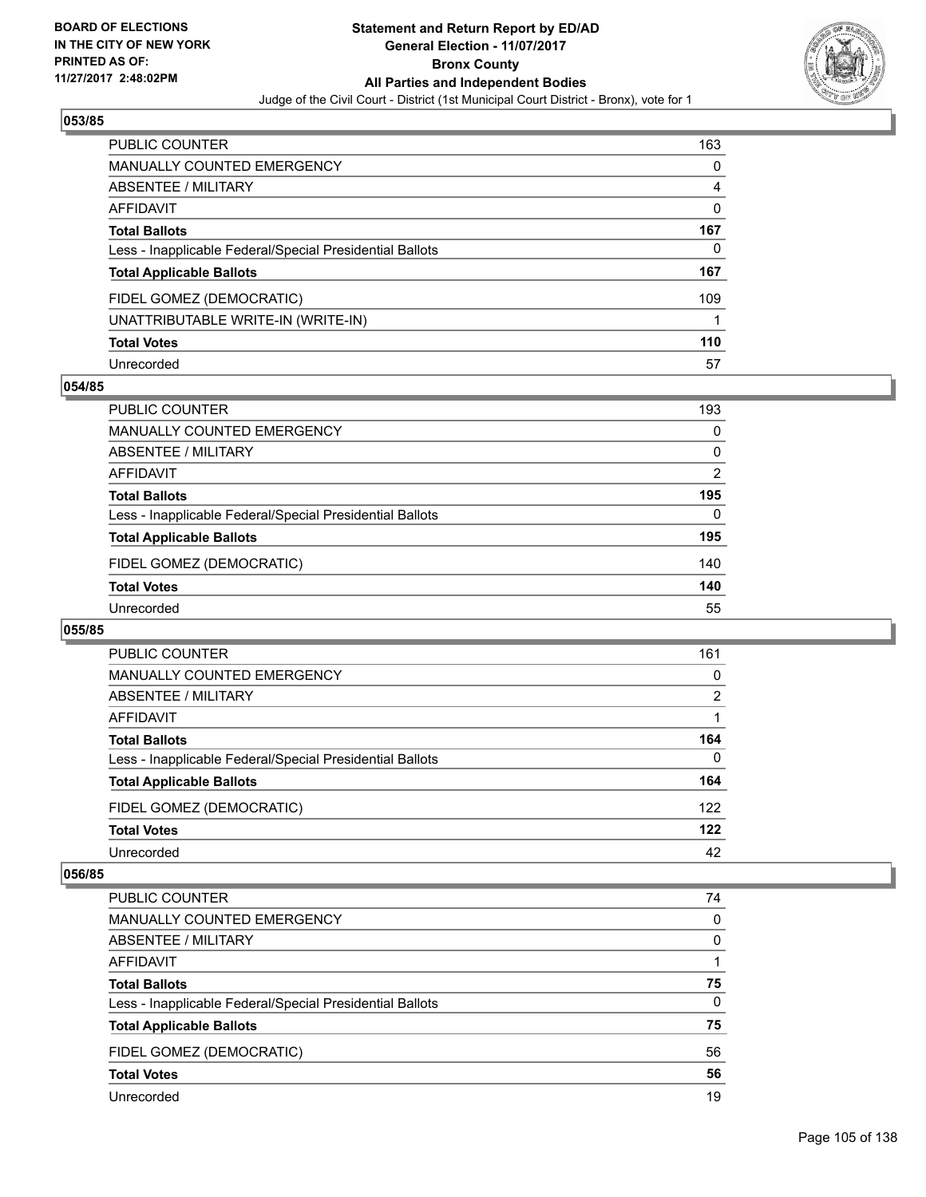### 053/85

| | |
|---|---|
| PUBLIC COUNTER | 163 |
| MANUALLY COUNTED EMERGENCY | 0 |
| ABSENTEE / MILITARY | 4 |
| AFFIDAVIT | 0 |
| **Total Ballots** | **167** |
| Less - Inapplicable Federal/Special Presidential Ballots | 0 |
| **Total Applicable Ballots** | **167** |
| FIDEL GOMEZ (DEMOCRATIC) | 109 |
| UNATTRIBUTABLE WRITE-IN (WRITE-IN) | 1 |
| **Total Votes** | **110** |
| Unrecorded | 57 |

### 054/85

| | |
|---|---|
| PUBLIC COUNTER | 193 |
| MANUALLY COUNTED EMERGENCY | 0 |
| ABSENTEE / MILITARY | 0 |
| AFFIDAVIT | 2 |
| **Total Ballots** | **195** |
| Less - Inapplicable Federal/Special Presidential Ballots | 0 |
| **Total Applicable Ballots** | **195** |
| FIDEL GOMEZ (DEMOCRATIC) | 140 |
| **Total Votes** | **140** |
| Unrecorded | 55 |

### 055/85

| | |
|---|---|
| PUBLIC COUNTER | 161 |
| MANUALLY COUNTED EMERGENCY | 0 |
| ABSENTEE / MILITARY | 2 |
| AFFIDAVIT | 1 |
| **Total Ballots** | **164** |
| Less - Inapplicable Federal/Special Presidential Ballots | 0 |
| **Total Applicable Ballots** | **164** |
| FIDEL GOMEZ (DEMOCRATIC) | 122 |
| **Total Votes** | **122** |
| Unrecorded | 42 |

### 056/85

| | |
|---|---|
| PUBLIC COUNTER | 74 |
| MANUALLY COUNTED EMERGENCY | 0 |
| ABSENTEE / MILITARY | 0 |
| AFFIDAVIT | 1 |
| **Total Ballots** | **75** |
| Less - Inapplicable Federal/Special Presidential Ballots | 0 |
| **Total Applicable Ballots** | **75** |
| FIDEL GOMEZ (DEMOCRATIC) | 56 |
| **Total Votes** | **56** |
| Unrecorded | 19 |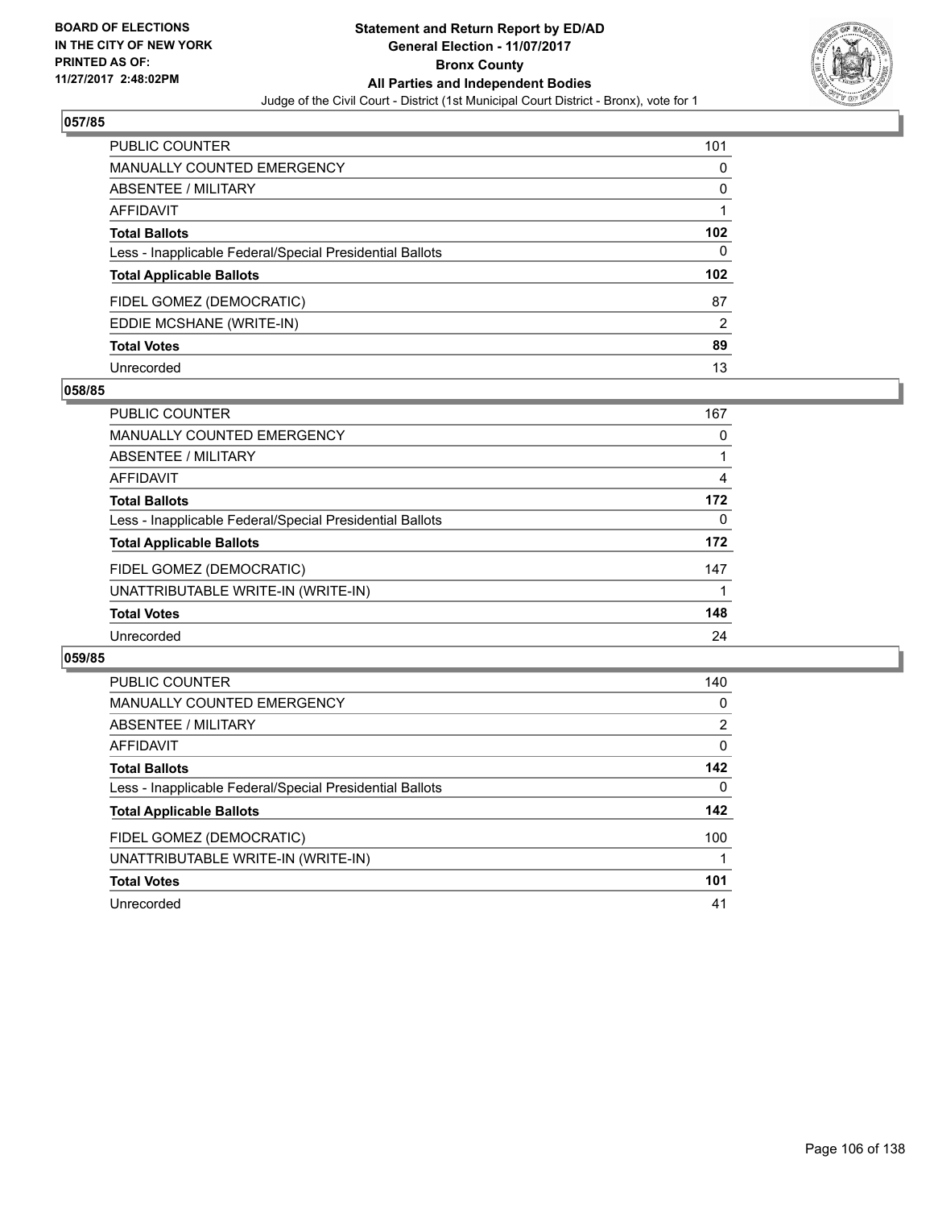**BOARD OF ELECTIONS IN THE CITY OF NEW YORK PRINTED AS OF: 11/27/2017 2:48:02PM**

# Statement and Return Report by ED/AD
## General Election - 11/07/2017
## Bronx County
## All Parties and Independent Bodies
Judge of the Civil Court - District (1st Municipal Court District - Bronx), vote for 1

### 057/85

| | |
|---|---|
| PUBLIC COUNTER | 101 |
| MANUALLY COUNTED EMERGENCY | 0 |
| ABSENTEE / MILITARY | 0 |
| AFFIDAVIT | 1 |
| **Total Ballots** | **102** |
| Less - Inapplicable Federal/Special Presidential Ballots | 0 |
| **Total Applicable Ballots** | **102** |
| FIDEL GOMEZ (DEMOCRATIC) | 87 |
| EDDIE MCSHANE (WRITE-IN) | 2 |
| **Total Votes** | **89** |
| Unrecorded | 13 |

### 058/85

| | |
|---|---|
| PUBLIC COUNTER | 167 |
| MANUALLY COUNTED EMERGENCY | 0 |
| ABSENTEE / MILITARY | 1 |
| AFFIDAVIT | 4 |
| **Total Ballots** | **172** |
| Less - Inapplicable Federal/Special Presidential Ballots | 0 |
| **Total Applicable Ballots** | **172** |
| FIDEL GOMEZ (DEMOCRATIC) | 147 |
| UNATTRIBUTABLE WRITE-IN (WRITE-IN) | 1 |
| **Total Votes** | **148** |
| Unrecorded | 24 |

### 059/85

| | |
|---|---|
| PUBLIC COUNTER | 140 |
| MANUALLY COUNTED EMERGENCY | 0 |
| ABSENTEE / MILITARY | 2 |
| AFFIDAVIT | 0 |
| **Total Ballots** | **142** |
| Less - Inapplicable Federal/Special Presidential Ballots | 0 |
| **Total Applicable Ballots** | **142** |
| FIDEL GOMEZ (DEMOCRATIC) | 100 |
| UNATTRIBUTABLE WRITE-IN (WRITE-IN) | 1 |
| **Total Votes** | **101** |
| Unrecorded | 41 |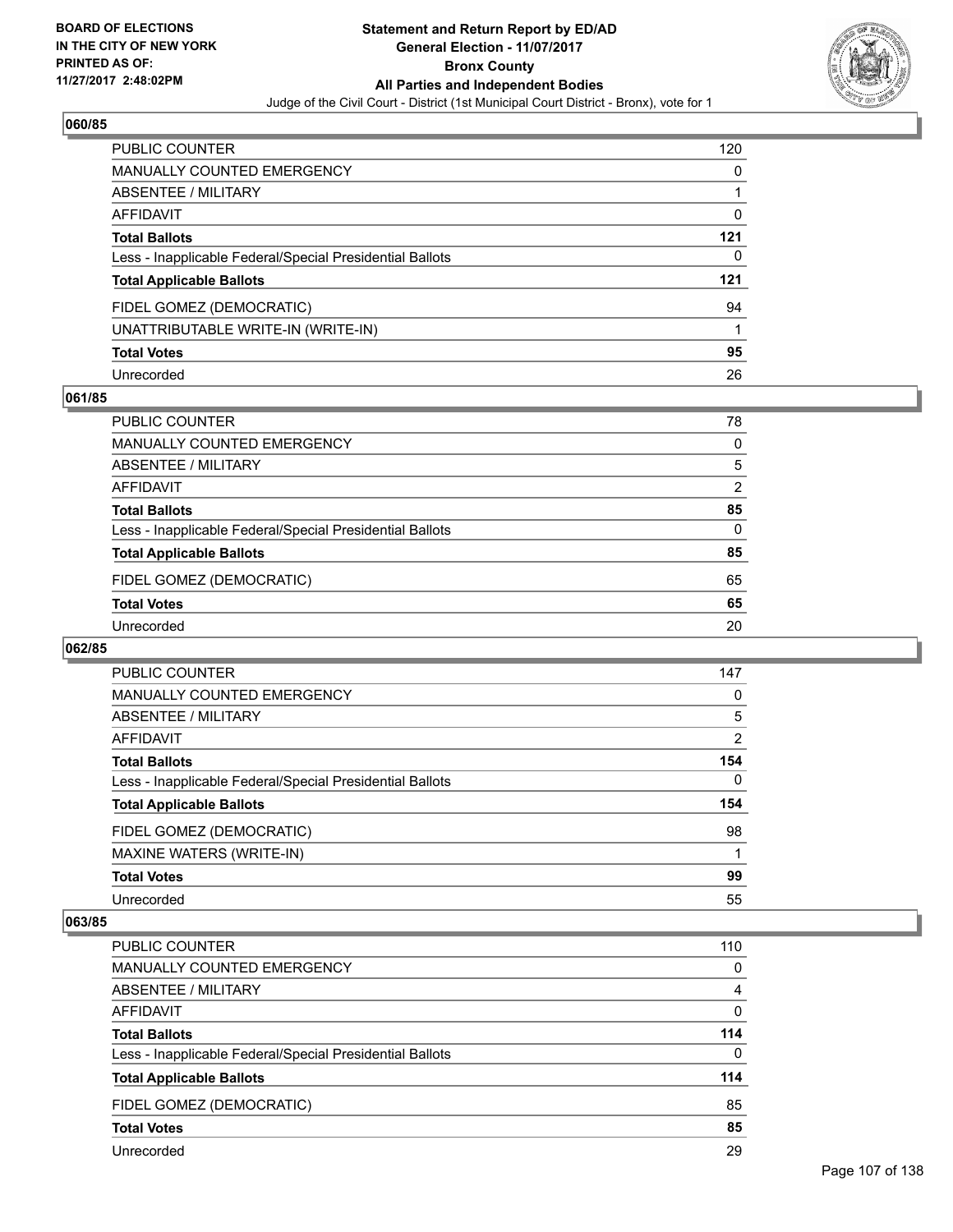**BOARD OF ELECTIONS IN THE CITY OF NEW YORK PRINTED AS OF: 11/27/2017 2:48:02PM**

# Statement and Return Report by ED/AD
## General Election - 11/07/2017
## Bronx County
## All Parties and Independent Bodies
### Judge of the Civil Court - District (1st Municipal Court District - Bronx), vote for 1

**060/85**

| | |
|---|---|
| PUBLIC COUNTER | 120 |
| MANUALLY COUNTED EMERGENCY | 0 |
| ABSENTEE / MILITARY | 1 |
| AFFIDAVIT | 0 |
| **Total Ballots** | **121** |
| Less - Inapplicable Federal/Special Presidential Ballots | 0 |
| **Total Applicable Ballots** | **121** |
| FIDEL GOMEZ (DEMOCRATIC) | 94 |
| UNATTRIBUTABLE WRITE-IN (WRITE-IN) | 1 |
| **Total Votes** | **95** |
| Unrecorded | 26 |

**061/85**

| | |
|---|---|
| PUBLIC COUNTER | 78 |
| MANUALLY COUNTED EMERGENCY | 0 |
| ABSENTEE / MILITARY | 5 |
| AFFIDAVIT | 2 |
| **Total Ballots** | **85** |
| Less - Inapplicable Federal/Special Presidential Ballots | 0 |
| **Total Applicable Ballots** | **85** |
| FIDEL GOMEZ (DEMOCRATIC) | 65 |
| **Total Votes** | **65** |
| Unrecorded | 20 |

**062/85**

| | |
|---|---|
| PUBLIC COUNTER | 147 |
| MANUALLY COUNTED EMERGENCY | 0 |
| ABSENTEE / MILITARY | 5 |
| AFFIDAVIT | 2 |
| **Total Ballots** | **154** |
| Less - Inapplicable Federal/Special Presidential Ballots | 0 |
| **Total Applicable Ballots** | **154** |
| FIDEL GOMEZ (DEMOCRATIC) | 98 |
| MAXINE WATERS (WRITE-IN) | 1 |
| **Total Votes** | **99** |
| Unrecorded | 55 |

**063/85**

| | |
|---|---|
| PUBLIC COUNTER | 110 |
| MANUALLY COUNTED EMERGENCY | 0 |
| ABSENTEE / MILITARY | 4 |
| AFFIDAVIT | 0 |
| **Total Ballots** | **114** |
| Less - Inapplicable Federal/Special Presidential Ballots | 0 |
| **Total Applicable Ballots** | **114** |
| FIDEL GOMEZ (DEMOCRATIC) | 85 |
| **Total Votes** | **85** |
| Unrecorded | 29 |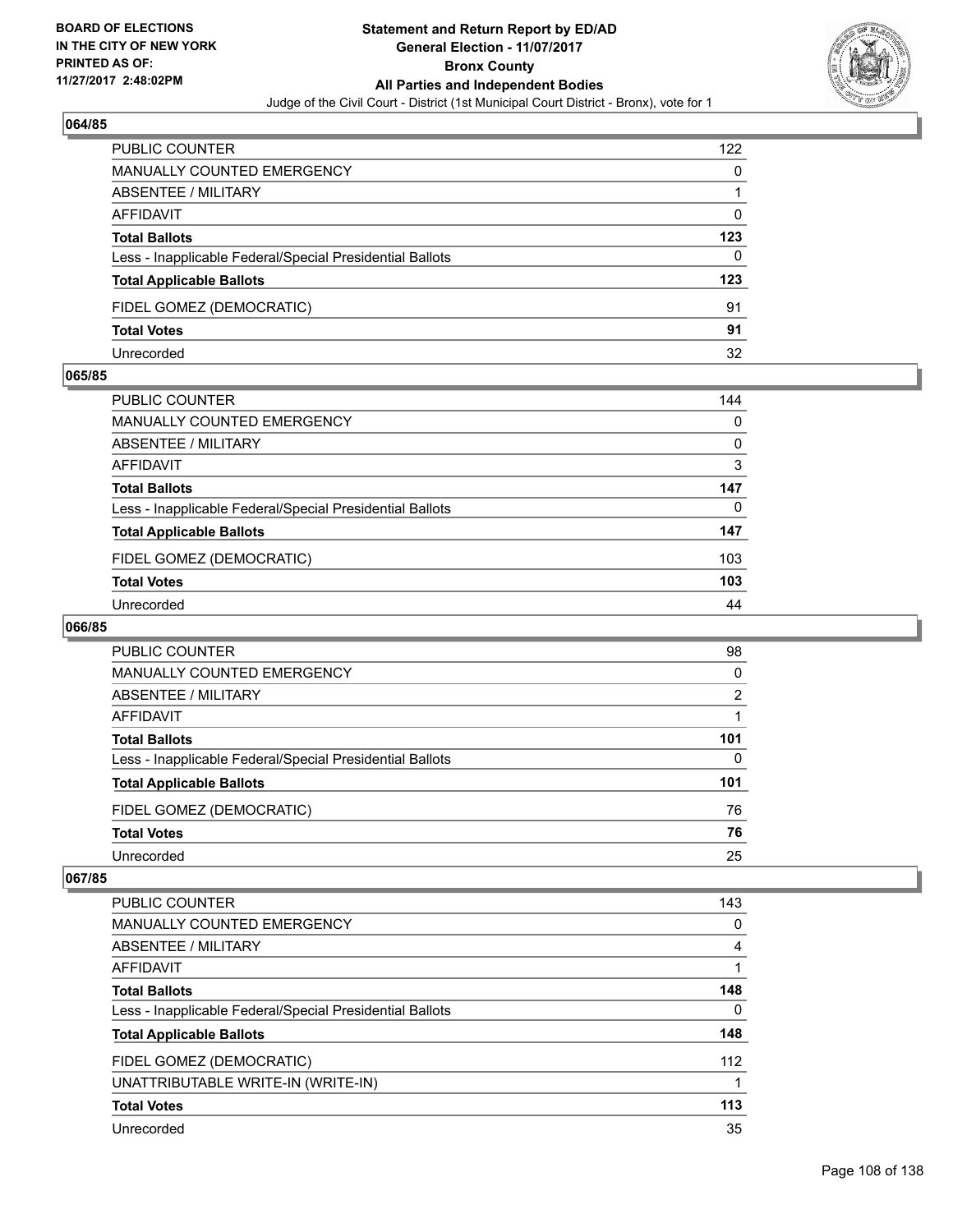### 064/85

| | |
|---|---|
| PUBLIC COUNTER | 122 |
| MANUALLY COUNTED EMERGENCY | 0 |
| ABSENTEE / MILITARY | 1 |
| AFFIDAVIT | 0 |
| **Total Ballots** | **123** |
| Less - Inapplicable Federal/Special Presidential Ballots | 0 |
| **Total Applicable Ballots** | **123** |
| FIDEL GOMEZ (DEMOCRATIC) | 91 |
| **Total Votes** | **91** |
| Unrecorded | 32 |

### 065/85

| | |
|---|---|
| PUBLIC COUNTER | 144 |
| MANUALLY COUNTED EMERGENCY | 0 |
| ABSENTEE / MILITARY | 0 |
| AFFIDAVIT | 3 |
| **Total Ballots** | **147** |
| Less - Inapplicable Federal/Special Presidential Ballots | 0 |
| **Total Applicable Ballots** | **147** |
| FIDEL GOMEZ (DEMOCRATIC) | 103 |
| **Total Votes** | **103** |
| Unrecorded | 44 |

### 066/85

| | |
|---|---|
| PUBLIC COUNTER | 98 |
| MANUALLY COUNTED EMERGENCY | 0 |
| ABSENTEE / MILITARY | 2 |
| AFFIDAVIT | 1 |
| **Total Ballots** | **101** |
| Less - Inapplicable Federal/Special Presidential Ballots | 0 |
| **Total Applicable Ballots** | **101** |
| FIDEL GOMEZ (DEMOCRATIC) | 76 |
| **Total Votes** | **76** |
| Unrecorded | 25 |

### 067/85

| | |
|---|---|
| PUBLIC COUNTER | 143 |
| MANUALLY COUNTED EMERGENCY | 0 |
| ABSENTEE / MILITARY | 4 |
| AFFIDAVIT | 1 |
| **Total Ballots** | **148** |
| Less - Inapplicable Federal/Special Presidential Ballots | 0 |
| **Total Applicable Ballots** | **148** |
| FIDEL GOMEZ (DEMOCRATIC) | 112 |
| UNATTRIBUTABLE WRITE-IN (WRITE-IN) | 1 |
| **Total Votes** | **113** |
| Unrecorded | 35 |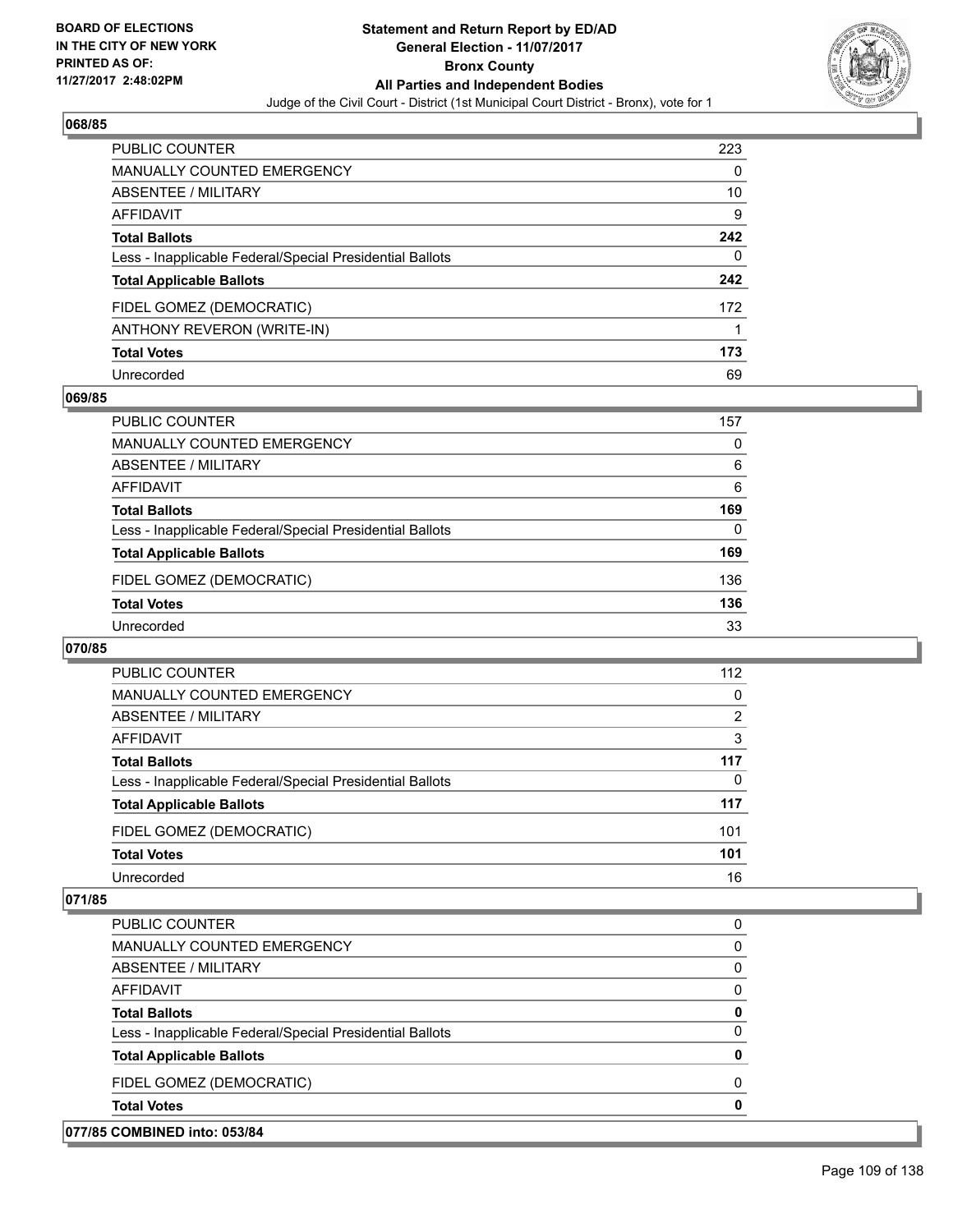**BOARD OF ELECTIONS IN THE CITY OF NEW YORK PRINTED AS OF: 11/27/2017 2:48:02PM**

# Statement and Return Report by ED/AD
## General Election - 11/07/2017
## Bronx County
## All Parties and Independent Bodies
### Judge of the Civil Court - District (1st Municipal Court District - Bronx), vote for 1

### 068/85

| | |
|---|---|
| PUBLIC COUNTER | 223 |
| MANUALLY COUNTED EMERGENCY | 0 |
| ABSENTEE / MILITARY | 10 |
| AFFIDAVIT | 9 |
| **Total Ballots** | **242** |
| Less - Inapplicable Federal/Special Presidential Ballots | 0 |
| **Total Applicable Ballots** | **242** |
| FIDEL GOMEZ (DEMOCRATIC) | 172 |
| ANTHONY REVERON (WRITE-IN) | 1 |
| **Total Votes** | **173** |
| Unrecorded | 69 |

### 069/85

| | |
|---|---|
| PUBLIC COUNTER | 157 |
| MANUALLY COUNTED EMERGENCY | 0 |
| ABSENTEE / MILITARY | 6 |
| AFFIDAVIT | 6 |
| **Total Ballots** | **169** |
| Less - Inapplicable Federal/Special Presidential Ballots | 0 |
| **Total Applicable Ballots** | **169** |
| FIDEL GOMEZ (DEMOCRATIC) | 136 |
| **Total Votes** | **136** |
| Unrecorded | 33 |

### 070/85

| | |
|---|---|
| PUBLIC COUNTER | 112 |
| MANUALLY COUNTED EMERGENCY | 0 |
| ABSENTEE / MILITARY | 2 |
| AFFIDAVIT | 3 |
| **Total Ballots** | **117** |
| Less - Inapplicable Federal/Special Presidential Ballots | 0 |
| **Total Applicable Ballots** | **117** |
| FIDEL GOMEZ (DEMOCRATIC) | 101 |
| **Total Votes** | **101** |
| Unrecorded | 16 |

### 071/85

| | |
|---|---|
| PUBLIC COUNTER | 0 |
| MANUALLY COUNTED EMERGENCY | 0 |
| ABSENTEE / MILITARY | 0 |
| AFFIDAVIT | 0 |
| **Total Ballots** | **0** |
| Less - Inapplicable Federal/Special Presidential Ballots | 0 |
| **Total Applicable Ballots** | **0** |
| FIDEL GOMEZ (DEMOCRATIC) | 0 |
| **Total Votes** | **0** |

### 077/85 COMBINED into: 053/84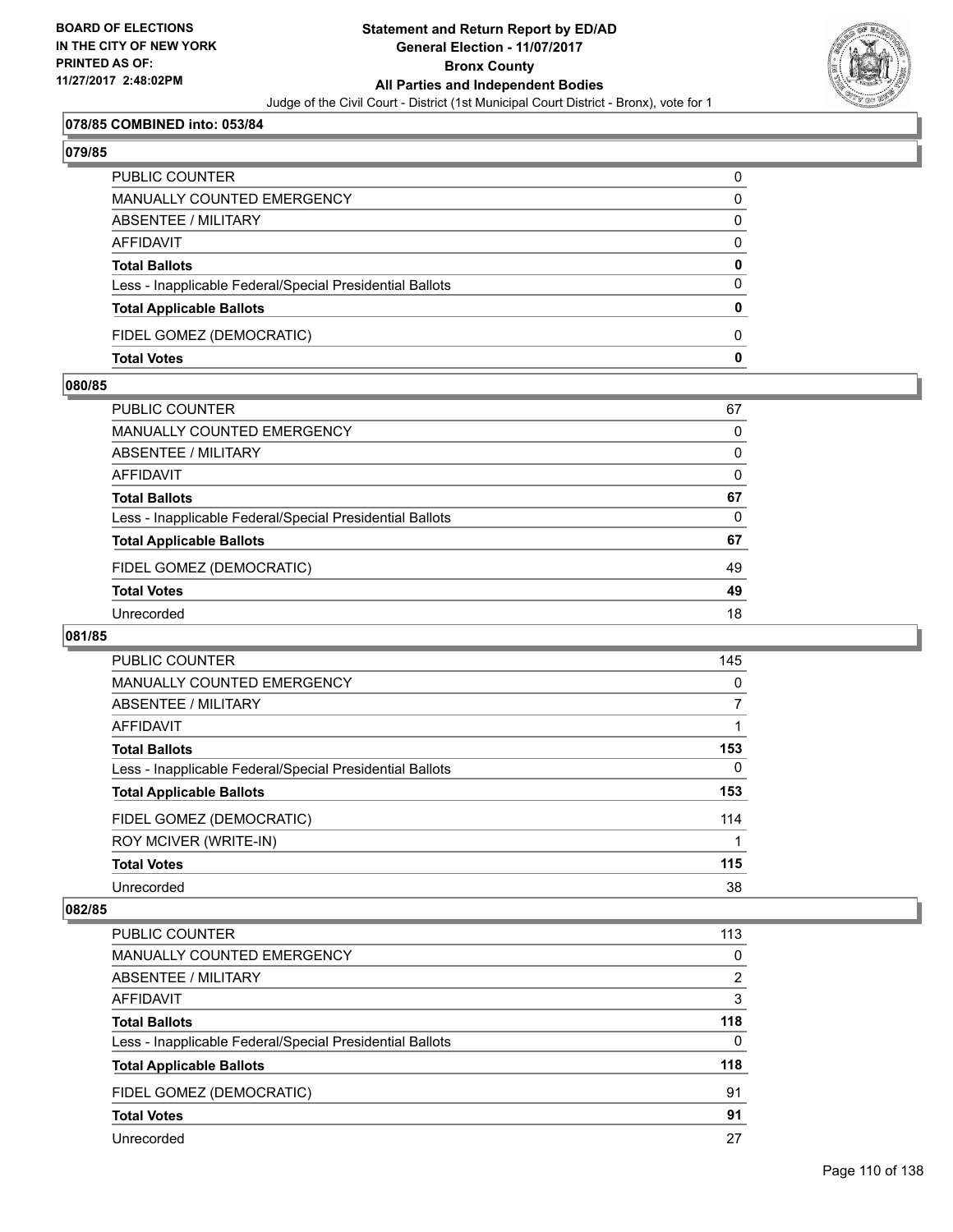**BOARD OF ELECTIONS IN THE CITY OF NEW YORK PRINTED AS OF: 11/27/2017 2:48:02PM**

# Statement and Return Report by ED/AD
## General Election - 11/07/2017
## Bronx County
## All Parties and Independent Bodies

Judge of the Civil Court - District (1st Municipal Court District - Bronx), vote for 1

### 078/85 COMBINED into: 053/84

### 079/85

| | |
|---|---|
| PUBLIC COUNTER | 0 |
| MANUALLY COUNTED EMERGENCY | 0 |
| ABSENTEE / MILITARY | 0 |
| AFFIDAVIT | 0 |
| **Total Ballots** | **0** |
| Less - Inapplicable Federal/Special Presidential Ballots | 0 |
| **Total Applicable Ballots** | **0** |
| FIDEL GOMEZ (DEMOCRATIC) | 0 |
| **Total Votes** | **0** |

### 080/85

| | |
|---|---|
| PUBLIC COUNTER | 67 |
| MANUALLY COUNTED EMERGENCY | 0 |
| ABSENTEE / MILITARY | 0 |
| AFFIDAVIT | 0 |
| **Total Ballots** | **67** |
| Less - Inapplicable Federal/Special Presidential Ballots | 0 |
| **Total Applicable Ballots** | **67** |
| FIDEL GOMEZ (DEMOCRATIC) | 49 |
| **Total Votes** | **49** |
| Unrecorded | 18 |

### 081/85

| | |
|---|---|
| PUBLIC COUNTER | 145 |
| MANUALLY COUNTED EMERGENCY | 0 |
| ABSENTEE / MILITARY | 7 |
| AFFIDAVIT | 1 |
| **Total Ballots** | **153** |
| Less - Inapplicable Federal/Special Presidential Ballots | 0 |
| **Total Applicable Ballots** | **153** |
| FIDEL GOMEZ (DEMOCRATIC) | 114 |
| ROY MCIVER (WRITE-IN) | 1 |
| **Total Votes** | **115** |
| Unrecorded | 38 |

### 082/85

| | |
|---|---|
| PUBLIC COUNTER | 113 |
| MANUALLY COUNTED EMERGENCY | 0 |
| ABSENTEE / MILITARY | 2 |
| AFFIDAVIT | 3 |
| **Total Ballots** | **118** |
| Less - Inapplicable Federal/Special Presidential Ballots | 0 |
| **Total Applicable Ballots** | **118** |
| FIDEL GOMEZ (DEMOCRATIC) | 91 |
| **Total Votes** | **91** |
| Unrecorded | 27 |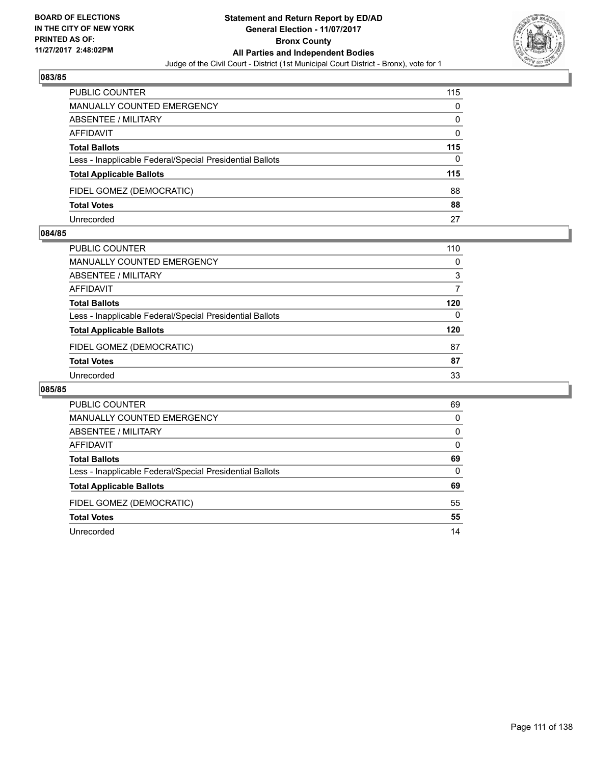BOARD OF ELECTIONS
IN THE CITY OF NEW YORK
PRINTED AS OF:
11/27/2017 2:48:02PM

# Statement and Return Report by ED/AD
## General Election - 11/07/2017
## Bronx County
## All Parties and Independent Bodies
Judge of the Civil Court - District (1st Municipal Court District - Bronx), vote for 1

### 083/85

| | |
|---|---|
| PUBLIC COUNTER | 115 |
| MANUALLY COUNTED EMERGENCY | 0 |
| ABSENTEE / MILITARY | 0 |
| AFFIDAVIT | 0 |
| **Total Ballots** | **115** |
| Less - Inapplicable Federal/Special Presidential Ballots | 0 |
| **Total Applicable Ballots** | **115** |
| FIDEL GOMEZ (DEMOCRATIC) | 88 |
| **Total Votes** | **88** |
| Unrecorded | 27 |

### 084/85

| | |
|---|---|
| PUBLIC COUNTER | 110 |
| MANUALLY COUNTED EMERGENCY | 0 |
| ABSENTEE / MILITARY | 3 |
| AFFIDAVIT | 7 |
| **Total Ballots** | **120** |
| Less - Inapplicable Federal/Special Presidential Ballots | 0 |
| **Total Applicable Ballots** | **120** |
| FIDEL GOMEZ (DEMOCRATIC) | 87 |
| **Total Votes** | **87** |
| Unrecorded | 33 |

### 085/85

| | |
|---|---|
| PUBLIC COUNTER | 69 |
| MANUALLY COUNTED EMERGENCY | 0 |
| ABSENTEE / MILITARY | 0 |
| AFFIDAVIT | 0 |
| **Total Ballots** | **69** |
| Less - Inapplicable Federal/Special Presidential Ballots | 0 |
| **Total Applicable Ballots** | **69** |
| FIDEL GOMEZ (DEMOCRATIC) | 55 |
| **Total Votes** | **55** |
| Unrecorded | 14 |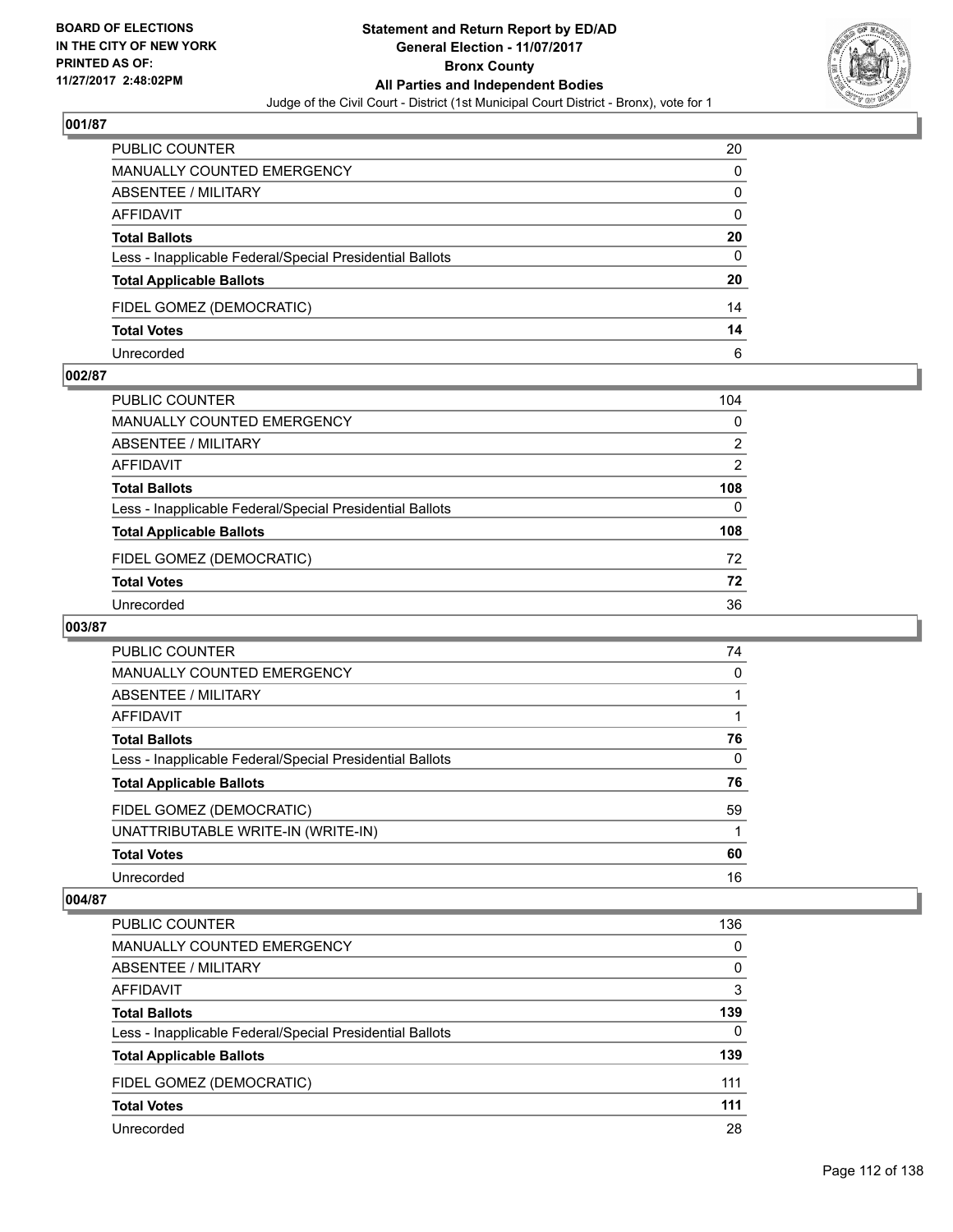## 001/87

| | |
|---|---|
| PUBLIC COUNTER | 20 |
| MANUALLY COUNTED EMERGENCY | 0 |
| ABSENTEE / MILITARY | 0 |
| AFFIDAVIT | 0 |
| **Total Ballots** | **20** |
| Less - Inapplicable Federal/Special Presidential Ballots | 0 |
| **Total Applicable Ballots** | **20** |
| FIDEL GOMEZ (DEMOCRATIC) | 14 |
| **Total Votes** | **14** |
| Unrecorded | 6 |

## 002/87

| | |
|---|---|
| PUBLIC COUNTER | 104 |
| MANUALLY COUNTED EMERGENCY | 0 |
| ABSENTEE / MILITARY | 2 |
| AFFIDAVIT | 2 |
| **Total Ballots** | **108** |
| Less - Inapplicable Federal/Special Presidential Ballots | 0 |
| **Total Applicable Ballots** | **108** |
| FIDEL GOMEZ (DEMOCRATIC) | 72 |
| **Total Votes** | **72** |
| Unrecorded | 36 |

## 003/87

| | |
|---|---|
| PUBLIC COUNTER | 74 |
| MANUALLY COUNTED EMERGENCY | 0 |
| ABSENTEE / MILITARY | 1 |
| AFFIDAVIT | 1 |
| **Total Ballots** | **76** |
| Less - Inapplicable Federal/Special Presidential Ballots | 0 |
| **Total Applicable Ballots** | **76** |
| FIDEL GOMEZ (DEMOCRATIC) | 59 |
| UNATTRIBUTABLE WRITE-IN (WRITE-IN) | 1 |
| **Total Votes** | **60** |
| Unrecorded | 16 |

## 004/87

| | |
|---|---|
| PUBLIC COUNTER | 136 |
| MANUALLY COUNTED EMERGENCY | 0 |
| ABSENTEE / MILITARY | 0 |
| AFFIDAVIT | 3 |
| **Total Ballots** | **139** |
| Less - Inapplicable Federal/Special Presidential Ballots | 0 |
| **Total Applicable Ballots** | **139** |
| FIDEL GOMEZ (DEMOCRATIC) | 111 |
| **Total Votes** | **111** |
| Unrecorded | 28 |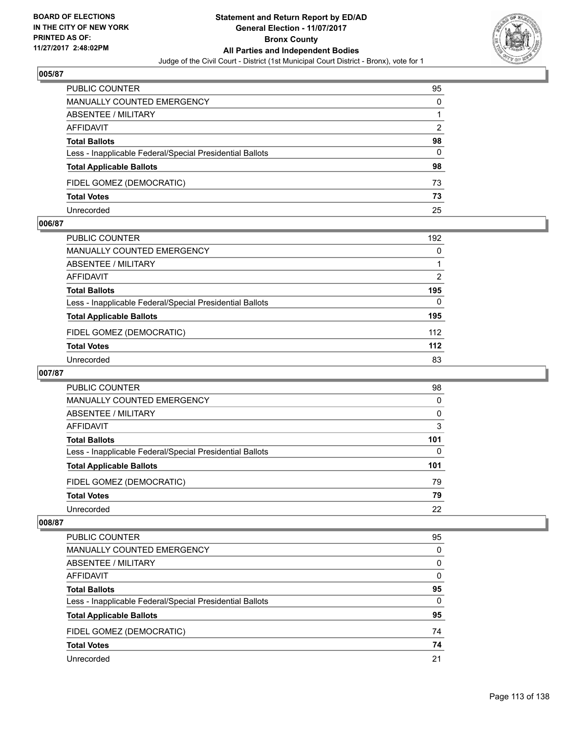BOARD OF ELECTIONS
IN THE CITY OF NEW YORK
PRINTED AS OF:
11/27/2017 2:48:02PM

# Statement and Return Report by ED/AD
## General Election - 11/07/2017
## Bronx County
## All Parties and Independent Bodies
Judge of the Civil Court - District (1st Municipal Court District - Bronx), vote for 1

### 005/87

| | |
|---|---|
| PUBLIC COUNTER | 95 |
| MANUALLY COUNTED EMERGENCY | 0 |
| ABSENTEE / MILITARY | 1 |
| AFFIDAVIT | 2 |
| **Total Ballots** | **98** |
| Less - Inapplicable Federal/Special Presidential Ballots | 0 |
| **Total Applicable Ballots** | **98** |
| FIDEL GOMEZ (DEMOCRATIC) | 73 |
| **Total Votes** | **73** |
| Unrecorded | 25 |

### 006/87

| | |
|---|---|
| PUBLIC COUNTER | 192 |
| MANUALLY COUNTED EMERGENCY | 0 |
| ABSENTEE / MILITARY | 1 |
| AFFIDAVIT | 2 |
| **Total Ballots** | **195** |
| Less - Inapplicable Federal/Special Presidential Ballots | 0 |
| **Total Applicable Ballots** | **195** |
| FIDEL GOMEZ (DEMOCRATIC) | 112 |
| **Total Votes** | **112** |
| Unrecorded | 83 |

### 007/87

| | |
|---|---|
| PUBLIC COUNTER | 98 |
| MANUALLY COUNTED EMERGENCY | 0 |
| ABSENTEE / MILITARY | 0 |
| AFFIDAVIT | 3 |
| **Total Ballots** | **101** |
| Less - Inapplicable Federal/Special Presidential Ballots | 0 |
| **Total Applicable Ballots** | **101** |
| FIDEL GOMEZ (DEMOCRATIC) | 79 |
| **Total Votes** | **79** |
| Unrecorded | 22 |

### 008/87

| | |
|---|---|
| PUBLIC COUNTER | 95 |
| MANUALLY COUNTED EMERGENCY | 0 |
| ABSENTEE / MILITARY | 0 |
| AFFIDAVIT | 0 |
| **Total Ballots** | **95** |
| Less - Inapplicable Federal/Special Presidential Ballots | 0 |
| **Total Applicable Ballots** | **95** |
| FIDEL GOMEZ (DEMOCRATIC) | 74 |
| **Total Votes** | **74** |
| Unrecorded | 21 |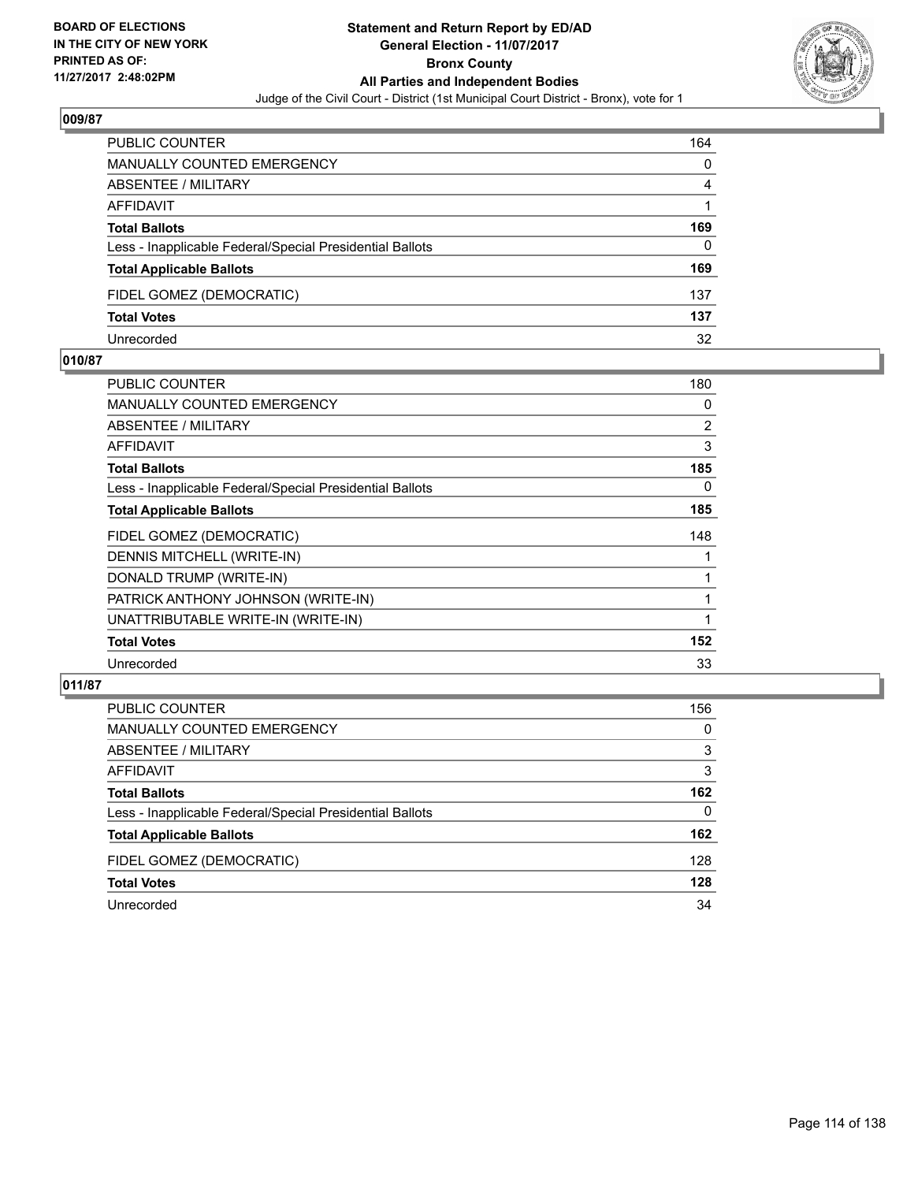**BOARD OF ELECTIONS IN THE CITY OF NEW YORK PRINTED AS OF: 11/27/2017 2:48:02PM**

**Statement and Return Report by ED/AD General Election - 11/07/2017 Bronx County All Parties and Independent Bodies**

Judge of the Civil Court - District (1st Municipal Court District - Bronx), vote for 1

### 009/87

| | |
|---|---|
| PUBLIC COUNTER | 164 |
| MANUALLY COUNTED EMERGENCY | 0 |
| ABSENTEE / MILITARY | 4 |
| AFFIDAVIT | 1 |
| **Total Ballots** | **169** |
| Less - Inapplicable Federal/Special Presidential Ballots | 0 |
| **Total Applicable Ballots** | **169** |
| FIDEL GOMEZ (DEMOCRATIC) | 137 |
| **Total Votes** | **137** |
| Unrecorded | 32 |

### 010/87

| | |
|---|---|
| PUBLIC COUNTER | 180 |
| MANUALLY COUNTED EMERGENCY | 0 |
| ABSENTEE / MILITARY | 2 |
| AFFIDAVIT | 3 |
| **Total Ballots** | **185** |
| Less - Inapplicable Federal/Special Presidential Ballots | 0 |
| **Total Applicable Ballots** | **185** |
| FIDEL GOMEZ (DEMOCRATIC) | 148 |
| DENNIS MITCHELL (WRITE-IN) | 1 |
| DONALD TRUMP (WRITE-IN) | 1 |
| PATRICK ANTHONY JOHNSON (WRITE-IN) | 1 |
| UNATTRIBUTABLE WRITE-IN (WRITE-IN) | 1 |
| **Total Votes** | **152** |
| Unrecorded | 33 |

### 011/87

| | |
|---|---|
| PUBLIC COUNTER | 156 |
| MANUALLY COUNTED EMERGENCY | 0 |
| ABSENTEE / MILITARY | 3 |
| AFFIDAVIT | 3 |
| **Total Ballots** | **162** |
| Less - Inapplicable Federal/Special Presidential Ballots | 0 |
| **Total Applicable Ballots** | **162** |
| FIDEL GOMEZ (DEMOCRATIC) | 128 |
| **Total Votes** | **128** |
| Unrecorded | 34 |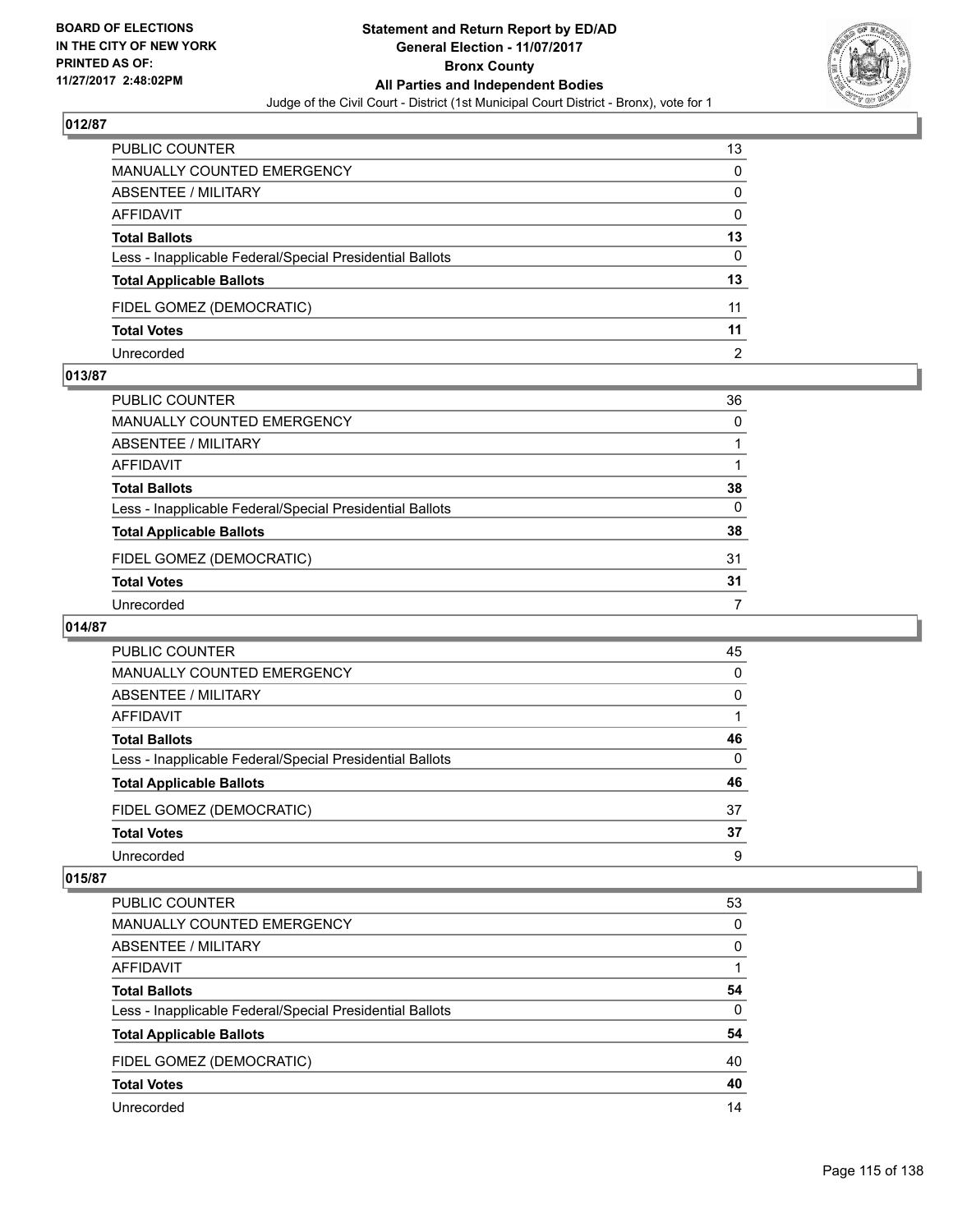# Statement and Return Report by ED/AD
## General Election - 11/07/2017
## Bronx County
## All Parties and Independent Bodies
### Judge of the Civil Court - District (1st Municipal Court District - Bronx), vote for 1

BOARD OF ELECTIONS IN THE CITY OF NEW YORK PRINTED AS OF: 11/27/2017 2:48:02PM

### 012/87

| | |
|---|---|
| PUBLIC COUNTER | 13 |
| MANUALLY COUNTED EMERGENCY | 0 |
| ABSENTEE / MILITARY | 0 |
| AFFIDAVIT | 0 |
| **Total Ballots** | **13** |
| Less - Inapplicable Federal/Special Presidential Ballots | 0 |
| **Total Applicable Ballots** | **13** |
| FIDEL GOMEZ (DEMOCRATIC) | 11 |
| **Total Votes** | **11** |
| Unrecorded | 2 |

### 013/87

| | |
|---|---|
| PUBLIC COUNTER | 36 |
| MANUALLY COUNTED EMERGENCY | 0 |
| ABSENTEE / MILITARY | 1 |
| AFFIDAVIT | 1 |
| **Total Ballots** | **38** |
| Less - Inapplicable Federal/Special Presidential Ballots | 0 |
| **Total Applicable Ballots** | **38** |
| FIDEL GOMEZ (DEMOCRATIC) | 31 |
| **Total Votes** | **31** |
| Unrecorded | 7 |

### 014/87

| | |
|---|---|
| PUBLIC COUNTER | 45 |
| MANUALLY COUNTED EMERGENCY | 0 |
| ABSENTEE / MILITARY | 0 |
| AFFIDAVIT | 1 |
| **Total Ballots** | **46** |
| Less - Inapplicable Federal/Special Presidential Ballots | 0 |
| **Total Applicable Ballots** | **46** |
| FIDEL GOMEZ (DEMOCRATIC) | 37 |
| **Total Votes** | **37** |
| Unrecorded | 9 |

### 015/87

| | |
|---|---|
| PUBLIC COUNTER | 53 |
| MANUALLY COUNTED EMERGENCY | 0 |
| ABSENTEE / MILITARY | 0 |
| AFFIDAVIT | 1 |
| **Total Ballots** | **54** |
| Less - Inapplicable Federal/Special Presidential Ballots | 0 |
| **Total Applicable Ballots** | **54** |
| FIDEL GOMEZ (DEMOCRATIC) | 40 |
| **Total Votes** | **40** |
| Unrecorded | 14 |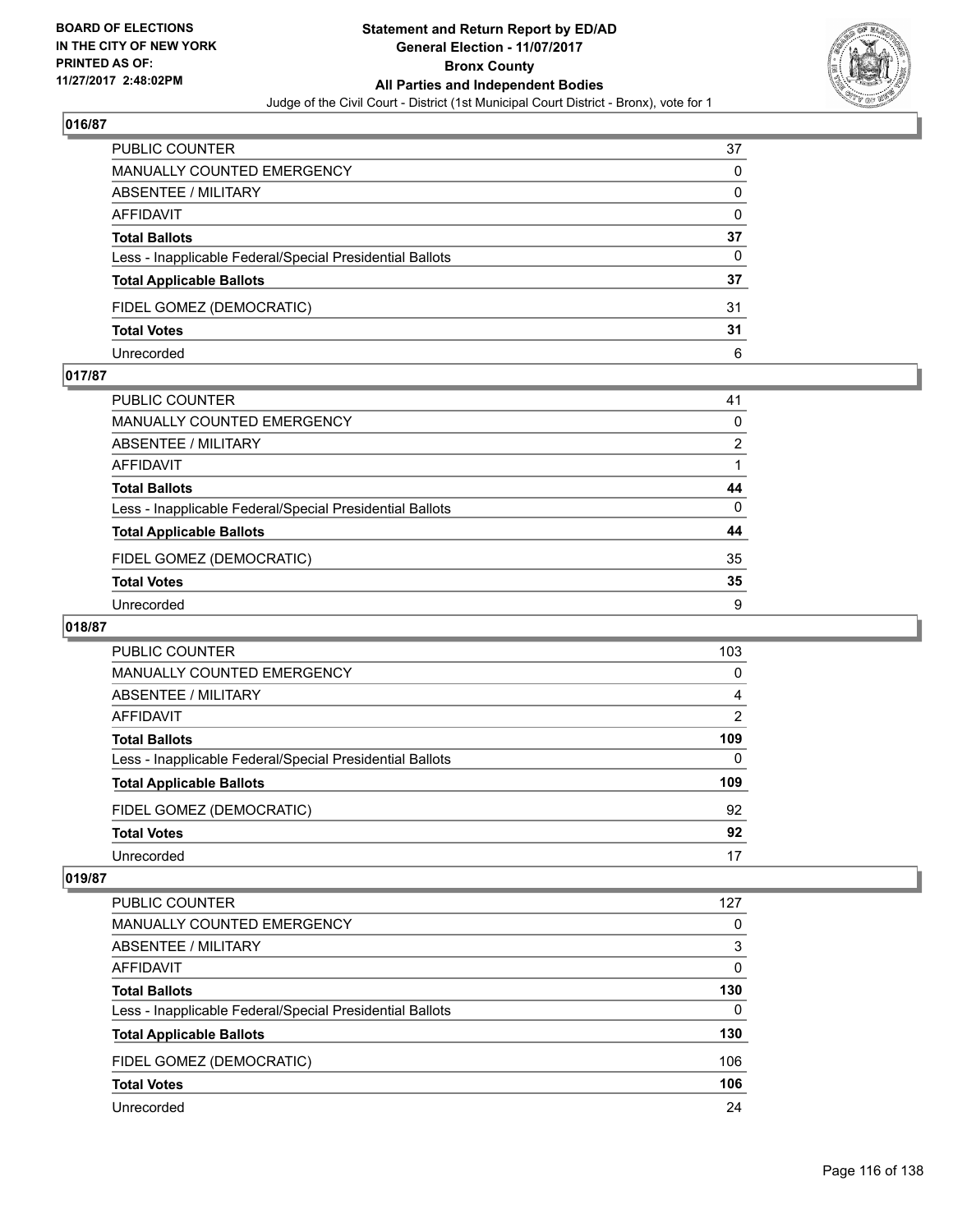**BOARD OF ELECTIONS IN THE CITY OF NEW YORK PRINTED AS OF: 11/27/2017 2:48:02PM**

# Statement and Return Report by ED/AD
## General Election - 11/07/2017
## Bronx County
## All Parties and Independent Bodies
Judge of the Civil Court - District (1st Municipal Court District - Bronx), vote for 1

### 016/87

| | |
|---|---|
| PUBLIC COUNTER | 37 |
| MANUALLY COUNTED EMERGENCY | 0 |
| ABSENTEE / MILITARY | 0 |
| AFFIDAVIT | 0 |
| **Total Ballots** | **37** |
| Less - Inapplicable Federal/Special Presidential Ballots | 0 |
| **Total Applicable Ballots** | **37** |
| FIDEL GOMEZ (DEMOCRATIC) | 31 |
| **Total Votes** | **31** |
| Unrecorded | 6 |

### 017/87

| | |
|---|---|
| PUBLIC COUNTER | 41 |
| MANUALLY COUNTED EMERGENCY | 0 |
| ABSENTEE / MILITARY | 2 |
| AFFIDAVIT | 1 |
| **Total Ballots** | **44** |
| Less - Inapplicable Federal/Special Presidential Ballots | 0 |
| **Total Applicable Ballots** | **44** |
| FIDEL GOMEZ (DEMOCRATIC) | 35 |
| **Total Votes** | **35** |
| Unrecorded | 9 |

### 018/87

| | |
|---|---|
| PUBLIC COUNTER | 103 |
| MANUALLY COUNTED EMERGENCY | 0 |
| ABSENTEE / MILITARY | 4 |
| AFFIDAVIT | 2 |
| **Total Ballots** | **109** |
| Less - Inapplicable Federal/Special Presidential Ballots | 0 |
| **Total Applicable Ballots** | **109** |
| FIDEL GOMEZ (DEMOCRATIC) | 92 |
| **Total Votes** | **92** |
| Unrecorded | 17 |

### 019/87

| | |
|---|---|
| PUBLIC COUNTER | 127 |
| MANUALLY COUNTED EMERGENCY | 0 |
| ABSENTEE / MILITARY | 3 |
| AFFIDAVIT | 0 |
| **Total Ballots** | **130** |
| Less - Inapplicable Federal/Special Presidential Ballots | 0 |
| **Total Applicable Ballots** | **130** |
| FIDEL GOMEZ (DEMOCRATIC) | 106 |
| **Total Votes** | **106** |
| Unrecorded | 24 |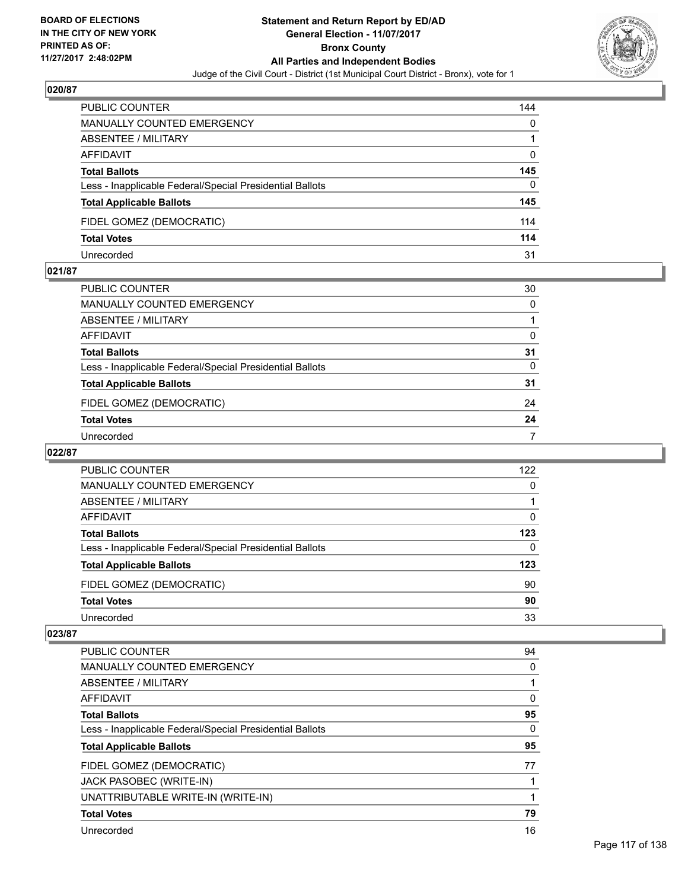## 020/87

| | |
|---|---|
| PUBLIC COUNTER | 144 |
| MANUALLY COUNTED EMERGENCY | 0 |
| ABSENTEE / MILITARY | 1 |
| AFFIDAVIT | 0 |
| **Total Ballots** | **145** |
| Less - Inapplicable Federal/Special Presidential Ballots | 0 |
| **Total Applicable Ballots** | **145** |
| FIDEL GOMEZ (DEMOCRATIC) | 114 |
| **Total Votes** | **114** |
| Unrecorded | 31 |

## 021/87

| | |
|---|---|
| PUBLIC COUNTER | 30 |
| MANUALLY COUNTED EMERGENCY | 0 |
| ABSENTEE / MILITARY | 1 |
| AFFIDAVIT | 0 |
| **Total Ballots** | **31** |
| Less - Inapplicable Federal/Special Presidential Ballots | 0 |
| **Total Applicable Ballots** | **31** |
| FIDEL GOMEZ (DEMOCRATIC) | 24 |
| **Total Votes** | **24** |
| Unrecorded | 7 |

## 022/87

| | |
|---|---|
| PUBLIC COUNTER | 122 |
| MANUALLY COUNTED EMERGENCY | 0 |
| ABSENTEE / MILITARY | 1 |
| AFFIDAVIT | 0 |
| **Total Ballots** | **123** |
| Less - Inapplicable Federal/Special Presidential Ballots | 0 |
| **Total Applicable Ballots** | **123** |
| FIDEL GOMEZ (DEMOCRATIC) | 90 |
| **Total Votes** | **90** |
| Unrecorded | 33 |

## 023/87

| | |
|---|---|
| PUBLIC COUNTER | 94 |
| MANUALLY COUNTED EMERGENCY | 0 |
| ABSENTEE / MILITARY | 1 |
| AFFIDAVIT | 0 |
| **Total Ballots** | **95** |
| Less - Inapplicable Federal/Special Presidential Ballots | 0 |
| **Total Applicable Ballots** | **95** |
| FIDEL GOMEZ (DEMOCRATIC) | 77 |
| JACK PASOBEC (WRITE-IN) | 1 |
| UNATTRIBUTABLE WRITE-IN (WRITE-IN) | 1 |
| **Total Votes** | **79** |
| Unrecorded | 16 |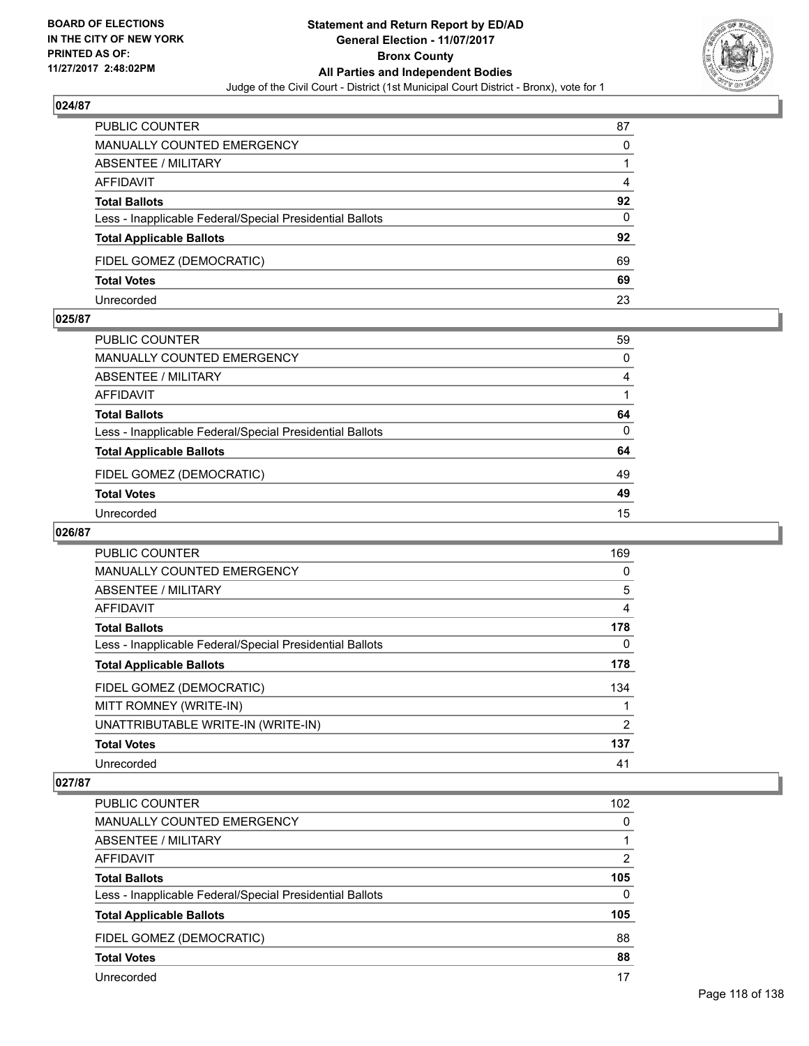BOARD OF ELECTIONS
IN THE CITY OF NEW YORK
PRINTED AS OF:
11/27/2017 2:48:02PM

# Statement and Return Report by ED/AD
## General Election - 11/07/2017
## Bronx County
## All Parties and Independent Bodies
Judge of the Civil Court - District (1st Municipal Court District - Bronx), vote for 1

### 024/87

| | |
|---|---|
| PUBLIC COUNTER | 87 |
| MANUALLY COUNTED EMERGENCY | 0 |
| ABSENTEE / MILITARY | 1 |
| AFFIDAVIT | 4 |
| **Total Ballots** | **92** |
| Less - Inapplicable Federal/Special Presidential Ballots | 0 |
| **Total Applicable Ballots** | **92** |
| FIDEL GOMEZ (DEMOCRATIC) | 69 |
| **Total Votes** | **69** |
| Unrecorded | 23 |

### 025/87

| | |
|---|---|
| PUBLIC COUNTER | 59 |
| MANUALLY COUNTED EMERGENCY | 0 |
| ABSENTEE / MILITARY | 4 |
| AFFIDAVIT | 1 |
| **Total Ballots** | **64** |
| Less - Inapplicable Federal/Special Presidential Ballots | 0 |
| **Total Applicable Ballots** | **64** |
| FIDEL GOMEZ (DEMOCRATIC) | 49 |
| **Total Votes** | **49** |
| Unrecorded | 15 |

### 026/87

| | |
|---|---|
| PUBLIC COUNTER | 169 |
| MANUALLY COUNTED EMERGENCY | 0 |
| ABSENTEE / MILITARY | 5 |
| AFFIDAVIT | 4 |
| **Total Ballots** | **178** |
| Less - Inapplicable Federal/Special Presidential Ballots | 0 |
| **Total Applicable Ballots** | **178** |
| FIDEL GOMEZ (DEMOCRATIC) | 134 |
| MITT ROMNEY (WRITE-IN) | 1 |
| UNATTRIBUTABLE WRITE-IN (WRITE-IN) | 2 |
| **Total Votes** | **137** |
| Unrecorded | 41 |

### 027/87

| | |
|---|---|
| PUBLIC COUNTER | 102 |
| MANUALLY COUNTED EMERGENCY | 0 |
| ABSENTEE / MILITARY | 1 |
| AFFIDAVIT | 2 |
| **Total Ballots** | **105** |
| Less - Inapplicable Federal/Special Presidential Ballots | 0 |
| **Total Applicable Ballots** | **105** |
| FIDEL GOMEZ (DEMOCRATIC) | 88 |
| **Total Votes** | **88** |
| Unrecorded | 17 |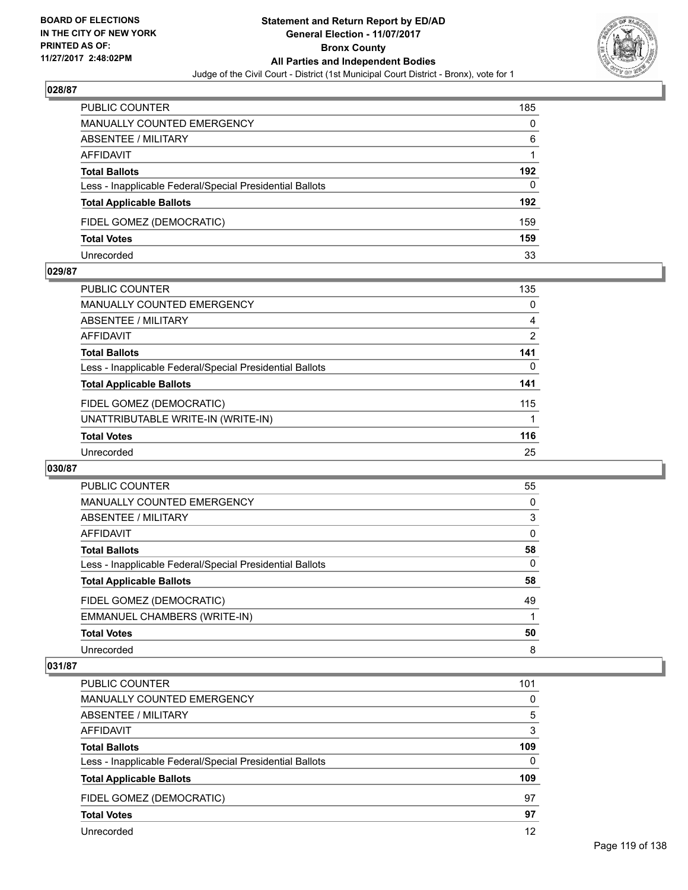**BOARD OF ELECTIONS IN THE CITY OF NEW YORK PRINTED AS OF: 11/27/2017 2:48:02PM**

# Statement and Return Report by ED/AD
## General Election - 11/07/2017
## Bronx County
## All Parties and Independent Bodies
### Judge of the Civil Court - District (1st Municipal Court District - Bronx), vote for 1

**028/87**

| | |
|---|---|
| PUBLIC COUNTER | 185 |
| MANUALLY COUNTED EMERGENCY | 0 |
| ABSENTEE / MILITARY | 6 |
| AFFIDAVIT | 1 |
| **Total Ballots** | **192** |
| Less - Inapplicable Federal/Special Presidential Ballots | 0 |
| **Total Applicable Ballots** | **192** |
| FIDEL GOMEZ (DEMOCRATIC) | 159 |
| **Total Votes** | **159** |
| Unrecorded | 33 |

**029/87**

| | |
|---|---|
| PUBLIC COUNTER | 135 |
| MANUALLY COUNTED EMERGENCY | 0 |
| ABSENTEE / MILITARY | 4 |
| AFFIDAVIT | 2 |
| **Total Ballots** | **141** |
| Less - Inapplicable Federal/Special Presidential Ballots | 0 |
| **Total Applicable Ballots** | **141** |
| FIDEL GOMEZ (DEMOCRATIC) | 115 |
| UNATTRIBUTABLE WRITE-IN (WRITE-IN) | 1 |
| **Total Votes** | **116** |
| Unrecorded | 25 |

**030/87**

| | |
|---|---|
| PUBLIC COUNTER | 55 |
| MANUALLY COUNTED EMERGENCY | 0 |
| ABSENTEE / MILITARY | 3 |
| AFFIDAVIT | 0 |
| **Total Ballots** | **58** |
| Less - Inapplicable Federal/Special Presidential Ballots | 0 |
| **Total Applicable Ballots** | **58** |
| FIDEL GOMEZ (DEMOCRATIC) | 49 |
| EMMANUEL CHAMBERS (WRITE-IN) | 1 |
| **Total Votes** | **50** |
| Unrecorded | 8 |

**031/87**

| | |
|---|---|
| PUBLIC COUNTER | 101 |
| MANUALLY COUNTED EMERGENCY | 0 |
| ABSENTEE / MILITARY | 5 |
| AFFIDAVIT | 3 |
| **Total Ballots** | **109** |
| Less - Inapplicable Federal/Special Presidential Ballots | 0 |
| **Total Applicable Ballots** | **109** |
| FIDEL GOMEZ (DEMOCRATIC) | 97 |
| **Total Votes** | **97** |
| Unrecorded | 12 |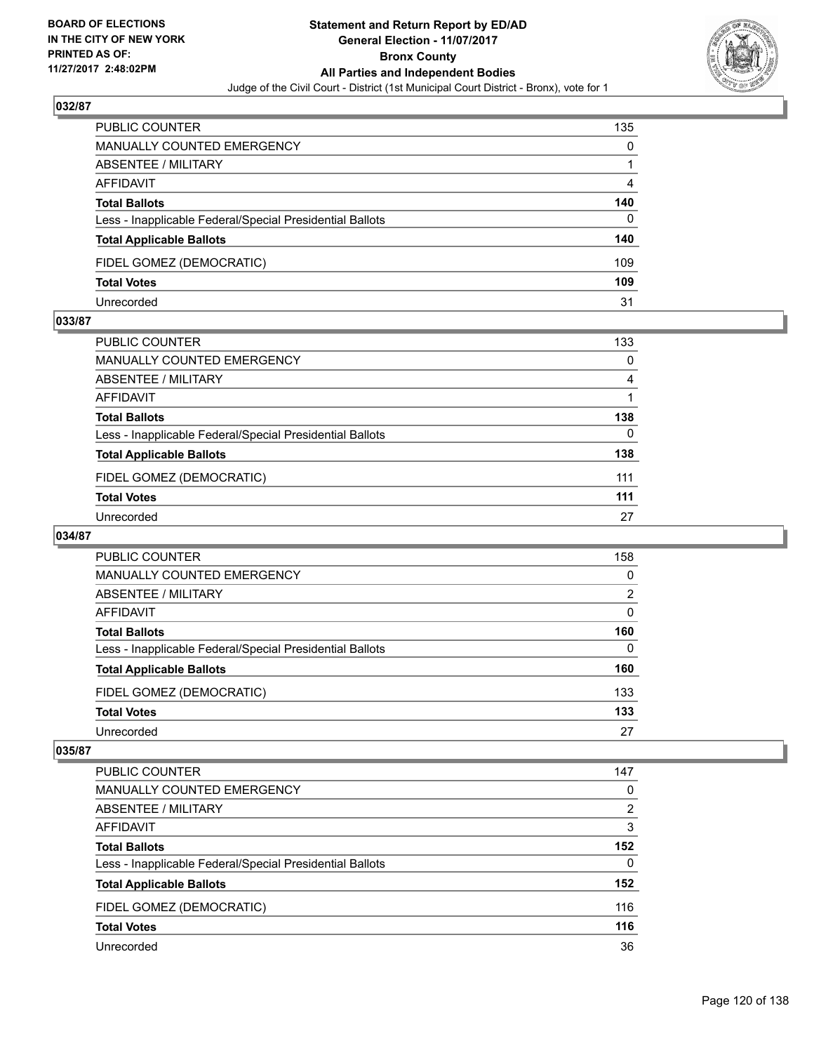**BOARD OF ELECTIONS IN THE CITY OF NEW YORK PRINTED AS OF: 11/27/2017 2:48:02PM**

**Statement and Return Report by ED/AD General Election - 11/07/2017 Bronx County All Parties and Independent Bodies**

Judge of the Civil Court - District (1st Municipal Court District - Bronx), vote for 1

### 032/87

| | |
|---|---|
| PUBLIC COUNTER | 135 |
| MANUALLY COUNTED EMERGENCY | 0 |
| ABSENTEE / MILITARY | 1 |
| AFFIDAVIT | 4 |
| **Total Ballots** | **140** |
| Less - Inapplicable Federal/Special Presidential Ballots | 0 |
| **Total Applicable Ballots** | **140** |
| FIDEL GOMEZ (DEMOCRATIC) | 109 |
| **Total Votes** | **109** |
| Unrecorded | 31 |

### 033/87

| | |
|---|---|
| PUBLIC COUNTER | 133 |
| MANUALLY COUNTED EMERGENCY | 0 |
| ABSENTEE / MILITARY | 4 |
| AFFIDAVIT | 1 |
| **Total Ballots** | **138** |
| Less - Inapplicable Federal/Special Presidential Ballots | 0 |
| **Total Applicable Ballots** | **138** |
| FIDEL GOMEZ (DEMOCRATIC) | 111 |
| **Total Votes** | **111** |
| Unrecorded | 27 |

### 034/87

| | |
|---|---|
| PUBLIC COUNTER | 158 |
| MANUALLY COUNTED EMERGENCY | 0 |
| ABSENTEE / MILITARY | 2 |
| AFFIDAVIT | 0 |
| **Total Ballots** | **160** |
| Less - Inapplicable Federal/Special Presidential Ballots | 0 |
| **Total Applicable Ballots** | **160** |
| FIDEL GOMEZ (DEMOCRATIC) | 133 |
| **Total Votes** | **133** |
| Unrecorded | 27 |

### 035/87

| | |
|---|---|
| PUBLIC COUNTER | 147 |
| MANUALLY COUNTED EMERGENCY | 0 |
| ABSENTEE / MILITARY | 2 |
| AFFIDAVIT | 3 |
| **Total Ballots** | **152** |
| Less - Inapplicable Federal/Special Presidential Ballots | 0 |
| **Total Applicable Ballots** | **152** |
| FIDEL GOMEZ (DEMOCRATIC) | 116 |
| **Total Votes** | **116** |
| Unrecorded | 36 |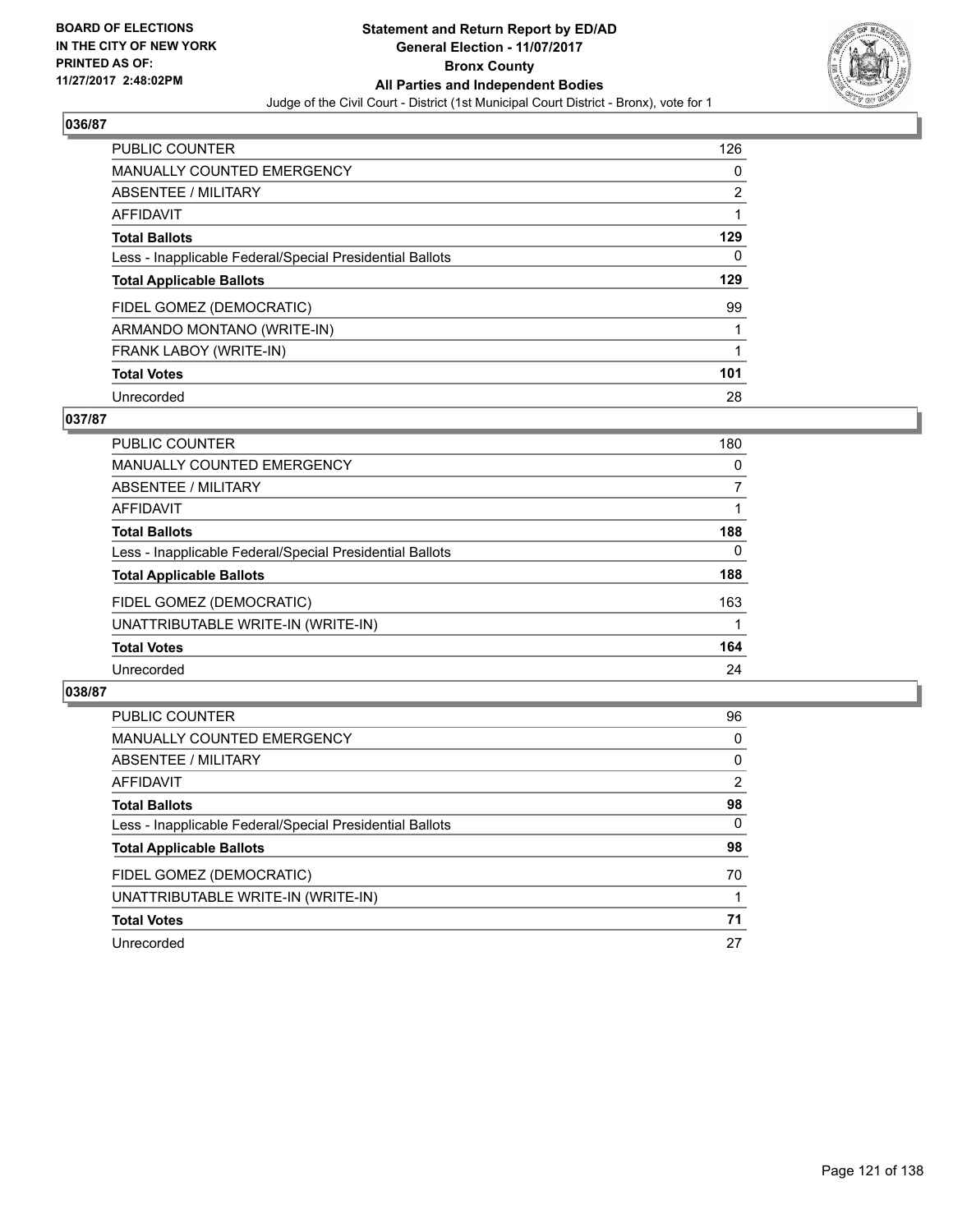BOARD OF ELECTIONS
IN THE CITY OF NEW YORK
PRINTED AS OF:
11/27/2017 2:48:02PM

**Statement and Return Report by ED/AD**
**General Election - 11/07/2017**
**Bronx County**
**All Parties and Independent Bodies**
Judge of the Civil Court - District (1st Municipal Court District - Bronx), vote for 1

## 036/87

| | |
|---|---|
| PUBLIC COUNTER | 126 |
| MANUALLY COUNTED EMERGENCY | 0 |
| ABSENTEE / MILITARY | 2 |
| AFFIDAVIT | 1 |
| **Total Ballots** | **129** |
| Less - Inapplicable Federal/Special Presidential Ballots | 0 |
| **Total Applicable Ballots** | **129** |
| FIDEL GOMEZ (DEMOCRATIC) | 99 |
| ARMANDO MONTANO (WRITE-IN) | 1 |
| FRANK LABOY (WRITE-IN) | 1 |
| **Total Votes** | **101** |
| Unrecorded | 28 |

## 037/87

| | |
|---|---|
| PUBLIC COUNTER | 180 |
| MANUALLY COUNTED EMERGENCY | 0 |
| ABSENTEE / MILITARY | 7 |
| AFFIDAVIT | 1 |
| **Total Ballots** | **188** |
| Less - Inapplicable Federal/Special Presidential Ballots | 0 |
| **Total Applicable Ballots** | **188** |
| FIDEL GOMEZ (DEMOCRATIC) | 163 |
| UNATTRIBUTABLE WRITE-IN (WRITE-IN) | 1 |
| **Total Votes** | **164** |
| Unrecorded | 24 |

## 038/87

| | |
|---|---|
| PUBLIC COUNTER | 96 |
| MANUALLY COUNTED EMERGENCY | 0 |
| ABSENTEE / MILITARY | 0 |
| AFFIDAVIT | 2 |
| **Total Ballots** | **98** |
| Less - Inapplicable Federal/Special Presidential Ballots | 0 |
| **Total Applicable Ballots** | **98** |
| FIDEL GOMEZ (DEMOCRATIC) | 70 |
| UNATTRIBUTABLE WRITE-IN (WRITE-IN) | 1 |
| **Total Votes** | **71** |
| Unrecorded | 27 |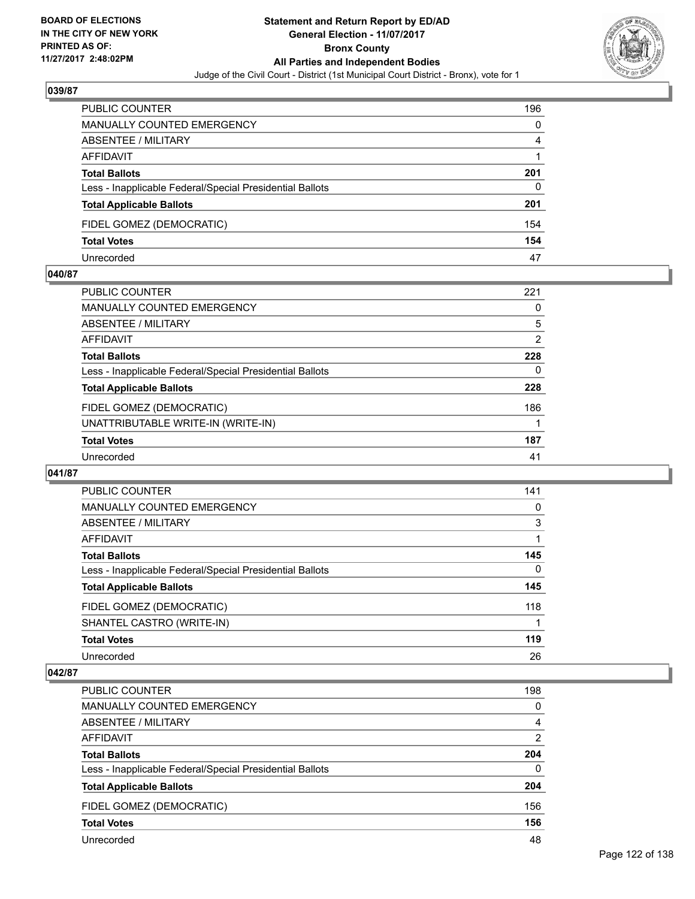**BOARD OF ELECTIONS IN THE CITY OF NEW YORK PRINTED AS OF: 11/27/2017 2:48:02PM**

# Statement and Return Report by ED/AD
## General Election - 11/07/2017
## Bronx County
## All Parties and Independent Bodies
### Judge of the Civil Court - District (1st Municipal Court District - Bronx), vote for 1

**039/87**

| | |
|---|---|
| PUBLIC COUNTER | 196 |
| MANUALLY COUNTED EMERGENCY | 0 |
| ABSENTEE / MILITARY | 4 |
| AFFIDAVIT | 1 |
| **Total Ballots** | **201** |
| Less - Inapplicable Federal/Special Presidential Ballots | 0 |
| **Total Applicable Ballots** | **201** |
| FIDEL GOMEZ (DEMOCRATIC) | 154 |
| **Total Votes** | **154** |
| Unrecorded | 47 |

**040/87**

| | |
|---|---|
| PUBLIC COUNTER | 221 |
| MANUALLY COUNTED EMERGENCY | 0 |
| ABSENTEE / MILITARY | 5 |
| AFFIDAVIT | 2 |
| **Total Ballots** | **228** |
| Less - Inapplicable Federal/Special Presidential Ballots | 0 |
| **Total Applicable Ballots** | **228** |
| FIDEL GOMEZ (DEMOCRATIC) | 186 |
| UNATTRIBUTABLE WRITE-IN (WRITE-IN) | 1 |
| **Total Votes** | **187** |
| Unrecorded | 41 |

**041/87**

| | |
|---|---|
| PUBLIC COUNTER | 141 |
| MANUALLY COUNTED EMERGENCY | 0 |
| ABSENTEE / MILITARY | 3 |
| AFFIDAVIT | 1 |
| **Total Ballots** | **145** |
| Less - Inapplicable Federal/Special Presidential Ballots | 0 |
| **Total Applicable Ballots** | **145** |
| FIDEL GOMEZ (DEMOCRATIC) | 118 |
| SHANTEL CASTRO (WRITE-IN) | 1 |
| **Total Votes** | **119** |
| Unrecorded | 26 |

**042/87**

| | |
|---|---|
| PUBLIC COUNTER | 198 |
| MANUALLY COUNTED EMERGENCY | 0 |
| ABSENTEE / MILITARY | 4 |
| AFFIDAVIT | 2 |
| **Total Ballots** | **204** |
| Less - Inapplicable Federal/Special Presidential Ballots | 0 |
| **Total Applicable Ballots** | **204** |
| FIDEL GOMEZ (DEMOCRATIC) | 156 |
| **Total Votes** | **156** |
| Unrecorded | 48 |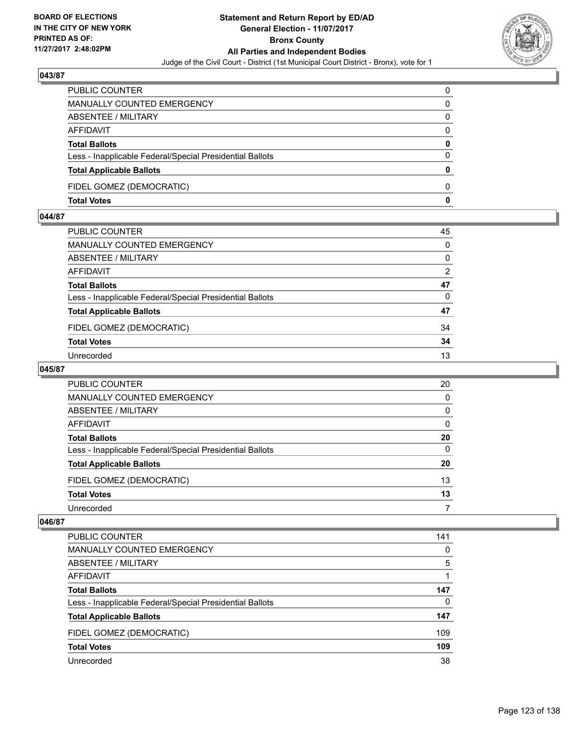BOARD OF ELECTIONS
IN THE CITY OF NEW YORK
PRINTED AS OF:
11/27/2017 2:48:02PM

**Statement and Return Report by ED/AD**
**General Election - 11/07/2017**
**Bronx County**
**All Parties and Independent Bodies**
Judge of the Civil Court - District (1st Municipal Court District - Bronx), vote for 1

### 043/87

| | |
|---|---|
| PUBLIC COUNTER | 0 |
| MANUALLY COUNTED EMERGENCY | 0 |
| ABSENTEE / MILITARY | 0 |
| AFFIDAVIT | 0 |
| **Total Ballots** | **0** |
| Less - Inapplicable Federal/Special Presidential Ballots | 0 |
| **Total Applicable Ballots** | **0** |
| FIDEL GOMEZ (DEMOCRATIC) | 0 |
| **Total Votes** | **0** |

### 044/87

| | |
|---|---|
| PUBLIC COUNTER | 45 |
| MANUALLY COUNTED EMERGENCY | 0 |
| ABSENTEE / MILITARY | 0 |
| AFFIDAVIT | 2 |
| **Total Ballots** | **47** |
| Less - Inapplicable Federal/Special Presidential Ballots | 0 |
| **Total Applicable Ballots** | **47** |
| FIDEL GOMEZ (DEMOCRATIC) | 34 |
| **Total Votes** | **34** |
| Unrecorded | 13 |

### 045/87

| | |
|---|---|
| PUBLIC COUNTER | 20 |
| MANUALLY COUNTED EMERGENCY | 0 |
| ABSENTEE / MILITARY | 0 |
| AFFIDAVIT | 0 |
| **Total Ballots** | **20** |
| Less - Inapplicable Federal/Special Presidential Ballots | 0 |
| **Total Applicable Ballots** | **20** |
| FIDEL GOMEZ (DEMOCRATIC) | 13 |
| **Total Votes** | **13** |
| Unrecorded | 7 |

### 046/87

| | |
|---|---|
| PUBLIC COUNTER | 141 |
| MANUALLY COUNTED EMERGENCY | 0 |
| ABSENTEE / MILITARY | 5 |
| AFFIDAVIT | 1 |
| **Total Ballots** | **147** |
| Less - Inapplicable Federal/Special Presidential Ballots | 0 |
| **Total Applicable Ballots** | **147** |
| FIDEL GOMEZ (DEMOCRATIC) | 109 |
| **Total Votes** | **109** |
| Unrecorded | 38 |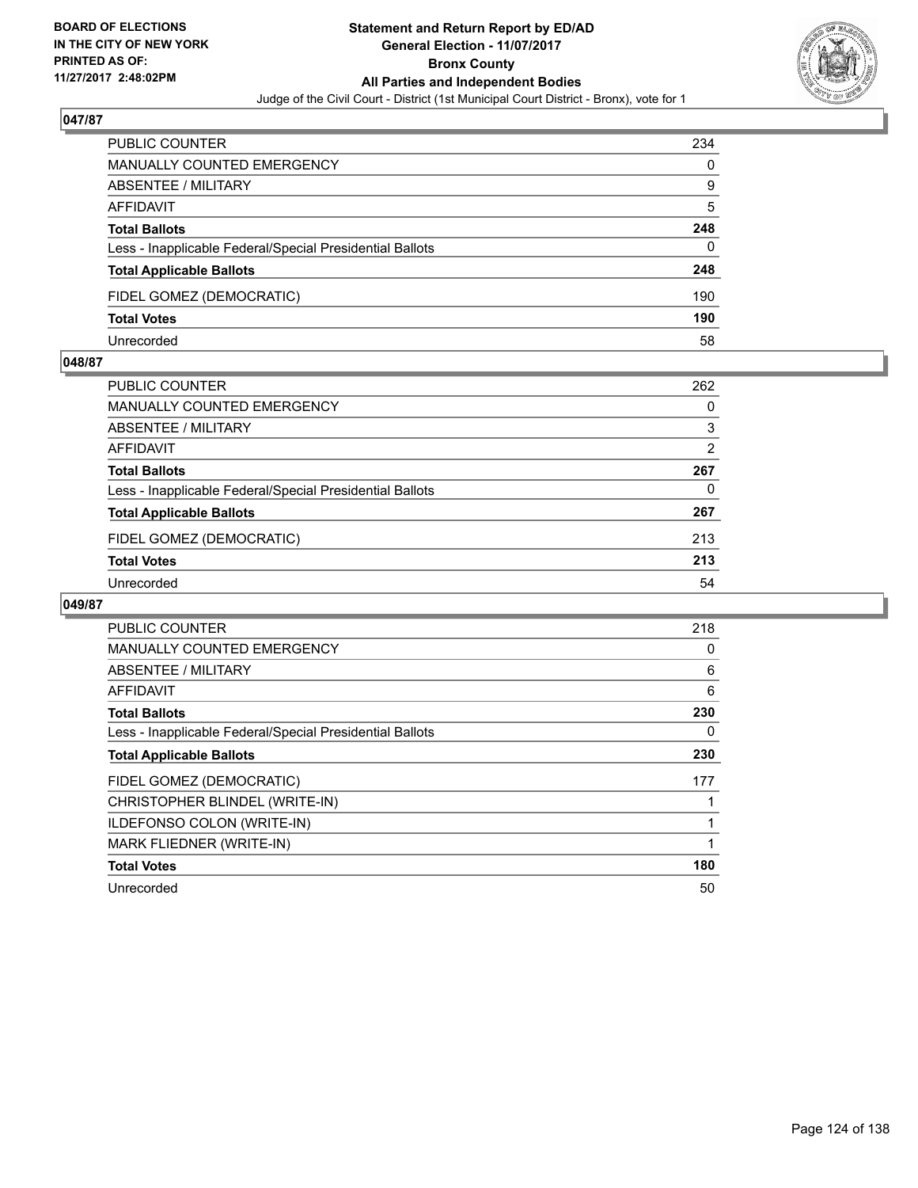**BOARD OF ELECTIONS IN THE CITY OF NEW YORK PRINTED AS OF: 11/27/2017 2:48:02PM**

# Statement and Return Report by ED/AD
## General Election - 11/07/2017
## Bronx County
## All Parties and Independent Bodies
### Judge of the Civil Court - District (1st Municipal Court District - Bronx), vote for 1

### 047/87

| | |
|---|---|
| PUBLIC COUNTER | 234 |
| MANUALLY COUNTED EMERGENCY | 0 |
| ABSENTEE / MILITARY | 9 |
| AFFIDAVIT | 5 |
| **Total Ballots** | **248** |
| Less - Inapplicable Federal/Special Presidential Ballots | 0 |
| **Total Applicable Ballots** | **248** |
| FIDEL GOMEZ (DEMOCRATIC) | 190 |
| **Total Votes** | **190** |
| Unrecorded | 58 |

### 048/87

| | |
|---|---|
| PUBLIC COUNTER | 262 |
| MANUALLY COUNTED EMERGENCY | 0 |
| ABSENTEE / MILITARY | 3 |
| AFFIDAVIT | 2 |
| **Total Ballots** | **267** |
| Less - Inapplicable Federal/Special Presidential Ballots | 0 |
| **Total Applicable Ballots** | **267** |
| FIDEL GOMEZ (DEMOCRATIC) | 213 |
| **Total Votes** | **213** |
| Unrecorded | 54 |

### 049/87

| | |
|---|---|
| PUBLIC COUNTER | 218 |
| MANUALLY COUNTED EMERGENCY | 0 |
| ABSENTEE / MILITARY | 6 |
| AFFIDAVIT | 6 |
| **Total Ballots** | **230** |
| Less - Inapplicable Federal/Special Presidential Ballots | 0 |
| **Total Applicable Ballots** | **230** |
| FIDEL GOMEZ (DEMOCRATIC) | 177 |
| CHRISTOPHER BLINDEL (WRITE-IN) | 1 |
| ILDEFONSO COLON (WRITE-IN) | 1 |
| MARK FLIEDNER (WRITE-IN) | 1 |
| **Total Votes** | **180** |
| Unrecorded | 50 |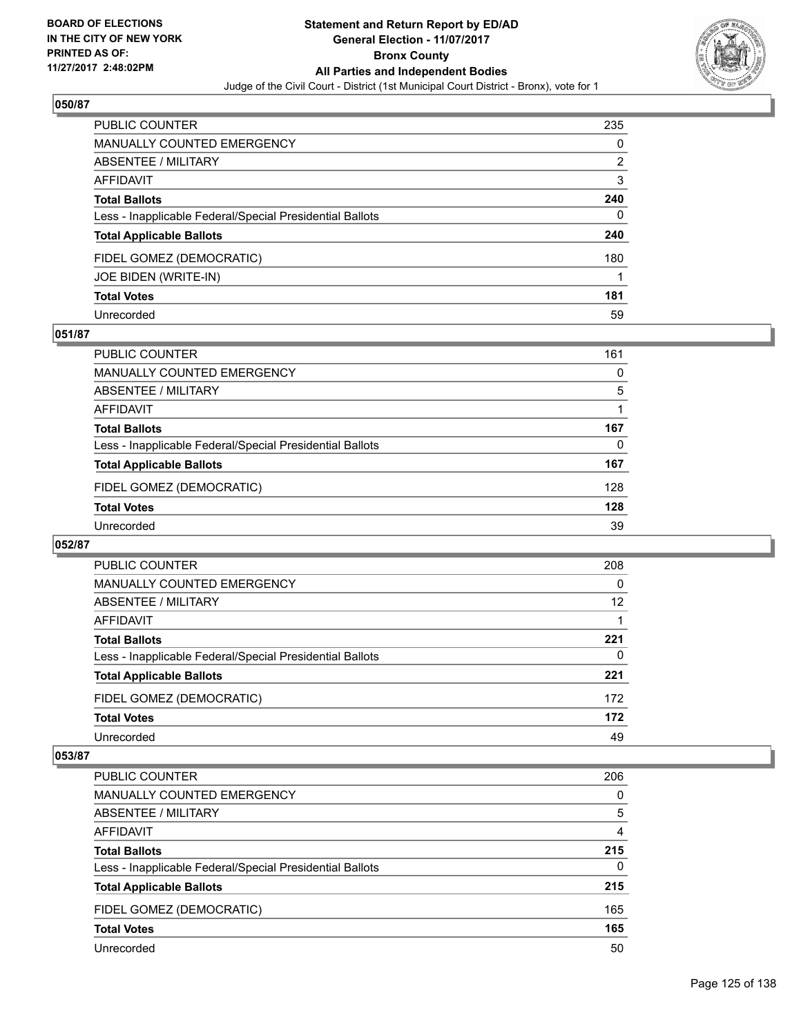# Statement and Return Report by ED/AD
## General Election - 11/07/2017
## Bronx County
## All Parties and Independent Bodies
### Judge of the Civil Court - District (1st Municipal Court District - Bronx), vote for 1

BOARD OF ELECTIONS
IN THE CITY OF NEW YORK
PRINTED AS OF:
11/27/2017 2:48:02PM

### 050/87

| | |
|---|---|
| PUBLIC COUNTER | 235 |
| MANUALLY COUNTED EMERGENCY | 0 |
| ABSENTEE / MILITARY | 2 |
| AFFIDAVIT | 3 |
| **Total Ballots** | **240** |
| Less - Inapplicable Federal/Special Presidential Ballots | 0 |
| **Total Applicable Ballots** | **240** |
| FIDEL GOMEZ (DEMOCRATIC) | 180 |
| JOE BIDEN (WRITE-IN) | 1 |
| **Total Votes** | **181** |
| Unrecorded | 59 |

### 051/87

| | |
|---|---|
| PUBLIC COUNTER | 161 |
| MANUALLY COUNTED EMERGENCY | 0 |
| ABSENTEE / MILITARY | 5 |
| AFFIDAVIT | 1 |
| **Total Ballots** | **167** |
| Less - Inapplicable Federal/Special Presidential Ballots | 0 |
| **Total Applicable Ballots** | **167** |
| FIDEL GOMEZ (DEMOCRATIC) | 128 |
| **Total Votes** | **128** |
| Unrecorded | 39 |

### 052/87

| | |
|---|---|
| PUBLIC COUNTER | 208 |
| MANUALLY COUNTED EMERGENCY | 0 |
| ABSENTEE / MILITARY | 12 |
| AFFIDAVIT | 1 |
| **Total Ballots** | **221** |
| Less - Inapplicable Federal/Special Presidential Ballots | 0 |
| **Total Applicable Ballots** | **221** |
| FIDEL GOMEZ (DEMOCRATIC) | 172 |
| **Total Votes** | **172** |
| Unrecorded | 49 |

### 053/87

| | |
|---|---|
| PUBLIC COUNTER | 206 |
| MANUALLY COUNTED EMERGENCY | 0 |
| ABSENTEE / MILITARY | 5 |
| AFFIDAVIT | 4 |
| **Total Ballots** | **215** |
| Less - Inapplicable Federal/Special Presidential Ballots | 0 |
| **Total Applicable Ballots** | **215** |
| FIDEL GOMEZ (DEMOCRATIC) | 165 |
| **Total Votes** | **165** |
| Unrecorded | 50 |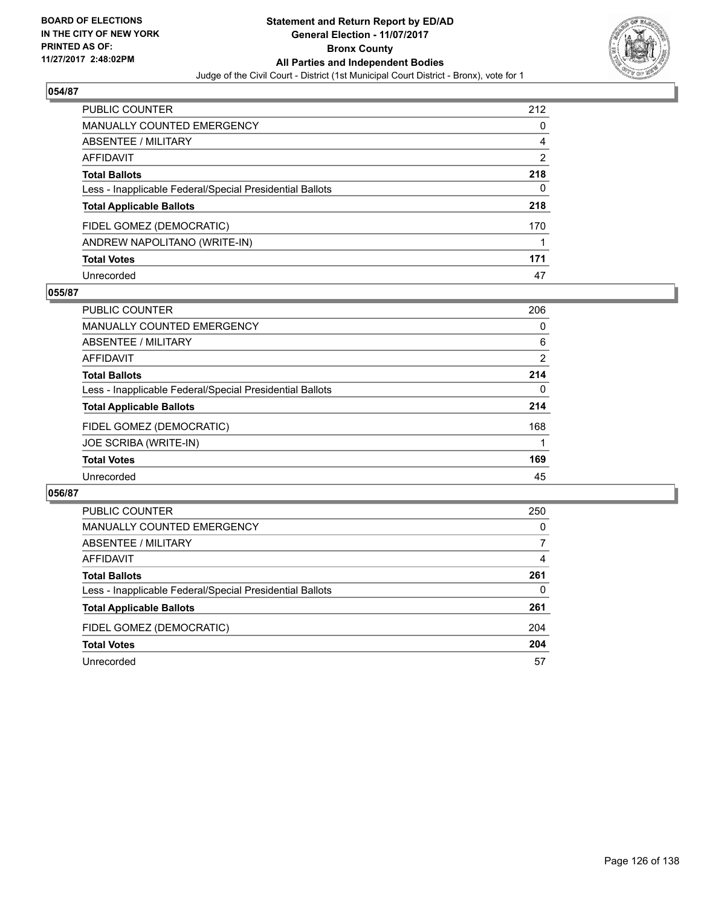**BOARD OF ELECTIONS IN THE CITY OF NEW YORK PRINTED AS OF: 11/27/2017 2:48:02PM**

# Statement and Return Report by ED/AD
## General Election - 11/07/2017
## Bronx County
## All Parties and Independent Bodies
Judge of the Civil Court - District (1st Municipal Court District - Bronx), vote for 1

### 054/87

| | |
|---|---|
| PUBLIC COUNTER | 212 |
| MANUALLY COUNTED EMERGENCY | 0 |
| ABSENTEE / MILITARY | 4 |
| AFFIDAVIT | 2 |
| **Total Ballots** | **218** |
| Less - Inapplicable Federal/Special Presidential Ballots | 0 |
| **Total Applicable Ballots** | **218** |
| FIDEL GOMEZ (DEMOCRATIC) | 170 |
| ANDREW NAPOLITANO (WRITE-IN) | 1 |
| **Total Votes** | **171** |
| Unrecorded | 47 |

### 055/87

| | |
|---|---|
| PUBLIC COUNTER | 206 |
| MANUALLY COUNTED EMERGENCY | 0 |
| ABSENTEE / MILITARY | 6 |
| AFFIDAVIT | 2 |
| **Total Ballots** | **214** |
| Less - Inapplicable Federal/Special Presidential Ballots | 0 |
| **Total Applicable Ballots** | **214** |
| FIDEL GOMEZ (DEMOCRATIC) | 168 |
| JOE SCRIBA (WRITE-IN) | 1 |
| **Total Votes** | **169** |
| Unrecorded | 45 |

### 056/87

| | |
|---|---|
| PUBLIC COUNTER | 250 |
| MANUALLY COUNTED EMERGENCY | 0 |
| ABSENTEE / MILITARY | 7 |
| AFFIDAVIT | 4 |
| **Total Ballots** | **261** |
| Less - Inapplicable Federal/Special Presidential Ballots | 0 |
| **Total Applicable Ballots** | **261** |
| FIDEL GOMEZ (DEMOCRATIC) | 204 |
| **Total Votes** | **204** |
| Unrecorded | 57 |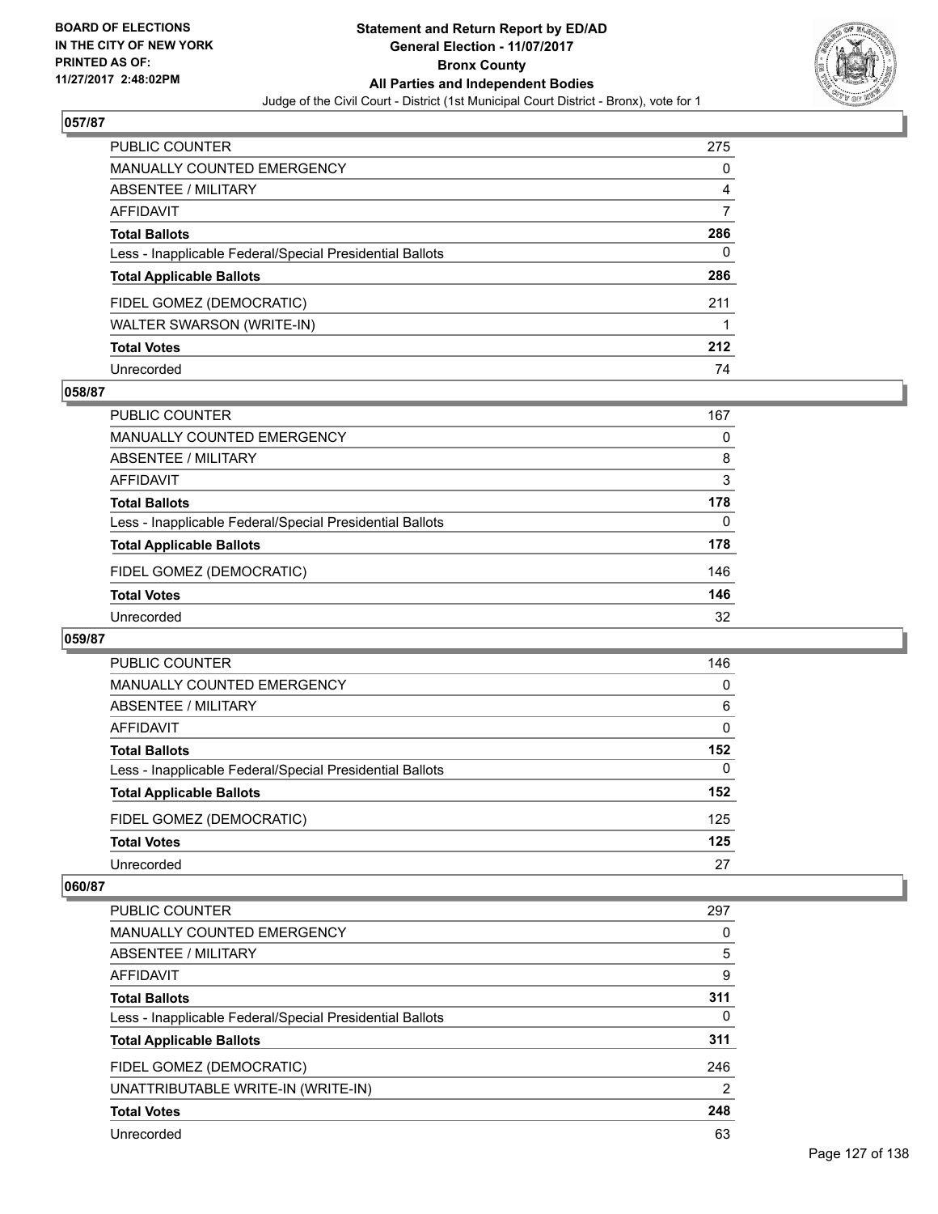**BOARD OF ELECTIONS IN THE CITY OF NEW YORK PRINTED AS OF: 11/27/2017 2:48:02PM**

# Statement and Return Report by ED/AD
## General Election - 11/07/2017
## Bronx County
## All Parties and Independent Bodies
Judge of the Civil Court - District (1st Municipal Court District - Bronx), vote for 1

### 057/87

| | |
|---|---|
| PUBLIC COUNTER | 275 |
| MANUALLY COUNTED EMERGENCY | 0 |
| ABSENTEE / MILITARY | 4 |
| AFFIDAVIT | 7 |
| **Total Ballots** | **286** |
| Less - Inapplicable Federal/Special Presidential Ballots | 0 |
| **Total Applicable Ballots** | **286** |
| FIDEL GOMEZ (DEMOCRATIC) | 211 |
| WALTER SWARSON (WRITE-IN) | 1 |
| **Total Votes** | **212** |
| Unrecorded | 74 |

### 058/87

| | |
|---|---|
| PUBLIC COUNTER | 167 |
| MANUALLY COUNTED EMERGENCY | 0 |
| ABSENTEE / MILITARY | 8 |
| AFFIDAVIT | 3 |
| **Total Ballots** | **178** |
| Less - Inapplicable Federal/Special Presidential Ballots | 0 |
| **Total Applicable Ballots** | **178** |
| FIDEL GOMEZ (DEMOCRATIC) | 146 |
| **Total Votes** | **146** |
| Unrecorded | 32 |

### 059/87

| | |
|---|---|
| PUBLIC COUNTER | 146 |
| MANUALLY COUNTED EMERGENCY | 0 |
| ABSENTEE / MILITARY | 6 |
| AFFIDAVIT | 0 |
| **Total Ballots** | **152** |
| Less - Inapplicable Federal/Special Presidential Ballots | 0 |
| **Total Applicable Ballots** | **152** |
| FIDEL GOMEZ (DEMOCRATIC) | 125 |
| **Total Votes** | **125** |
| Unrecorded | 27 |

### 060/87

| | |
|---|---|
| PUBLIC COUNTER | 297 |
| MANUALLY COUNTED EMERGENCY | 0 |
| ABSENTEE / MILITARY | 5 |
| AFFIDAVIT | 9 |
| **Total Ballots** | **311** |
| Less - Inapplicable Federal/Special Presidential Ballots | 0 |
| **Total Applicable Ballots** | **311** |
| FIDEL GOMEZ (DEMOCRATIC) | 246 |
| UNATTRIBUTABLE WRITE-IN (WRITE-IN) | 2 |
| **Total Votes** | **248** |
| Unrecorded | 63 |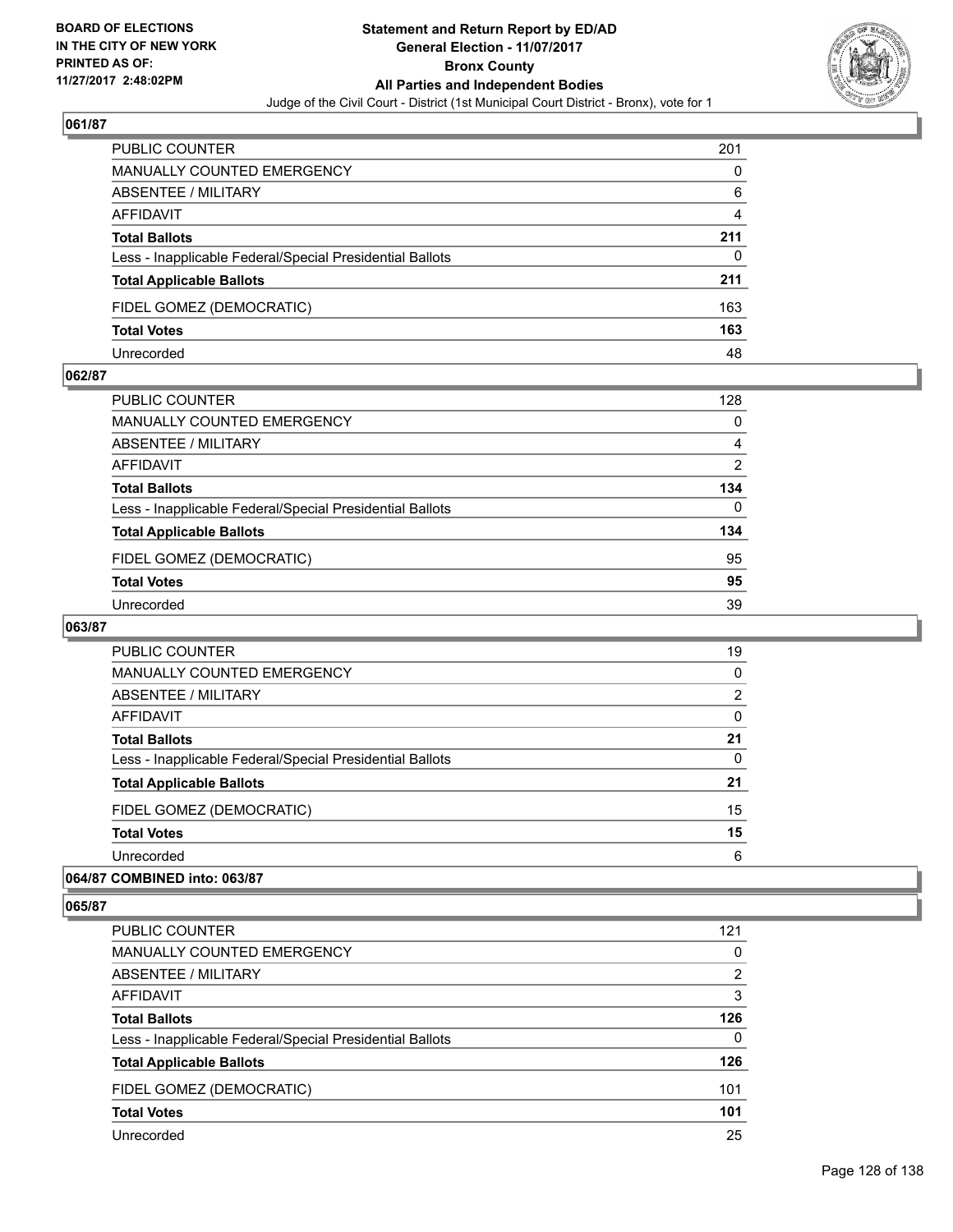**Statement and Return Report by ED/AD**
**General Election - 11/07/2017**
**Bronx County**
**All Parties and Independent Bodies**
Judge of the Civil Court - District (1st Municipal Court District - Bronx), vote for 1

BOARD OF ELECTIONS
IN THE CITY OF NEW YORK
PRINTED AS OF:
11/27/2017 2:48:02PM

### 061/87

| | |
|---|---|
| PUBLIC COUNTER | 201 |
| MANUALLY COUNTED EMERGENCY | 0 |
| ABSENTEE / MILITARY | 6 |
| AFFIDAVIT | 4 |
| **Total Ballots** | **211** |
| Less - Inapplicable Federal/Special Presidential Ballots | 0 |
| **Total Applicable Ballots** | **211** |
| FIDEL GOMEZ (DEMOCRATIC) | 163 |
| **Total Votes** | **163** |
| Unrecorded | 48 |

### 062/87

| | |
|---|---|
| PUBLIC COUNTER | 128 |
| MANUALLY COUNTED EMERGENCY | 0 |
| ABSENTEE / MILITARY | 4 |
| AFFIDAVIT | 2 |
| **Total Ballots** | **134** |
| Less - Inapplicable Federal/Special Presidential Ballots | 0 |
| **Total Applicable Ballots** | **134** |
| FIDEL GOMEZ (DEMOCRATIC) | 95 |
| **Total Votes** | **95** |
| Unrecorded | 39 |

### 063/87

| | |
|---|---|
| PUBLIC COUNTER | 19 |
| MANUALLY COUNTED EMERGENCY | 0 |
| ABSENTEE / MILITARY | 2 |
| AFFIDAVIT | 0 |
| **Total Ballots** | **21** |
| Less - Inapplicable Federal/Special Presidential Ballots | 0 |
| **Total Applicable Ballots** | **21** |
| FIDEL GOMEZ (DEMOCRATIC) | 15 |
| **Total Votes** | **15** |
| Unrecorded | 6 |

### 064/87 COMBINED into: 063/87

### 065/87

| | |
|---|---|
| PUBLIC COUNTER | 121 |
| MANUALLY COUNTED EMERGENCY | 0 |
| ABSENTEE / MILITARY | 2 |
| AFFIDAVIT | 3 |
| **Total Ballots** | **126** |
| Less - Inapplicable Federal/Special Presidential Ballots | 0 |
| **Total Applicable Ballots** | **126** |
| FIDEL GOMEZ (DEMOCRATIC) | 101 |
| **Total Votes** | **101** |
| Unrecorded | 25 |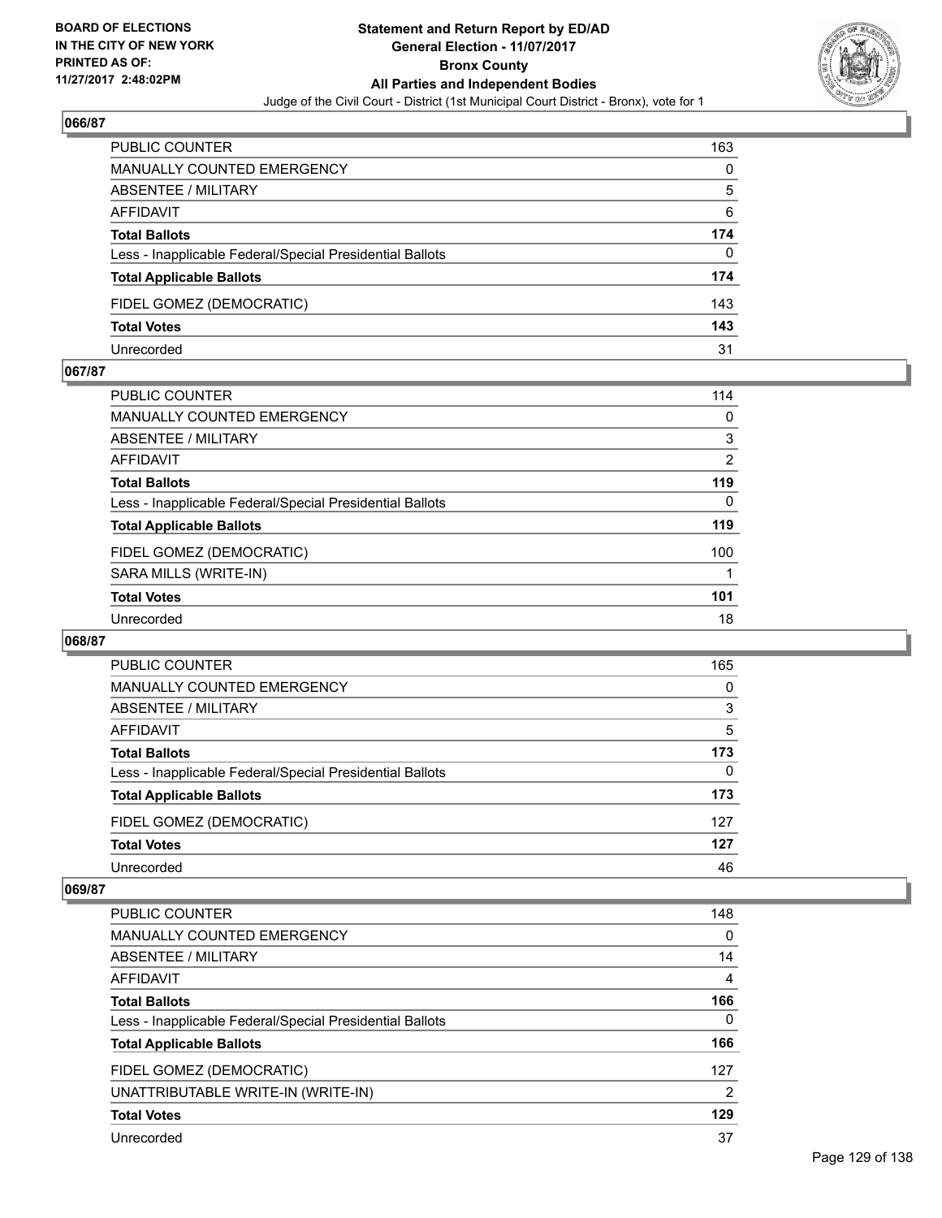**BOARD OF ELECTIONS IN THE CITY OF NEW YORK PRINTED AS OF: 11/27/2017 2:48:02PM**

**Statement and Return Report by ED/AD General Election - 11/07/2017 Bronx County All Parties and Independent Bodies**

Judge of the Civil Court - District (1st Municipal Court District - Bronx), vote for 1

## 066/87

| | |
|---|---|
| PUBLIC COUNTER | 163 |
| MANUALLY COUNTED EMERGENCY | 0 |
| ABSENTEE / MILITARY | 5 |
| AFFIDAVIT | 6 |
| **Total Ballots** | **174** |
| Less - Inapplicable Federal/Special Presidential Ballots | 0 |
| **Total Applicable Ballots** | **174** |
| FIDEL GOMEZ (DEMOCRATIC) | 143 |
| **Total Votes** | **143** |
| Unrecorded | 31 |

## 067/87

| | |
|---|---|
| PUBLIC COUNTER | 114 |
| MANUALLY COUNTED EMERGENCY | 0 |
| ABSENTEE / MILITARY | 3 |
| AFFIDAVIT | 2 |
| **Total Ballots** | **119** |
| Less - Inapplicable Federal/Special Presidential Ballots | 0 |
| **Total Applicable Ballots** | **119** |
| FIDEL GOMEZ (DEMOCRATIC) | 100 |
| SARA MILLS (WRITE-IN) | 1 |
| **Total Votes** | **101** |
| Unrecorded | 18 |

## 068/87

| | |
|---|---|
| PUBLIC COUNTER | 165 |
| MANUALLY COUNTED EMERGENCY | 0 |
| ABSENTEE / MILITARY | 3 |
| AFFIDAVIT | 5 |
| **Total Ballots** | **173** |
| Less - Inapplicable Federal/Special Presidential Ballots | 0 |
| **Total Applicable Ballots** | **173** |
| FIDEL GOMEZ (DEMOCRATIC) | 127 |
| **Total Votes** | **127** |
| Unrecorded | 46 |

## 069/87

| | |
|---|---|
| PUBLIC COUNTER | 148 |
| MANUALLY COUNTED EMERGENCY | 0 |
| ABSENTEE / MILITARY | 14 |
| AFFIDAVIT | 4 |
| **Total Ballots** | **166** |
| Less - Inapplicable Federal/Special Presidential Ballots | 0 |
| **Total Applicable Ballots** | **166** |
| FIDEL GOMEZ (DEMOCRATIC) | 127 |
| UNATTRIBUTABLE WRITE-IN (WRITE-IN) | 2 |
| **Total Votes** | **129** |
| Unrecorded | 37 |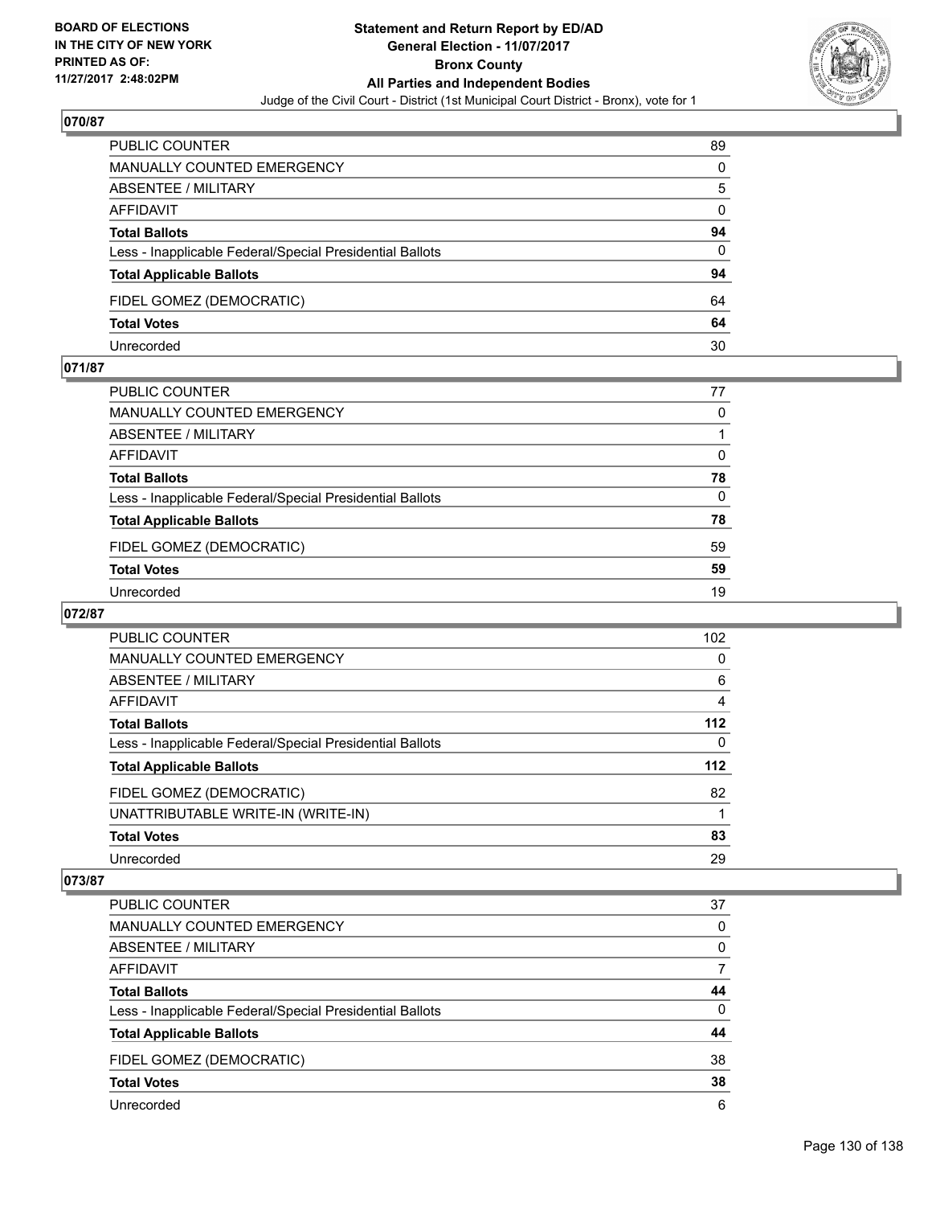**Statement and Return Report by ED/AD**
**General Election - 11/07/2017**
**Bronx County**
**All Parties and Independent Bodies**
Judge of the Civil Court - District (1st Municipal Court District - Bronx), vote for 1

BOARD OF ELECTIONS IN THE CITY OF NEW YORK PRINTED AS OF: 11/27/2017 2:48:02PM

### 070/87

| | |
|---|---|
| PUBLIC COUNTER | 89 |
| MANUALLY COUNTED EMERGENCY | 0 |
| ABSENTEE / MILITARY | 5 |
| AFFIDAVIT | 0 |
| **Total Ballots** | **94** |
| Less - Inapplicable Federal/Special Presidential Ballots | 0 |
| **Total Applicable Ballots** | **94** |
| FIDEL GOMEZ (DEMOCRATIC) | 64 |
| **Total Votes** | **64** |
| Unrecorded | 30 |

### 071/87

| | |
|---|---|
| PUBLIC COUNTER | 77 |
| MANUALLY COUNTED EMERGENCY | 0 |
| ABSENTEE / MILITARY | 1 |
| AFFIDAVIT | 0 |
| **Total Ballots** | **78** |
| Less - Inapplicable Federal/Special Presidential Ballots | 0 |
| **Total Applicable Ballots** | **78** |
| FIDEL GOMEZ (DEMOCRATIC) | 59 |
| **Total Votes** | **59** |
| Unrecorded | 19 |

### 072/87

| | |
|---|---|
| PUBLIC COUNTER | 102 |
| MANUALLY COUNTED EMERGENCY | 0 |
| ABSENTEE / MILITARY | 6 |
| AFFIDAVIT | 4 |
| **Total Ballots** | **112** |
| Less - Inapplicable Federal/Special Presidential Ballots | 0 |
| **Total Applicable Ballots** | **112** |
| FIDEL GOMEZ (DEMOCRATIC) | 82 |
| UNATTRIBUTABLE WRITE-IN (WRITE-IN) | 1 |
| **Total Votes** | **83** |
| Unrecorded | 29 |

### 073/87

| | |
|---|---|
| PUBLIC COUNTER | 37 |
| MANUALLY COUNTED EMERGENCY | 0 |
| ABSENTEE / MILITARY | 0 |
| AFFIDAVIT | 7 |
| **Total Ballots** | **44** |
| Less - Inapplicable Federal/Special Presidential Ballots | 0 |
| **Total Applicable Ballots** | **44** |
| FIDEL GOMEZ (DEMOCRATIC) | 38 |
| **Total Votes** | **38** |
| Unrecorded | 6 |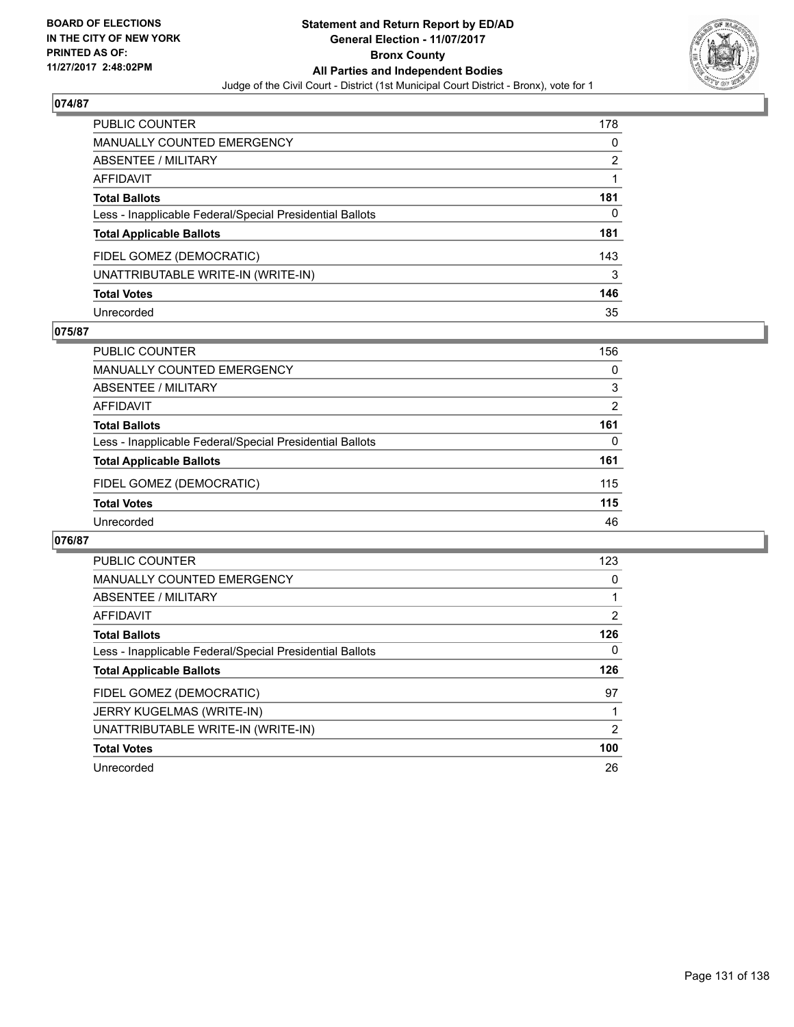**BOARD OF ELECTIONS IN THE CITY OF NEW YORK PRINTED AS OF: 11/27/2017 2:48:02PM**

**Statement and Return Report by ED/AD General Election - 11/07/2017 Bronx County All Parties and Independent Bodies**

Judge of the Civil Court - District (1st Municipal Court District - Bronx), vote for 1

## 074/87

| | |
|---|---|
| PUBLIC COUNTER | 178 |
| MANUALLY COUNTED EMERGENCY | 0 |
| ABSENTEE / MILITARY | 2 |
| AFFIDAVIT | 1 |
| **Total Ballots** | **181** |
| Less - Inapplicable Federal/Special Presidential Ballots | 0 |
| **Total Applicable Ballots** | **181** |
| FIDEL GOMEZ (DEMOCRATIC) | 143 |
| UNATTRIBUTABLE WRITE-IN (WRITE-IN) | 3 |
| **Total Votes** | **146** |
| Unrecorded | 35 |

## 075/87

| | |
|---|---|
| PUBLIC COUNTER | 156 |
| MANUALLY COUNTED EMERGENCY | 0 |
| ABSENTEE / MILITARY | 3 |
| AFFIDAVIT | 2 |
| **Total Ballots** | **161** |
| Less - Inapplicable Federal/Special Presidential Ballots | 0 |
| **Total Applicable Ballots** | **161** |
| FIDEL GOMEZ (DEMOCRATIC) | 115 |
| **Total Votes** | **115** |
| Unrecorded | 46 |

## 076/87

| | |
|---|---|
| PUBLIC COUNTER | 123 |
| MANUALLY COUNTED EMERGENCY | 0 |
| ABSENTEE / MILITARY | 1 |
| AFFIDAVIT | 2 |
| **Total Ballots** | **126** |
| Less - Inapplicable Federal/Special Presidential Ballots | 0 |
| **Total Applicable Ballots** | **126** |
| FIDEL GOMEZ (DEMOCRATIC) | 97 |
| JERRY KUGELMAS (WRITE-IN) | 1 |
| UNATTRIBUTABLE WRITE-IN (WRITE-IN) | 2 |
| **Total Votes** | **100** |
| Unrecorded | 26 |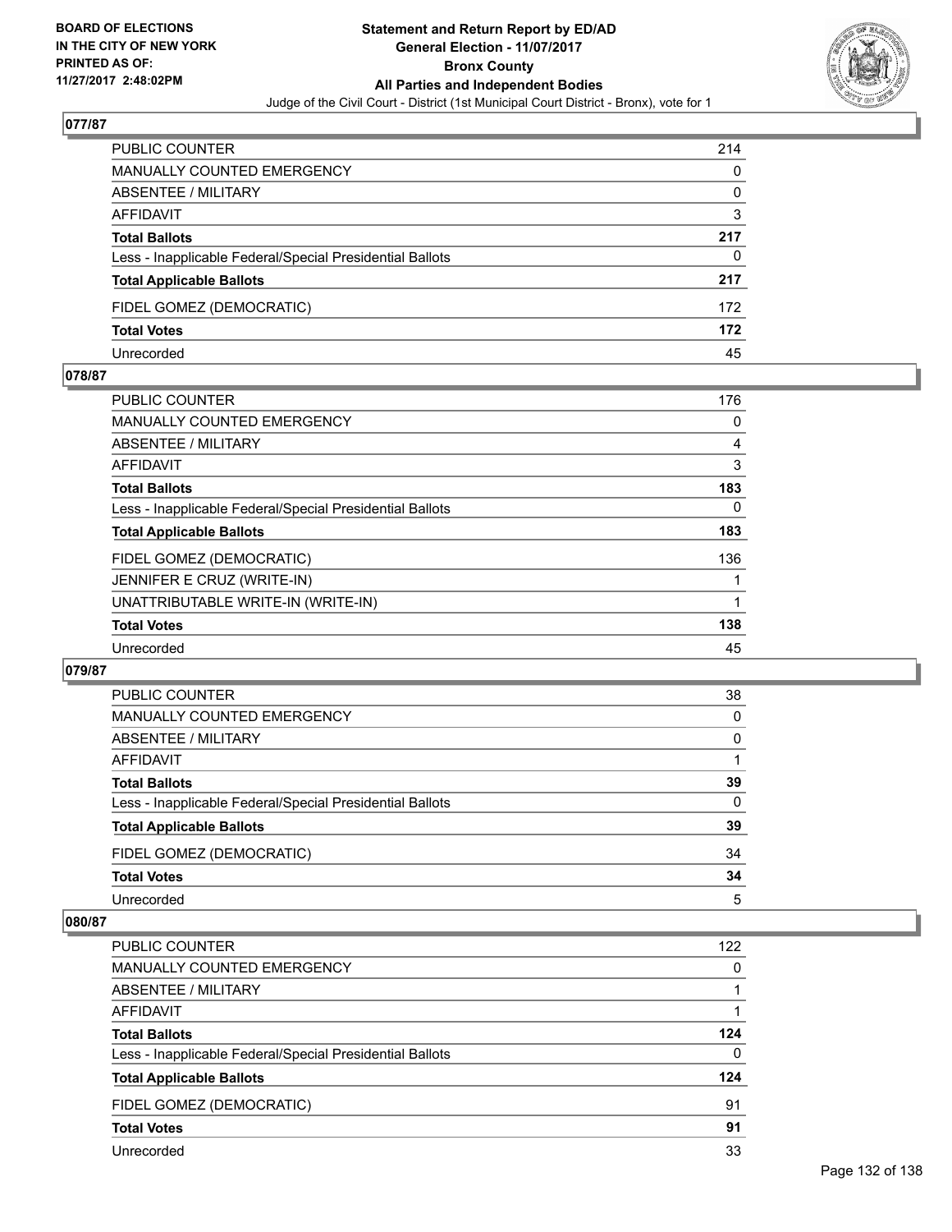BOARD OF ELECTIONS
IN THE CITY OF NEW YORK
PRINTED AS OF:
11/27/2017 2:48:02PM

**Statement and Return Report by ED/AD**
**General Election - 11/07/2017**
**Bronx County**
**All Parties and Independent Bodies**
Judge of the Civil Court - District (1st Municipal Court District - Bronx), vote for 1

### 077/87

| | |
|---|---|
| PUBLIC COUNTER | 214 |
| MANUALLY COUNTED EMERGENCY | 0 |
| ABSENTEE / MILITARY | 0 |
| AFFIDAVIT | 3 |
| **Total Ballots** | **217** |
| Less - Inapplicable Federal/Special Presidential Ballots | 0 |
| **Total Applicable Ballots** | **217** |
| FIDEL GOMEZ (DEMOCRATIC) | 172 |
| **Total Votes** | **172** |
| Unrecorded | 45 |

### 078/87

| | |
|---|---|
| PUBLIC COUNTER | 176 |
| MANUALLY COUNTED EMERGENCY | 0 |
| ABSENTEE / MILITARY | 4 |
| AFFIDAVIT | 3 |
| **Total Ballots** | **183** |
| Less - Inapplicable Federal/Special Presidential Ballots | 0 |
| **Total Applicable Ballots** | **183** |
| FIDEL GOMEZ (DEMOCRATIC) | 136 |
| JENNIFER E CRUZ (WRITE-IN) | 1 |
| UNATTRIBUTABLE WRITE-IN (WRITE-IN) | 1 |
| **Total Votes** | **138** |
| Unrecorded | 45 |

### 079/87

| | |
|---|---|
| PUBLIC COUNTER | 38 |
| MANUALLY COUNTED EMERGENCY | 0 |
| ABSENTEE / MILITARY | 0 |
| AFFIDAVIT | 1 |
| **Total Ballots** | **39** |
| Less - Inapplicable Federal/Special Presidential Ballots | 0 |
| **Total Applicable Ballots** | **39** |
| FIDEL GOMEZ (DEMOCRATIC) | 34 |
| **Total Votes** | **34** |
| Unrecorded | 5 |

### 080/87

| | |
|---|---|
| PUBLIC COUNTER | 122 |
| MANUALLY COUNTED EMERGENCY | 0 |
| ABSENTEE / MILITARY | 1 |
| AFFIDAVIT | 1 |
| **Total Ballots** | **124** |
| Less - Inapplicable Federal/Special Presidential Ballots | 0 |
| **Total Applicable Ballots** | **124** |
| FIDEL GOMEZ (DEMOCRATIC) | 91 |
| **Total Votes** | **91** |
| Unrecorded | 33 |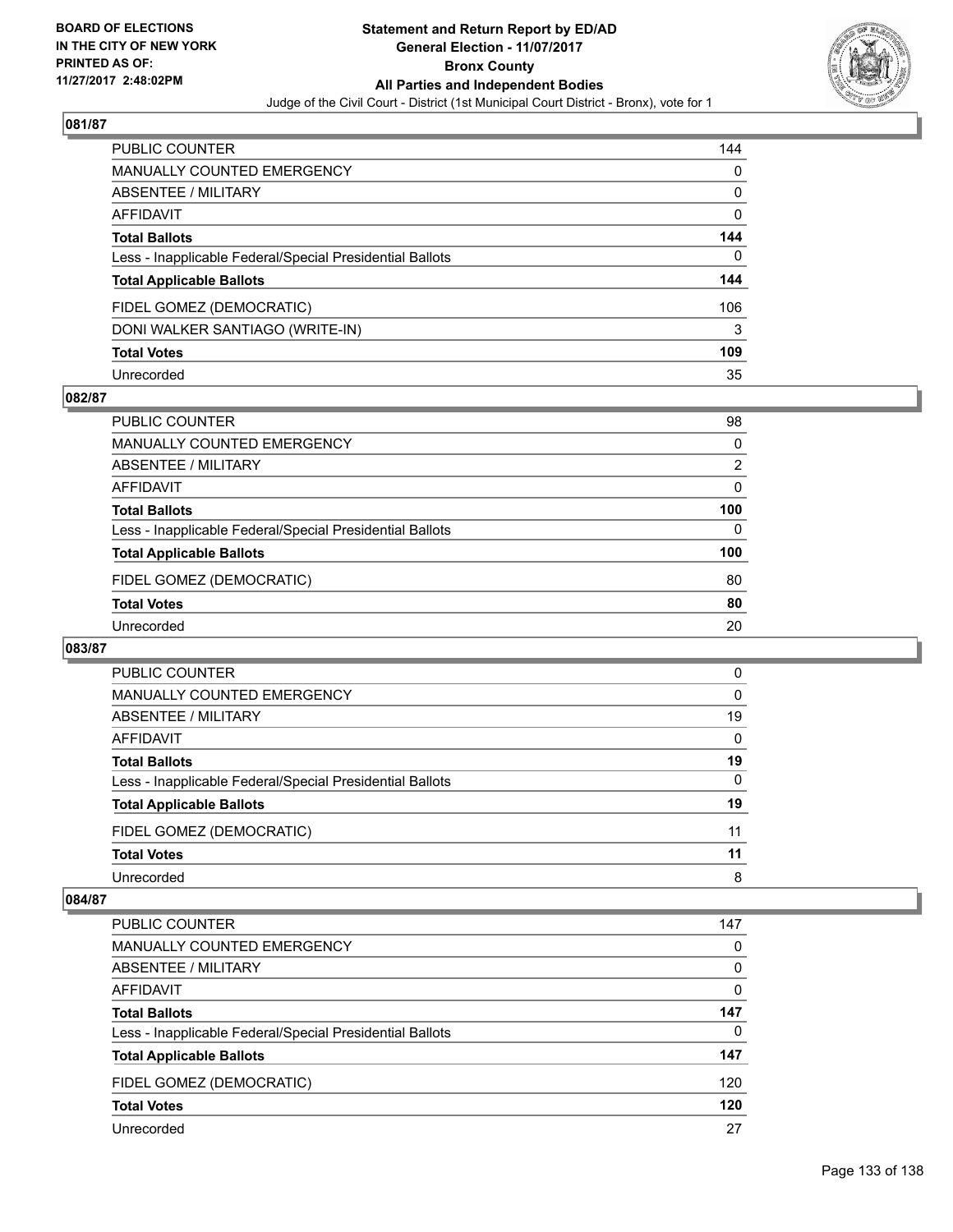## 081/87

| | |
|---|---|
| PUBLIC COUNTER | 144 |
| MANUALLY COUNTED EMERGENCY | 0 |
| ABSENTEE / MILITARY | 0 |
| AFFIDAVIT | 0 |
| **Total Ballots** | **144** |
| Less - Inapplicable Federal/Special Presidential Ballots | 0 |
| **Total Applicable Ballots** | **144** |
| FIDEL GOMEZ (DEMOCRATIC) | 106 |
| DONI WALKER SANTIAGO (WRITE-IN) | 3 |
| **Total Votes** | **109** |
| Unrecorded | 35 |

## 082/87

| | |
|---|---|
| PUBLIC COUNTER | 98 |
| MANUALLY COUNTED EMERGENCY | 0 |
| ABSENTEE / MILITARY | 2 |
| AFFIDAVIT | 0 |
| **Total Ballots** | **100** |
| Less - Inapplicable Federal/Special Presidential Ballots | 0 |
| **Total Applicable Ballots** | **100** |
| FIDEL GOMEZ (DEMOCRATIC) | 80 |
| **Total Votes** | **80** |
| Unrecorded | 20 |

## 083/87

| | |
|---|---|
| PUBLIC COUNTER | 0 |
| MANUALLY COUNTED EMERGENCY | 0 |
| ABSENTEE / MILITARY | 19 |
| AFFIDAVIT | 0 |
| **Total Ballots** | **19** |
| Less - Inapplicable Federal/Special Presidential Ballots | 0 |
| **Total Applicable Ballots** | **19** |
| FIDEL GOMEZ (DEMOCRATIC) | 11 |
| **Total Votes** | **11** |
| Unrecorded | 8 |

## 084/87

| | |
|---|---|
| PUBLIC COUNTER | 147 |
| MANUALLY COUNTED EMERGENCY | 0 |
| ABSENTEE / MILITARY | 0 |
| AFFIDAVIT | 0 |
| **Total Ballots** | **147** |
| Less - Inapplicable Federal/Special Presidential Ballots | 0 |
| **Total Applicable Ballots** | **147** |
| FIDEL GOMEZ (DEMOCRATIC) | 120 |
| **Total Votes** | **120** |
| Unrecorded | 27 |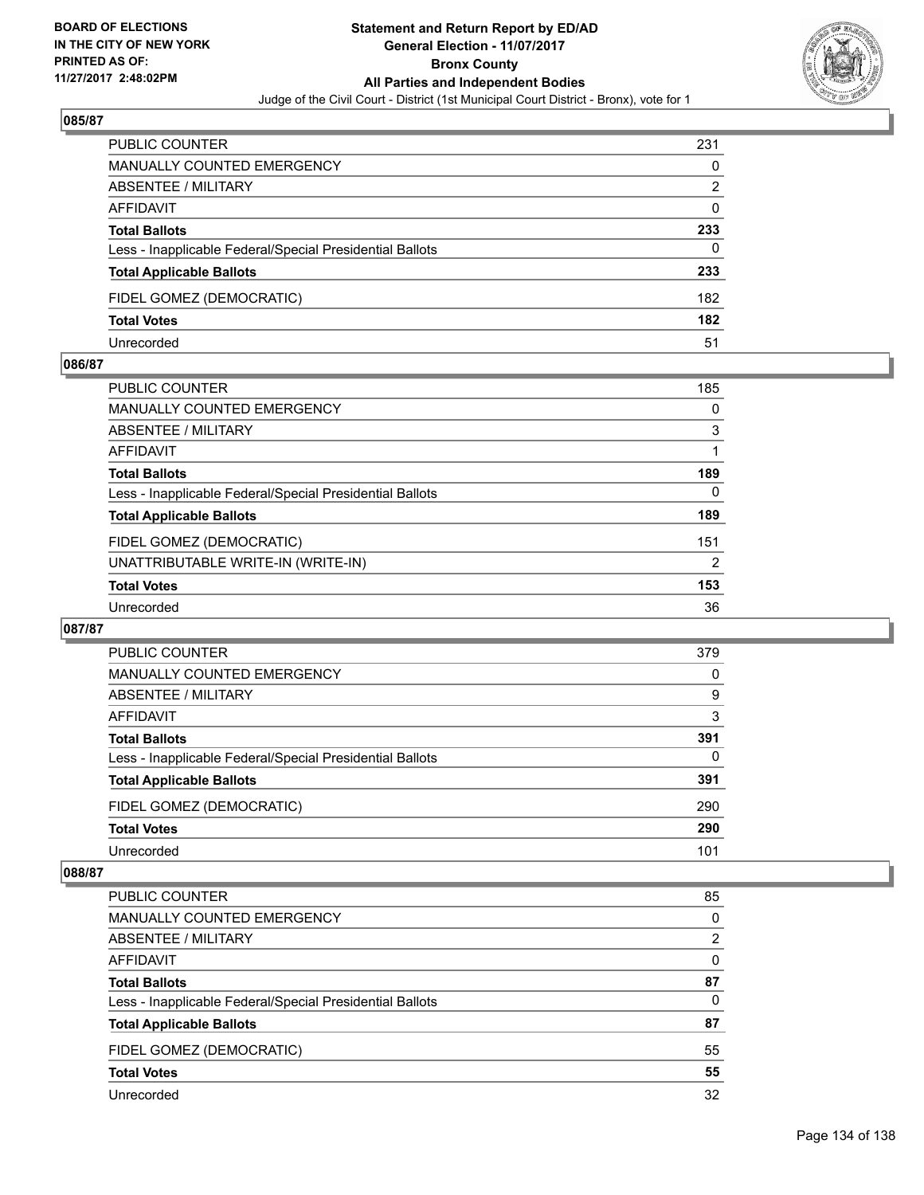### 085/87

| | |
|---|---|
| PUBLIC COUNTER | 231 |
| MANUALLY COUNTED EMERGENCY | 0 |
| ABSENTEE / MILITARY | 2 |
| AFFIDAVIT | 0 |
| **Total Ballots** | **233** |
| Less - Inapplicable Federal/Special Presidential Ballots | 0 |
| **Total Applicable Ballots** | **233** |
| FIDEL GOMEZ (DEMOCRATIC) | 182 |
| **Total Votes** | **182** |
| Unrecorded | 51 |

### 086/87

| | |
|---|---|
| PUBLIC COUNTER | 185 |
| MANUALLY COUNTED EMERGENCY | 0 |
| ABSENTEE / MILITARY | 3 |
| AFFIDAVIT | 1 |
| **Total Ballots** | **189** |
| Less - Inapplicable Federal/Special Presidential Ballots | 0 |
| **Total Applicable Ballots** | **189** |
| FIDEL GOMEZ (DEMOCRATIC) | 151 |
| UNATTRIBUTABLE WRITE-IN (WRITE-IN) | 2 |
| **Total Votes** | **153** |
| Unrecorded | 36 |

### 087/87

| | |
|---|---|
| PUBLIC COUNTER | 379 |
| MANUALLY COUNTED EMERGENCY | 0 |
| ABSENTEE / MILITARY | 9 |
| AFFIDAVIT | 3 |
| **Total Ballots** | **391** |
| Less - Inapplicable Federal/Special Presidential Ballots | 0 |
| **Total Applicable Ballots** | **391** |
| FIDEL GOMEZ (DEMOCRATIC) | 290 |
| **Total Votes** | **290** |
| Unrecorded | 101 |

### 088/87

| | |
|---|---|
| PUBLIC COUNTER | 85 |
| MANUALLY COUNTED EMERGENCY | 0 |
| ABSENTEE / MILITARY | 2 |
| AFFIDAVIT | 0 |
| **Total Ballots** | **87** |
| Less - Inapplicable Federal/Special Presidential Ballots | 0 |
| **Total Applicable Ballots** | **87** |
| FIDEL GOMEZ (DEMOCRATIC) | 55 |
| **Total Votes** | **55** |
| Unrecorded | 32 |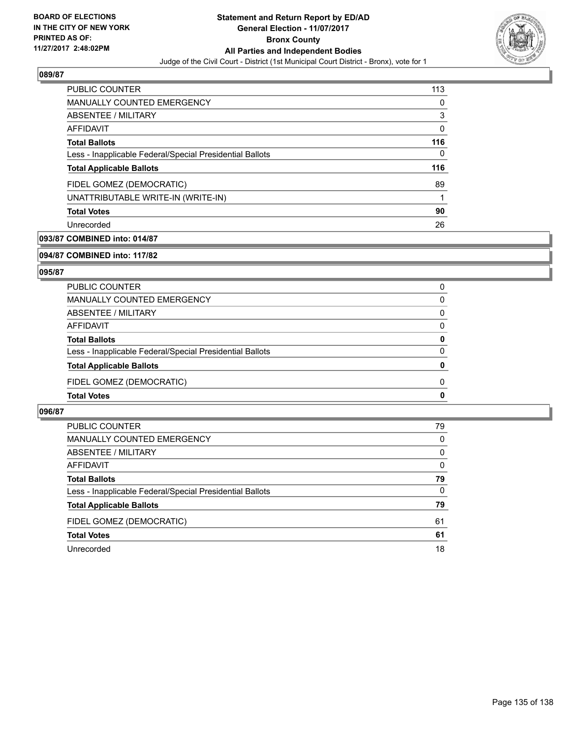### 089/87

| | |
|---|---|
| PUBLIC COUNTER | 113 |
| MANUALLY COUNTED EMERGENCY | 0 |
| ABSENTEE / MILITARY | 3 |
| AFFIDAVIT | 0 |
| **Total Ballots** | **116** |
| Less - Inapplicable Federal/Special Presidential Ballots | 0 |
| **Total Applicable Ballots** | **116** |
| FIDEL GOMEZ (DEMOCRATIC) | 89 |
| UNATTRIBUTABLE WRITE-IN (WRITE-IN) | 1 |
| **Total Votes** | **90** |
| Unrecorded | 26 |

### 093/87 COMBINED into: 014/87

### 094/87 COMBINED into: 117/82

### 095/87

| | |
|---|---|
| PUBLIC COUNTER | 0 |
| MANUALLY COUNTED EMERGENCY | 0 |
| ABSENTEE / MILITARY | 0 |
| AFFIDAVIT | 0 |
| **Total Ballots** | **0** |
| Less - Inapplicable Federal/Special Presidential Ballots | 0 |
| **Total Applicable Ballots** | **0** |
| FIDEL GOMEZ (DEMOCRATIC) | 0 |
| **Total Votes** | **0** |

### 096/87

| | |
|---|---|
| PUBLIC COUNTER | 79 |
| MANUALLY COUNTED EMERGENCY | 0 |
| ABSENTEE / MILITARY | 0 |
| AFFIDAVIT | 0 |
| **Total Ballots** | **79** |
| Less - Inapplicable Federal/Special Presidential Ballots | 0 |
| **Total Applicable Ballots** | **79** |
| FIDEL GOMEZ (DEMOCRATIC) | 61 |
| **Total Votes** | **61** |
| Unrecorded | 18 |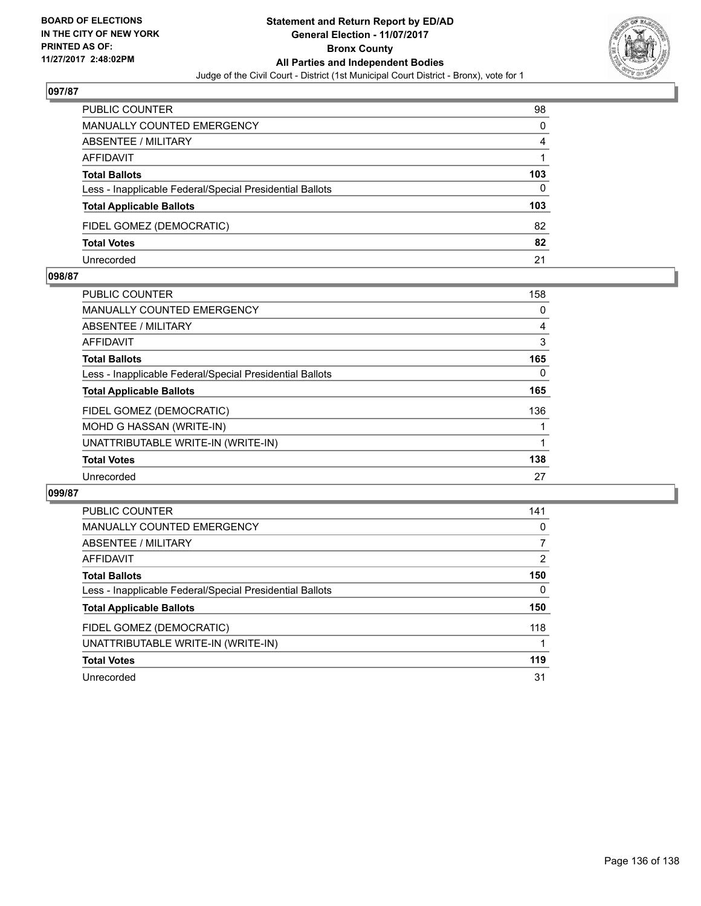**BOARD OF ELECTIONS IN THE CITY OF NEW YORK PRINTED AS OF: 11/27/2017 2:48:02PM**

**Statement and Return Report by ED/AD General Election - 11/07/2017 Bronx County All Parties and Independent Bodies**

Judge of the Civil Court - District (1st Municipal Court District - Bronx), vote for 1

### 097/87

| | |
|---|---|
| PUBLIC COUNTER | 98 |
| MANUALLY COUNTED EMERGENCY | 0 |
| ABSENTEE / MILITARY | 4 |
| AFFIDAVIT | 1 |
| **Total Ballots** | **103** |
| Less - Inapplicable Federal/Special Presidential Ballots | 0 |
| **Total Applicable Ballots** | **103** |
| FIDEL GOMEZ (DEMOCRATIC) | 82 |
| **Total Votes** | **82** |
| Unrecorded | 21 |

### 098/87

| | |
|---|---|
| PUBLIC COUNTER | 158 |
| MANUALLY COUNTED EMERGENCY | 0 |
| ABSENTEE / MILITARY | 4 |
| AFFIDAVIT | 3 |
| **Total Ballots** | **165** |
| Less - Inapplicable Federal/Special Presidential Ballots | 0 |
| **Total Applicable Ballots** | **165** |
| FIDEL GOMEZ (DEMOCRATIC) | 136 |
| MOHD G HASSAN (WRITE-IN) | 1 |
| UNATTRIBUTABLE WRITE-IN (WRITE-IN) | 1 |
| **Total Votes** | **138** |
| Unrecorded | 27 |

### 099/87

| | |
|---|---|
| PUBLIC COUNTER | 141 |
| MANUALLY COUNTED EMERGENCY | 0 |
| ABSENTEE / MILITARY | 7 |
| AFFIDAVIT | 2 |
| **Total Ballots** | **150** |
| Less - Inapplicable Federal/Special Presidential Ballots | 0 |
| **Total Applicable Ballots** | **150** |
| FIDEL GOMEZ (DEMOCRATIC) | 118 |
| UNATTRIBUTABLE WRITE-IN (WRITE-IN) | 1 |
| **Total Votes** | **119** |
| Unrecorded | 31 |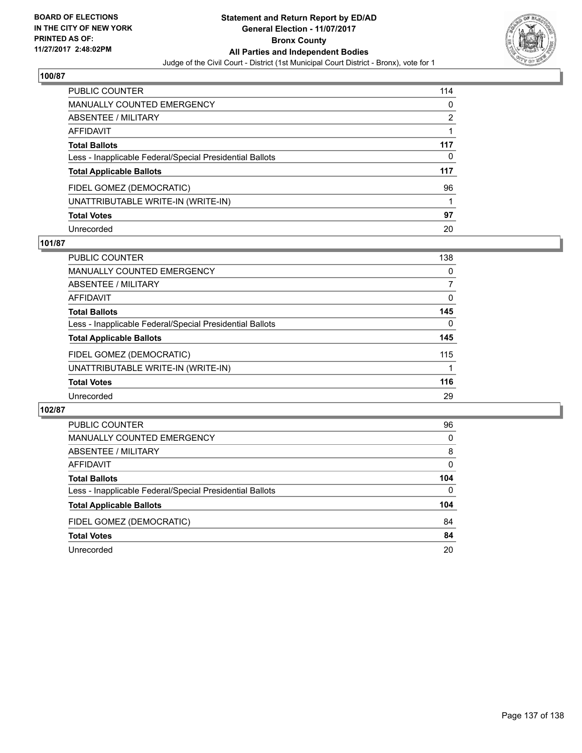## 100/87

| | |
|---|---|
| PUBLIC COUNTER | 114 |
| MANUALLY COUNTED EMERGENCY | 0 |
| ABSENTEE / MILITARY | 2 |
| AFFIDAVIT | 1 |
| **Total Ballots** | **117** |
| Less - Inapplicable Federal/Special Presidential Ballots | 0 |
| **Total Applicable Ballots** | **117** |
| FIDEL GOMEZ (DEMOCRATIC) | 96 |
| UNATTRIBUTABLE WRITE-IN (WRITE-IN) | 1 |
| **Total Votes** | **97** |
| Unrecorded | 20 |

## 101/87

| | |
|---|---|
| PUBLIC COUNTER | 138 |
| MANUALLY COUNTED EMERGENCY | 0 |
| ABSENTEE / MILITARY | 7 |
| AFFIDAVIT | 0 |
| **Total Ballots** | **145** |
| Less - Inapplicable Federal/Special Presidential Ballots | 0 |
| **Total Applicable Ballots** | **145** |
| FIDEL GOMEZ (DEMOCRATIC) | 115 |
| UNATTRIBUTABLE WRITE-IN (WRITE-IN) | 1 |
| **Total Votes** | **116** |
| Unrecorded | 29 |

## 102/87

| | |
|---|---|
| PUBLIC COUNTER | 96 |
| MANUALLY COUNTED EMERGENCY | 0 |
| ABSENTEE / MILITARY | 8 |
| AFFIDAVIT | 0 |
| **Total Ballots** | **104** |
| Less - Inapplicable Federal/Special Presidential Ballots | 0 |
| **Total Applicable Ballots** | **104** |
| FIDEL GOMEZ (DEMOCRATIC) | 84 |
| **Total Votes** | **84** |
| Unrecorded | 20 |